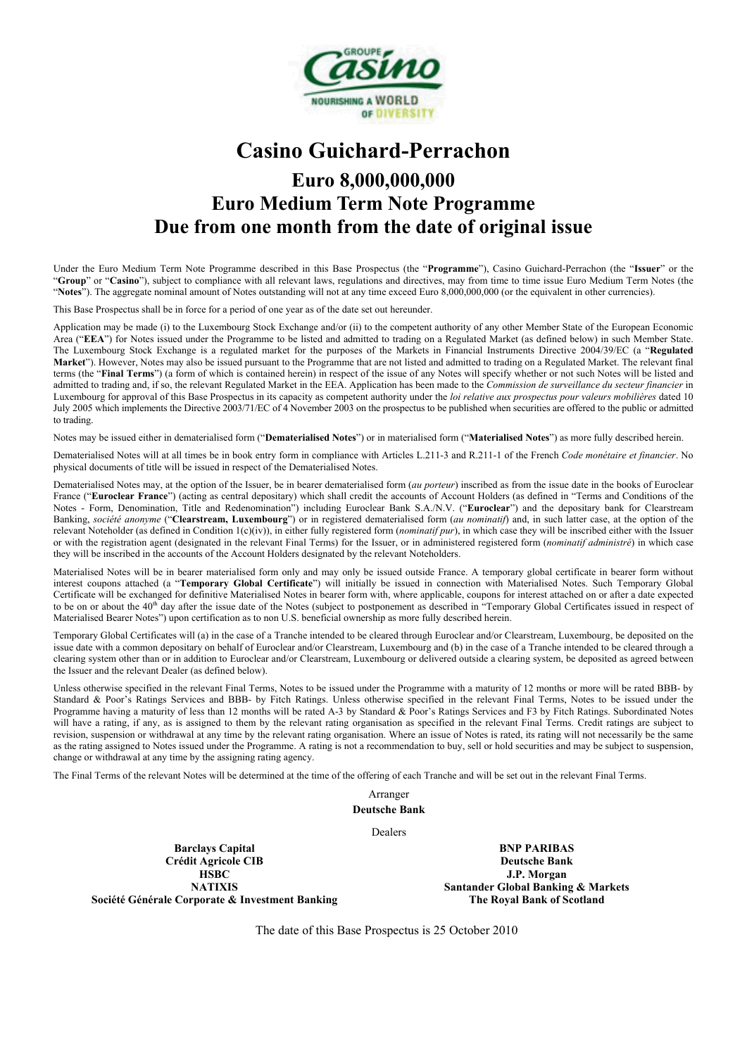# Casino Guichard-Perrachon

## Euro 8,000,000,000
## Euro Medium Term Note Programme
## Due from one month from the date of original issue

Under the Euro Medium Term Note Programme described in this Base Prospectus (the "**Programme**"), Casino Guichard-Perrachon (the "**Issuer**" or the "**Group**" or "**Casino**"), subject to compliance with all relevant laws, regulations and directives, may from time to time issue Euro Medium Term Notes (the "**Notes**"). The aggregate nominal amount of Notes outstanding will not at any time exceed Euro 8,000,000,000 (or the equivalent in other currencies).

This Base Prospectus shall be in force for a period of one year as of the date set out hereunder.

Application may be made (i) to the Luxembourg Stock Exchange and/or (ii) to the competent authority of any other Member State of the European Economic Area ("**EEA**") for Notes issued under the Programme to be listed and admitted to trading on a Regulated Market (as defined below) in such Member State. The Luxembourg Stock Exchange is a regulated market for the purposes of the Markets in Financial Instruments Directive 2004/39/EC (a "**Regulated Market**"). However, Notes may also be issued pursuant to the Programme that are not listed and admitted to trading on a Regulated Market. The relevant final terms (the "**Final Terms**") (a form of which is contained herein) in respect of the issue of any Notes will specify whether or not such Notes will be listed and admitted to trading and, if so, the relevant Regulated Market in the EEA. Application has been made to the *Commission de surveillance du secteur financier* in Luxembourg for approval of this Base Prospectus in its capacity as competent authority under the *loi relative aux prospectus pour valeurs mobilières* dated 10 July 2005 which implements the Directive 2003/71/EC of 4 November 2003 on the prospectus to be published when securities are offered to the public or admitted to trading.

Notes may be issued either in dematerialised form ("**Dematerialised Notes**") or in materialised form ("**Materialised Notes**") as more fully described herein.

Dematerialised Notes will at all times be in book entry form in compliance with Articles L.211-3 and R.211-1 of the French *Code monétaire et financier*. No physical documents of title will be issued in respect of the Dematerialised Notes.

Dematerialised Notes may, at the option of the Issuer, be in bearer dematerialised form (*au porteur*) inscribed as from the issue date in the books of Euroclear France ("**Euroclear France**") (acting as central depositary) which shall credit the accounts of Account Holders (as defined in "Terms and Conditions of the Notes - Form, Denomination, Title and Redenomination") including Euroclear Bank S.A./N.V. ("**Euroclear**") and the depositary bank for Clearstream Banking, *société anonyme* ("**Clearstream, Luxembourg**") or in registered dematerialised form (*au nominatif*) and, in such latter case, at the option of the relevant Noteholder (as defined in Condition 1(c)(iv)), in either fully registered form (*nominatif pur*), in which case they will be inscribed either with the Issuer or with the registration agent (designated in the relevant Final Terms) for the Issuer, or in administered registered form (*nominatif administré*) in which case they will be inscribed in the accounts of the Account Holders designated by the relevant Noteholders.

Materialised Notes will be in bearer materialised form only and may only be issued outside France. A temporary global certificate in bearer form without interest coupons attached (a "**Temporary Global Certificate**") will initially be issued in connection with Materialised Notes. Such Temporary Global Certificate will be exchanged for definitive Materialised Notes in bearer form with, where applicable, coupons for interest attached on or after a date expected to be on or about the 40th day after the issue date of the Notes (subject to postponement as described in "Temporary Global Certificates issued in respect of Materialised Bearer Notes") upon certification as to non U.S. beneficial ownership as more fully described herein.

Temporary Global Certificates will (a) in the case of a Tranche intended to be cleared through Euroclear and/or Clearstream, Luxembourg, be deposited on the issue date with a common depositary on behalf of Euroclear and/or Clearstream, Luxembourg and (b) in the case of a Tranche intended to be cleared through a clearing system other than or in addition to Euroclear and/or Clearstream, Luxembourg or delivered outside a clearing system, be deposited as agreed between the Issuer and the relevant Dealer (as defined below).

Unless otherwise specified in the relevant Final Terms, Notes to be issued under the Programme with a maturity of 12 months or more will be rated BBB- by Standard & Poor's Ratings Services and BBB- by Fitch Ratings. Unless otherwise specified in the relevant Final Terms, Notes to be issued under the Programme having a maturity of less than 12 months will be rated A-3 by Standard & Poor's Ratings Services and F3 by Fitch Ratings. Subordinated Notes will have a rating, if any, as is assigned to them by the relevant rating organisation as specified in the relevant Final Terms. Credit ratings are subject to revision, suspension or withdrawal at any time by the relevant rating organisation. Where an issue of Notes is rated, its rating will not necessarily be the same as the rating assigned to Notes issued under the Programme. A rating is not a recommendation to buy, sell or hold securities and may be subject to suspension, change or withdrawal at any time by the assigning rating agency.

The Final Terms of the relevant Notes will be determined at the time of the offering of each Tranche and will be set out in the relevant Final Terms.

Arranger

**Deutsche Bank**

Dealers

**Barclays Capital**
**BNP PARIBAS**
**Crédit Agricole CIB**
**Deutsche Bank**
**HSBC**
**J.P. Morgan**
**NATIXIS**
**Santander Global Banking & Markets**
**Société Générale Corporate & Investment Banking**
**The Royal Bank of Scotland**

The date of this Base Prospectus is 25 October 2010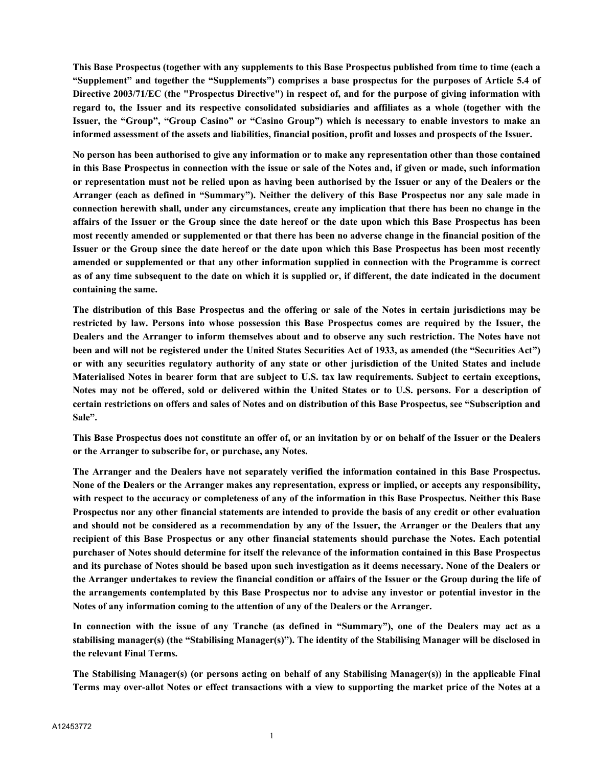**This Base Prospectus (together with any supplements to this Base Prospectus published from time to time (each a "Supplement" and together the "Supplements") comprises a base prospectus for the purposes of Article 5.4 of Directive 2003/71/EC (the "Prospectus Directive") in respect of, and for the purpose of giving information with regard to, the Issuer and its respective consolidated subsidiaries and affiliates as a whole (together with the Issuer, the "Group", "Group Casino" or "Casino Group") which is necessary to enable investors to make an informed assessment of the assets and liabilities, financial position, profit and losses and prospects of the Issuer.**

**No person has been authorised to give any information or to make any representation other than those contained in this Base Prospectus in connection with the issue or sale of the Notes and, if given or made, such information or representation must not be relied upon as having been authorised by the Issuer or any of the Dealers or the Arranger (each as defined in "Summary"). Neither the delivery of this Base Prospectus nor any sale made in connection herewith shall, under any circumstances, create any implication that there has been no change in the affairs of the Issuer or the Group since the date hereof or the date upon which this Base Prospectus has been most recently amended or supplemented or that there has been no adverse change in the financial position of the Issuer or the Group since the date hereof or the date upon which this Base Prospectus has been most recently amended or supplemented or that any other information supplied in connection with the Programme is correct as of any time subsequent to the date on which it is supplied or, if different, the date indicated in the document containing the same.**

**The distribution of this Base Prospectus and the offering or sale of the Notes in certain jurisdictions may be restricted by law. Persons into whose possession this Base Prospectus comes are required by the Issuer, the Dealers and the Arranger to inform themselves about and to observe any such restriction. The Notes have not been and will not be registered under the United States Securities Act of 1933, as amended (the "Securities Act") or with any securities regulatory authority of any state or other jurisdiction of the United States and include Materialised Notes in bearer form that are subject to U.S. tax law requirements. Subject to certain exceptions, Notes may not be offered, sold or delivered within the United States or to U.S. persons. For a description of certain restrictions on offers and sales of Notes and on distribution of this Base Prospectus, see "Subscription and Sale".**

**This Base Prospectus does not constitute an offer of, or an invitation by or on behalf of the Issuer or the Dealers or the Arranger to subscribe for, or purchase, any Notes.**

**The Arranger and the Dealers have not separately verified the information contained in this Base Prospectus. None of the Dealers or the Arranger makes any representation, express or implied, or accepts any responsibility, with respect to the accuracy or completeness of any of the information in this Base Prospectus. Neither this Base Prospectus nor any other financial statements are intended to provide the basis of any credit or other evaluation and should not be considered as a recommendation by any of the Issuer, the Arranger or the Dealers that any recipient of this Base Prospectus or any other financial statements should purchase the Notes. Each potential purchaser of Notes should determine for itself the relevance of the information contained in this Base Prospectus and its purchase of Notes should be based upon such investigation as it deems necessary. None of the Dealers or the Arranger undertakes to review the financial condition or affairs of the Issuer or the Group during the life of the arrangements contemplated by this Base Prospectus nor to advise any investor or potential investor in the Notes of any information coming to the attention of any of the Dealers or the Arranger.**

**In connection with the issue of any Tranche (as defined in "Summary"), one of the Dealers may act as a stabilising manager(s) (the "Stabilising Manager(s)"). The identity of the Stabilising Manager will be disclosed in the relevant Final Terms.**

**The Stabilising Manager(s) (or persons acting on behalf of any Stabilising Manager(s)) in the applicable Final Terms may over-allot Notes or effect transactions with a view to supporting the market price of the Notes at a**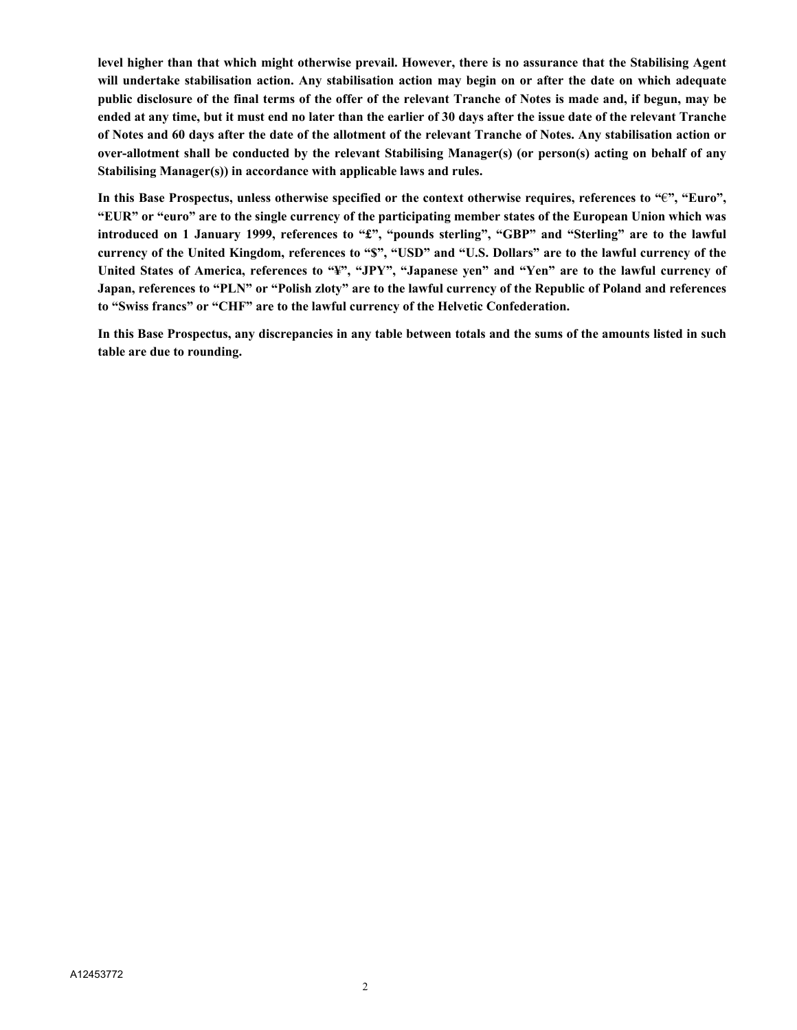**level higher than that which might otherwise prevail. However, there is no assurance that the Stabilising Agent will undertake stabilisation action. Any stabilisation action may begin on or after the date on which adequate public disclosure of the final terms of the offer of the relevant Tranche of Notes is made and, if begun, may be ended at any time, but it must end no later than the earlier of 30 days after the issue date of the relevant Tranche of Notes and 60 days after the date of the allotment of the relevant Tranche of Notes. Any stabilisation action or over-allotment shall be conducted by the relevant Stabilising Manager(s) (or person(s) acting on behalf of any Stabilising Manager(s)) in accordance with applicable laws and rules.**

**In this Base Prospectus, unless otherwise specified or the context otherwise requires, references to "€", "Euro", "EUR" or "euro" are to the single currency of the participating member states of the European Union which was introduced on 1 January 1999, references to "£", "pounds sterling", "GBP" and "Sterling" are to the lawful currency of the United Kingdom, references to "$", "USD" and "U.S. Dollars" are to the lawful currency of the United States of America, references to "¥", "JPY", "Japanese yen" and "Yen" are to the lawful currency of Japan, references to "PLN" or "Polish zloty" are to the lawful currency of the Republic of Poland and references to "Swiss francs" or "CHF" are to the lawful currency of the Helvetic Confederation.**

**In this Base Prospectus, any discrepancies in any table between totals and the sums of the amounts listed in such table are due to rounding.**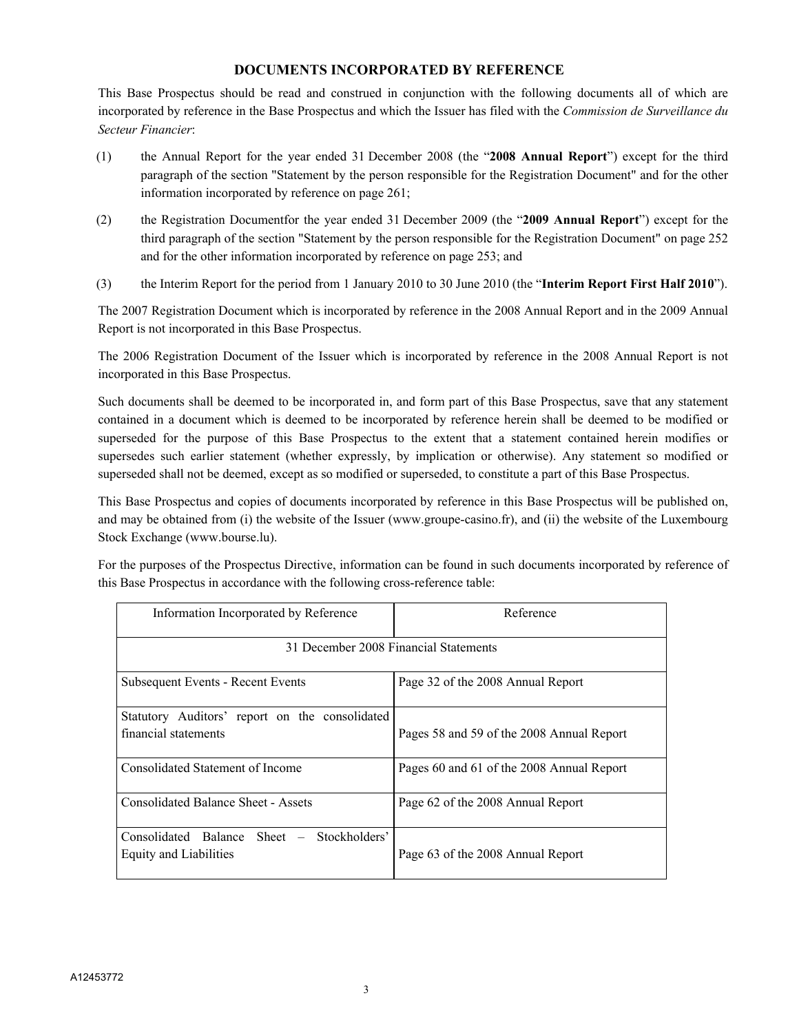# DOCUMENTS INCORPORATED BY REFERENCE

This Base Prospectus should be read and construed in conjunction with the following documents all of which are incorporated by reference in the Base Prospectus and which the Issuer has filed with the *Commission de Surveillance du Secteur Financier*:

(1) the Annual Report for the year ended 31 December 2008 (the "**2008 Annual Report**") except for the third paragraph of the section "Statement by the person responsible for the Registration Document" and for the other information incorporated by reference on page 261;

(2) the Registration Documentfor the year ended 31 December 2009 (the "**2009 Annual Report**") except for the third paragraph of the section "Statement by the person responsible for the Registration Document" on page 252 and for the other information incorporated by reference on page 253; and

(3) the Interim Report for the period from 1 January 2010 to 30 June 2010 (the "**Interim Report First Half 2010**").

The 2007 Registration Document which is incorporated by reference in the 2008 Annual Report and in the 2009 Annual Report is not incorporated in this Base Prospectus.

The 2006 Registration Document of the Issuer which is incorporated by reference in the 2008 Annual Report is not incorporated in this Base Prospectus.

Such documents shall be deemed to be incorporated in, and form part of this Base Prospectus, save that any statement contained in a document which is deemed to be incorporated by reference herein shall be deemed to be modified or superseded for the purpose of this Base Prospectus to the extent that a statement contained herein modifies or supersedes such earlier statement (whether expressly, by implication or otherwise). Any statement so modified or superseded shall not be deemed, except as so modified or superseded, to constitute a part of this Base Prospectus.

This Base Prospectus and copies of documents incorporated by reference in this Base Prospectus will be published on, and may be obtained from (i) the website of the Issuer (www.groupe-casino.fr), and (ii) the website of the Luxembourg Stock Exchange (www.bourse.lu).

For the purposes of the Prospectus Directive, information can be found in such documents incorporated by reference of this Base Prospectus in accordance with the following cross-reference table:

| Information Incorporated by Reference | Reference |
|---|---|
| 31 December 2008 Financial Statements | |
| Subsequent Events - Recent Events | Page 32 of the 2008 Annual Report |
| Statutory Auditors' report on the consolidated financial statements | Pages 58 and 59 of the 2008 Annual Report |
| Consolidated Statement of Income | Pages 60 and 61 of the 2008 Annual Report |
| Consolidated Balance Sheet - Assets | Page 62 of the 2008 Annual Report |
| Consolidated Balance Sheet – Stockholders' Equity and Liabilities | Page 63 of the 2008 Annual Report |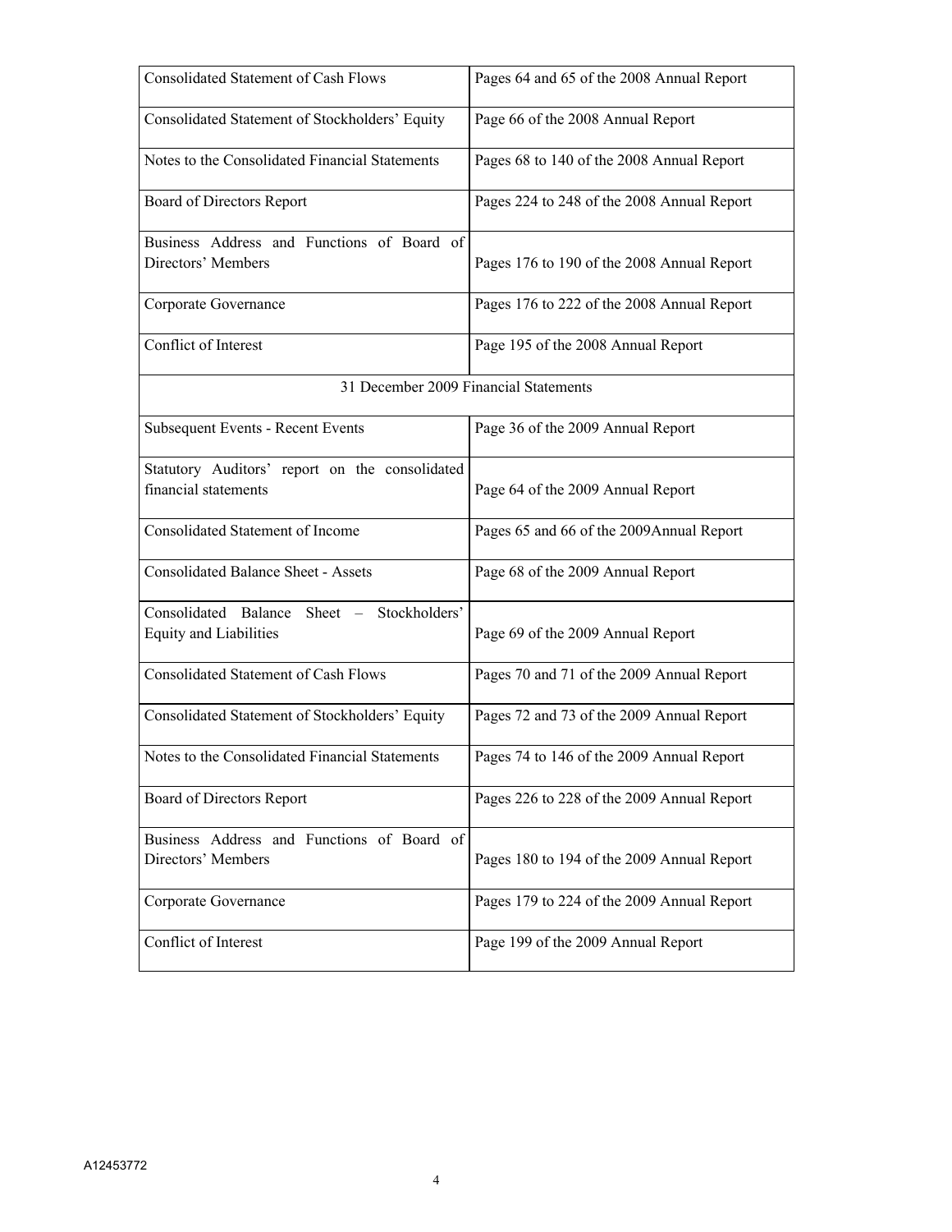| | |
|---|---|
| Consolidated Statement of Cash Flows | Pages 64 and 65 of the 2008 Annual Report |
| Consolidated Statement of Stockholders' Equity | Page 66 of the 2008 Annual Report |
| Notes to the Consolidated Financial Statements | Pages 68 to 140 of the 2008 Annual Report |
| Board of Directors Report | Pages 224 to 248 of the 2008 Annual Report |
| Business Address and Functions of Board of Directors' Members | Pages 176 to 190 of the 2008 Annual Report |
| Corporate Governance | Pages 176 to 222 of the 2008 Annual Report |
| Conflict of Interest | Page 195 of the 2008 Annual Report |
| 31 December 2009 Financial Statements | |
| Subsequent Events - Recent Events | Page 36 of the 2009 Annual Report |
| Statutory Auditors' report on the consolidated financial statements | Page 64 of the 2009 Annual Report |
| Consolidated Statement of Income | Pages 65 and 66 of the 2009Annual Report |
| Consolidated Balance Sheet - Assets | Page 68 of the 2009 Annual Report |
| Consolidated Balance Sheet – Stockholders' Equity and Liabilities | Page 69 of the 2009 Annual Report |
| Consolidated Statement of Cash Flows | Pages 70 and 71 of the 2009 Annual Report |
| Consolidated Statement of Stockholders' Equity | Pages 72 and 73 of the 2009 Annual Report |
| Notes to the Consolidated Financial Statements | Pages 74 to 146 of the 2009 Annual Report |
| Board of Directors Report | Pages 226 to 228 of the 2009 Annual Report |
| Business Address and Functions of Board of Directors' Members | Pages 180 to 194 of the 2009 Annual Report |
| Corporate Governance | Pages 179 to 224 of the 2009 Annual Report |
| Conflict of Interest | Page 199 of the 2009 Annual Report |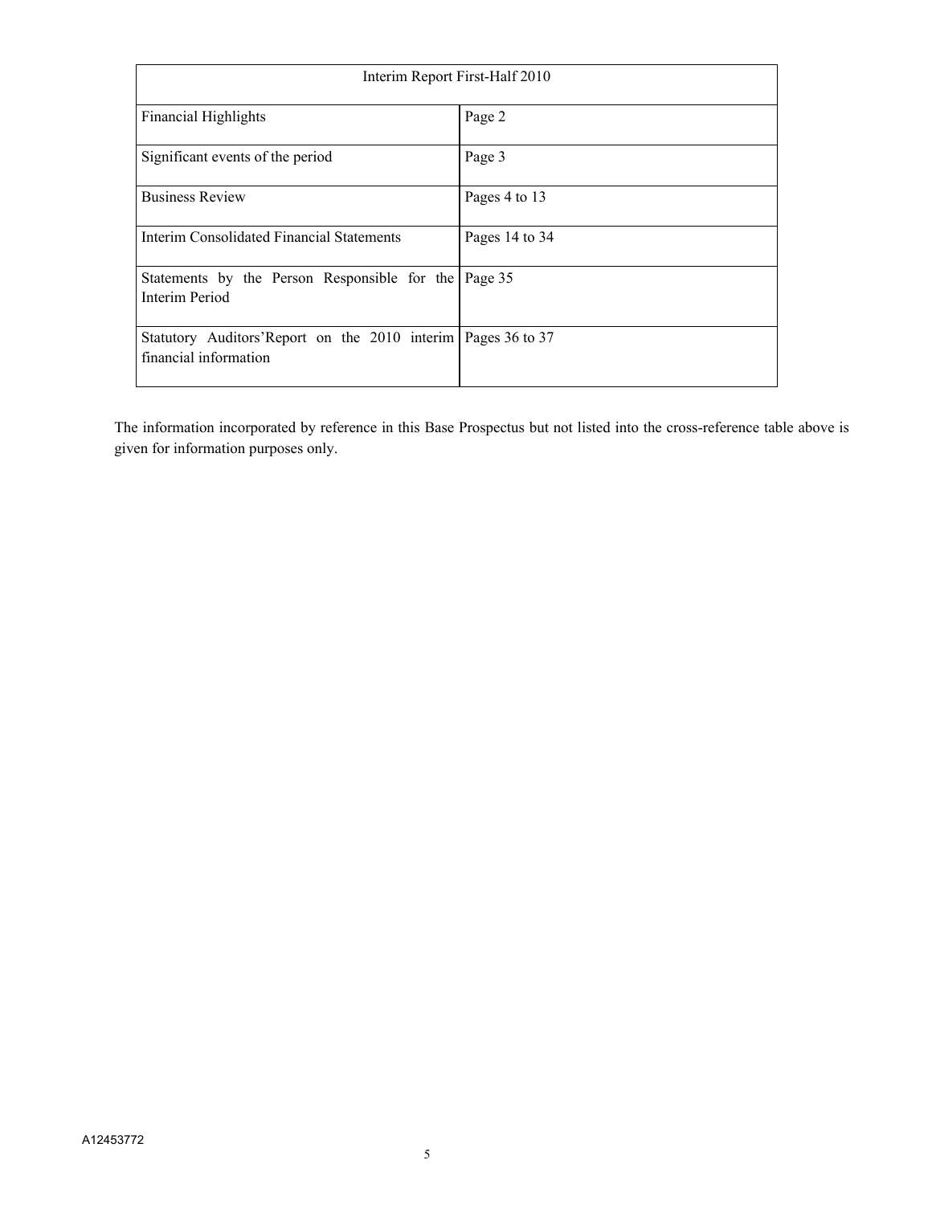| Interim Report First-Half 2010 | |
|---|---|
| Financial Highlights | Page 2 |
| Significant events of the period | Page 3 |
| Business Review | Pages 4 to 13 |
| Interim Consolidated Financial Statements | Pages 14 to 34 |
| Statements by the Person Responsible for the Interim Period | Page 35 |
| Statutory Auditors'Report on the 2010 interim financial information | Pages 36 to 37 |

The information incorporated by reference in this Base Prospectus but not listed into the cross-reference table above is given for information purposes only.

A12453772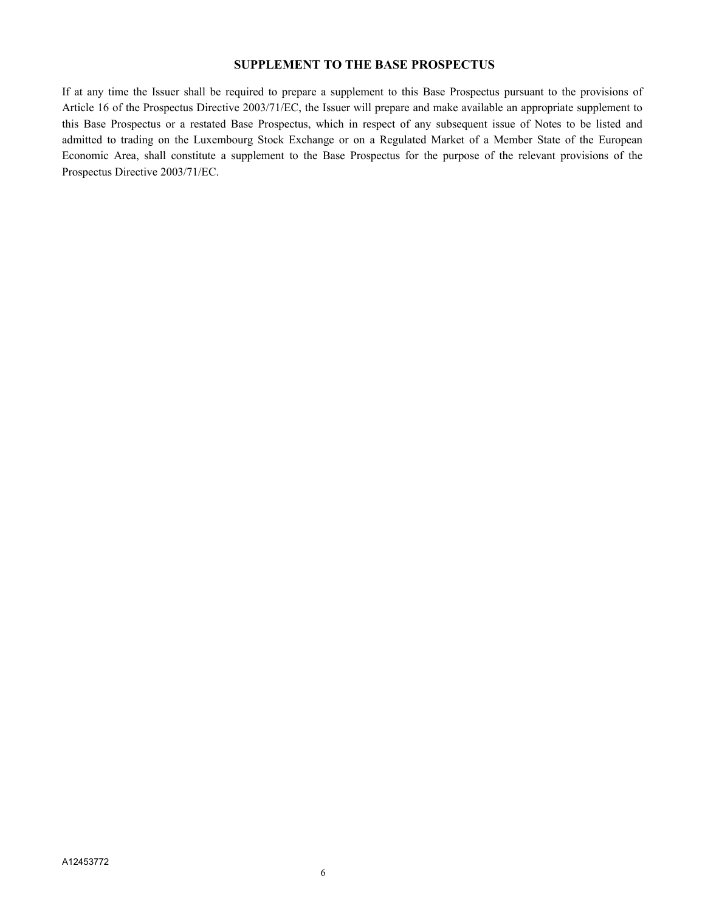## SUPPLEMENT TO THE BASE PROSPECTUS

If at any time the Issuer shall be required to prepare a supplement to this Base Prospectus pursuant to the provisions of Article 16 of the Prospectus Directive 2003/71/EC, the Issuer will prepare and make available an appropriate supplement to this Base Prospectus or a restated Base Prospectus, which in respect of any subsequent issue of Notes to be listed and admitted to trading on the Luxembourg Stock Exchange or on a Regulated Market of a Member State of the European Economic Area, shall constitute a supplement to the Base Prospectus for the purpose of the relevant provisions of the Prospectus Directive 2003/71/EC.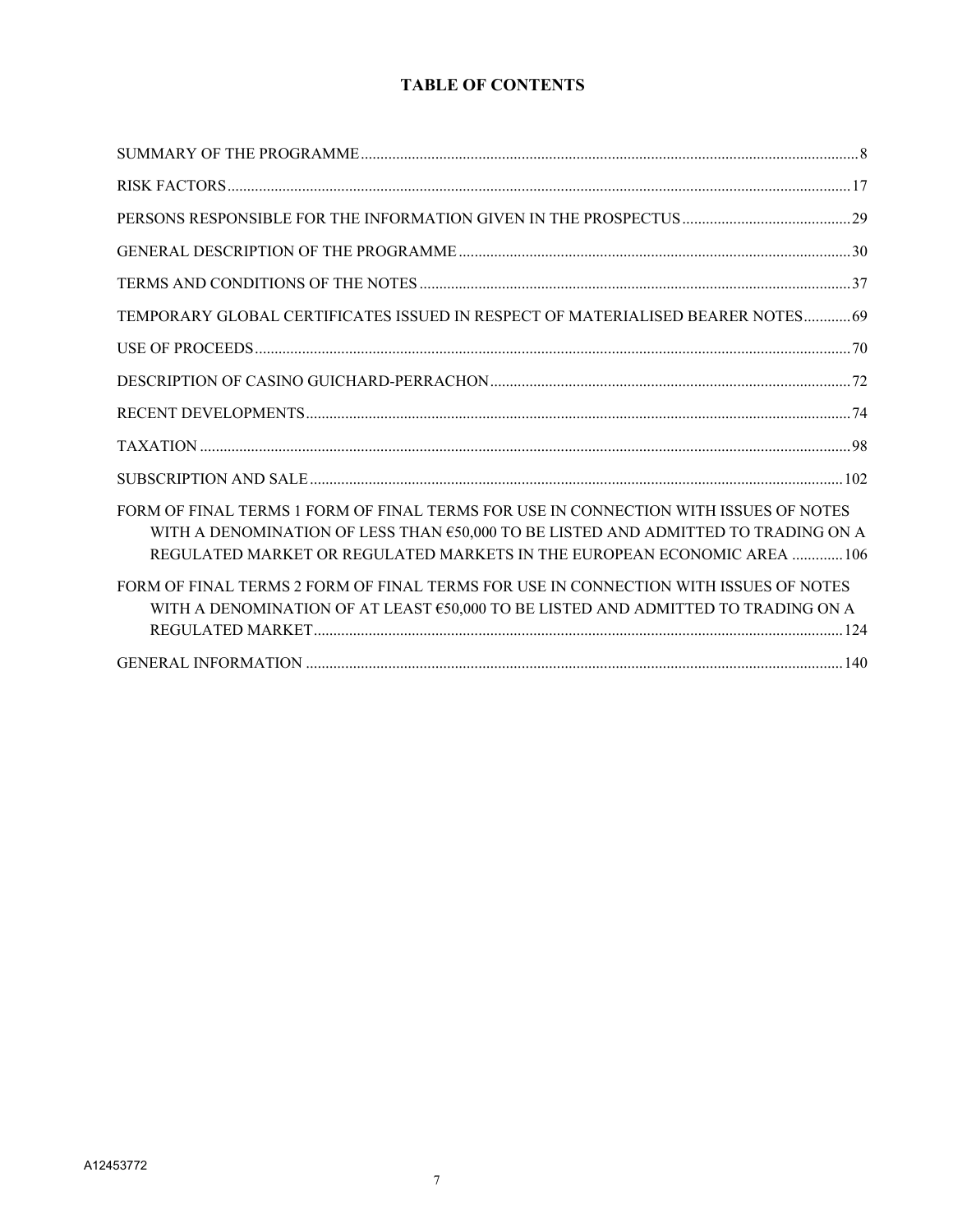# TABLE OF CONTENTS

| | |
|---|---|
| SUMMARY OF THE PROGRAMME | 8 |
| RISK FACTORS | 17 |
| PERSONS RESPONSIBLE FOR THE INFORMATION GIVEN IN THE PROSPECTUS | 29 |
| GENERAL DESCRIPTION OF THE PROGRAMME | 30 |
| TERMS AND CONDITIONS OF THE NOTES | 37 |
| TEMPORARY GLOBAL CERTIFICATES ISSUED IN RESPECT OF MATERIALISED BEARER NOTES | 69 |
| USE OF PROCEEDS | 70 |
| DESCRIPTION OF CASINO GUICHARD-PERRACHON | 72 |
| RECENT DEVELOPMENTS | 74 |
| TAXATION | 98 |
| SUBSCRIPTION AND SALE | 102 |
| FORM OF FINAL TERMS 1 FORM OF FINAL TERMS FOR USE IN CONNECTION WITH ISSUES OF NOTES WITH A DENOMINATION OF LESS THAN €50,000 TO BE LISTED AND ADMITTED TO TRADING ON A REGULATED MARKET OR REGULATED MARKETS IN THE EUROPEAN ECONOMIC AREA | 106 |
| FORM OF FINAL TERMS 2 FORM OF FINAL TERMS FOR USE IN CONNECTION WITH ISSUES OF NOTES WITH A DENOMINATION OF AT LEAST €50,000 TO BE LISTED AND ADMITTED TO TRADING ON A REGULATED MARKET | 124 |
| GENERAL INFORMATION | 140 |

A12453772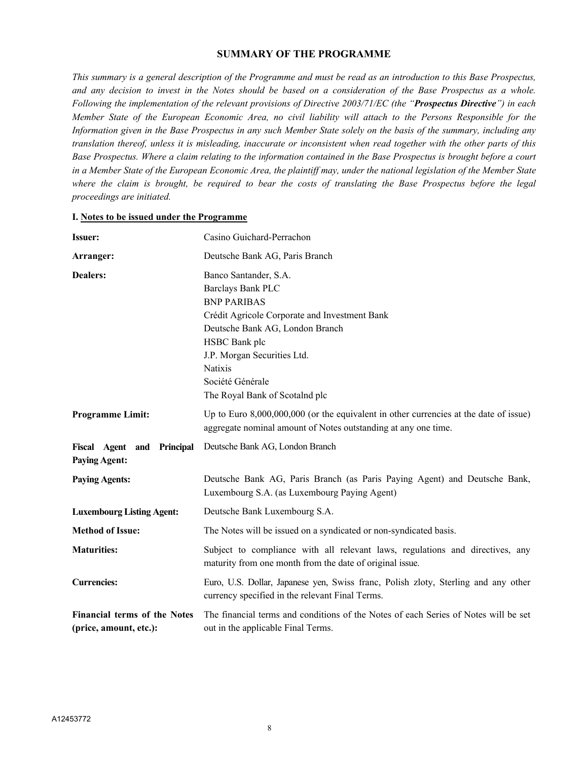## SUMMARY OF THE PROGRAMME

*This summary is a general description of the Programme and must be read as an introduction to this Base Prospectus, and any decision to invest in the Notes should be based on a consideration of the Base Prospectus as a whole. Following the implementation of the relevant provisions of Directive 2003/71/EC (the "**Prospectus Directive**") in each Member State of the European Economic Area, no civil liability will attach to the Persons Responsible for the Information given in the Base Prospectus in any such Member State solely on the basis of the summary, including any translation thereof, unless it is misleading, inaccurate or inconsistent when read together with the other parts of this Base Prospectus. Where a claim relating to the information contained in the Base Prospectus is brought before a court in a Member State of the European Economic Area, the plaintiff may, under the national legislation of the Member State where the claim is brought, be required to bear the costs of translating the Base Prospectus before the legal proceedings are initiated.*

### I. Notes to be issued under the Programme

| | |
|---|---|
| **Issuer:** | Casino Guichard-Perrachon |
| **Arranger:** | Deutsche Bank AG, Paris Branch |
| **Dealers:** | Banco Santander, S.A.<br>Barclays Bank PLC<br>BNP PARIBAS<br>Crédit Agricole Corporate and Investment Bank<br>Deutsche Bank AG, London Branch<br>HSBC Bank plc<br>J.P. Morgan Securities Ltd.<br>Natixis<br>Société Générale<br>The Royal Bank of Scotalnd plc |
| **Programme Limit:** | Up to Euro 8,000,000,000 (or the equivalent in other currencies at the date of issue) aggregate nominal amount of Notes outstanding at any one time. |
| **Fiscal Agent and Principal Paying Agent:** | Deutsche Bank AG, London Branch |
| **Paying Agents:** | Deutsche Bank AG, Paris Branch (as Paris Paying Agent) and Deutsche Bank, Luxembourg S.A. (as Luxembourg Paying Agent) |
| **Luxembourg Listing Agent:** | Deutsche Bank Luxembourg S.A. |
| **Method of Issue:** | The Notes will be issued on a syndicated or non-syndicated basis. |
| **Maturities:** | Subject to compliance with all relevant laws, regulations and directives, any maturity from one month from the date of original issue. |
| **Currencies:** | Euro, U.S. Dollar, Japanese yen, Swiss franc, Polish zloty, Sterling and any other currency specified in the relevant Final Terms. |
| **Financial terms of the Notes (price, amount, etc.):** | The financial terms and conditions of the Notes of each Series of Notes will be set out in the applicable Final Terms. |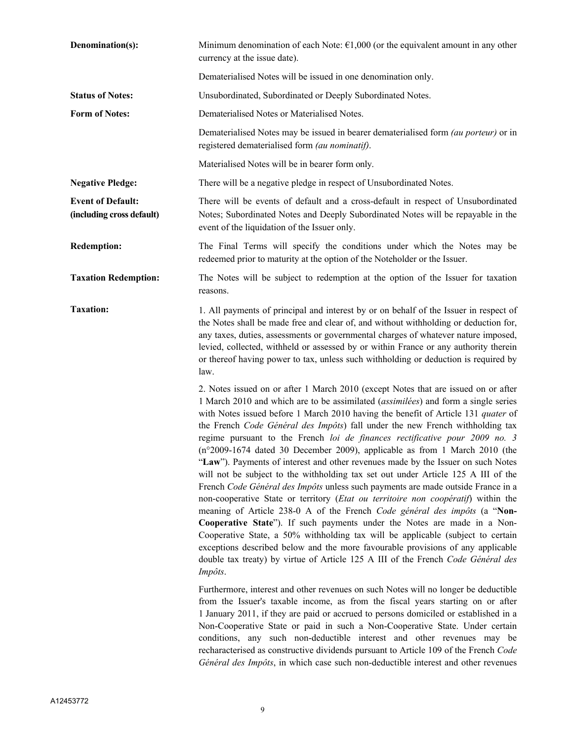| | |
|---|---|
| **Denomination(s):** | Minimum denomination of each Note: €1,000 (or the equivalent amount in any other currency at the issue date). |
| | Dematerialised Notes will be issued in one denomination only. |
| **Status of Notes:** | Unsubordinated, Subordinated or Deeply Subordinated Notes. |
| **Form of Notes:** | Dematerialised Notes or Materialised Notes. |
| | Dematerialised Notes may be issued in bearer dematerialised form *(au porteur)* or in registered dematerialised form *(au nominatif)*. |
| | Materialised Notes will be in bearer form only. |
| **Negative Pledge:** | There will be a negative pledge in respect of Unsubordinated Notes. |
| **Event of Default: (including cross default)** | There will be events of default and a cross-default in respect of Unsubordinated Notes; Subordinated Notes and Deeply Subordinated Notes will be repayable in the event of the liquidation of the Issuer only. |
| **Redemption:** | The Final Terms will specify the conditions under which the Notes may be redeemed prior to maturity at the option of the Noteholder or the Issuer. |
| **Taxation Redemption:** | The Notes will be subject to redemption at the option of the Issuer for taxation reasons. |
| **Taxation:** | 1. All payments of principal and interest by or on behalf of the Issuer in respect of the Notes shall be made free and clear of, and without withholding or deduction for, any taxes, duties, assessments or governmental charges of whatever nature imposed, levied, collected, withheld or assessed by or within France or any authority therein or thereof having power to tax, unless such withholding or deduction is required by law. |
| | 2. Notes issued on or after 1 March 2010 (except Notes that are issued on or after 1 March 2010 and which are to be assimilated (*assimilées*) and form a single series with Notes issued before 1 March 2010 having the benefit of Article 131 *quater* of the French *Code Général des Impôts*) fall under the new French withholding tax regime pursuant to the French *loi de finances rectificative pour 2009 no. 3* (n°2009-1674 dated 30 December 2009), applicable as from 1 March 2010 (the "**Law**"). Payments of interest and other revenues made by the Issuer on such Notes will not be subject to the withholding tax set out under Article 125 A III of the French *Code Général des Impôts* unless such payments are made outside France in a non-cooperative State or territory (*Etat ou territoire non coopératif*) within the meaning of Article 238-0 A of the French *Code général des impôts* (a "**Non-Cooperative State**"). If such payments under the Notes are made in a Non-Cooperative State, a 50% withholding tax will be applicable (subject to certain exceptions described below and the more favourable provisions of any applicable double tax treaty) by virtue of Article 125 A III of the French *Code Général des Impôts*. |
| | Furthermore, interest and other revenues on such Notes will no longer be deductible from the Issuer's taxable income, as from the fiscal years starting on or after 1 January 2011, if they are paid or accrued to persons domiciled or established in a Non-Cooperative State or paid in such a Non-Cooperative State. Under certain conditions, any such non-deductible interest and other revenues may be recharacterised as constructive dividends pursuant to Article 109 of the French *Code Général des Impôts*, in which case such non-deductible interest and other revenues |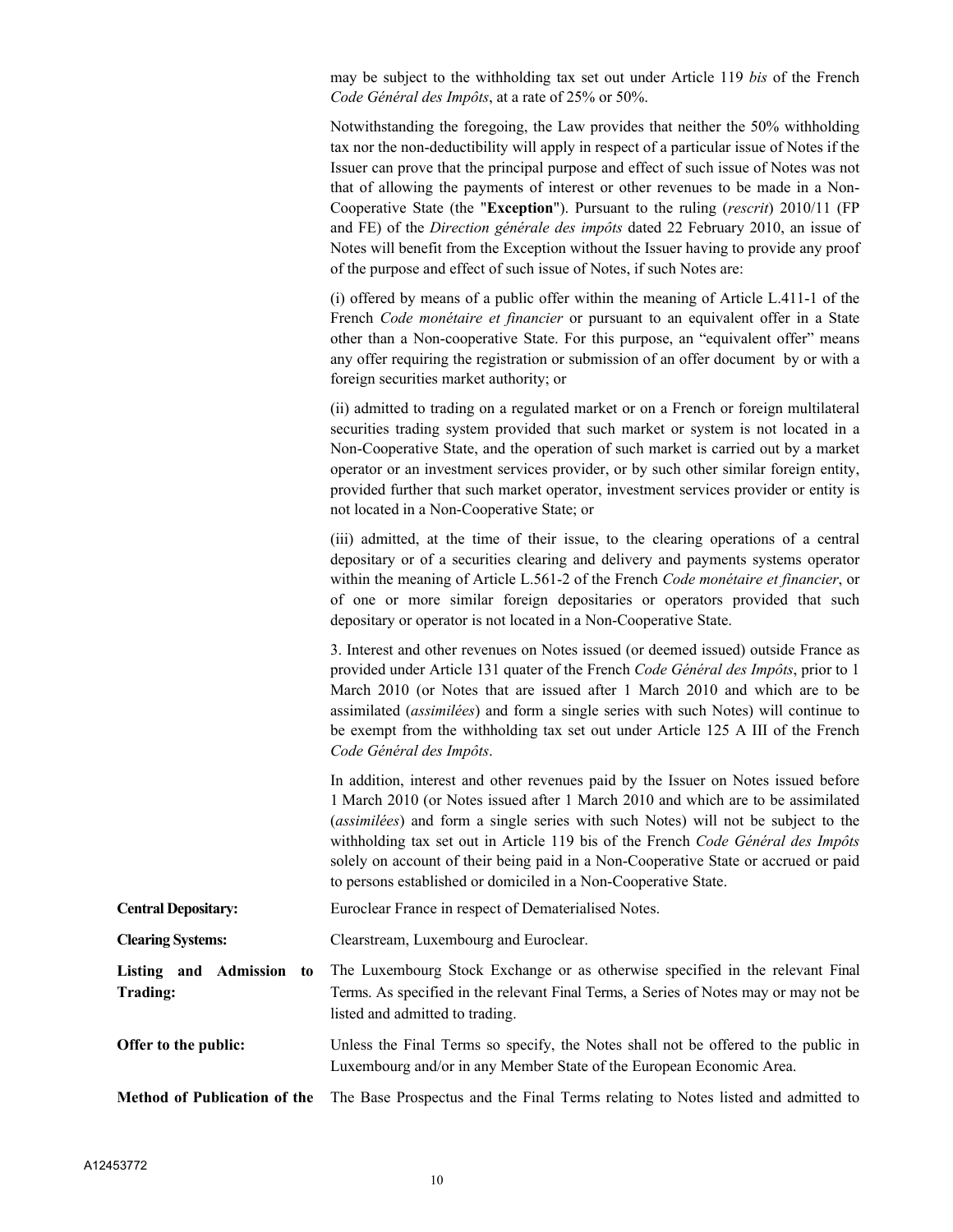may be subject to the withholding tax set out under Article 119 *bis* of the French *Code Général des Impôts*, at a rate of 25% or 50%.

Notwithstanding the foregoing, the Law provides that neither the 50% withholding tax nor the non-deductibility will apply in respect of a particular issue of Notes if the Issuer can prove that the principal purpose and effect of such issue of Notes was not that of allowing the payments of interest or other revenues to be made in a Non-Cooperative State (the "**Exception**"). Pursuant to the ruling (*rescrit*) 2010/11 (FP and FE) of the *Direction générale des impôts* dated 22 February 2010, an issue of Notes will benefit from the Exception without the Issuer having to provide any proof of the purpose and effect of such issue of Notes, if such Notes are:

(i) offered by means of a public offer within the meaning of Article L.411-1 of the French *Code monétaire et financier* or pursuant to an equivalent offer in a State other than a Non-cooperative State. For this purpose, an "equivalent offer" means any offer requiring the registration or submission of an offer document by or with a foreign securities market authority; or

(ii) admitted to trading on a regulated market or on a French or foreign multilateral securities trading system provided that such market or system is not located in a Non-Cooperative State, and the operation of such market is carried out by a market operator or an investment services provider, or by such other similar foreign entity, provided further that such market operator, investment services provider or entity is not located in a Non-Cooperative State; or

(iii) admitted, at the time of their issue, to the clearing operations of a central depositary or of a securities clearing and delivery and payments systems operator within the meaning of Article L.561-2 of the French *Code monétaire et financier*, or of one or more similar foreign depositaries or operators provided that such depositary or operator is not located in a Non-Cooperative State.

3. Interest and other revenues on Notes issued (or deemed issued) outside France as provided under Article 131 quater of the French *Code Général des Impôts*, prior to 1 March 2010 (or Notes that are issued after 1 March 2010 and which are to be assimilated (*assimilées*) and form a single series with such Notes) will continue to be exempt from the withholding tax set out under Article 125 A III of the French *Code Général des Impôts*.

In addition, interest and other revenues paid by the Issuer on Notes issued before 1 March 2010 (or Notes issued after 1 March 2010 and which are to be assimilated (*assimilées*) and form a single series with such Notes) will not be subject to the withholding tax set out in Article 119 bis of the French *Code Général des Impôts* solely on account of their being paid in a Non-Cooperative State or accrued or paid to persons established or domiciled in a Non-Cooperative State.

**Central Depositary:** Euroclear France in respect of Dematerialised Notes.

**Clearing Systems:** Clearstream, Luxembourg and Euroclear.

**Listing and Admission to Trading:** The Luxembourg Stock Exchange or as otherwise specified in the relevant Final Terms. As specified in the relevant Final Terms, a Series of Notes may or may not be listed and admitted to trading.

**Offer to the public:** Unless the Final Terms so specify, the Notes shall not be offered to the public in Luxembourg and/or in any Member State of the European Economic Area.

**Method of Publication of the** The Base Prospectus and the Final Terms relating to Notes listed and admitted to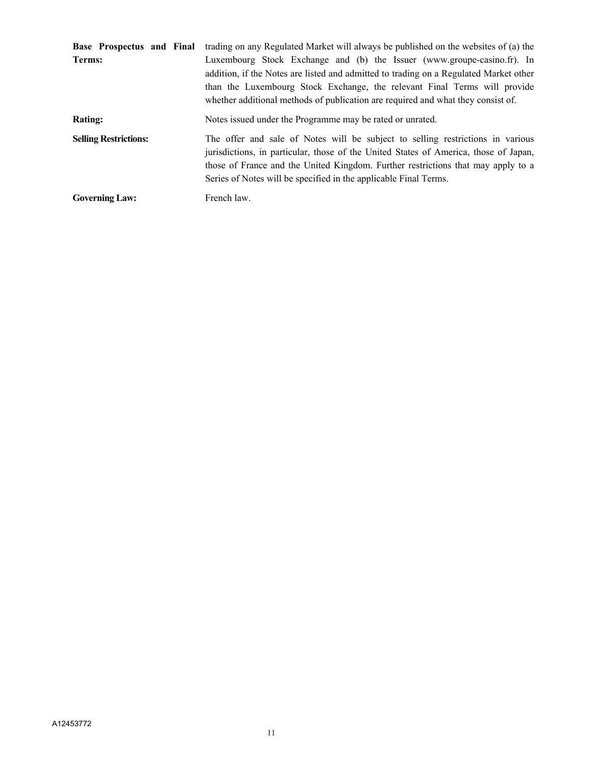| | |
|---|---|
| **Base Prospectus and Final Terms:** | trading on any Regulated Market will always be published on the websites of (a) the Luxembourg Stock Exchange and (b) the Issuer (www.groupe-casino.fr). In addition, if the Notes are listed and admitted to trading on a Regulated Market other than the Luxembourg Stock Exchange, the relevant Final Terms will provide whether additional methods of publication are required and what they consist of. |
| **Rating:** | Notes issued under the Programme may be rated or unrated. |
| **Selling Restrictions:** | The offer and sale of Notes will be subject to selling restrictions in various jurisdictions, in particular, those of the United States of America, those of Japan, those of France and the United Kingdom. Further restrictions that may apply to a Series of Notes will be specified in the applicable Final Terms. |
| **Governing Law:** | French law. |

A12453772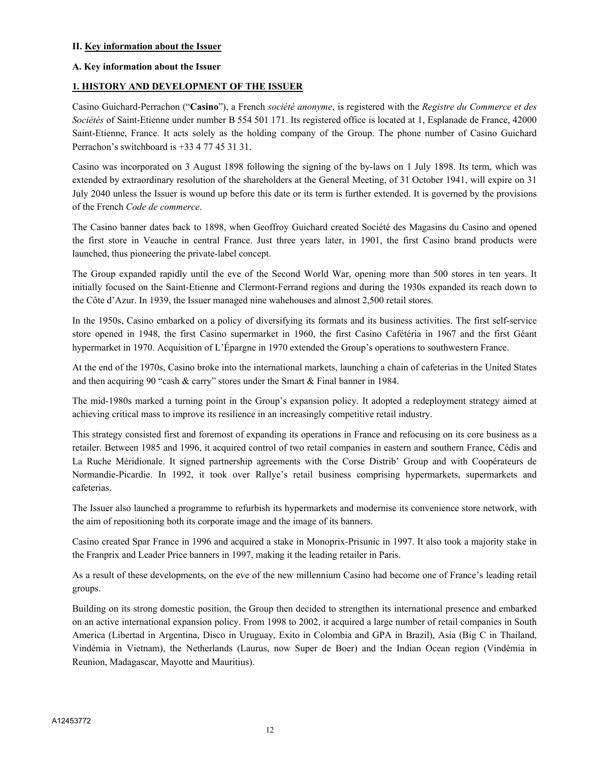## II. Key information about the Issuer

### A. Key information about the Issuer

### 1. HISTORY AND DEVELOPMENT OF THE ISSUER

Casino Guichard-Perrachon ("**Casino**"), a French *société anonyme*, is registered with the *Registre du Commerce et des Sociétés* of Saint-Etienne under number B 554 501 171. Its registered office is located at 1, Esplanade de France, 42000 Saint-Etienne, France. It acts solely as the holding company of the Group. The phone number of Casino Guichard Perrachon's switchboard is +33 4 77 45 31 31.

Casino was incorporated on 3 August 1898 following the signing of the by-laws on 1 July 1898. Its term, which was extended by extraordinary resolution of the shareholders at the General Meeting, of 31 October 1941, will expire on 31 July 2040 unless the Issuer is wound up before this date or its term is further extended. It is governed by the provisions of the French *Code de commerce*.

The Casino banner dates back to 1898, when Geoffroy Guichard created Société des Magasins du Casino and opened the first store in Veauche in central France. Just three years later, in 1901, the first Casino brand products were launched, thus pioneering the private-label concept.

The Group expanded rapidly until the eve of the Second World War, opening more than 500 stores in ten years. It initially focused on the Saint-Etienne and Clermont-Ferrand regions and during the 1930s expanded its reach down to the Côte d'Azur. In 1939, the Issuer managed nine wahehouses and almost 2,500 retail stores.

In the 1950s, Casino embarked on a policy of diversifying its formats and its business activities. The first self-service store opened in 1948, the first Casino supermarket in 1960, the first Casino Cafétéria in 1967 and the first Géant hypermarket in 1970. Acquisition of L'Épargne in 1970 extended the Group's operations to southwestern France.

At the end of the 1970s, Casino broke into the international markets, launching a chain of cafeterias in the United States and then acquiring 90 "cash & carry" stores under the Smart & Final banner in 1984.

The mid-1980s marked a turning point in the Group's expansion policy. It adopted a redeployment strategy aimed at achieving critical mass to improve its resilience in an increasingly competitive retail industry.

This strategy consisted first and foremost of expanding its operations in France and refocusing on its core business as a retailer. Between 1985 and 1996, it acquired control of two retail companies in eastern and southern France, Cédis and La Ruche Méridionale. It signed partnership agreements with the Corse Distrib' Group and with Coopérateurs de Normandie-Picardie. In 1992, it took over Rallye's retail business comprising hypermarkets, supermarkets and cafeterias.

The Issuer also launched a programme to refurbish its hypermarkets and modernise its convenience store network, with the aim of repositioning both its corporate image and the image of its banners.

Casino created Spar France in 1996 and acquired a stake in Monoprix-Prisunic in 1997. It also took a majority stake in the Franprix and Leader Price banners in 1997, making it the leading retailer in Paris.

As a result of these developments, on the eve of the new millennium Casino had become one of France's leading retail groups.

Building on its strong domestic position, the Group then decided to strengthen its international presence and embarked on an active international expansion policy. From 1998 to 2002, it acquired a large number of retail companies in South America (Libertad in Argentina, Disco in Uruguay, Exito in Colombia and GPA in Brazil), Asia (Big C in Thailand, Vindémia in Vietnam), the Netherlands (Laurus, now Super de Boer) and the Indian Ocean region (Vindémia in Reunion, Madagascar, Mayotte and Mauritius).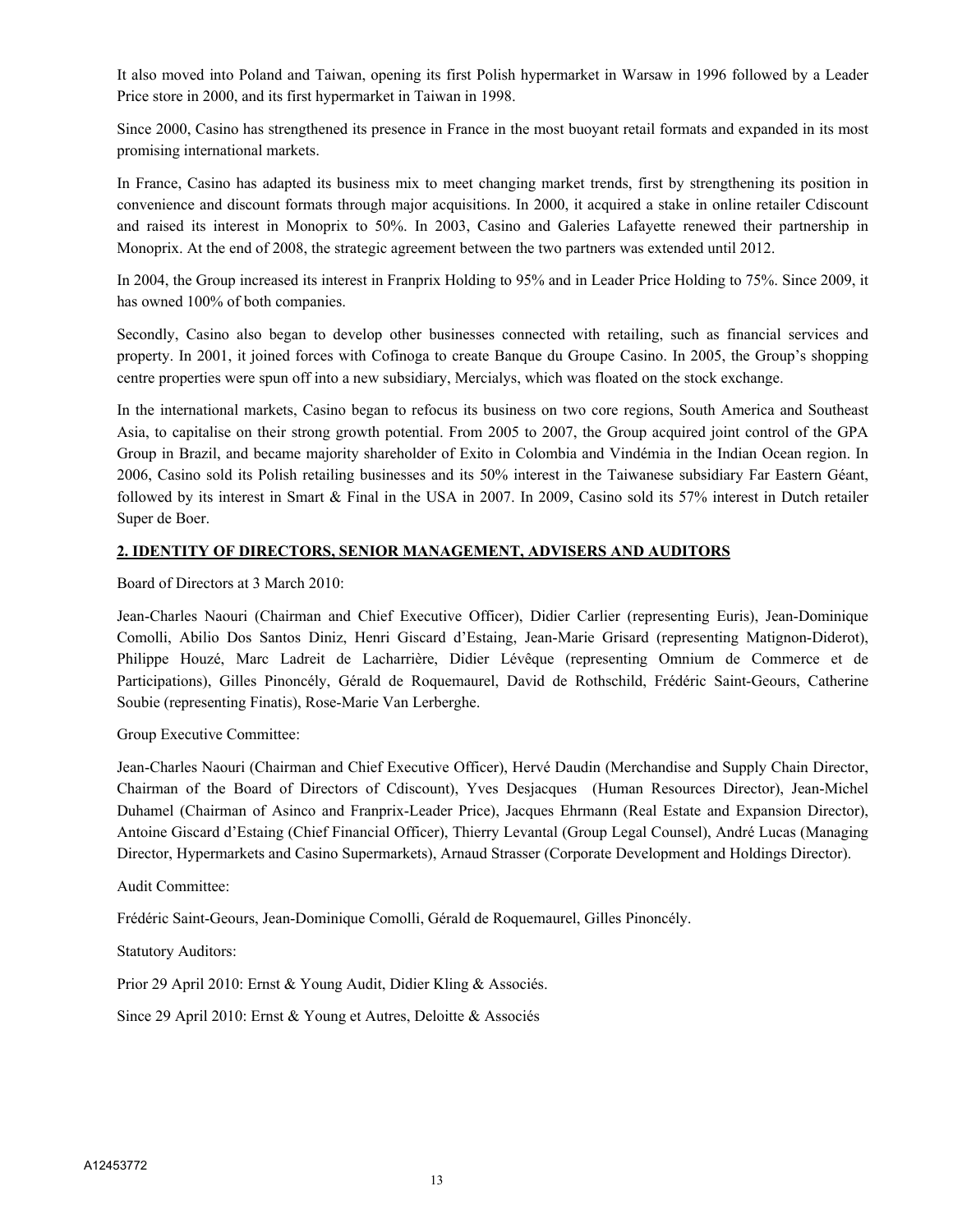It also moved into Poland and Taiwan, opening its first Polish hypermarket in Warsaw in 1996 followed by a Leader Price store in 2000, and its first hypermarket in Taiwan in 1998.

Since 2000, Casino has strengthened its presence in France in the most buoyant retail formats and expanded in its most promising international markets.

In France, Casino has adapted its business mix to meet changing market trends, first by strengthening its position in convenience and discount formats through major acquisitions. In 2000, it acquired a stake in online retailer Cdiscount and raised its interest in Monoprix to 50%. In 2003, Casino and Galeries Lafayette renewed their partnership in Monoprix. At the end of 2008, the strategic agreement between the two partners was extended until 2012.

In 2004, the Group increased its interest in Franprix Holding to 95% and in Leader Price Holding to 75%. Since 2009, it has owned 100% of both companies.

Secondly, Casino also began to develop other businesses connected with retailing, such as financial services and property. In 2001, it joined forces with Cofinoga to create Banque du Groupe Casino. In 2005, the Group's shopping centre properties were spun off into a new subsidiary, Mercialys, which was floated on the stock exchange.

In the international markets, Casino began to refocus its business on two core regions, South America and Southeast Asia, to capitalise on their strong growth potential. From 2005 to 2007, the Group acquired joint control of the GPA Group in Brazil, and became majority shareholder of Exito in Colombia and Vindémia in the Indian Ocean region. In 2006, Casino sold its Polish retailing businesses and its 50% interest in the Taiwanese subsidiary Far Eastern Géant, followed by its interest in Smart & Final in the USA in 2007. In 2009, Casino sold its 57% interest in Dutch retailer Super de Boer.

## 2. IDENTITY OF DIRECTORS, SENIOR MANAGEMENT, ADVISERS AND AUDITORS

Board of Directors at 3 March 2010:

Jean-Charles Naouri (Chairman and Chief Executive Officer), Didier Carlier (representing Euris), Jean-Dominique Comolli, Abilio Dos Santos Diniz, Henri Giscard d'Estaing, Jean-Marie Grisard (representing Matignon-Diderot), Philippe Houzé, Marc Ladreit de Lacharrière, Didier Lévêque (representing Omnium de Commerce et de Participations), Gilles Pinoncély, Gérald de Roquemaurel, David de Rothschild, Frédéric Saint-Geours, Catherine Soubie (representing Finatis), Rose-Marie Van Lerberghe.

Group Executive Committee:

Jean-Charles Naouri (Chairman and Chief Executive Officer), Hervé Daudin (Merchandise and Supply Chain Director, Chairman of the Board of Directors of Cdiscount), Yves Desjacques (Human Resources Director), Jean-Michel Duhamel (Chairman of Asinco and Franprix-Leader Price), Jacques Ehrmann (Real Estate and Expansion Director), Antoine Giscard d'Estaing (Chief Financial Officer), Thierry Levantal (Group Legal Counsel), André Lucas (Managing Director, Hypermarkets and Casino Supermarkets), Arnaud Strasser (Corporate Development and Holdings Director).

Audit Committee:

Frédéric Saint-Geours, Jean-Dominique Comolli, Gérald de Roquemaurel, Gilles Pinoncély.

Statutory Auditors:

Prior 29 April 2010: Ernst & Young Audit, Didier Kling & Associés.

Since 29 April 2010: Ernst & Young et Autres, Deloitte & Associés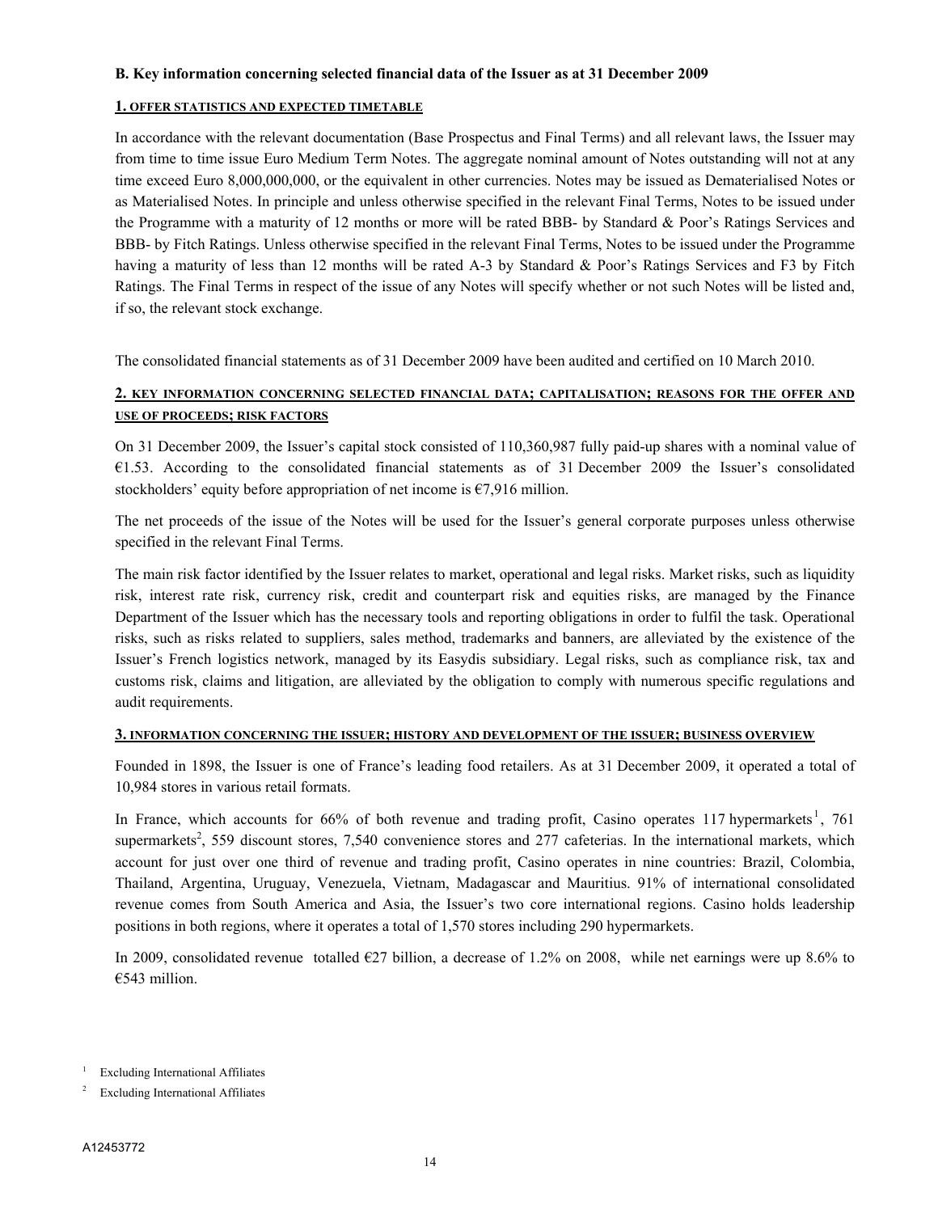### B. Key information concerning selected financial data of the Issuer as at 31 December 2009

#### 1. OFFER STATISTICS AND EXPECTED TIMETABLE

In accordance with the relevant documentation (Base Prospectus and Final Terms) and all relevant laws, the Issuer may from time to time issue Euro Medium Term Notes. The aggregate nominal amount of Notes outstanding will not at any time exceed Euro 8,000,000,000, or the equivalent in other currencies. Notes may be issued as Dematerialised Notes or as Materialised Notes. In principle and unless otherwise specified in the relevant Final Terms, Notes to be issued under the Programme with a maturity of 12 months or more will be rated BBB- by Standard & Poor's Ratings Services and BBB- by Fitch Ratings. Unless otherwise specified in the relevant Final Terms, Notes to be issued under the Programme having a maturity of less than 12 months will be rated A-3 by Standard & Poor's Ratings Services and F3 by Fitch Ratings. The Final Terms in respect of the issue of any Notes will specify whether or not such Notes will be listed and, if so, the relevant stock exchange.

The consolidated financial statements as of 31 December 2009 have been audited and certified on 10 March 2010.

#### 2. KEY INFORMATION CONCERNING SELECTED FINANCIAL DATA; CAPITALISATION; REASONS FOR THE OFFER AND USE OF PROCEEDS; RISK FACTORS

On 31 December 2009, the Issuer's capital stock consisted of 110,360,987 fully paid-up shares with a nominal value of €1.53. According to the consolidated financial statements as of 31 December 2009 the Issuer's consolidated stockholders' equity before appropriation of net income is €7,916 million.

The net proceeds of the issue of the Notes will be used for the Issuer's general corporate purposes unless otherwise specified in the relevant Final Terms.

The main risk factor identified by the Issuer relates to market, operational and legal risks. Market risks, such as liquidity risk, interest rate risk, currency risk, credit and counterpart risk and equities risks, are managed by the Finance Department of the Issuer which has the necessary tools and reporting obligations in order to fulfil the task. Operational risks, such as risks related to suppliers, sales method, trademarks and banners, are alleviated by the existence of the Issuer's French logistics network, managed by its Easydis subsidiary. Legal risks, such as compliance risk, tax and customs risk, claims and litigation, are alleviated by the obligation to comply with numerous specific regulations and audit requirements.

#### 3. INFORMATION CONCERNING THE ISSUER; HISTORY AND DEVELOPMENT OF THE ISSUER; BUSINESS OVERVIEW

Founded in 1898, the Issuer is one of France's leading food retailers. As at 31 December 2009, it operated a total of 10,984 stores in various retail formats.

In France, which accounts for 66% of both revenue and trading profit, Casino operates 117 hypermarkets[1], 761 supermarkets[2], 559 discount stores, 7,540 convenience stores and 277 cafeterias. In the international markets, which account for just over one third of revenue and trading profit, Casino operates in nine countries: Brazil, Colombia, Thailand, Argentina, Uruguay, Venezuela, Vietnam, Madagascar and Mauritius. 91% of international consolidated revenue comes from South America and Asia, the Issuer's two core international regions. Casino holds leadership positions in both regions, where it operates a total of 1,570 stores including 290 hypermarkets.

In 2009, consolidated revenue totalled €27 billion, a decrease of 1.2% on 2008, while net earnings were up 8.6% to €543 million.

[1] Excluding International Affiliates

[2] Excluding International Affiliates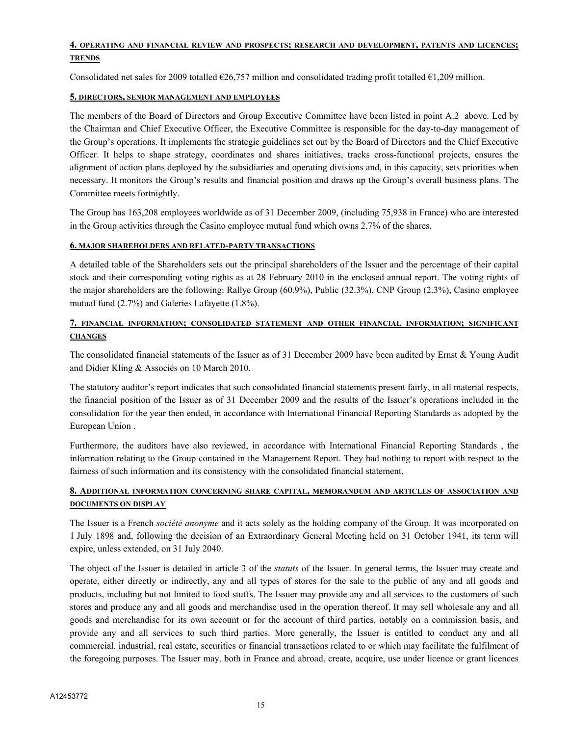**4. OPERATING AND FINANCIAL REVIEW AND PROSPECTS; RESEARCH AND DEVELOPMENT, PATENTS AND LICENCES; TRENDS**

Consolidated net sales for 2009 totalled €26,757 million and consolidated trading profit totalled €1,209 million.

**5. DIRECTORS, SENIOR MANAGEMENT AND EMPLOYEES**

The members of the Board of Directors and Group Executive Committee have been listed in point A.2 above. Led by the Chairman and Chief Executive Officer, the Executive Committee is responsible for the day-to-day management of the Group's operations. It implements the strategic guidelines set out by the Board of Directors and the Chief Executive Officer. It helps to shape strategy, coordinates and shares initiatives, tracks cross-functional projects, ensures the alignment of action plans deployed by the subsidiaries and operating divisions and, in this capacity, sets priorities when necessary. It monitors the Group's results and financial position and draws up the Group's overall business plans. The Committee meets fortnightly.

The Group has 163,208 employees worldwide as of 31 December 2009, (including 75,938 in France) who are interested in the Group activities through the Casino employee mutual fund which owns 2.7% of the shares.

**6. MAJOR SHAREHOLDERS AND RELATED-PARTY TRANSACTIONS**

A detailed table of the Shareholders sets out the principal shareholders of the Issuer and the percentage of their capital stock and their corresponding voting rights as at 28 February 2010 in the enclosed annual report. The voting rights of the major shareholders are the following: Rallye Group (60.9%), Public (32.3%), CNP Group (2.3%), Casino employee mutual fund (2.7%) and Galeries Lafayette (1.8%).

**7. FINANCIAL INFORMATION; CONSOLIDATED STATEMENT AND OTHER FINANCIAL INFORMATION; SIGNIFICANT CHANGES**

The consolidated financial statements of the Issuer as of 31 December 2009 have been audited by Ernst & Young Audit and Didier Kling & Associés on 10 March 2010.

The statutory auditor's report indicates that such consolidated financial statements present fairly, in all material respects, the financial position of the Issuer as of 31 December 2009 and the results of the Issuer's operations included in the consolidation for the year then ended, in accordance with International Financial Reporting Standards as adopted by the European Union .

Furthermore, the auditors have also reviewed, in accordance with International Financial Reporting Standards , the information relating to the Group contained in the Management Report. They had nothing to report with respect to the fairness of such information and its consistency with the consolidated financial statement.

**8. ADDITIONAL INFORMATION CONCERNING SHARE CAPITAL, MEMORANDUM AND ARTICLES OF ASSOCIATION AND DOCUMENTS ON DISPLAY**

The Issuer is a French *société anonyme* and it acts solely as the holding company of the Group. It was incorporated on 1 July 1898 and, following the decision of an Extraordinary General Meeting held on 31 October 1941, its term will expire, unless extended, on 31 July 2040.

The object of the Issuer is detailed in article 3 of the *statuts* of the Issuer. In general terms, the Issuer may create and operate, either directly or indirectly, any and all types of stores for the sale to the public of any and all goods and products, including but not limited to food stuffs. The Issuer may provide any and all services to the customers of such stores and produce any and all goods and merchandise used in the operation thereof. It may sell wholesale any and all goods and merchandise for its own account or for the account of third parties, notably on a commission basis, and provide any and all services to such third parties. More generally, the Issuer is entitled to conduct any and all commercial, industrial, real estate, securities or financial transactions related to or which may facilitate the fulfilment of the foregoing purposes. The Issuer may, both in France and abroad, create, acquire, use under licence or grant licences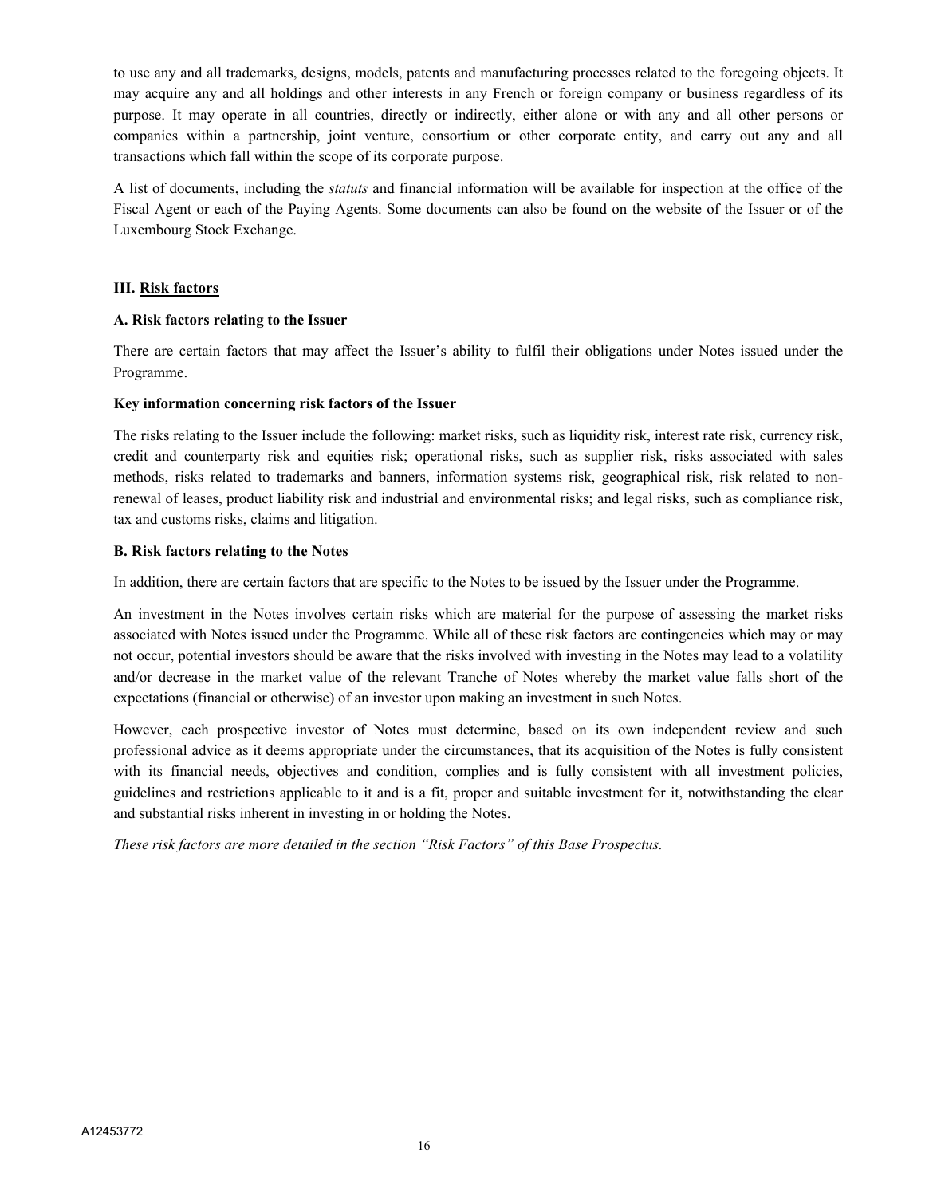to use any and all trademarks, designs, models, patents and manufacturing processes related to the foregoing objects. It may acquire any and all holdings and other interests in any French or foreign company or business regardless of its purpose. It may operate in all countries, directly or indirectly, either alone or with any and all other persons or companies within a partnership, joint venture, consortium or other corporate entity, and carry out any and all transactions which fall within the scope of its corporate purpose.

A list of documents, including the *statuts* and financial information will be available for inspection at the office of the Fiscal Agent or each of the Paying Agents. Some documents can also be found on the website of the Issuer or of the Luxembourg Stock Exchange.

### III. Risk factors

#### A. Risk factors relating to the Issuer

There are certain factors that may affect the Issuer's ability to fulfil their obligations under Notes issued under the Programme.

**Key information concerning risk factors of the Issuer**

The risks relating to the Issuer include the following: market risks, such as liquidity risk, interest rate risk, currency risk, credit and counterparty risk and equities risk; operational risks, such as supplier risk, risks associated with sales methods, risks related to trademarks and banners, information systems risk, geographical risk, risk related to non-renewal of leases, product liability risk and industrial and environmental risks; and legal risks, such as compliance risk, tax and customs risks, claims and litigation.

#### B. Risk factors relating to the Notes

In addition, there are certain factors that are specific to the Notes to be issued by the Issuer under the Programme.

An investment in the Notes involves certain risks which are material for the purpose of assessing the market risks associated with Notes issued under the Programme. While all of these risk factors are contingencies which may or may not occur, potential investors should be aware that the risks involved with investing in the Notes may lead to a volatility and/or decrease in the market value of the relevant Tranche of Notes whereby the market value falls short of the expectations (financial or otherwise) of an investor upon making an investment in such Notes.

However, each prospective investor of Notes must determine, based on its own independent review and such professional advice as it deems appropriate under the circumstances, that its acquisition of the Notes is fully consistent with its financial needs, objectives and condition, complies and is fully consistent with all investment policies, guidelines and restrictions applicable to it and is a fit, proper and suitable investment for it, notwithstanding the clear and substantial risks inherent in investing in or holding the Notes.

*These risk factors are more detailed in the section "Risk Factors" of this Base Prospectus.*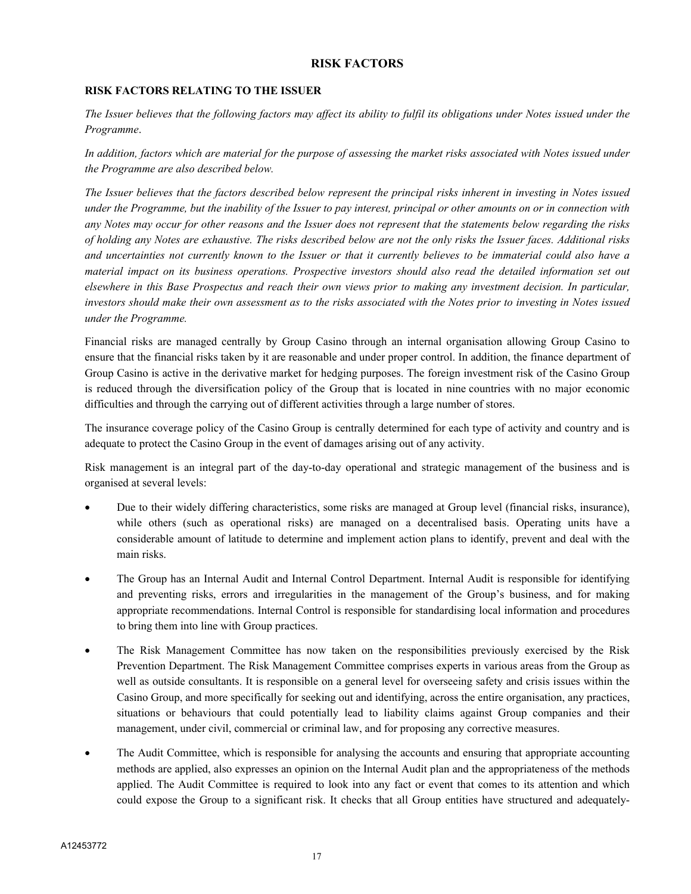# RISK FACTORS

## RISK FACTORS RELATING TO THE ISSUER

*The Issuer believes that the following factors may affect its ability to fulfil its obligations under Notes issued under the Programme*.

*In addition, factors which are material for the purpose of assessing the market risks associated with Notes issued under the Programme are also described below.*

*The Issuer believes that the factors described below represent the principal risks inherent in investing in Notes issued under the Programme, but the inability of the Issuer to pay interest, principal or other amounts on or in connection with any Notes may occur for other reasons and the Issuer does not represent that the statements below regarding the risks of holding any Notes are exhaustive. The risks described below are not the only risks the Issuer faces. Additional risks and uncertainties not currently known to the Issuer or that it currently believes to be immaterial could also have a material impact on its business operations. Prospective investors should also read the detailed information set out elsewhere in this Base Prospectus and reach their own views prior to making any investment decision. In particular, investors should make their own assessment as to the risks associated with the Notes prior to investing in Notes issued under the Programme.*

Financial risks are managed centrally by Group Casino through an internal organisation allowing Group Casino to ensure that the financial risks taken by it are reasonable and under proper control. In addition, the finance department of Group Casino is active in the derivative market for hedging purposes. The foreign investment risk of the Casino Group is reduced through the diversification policy of the Group that is located in nine countries with no major economic difficulties and through the carrying out of different activities through a large number of stores.

The insurance coverage policy of the Casino Group is centrally determined for each type of activity and country and is adequate to protect the Casino Group in the event of damages arising out of any activity.

Risk management is an integral part of the day-to-day operational and strategic management of the business and is organised at several levels:

- Due to their widely differing characteristics, some risks are managed at Group level (financial risks, insurance), while others (such as operational risks) are managed on a decentralised basis. Operating units have a considerable amount of latitude to determine and implement action plans to identify, prevent and deal with the main risks.
- The Group has an Internal Audit and Internal Control Department. Internal Audit is responsible for identifying and preventing risks, errors and irregularities in the management of the Group's business, and for making appropriate recommendations. Internal Control is responsible for standardising local information and procedures to bring them into line with Group practices.
- The Risk Management Committee has now taken on the responsibilities previously exercised by the Risk Prevention Department. The Risk Management Committee comprises experts in various areas from the Group as well as outside consultants. It is responsible on a general level for overseeing safety and crisis issues within the Casino Group, and more specifically for seeking out and identifying, across the entire organisation, any practices, situations or behaviours that could potentially lead to liability claims against Group companies and their management, under civil, commercial or criminal law, and for proposing any corrective measures.
- The Audit Committee, which is responsible for analysing the accounts and ensuring that appropriate accounting methods are applied, also expresses an opinion on the Internal Audit plan and the appropriateness of the methods applied. The Audit Committee is required to look into any fact or event that comes to its attention and which could expose the Group to a significant risk. It checks that all Group entities have structured and adequately-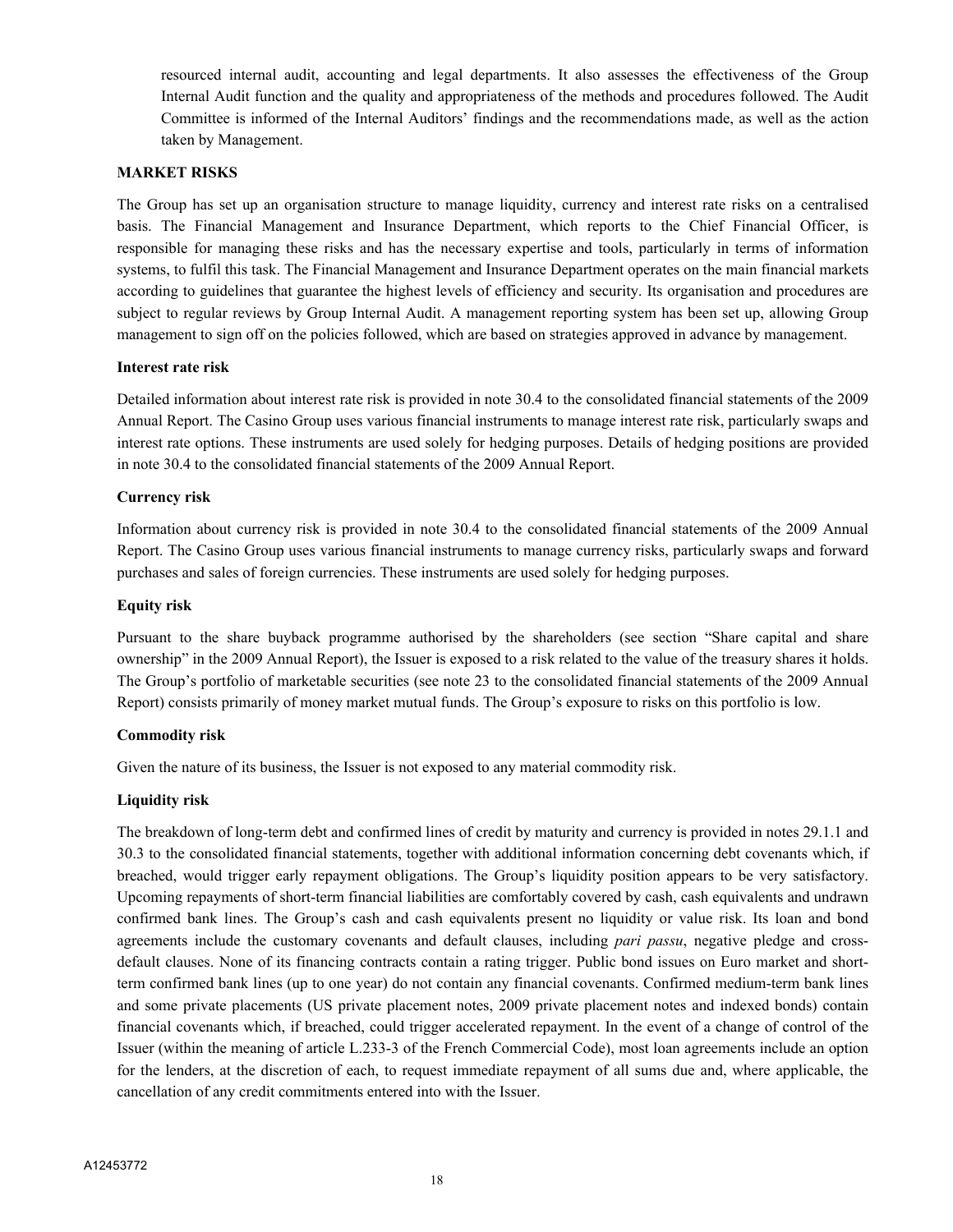resourced internal audit, accounting and legal departments. It also assesses the effectiveness of the Group Internal Audit function and the quality and appropriateness of the methods and procedures followed. The Audit Committee is informed of the Internal Auditors' findings and the recommendations made, as well as the action taken by Management.

**MARKET RISKS**

The Group has set up an organisation structure to manage liquidity, currency and interest rate risks on a centralised basis. The Financial Management and Insurance Department, which reports to the Chief Financial Officer, is responsible for managing these risks and has the necessary expertise and tools, particularly in terms of information systems, to fulfil this task. The Financial Management and Insurance Department operates on the main financial markets according to guidelines that guarantee the highest levels of efficiency and security. Its organisation and procedures are subject to regular reviews by Group Internal Audit. A management reporting system has been set up, allowing Group management to sign off on the policies followed, which are based on strategies approved in advance by management.

**Interest rate risk**

Detailed information about interest rate risk is provided in note 30.4 to the consolidated financial statements of the 2009 Annual Report. The Casino Group uses various financial instruments to manage interest rate risk, particularly swaps and interest rate options. These instruments are used solely for hedging purposes. Details of hedging positions are provided in note 30.4 to the consolidated financial statements of the 2009 Annual Report.

**Currency risk**

Information about currency risk is provided in note 30.4 to the consolidated financial statements of the 2009 Annual Report. The Casino Group uses various financial instruments to manage currency risks, particularly swaps and forward purchases and sales of foreign currencies. These instruments are used solely for hedging purposes.

**Equity risk**

Pursuant to the share buyback programme authorised by the shareholders (see section "Share capital and share ownership" in the 2009 Annual Report), the Issuer is exposed to a risk related to the value of the treasury shares it holds. The Group's portfolio of marketable securities (see note 23 to the consolidated financial statements of the 2009 Annual Report) consists primarily of money market mutual funds. The Group's exposure to risks on this portfolio is low.

**Commodity risk**

Given the nature of its business, the Issuer is not exposed to any material commodity risk.

**Liquidity risk**

The breakdown of long-term debt and confirmed lines of credit by maturity and currency is provided in notes 29.1.1 and 30.3 to the consolidated financial statements, together with additional information concerning debt covenants which, if breached, would trigger early repayment obligations. The Group's liquidity position appears to be very satisfactory. Upcoming repayments of short-term financial liabilities are comfortably covered by cash, cash equivalents and undrawn confirmed bank lines. The Group's cash and cash equivalents present no liquidity or value risk. Its loan and bond agreements include the customary covenants and default clauses, including *pari passu*, negative pledge and cross-default clauses. None of its financing contracts contain a rating trigger. Public bond issues on Euro market and short-term confirmed bank lines (up to one year) do not contain any financial covenants. Confirmed medium-term bank lines and some private placements (US private placement notes, 2009 private placement notes and indexed bonds) contain financial covenants which, if breached, could trigger accelerated repayment. In the event of a change of control of the Issuer (within the meaning of article L.233-3 of the French Commercial Code), most loan agreements include an option for the lenders, at the discretion of each, to request immediate repayment of all sums due and, where applicable, the cancellation of any credit commitments entered into with the Issuer.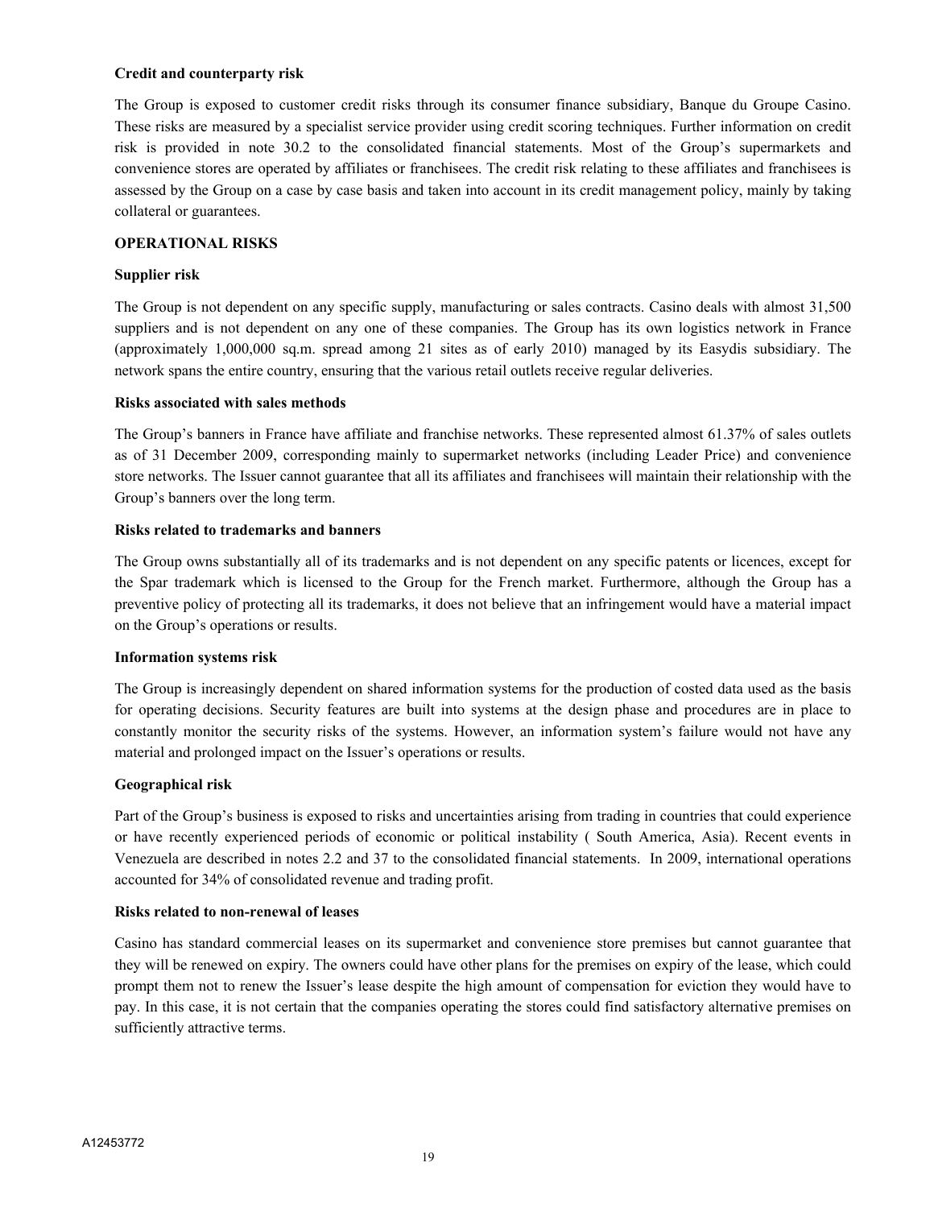**Credit and counterparty risk**

The Group is exposed to customer credit risks through its consumer finance subsidiary, Banque du Groupe Casino. These risks are measured by a specialist service provider using credit scoring techniques. Further information on credit risk is provided in note 30.2 to the consolidated financial statements. Most of the Group's supermarkets and convenience stores are operated by affiliates or franchisees. The credit risk relating to these affiliates and franchisees is assessed by the Group on a case by case basis and taken into account in its credit management policy, mainly by taking collateral or guarantees.

**OPERATIONAL RISKS**

**Supplier risk**

The Group is not dependent on any specific supply, manufacturing or sales contracts. Casino deals with almost 31,500 suppliers and is not dependent on any one of these companies. The Group has its own logistics network in France (approximately 1,000,000 sq.m. spread among 21 sites as of early 2010) managed by its Easydis subsidiary. The network spans the entire country, ensuring that the various retail outlets receive regular deliveries.

**Risks associated with sales methods**

The Group's banners in France have affiliate and franchise networks. These represented almost 61.37% of sales outlets as of 31 December 2009, corresponding mainly to supermarket networks (including Leader Price) and convenience store networks. The Issuer cannot guarantee that all its affiliates and franchisees will maintain their relationship with the Group's banners over the long term.

**Risks related to trademarks and banners**

The Group owns substantially all of its trademarks and is not dependent on any specific patents or licences, except for the Spar trademark which is licensed to the Group for the French market. Furthermore, although the Group has a preventive policy of protecting all its trademarks, it does not believe that an infringement would have a material impact on the Group's operations or results.

**Information systems risk**

The Group is increasingly dependent on shared information systems for the production of costed data used as the basis for operating decisions. Security features are built into systems at the design phase and procedures are in place to constantly monitor the security risks of the systems. However, an information system's failure would not have any material and prolonged impact on the Issuer's operations or results.

**Geographical risk**

Part of the Group's business is exposed to risks and uncertainties arising from trading in countries that could experience or have recently experienced periods of economic or political instability ( South America, Asia). Recent events in Venezuela are described in notes 2.2 and 37 to the consolidated financial statements. In 2009, international operations accounted for 34% of consolidated revenue and trading profit.

**Risks related to non-renewal of leases**

Casino has standard commercial leases on its supermarket and convenience store premises but cannot guarantee that they will be renewed on expiry. The owners could have other plans for the premises on expiry of the lease, which could prompt them not to renew the Issuer's lease despite the high amount of compensation for eviction they would have to pay. In this case, it is not certain that the companies operating the stores could find satisfactory alternative premises on sufficiently attractive terms.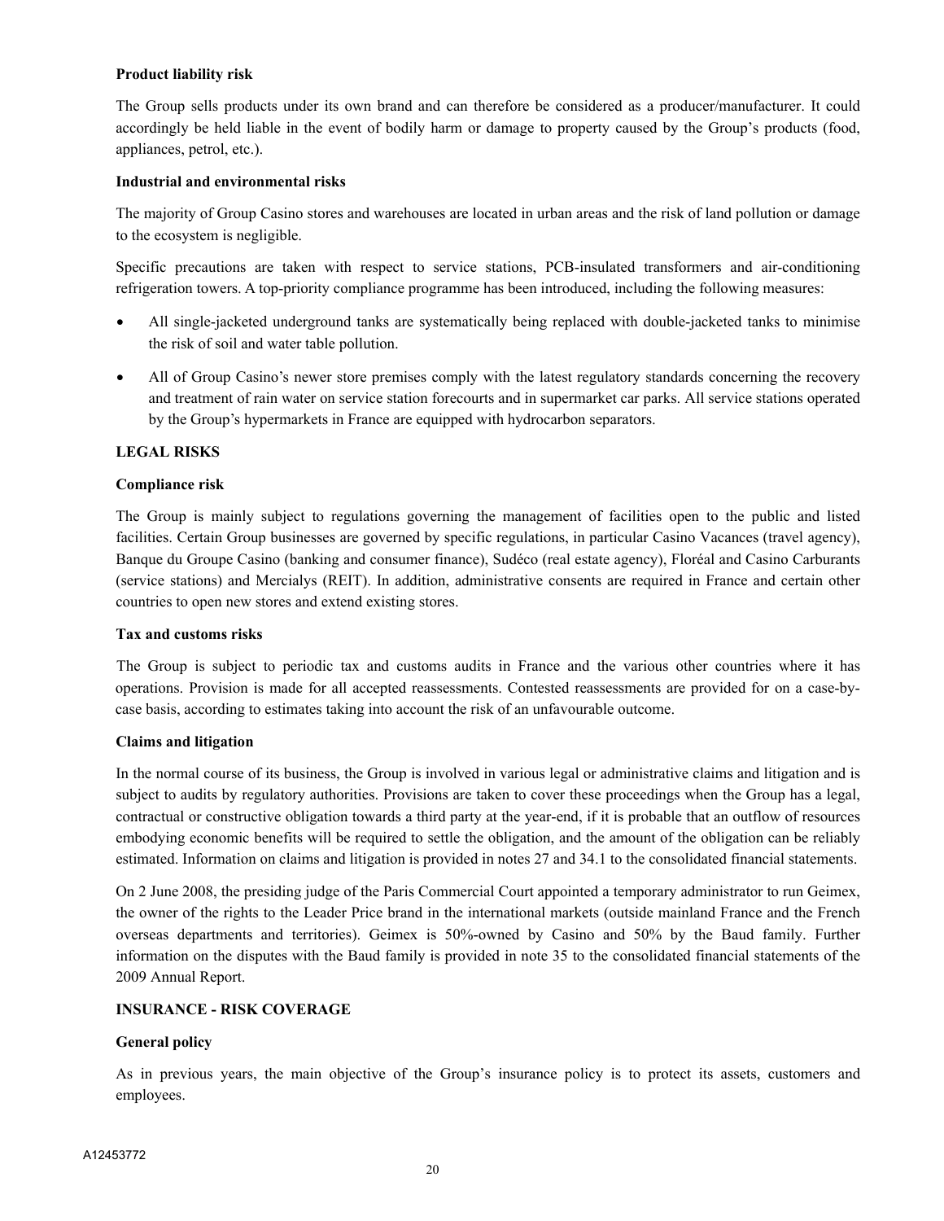**Product liability risk**

The Group sells products under its own brand and can therefore be considered as a producer/manufacturer. It could accordingly be held liable in the event of bodily harm or damage to property caused by the Group's products (food, appliances, petrol, etc.).

**Industrial and environmental risks**

The majority of Group Casino stores and warehouses are located in urban areas and the risk of land pollution or damage to the ecosystem is negligible.

Specific precautions are taken with respect to service stations, PCB-insulated transformers and air-conditioning refrigeration towers. A top-priority compliance programme has been introduced, including the following measures:

- All single-jacketed underground tanks are systematically being replaced with double-jacketed tanks to minimise the risk of soil and water table pollution.
- All of Group Casino's newer store premises comply with the latest regulatory standards concerning the recovery and treatment of rain water on service station forecourts and in supermarket car parks. All service stations operated by the Group's hypermarkets in France are equipped with hydrocarbon separators.

**LEGAL RISKS**

**Compliance risk**

The Group is mainly subject to regulations governing the management of facilities open to the public and listed facilities. Certain Group businesses are governed by specific regulations, in particular Casino Vacances (travel agency), Banque du Groupe Casino (banking and consumer finance), Sudéco (real estate agency), Floréal and Casino Carburants (service stations) and Mercialys (REIT). In addition, administrative consents are required in France and certain other countries to open new stores and extend existing stores.

**Tax and customs risks**

The Group is subject to periodic tax and customs audits in France and the various other countries where it has operations. Provision is made for all accepted reassessments. Contested reassessments are provided for on a case-by-case basis, according to estimates taking into account the risk of an unfavourable outcome.

**Claims and litigation**

In the normal course of its business, the Group is involved in various legal or administrative claims and litigation and is subject to audits by regulatory authorities. Provisions are taken to cover these proceedings when the Group has a legal, contractual or constructive obligation towards a third party at the year-end, if it is probable that an outflow of resources embodying economic benefits will be required to settle the obligation, and the amount of the obligation can be reliably estimated. Information on claims and litigation is provided in notes 27 and 34.1 to the consolidated financial statements.

On 2 June 2008, the presiding judge of the Paris Commercial Court appointed a temporary administrator to run Geimex, the owner of the rights to the Leader Price brand in the international markets (outside mainland France and the French overseas departments and territories). Geimex is 50%-owned by Casino and 50% by the Baud family. Further information on the disputes with the Baud family is provided in note 35 to the consolidated financial statements of the 2009 Annual Report.

**INSURANCE - RISK COVERAGE**

**General policy**

As in previous years, the main objective of the Group's insurance policy is to protect its assets, customers and employees.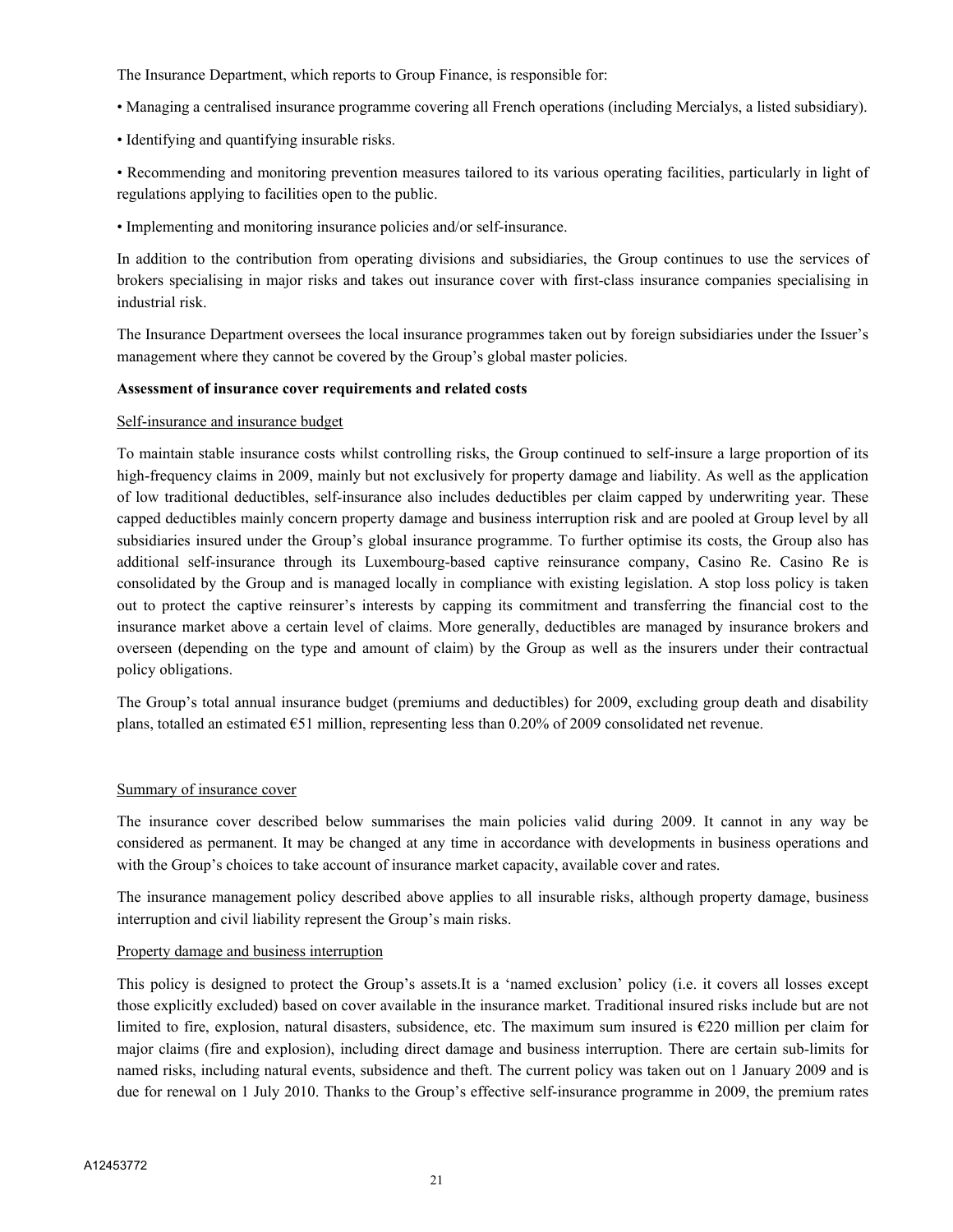The Insurance Department, which reports to Group Finance, is responsible for:

• Managing a centralised insurance programme covering all French operations (including Mercialys, a listed subsidiary).

• Identifying and quantifying insurable risks.

• Recommending and monitoring prevention measures tailored to its various operating facilities, particularly in light of regulations applying to facilities open to the public.

• Implementing and monitoring insurance policies and/or self-insurance.

In addition to the contribution from operating divisions and subsidiaries, the Group continues to use the services of brokers specialising in major risks and takes out insurance cover with first-class insurance companies specialising in industrial risk.

The Insurance Department oversees the local insurance programmes taken out by foreign subsidiaries under the Issuer's management where they cannot be covered by the Group's global master policies.

**Assessment of insurance cover requirements and related costs**

Self-insurance and insurance budget

To maintain stable insurance costs whilst controlling risks, the Group continued to self-insure a large proportion of its high-frequency claims in 2009, mainly but not exclusively for property damage and liability. As well as the application of low traditional deductibles, self-insurance also includes deductibles per claim capped by underwriting year. These capped deductibles mainly concern property damage and business interruption risk and are pooled at Group level by all subsidiaries insured under the Group's global insurance programme. To further optimise its costs, the Group also has additional self-insurance through its Luxembourg-based captive reinsurance company, Casino Re. Casino Re is consolidated by the Group and is managed locally in compliance with existing legislation. A stop loss policy is taken out to protect the captive reinsurer's interests by capping its commitment and transferring the financial cost to the insurance market above a certain level of claims. More generally, deductibles are managed by insurance brokers and overseen (depending on the type and amount of claim) by the Group as well as the insurers under their contractual policy obligations.

The Group's total annual insurance budget (premiums and deductibles) for 2009, excluding group death and disability plans, totalled an estimated €51 million, representing less than 0.20% of 2009 consolidated net revenue.

Summary of insurance cover

The insurance cover described below summarises the main policies valid during 2009. It cannot in any way be considered as permanent. It may be changed at any time in accordance with developments in business operations and with the Group's choices to take account of insurance market capacity, available cover and rates.

The insurance management policy described above applies to all insurable risks, although property damage, business interruption and civil liability represent the Group's main risks.

Property damage and business interruption

This policy is designed to protect the Group's assets.It is a 'named exclusion' policy (i.e. it covers all losses except those explicitly excluded) based on cover available in the insurance market. Traditional insured risks include but are not limited to fire, explosion, natural disasters, subsidence, etc. The maximum sum insured is €220 million per claim for major claims (fire and explosion), including direct damage and business interruption. There are certain sub-limits for named risks, including natural events, subsidence and theft. The current policy was taken out on 1 January 2009 and is due for renewal on 1 July 2010. Thanks to the Group's effective self-insurance programme in 2009, the premium rates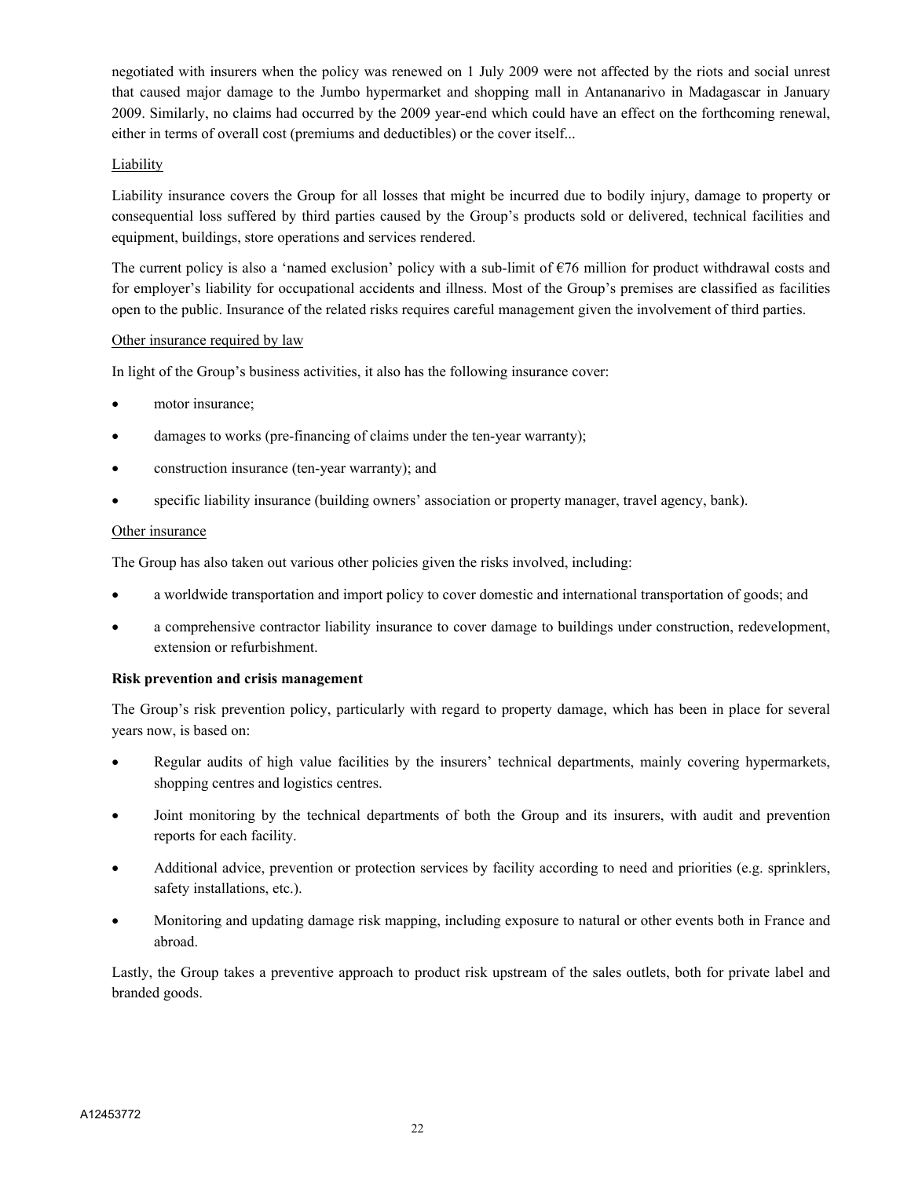negotiated with insurers when the policy was renewed on 1 July 2009 were not affected by the riots and social unrest that caused major damage to the Jumbo hypermarket and shopping mall in Antananarivo in Madagascar in January 2009. Similarly, no claims had occurred by the 2009 year-end which could have an effect on the forthcoming renewal, either in terms of overall cost (premiums and deductibles) or the cover itself...

Liability

Liability insurance covers the Group for all losses that might be incurred due to bodily injury, damage to property or consequential loss suffered by third parties caused by the Group's products sold or delivered, technical facilities and equipment, buildings, store operations and services rendered.

The current policy is also a 'named exclusion' policy with a sub-limit of €76 million for product withdrawal costs and for employer's liability for occupational accidents and illness. Most of the Group's premises are classified as facilities open to the public. Insurance of the related risks requires careful management given the involvement of third parties.

Other insurance required by law

In light of the Group's business activities, it also has the following insurance cover:

- motor insurance;
- damages to works (pre-financing of claims under the ten-year warranty);
- construction insurance (ten-year warranty); and
- specific liability insurance (building owners' association or property manager, travel agency, bank).

Other insurance

The Group has also taken out various other policies given the risks involved, including:

- a worldwide transportation and import policy to cover domestic and international transportation of goods; and
- a comprehensive contractor liability insurance to cover damage to buildings under construction, redevelopment, extension or refurbishment.

**Risk prevention and crisis management**

The Group's risk prevention policy, particularly with regard to property damage, which has been in place for several years now, is based on:

- Regular audits of high value facilities by the insurers' technical departments, mainly covering hypermarkets, shopping centres and logistics centres.
- Joint monitoring by the technical departments of both the Group and its insurers, with audit and prevention reports for each facility.
- Additional advice, prevention or protection services by facility according to need and priorities (e.g. sprinklers, safety installations, etc.).
- Monitoring and updating damage risk mapping, including exposure to natural or other events both in France and abroad.

Lastly, the Group takes a preventive approach to product risk upstream of the sales outlets, both for private label and branded goods.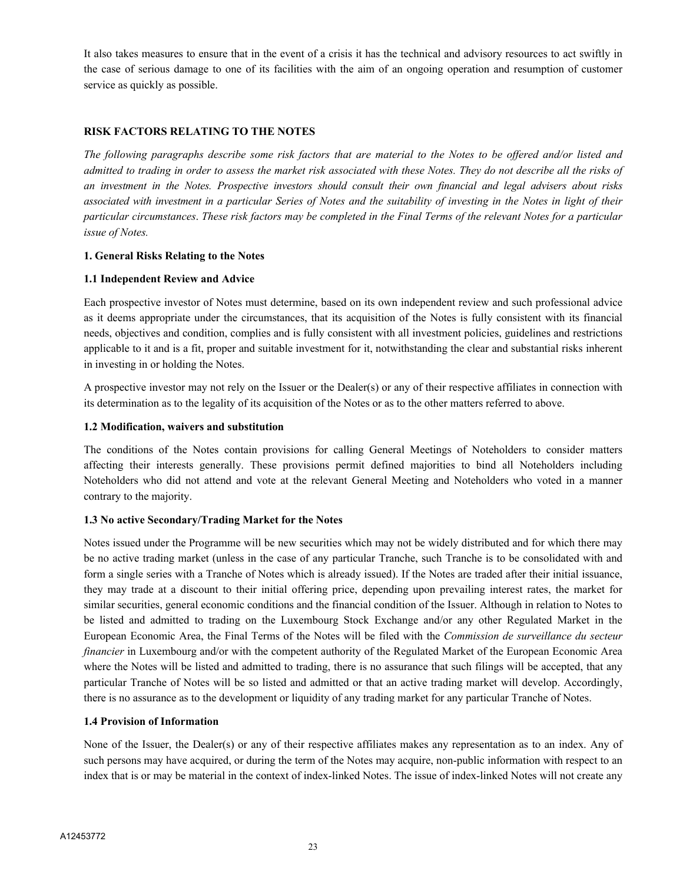It also takes measures to ensure that in the event of a crisis it has the technical and advisory resources to act swiftly in the case of serious damage to one of its facilities with the aim of an ongoing operation and resumption of customer service as quickly as possible.

## *RISK FACTORS RELATING TO THE NOTES*

*The following paragraphs describe some risk factors that are material to the Notes to be offered and/or listed and admitted to trading in order to assess the market risk associated with these Notes. They do not describe all the risks of an investment in the Notes. Prospective investors should consult their own financial and legal advisers about risks associated with investment in a particular Series of Notes and the suitability of investing in the Notes in light of their particular circumstances. These risk factors may be completed in the Final Terms of the relevant Notes for a particular issue of Notes.*

### 1. General Risks Relating to the Notes

#### 1.1 Independent Review and Advice

Each prospective investor of Notes must determine, based on its own independent review and such professional advice as it deems appropriate under the circumstances, that its acquisition of the Notes is fully consistent with its financial needs, objectives and condition, complies and is fully consistent with all investment policies, guidelines and restrictions applicable to it and is a fit, proper and suitable investment for it, notwithstanding the clear and substantial risks inherent in investing in or holding the Notes.

A prospective investor may not rely on the Issuer or the Dealer(s) or any of their respective affiliates in connection with its determination as to the legality of its acquisition of the Notes or as to the other matters referred to above.

#### 1.2 Modification, waivers and substitution

The conditions of the Notes contain provisions for calling General Meetings of Noteholders to consider matters affecting their interests generally. These provisions permit defined majorities to bind all Noteholders including Noteholders who did not attend and vote at the relevant General Meeting and Noteholders who voted in a manner contrary to the majority.

#### 1.3 No active Secondary/Trading Market for the Notes

Notes issued under the Programme will be new securities which may not be widely distributed and for which there may be no active trading market (unless in the case of any particular Tranche, such Tranche is to be consolidated with and form a single series with a Tranche of Notes which is already issued). If the Notes are traded after their initial issuance, they may trade at a discount to their initial offering price, depending upon prevailing interest rates, the market for similar securities, general economic conditions and the financial condition of the Issuer. Although in relation to Notes to be listed and admitted to trading on the Luxembourg Stock Exchange and/or any other Regulated Market in the European Economic Area, the Final Terms of the Notes will be filed with the *Commission de surveillance du secteur financier* in Luxembourg and/or with the competent authority of the Regulated Market of the European Economic Area where the Notes will be listed and admitted to trading, there is no assurance that such filings will be accepted, that any particular Tranche of Notes will be so listed and admitted or that an active trading market will develop. Accordingly, there is no assurance as to the development or liquidity of any trading market for any particular Tranche of Notes.

#### 1.4 Provision of Information

None of the Issuer, the Dealer(s) or any of their respective affiliates makes any representation as to an index. Any of such persons may have acquired, or during the term of the Notes may acquire, non-public information with respect to an index that is or may be material in the context of index-linked Notes. The issue of index-linked Notes will not create any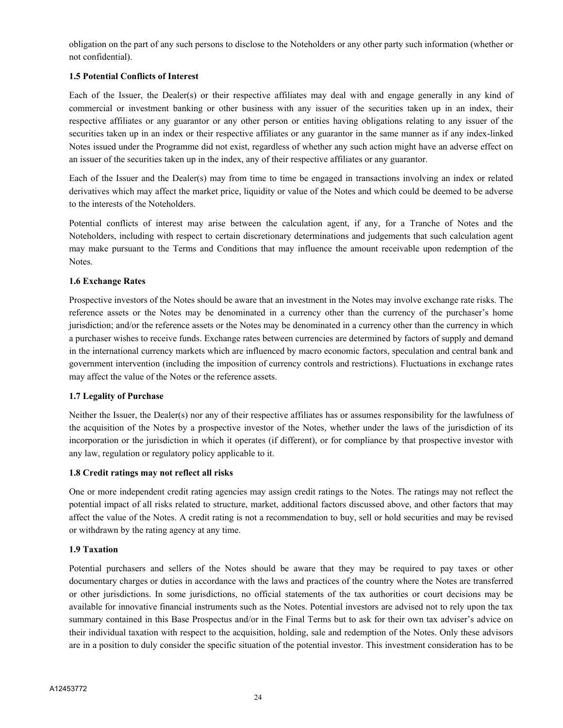obligation on the part of any such persons to disclose to the Noteholders or any other party such information (whether or not confidential).

**1.5 Potential Conflicts of Interest**

Each of the Issuer, the Dealer(s) or their respective affiliates may deal with and engage generally in any kind of commercial or investment banking or other business with any issuer of the securities taken up in an index, their respective affiliates or any guarantor or any other person or entities having obligations relating to any issuer of the securities taken up in an index or their respective affiliates or any guarantor in the same manner as if any index-linked Notes issued under the Programme did not exist, regardless of whether any such action might have an adverse effect on an issuer of the securities taken up in the index, any of their respective affiliates or any guarantor.

Each of the Issuer and the Dealer(s) may from time to time be engaged in transactions involving an index or related derivatives which may affect the market price, liquidity or value of the Notes and which could be deemed to be adverse to the interests of the Noteholders.

Potential conflicts of interest may arise between the calculation agent, if any, for a Tranche of Notes and the Noteholders, including with respect to certain discretionary determinations and judgements that such calculation agent may make pursuant to the Terms and Conditions that may influence the amount receivable upon redemption of the Notes.

**1.6 Exchange Rates**

Prospective investors of the Notes should be aware that an investment in the Notes may involve exchange rate risks. The reference assets or the Notes may be denominated in a currency other than the currency of the purchaser's home jurisdiction; and/or the reference assets or the Notes may be denominated in a currency other than the currency in which a purchaser wishes to receive funds. Exchange rates between currencies are determined by factors of supply and demand in the international currency markets which are influenced by macro economic factors, speculation and central bank and government intervention (including the imposition of currency controls and restrictions). Fluctuations in exchange rates may affect the value of the Notes or the reference assets.

**1.7 Legality of Purchase**

Neither the Issuer, the Dealer(s) nor any of their respective affiliates has or assumes responsibility for the lawfulness of the acquisition of the Notes by a prospective investor of the Notes, whether under the laws of the jurisdiction of its incorporation or the jurisdiction in which it operates (if different), or for compliance by that prospective investor with any law, regulation or regulatory policy applicable to it.

**1.8 Credit ratings may not reflect all risks**

One or more independent credit rating agencies may assign credit ratings to the Notes. The ratings may not reflect the potential impact of all risks related to structure, market, additional factors discussed above, and other factors that may affect the value of the Notes. A credit rating is not a recommendation to buy, sell or hold securities and may be revised or withdrawn by the rating agency at any time.

**1.9 Taxation**

Potential purchasers and sellers of the Notes should be aware that they may be required to pay taxes or other documentary charges or duties in accordance with the laws and practices of the country where the Notes are transferred or other jurisdictions. In some jurisdictions, no official statements of the tax authorities or court decisions may be available for innovative financial instruments such as the Notes. Potential investors are advised not to rely upon the tax summary contained in this Base Prospectus and/or in the Final Terms but to ask for their own tax adviser's advice on their individual taxation with respect to the acquisition, holding, sale and redemption of the Notes. Only these advisors are in a position to duly consider the specific situation of the potential investor. This investment consideration has to be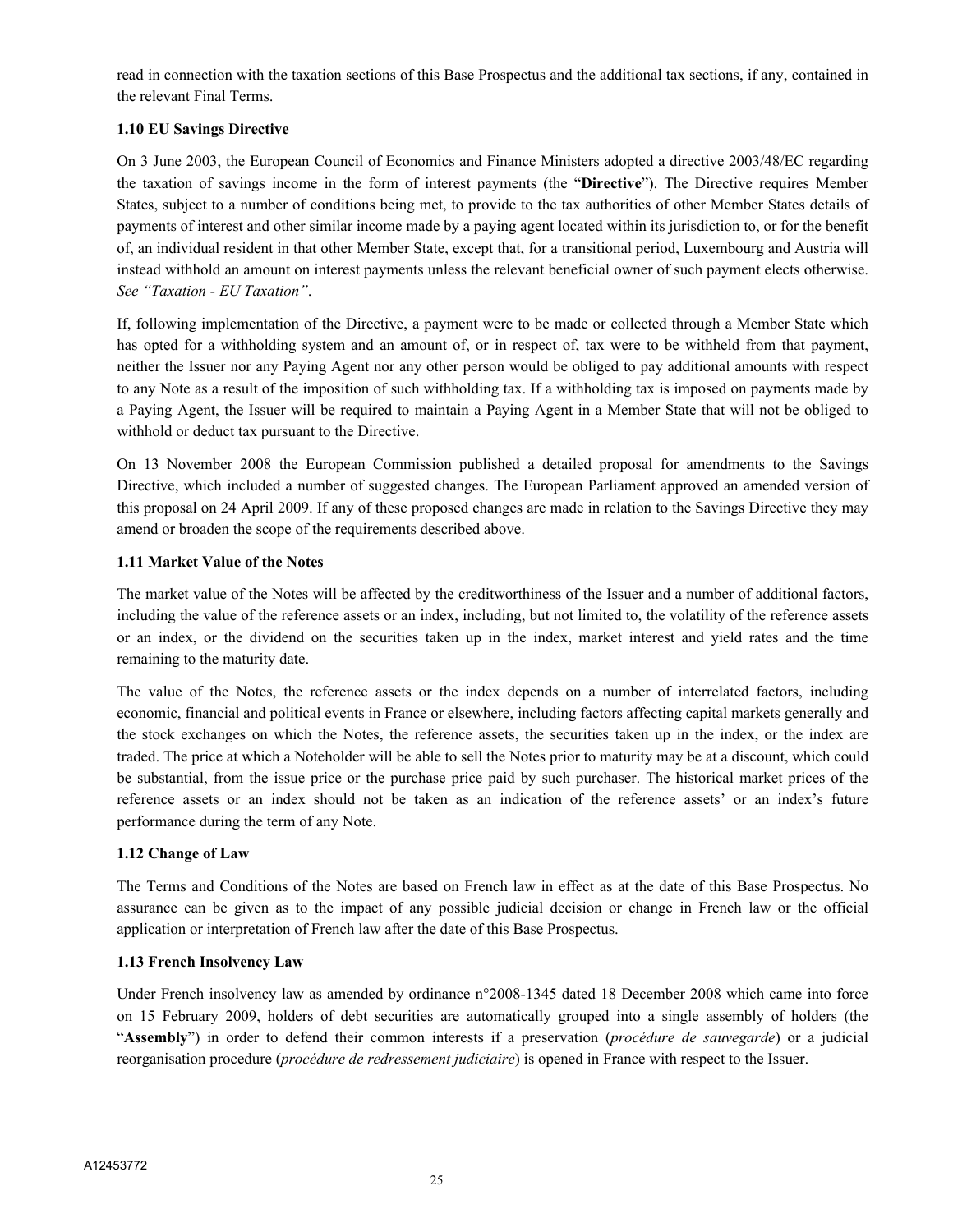read in connection with the taxation sections of this Base Prospectus and the additional tax sections, if any, contained in the relevant Final Terms.

### 1.10 EU Savings Directive

On 3 June 2003, the European Council of Economics and Finance Ministers adopted a directive 2003/48/EC regarding the taxation of savings income in the form of interest payments (the "**Directive**"). The Directive requires Member States, subject to a number of conditions being met, to provide to the tax authorities of other Member States details of payments of interest and other similar income made by a paying agent located within its jurisdiction to, or for the benefit of, an individual resident in that other Member State, except that, for a transitional period, Luxembourg and Austria will instead withhold an amount on interest payments unless the relevant beneficial owner of such payment elects otherwise. *See "Taxation - EU Taxation"*.

If, following implementation of the Directive, a payment were to be made or collected through a Member State which has opted for a withholding system and an amount of, or in respect of, tax were to be withheld from that payment, neither the Issuer nor any Paying Agent nor any other person would be obliged to pay additional amounts with respect to any Note as a result of the imposition of such withholding tax. If a withholding tax is imposed on payments made by a Paying Agent, the Issuer will be required to maintain a Paying Agent in a Member State that will not be obliged to withhold or deduct tax pursuant to the Directive.

On 13 November 2008 the European Commission published a detailed proposal for amendments to the Savings Directive, which included a number of suggested changes. The European Parliament approved an amended version of this proposal on 24 April 2009. If any of these proposed changes are made in relation to the Savings Directive they may amend or broaden the scope of the requirements described above.

### 1.11 Market Value of the Notes

The market value of the Notes will be affected by the creditworthiness of the Issuer and a number of additional factors, including the value of the reference assets or an index, including, but not limited to, the volatility of the reference assets or an index, or the dividend on the securities taken up in the index, market interest and yield rates and the time remaining to the maturity date.

The value of the Notes, the reference assets or the index depends on a number of interrelated factors, including economic, financial and political events in France or elsewhere, including factors affecting capital markets generally and the stock exchanges on which the Notes, the reference assets, the securities taken up in the index, or the index are traded. The price at which a Noteholder will be able to sell the Notes prior to maturity may be at a discount, which could be substantial, from the issue price or the purchase price paid by such purchaser. The historical market prices of the reference assets or an index should not be taken as an indication of the reference assets' or an index's future performance during the term of any Note.

### 1.12 Change of Law

The Terms and Conditions of the Notes are based on French law in effect as at the date of this Base Prospectus. No assurance can be given as to the impact of any possible judicial decision or change in French law or the official application or interpretation of French law after the date of this Base Prospectus.

### 1.13 French Insolvency Law

Under French insolvency law as amended by ordinance n°2008-1345 dated 18 December 2008 which came into force on 15 February 2009, holders of debt securities are automatically grouped into a single assembly of holders (the "**Assembly**") in order to defend their common interests if a preservation (*procédure de sauvegarde*) or a judicial reorganisation procedure (*procédure de redressement judiciaire*) is opened in France with respect to the Issuer.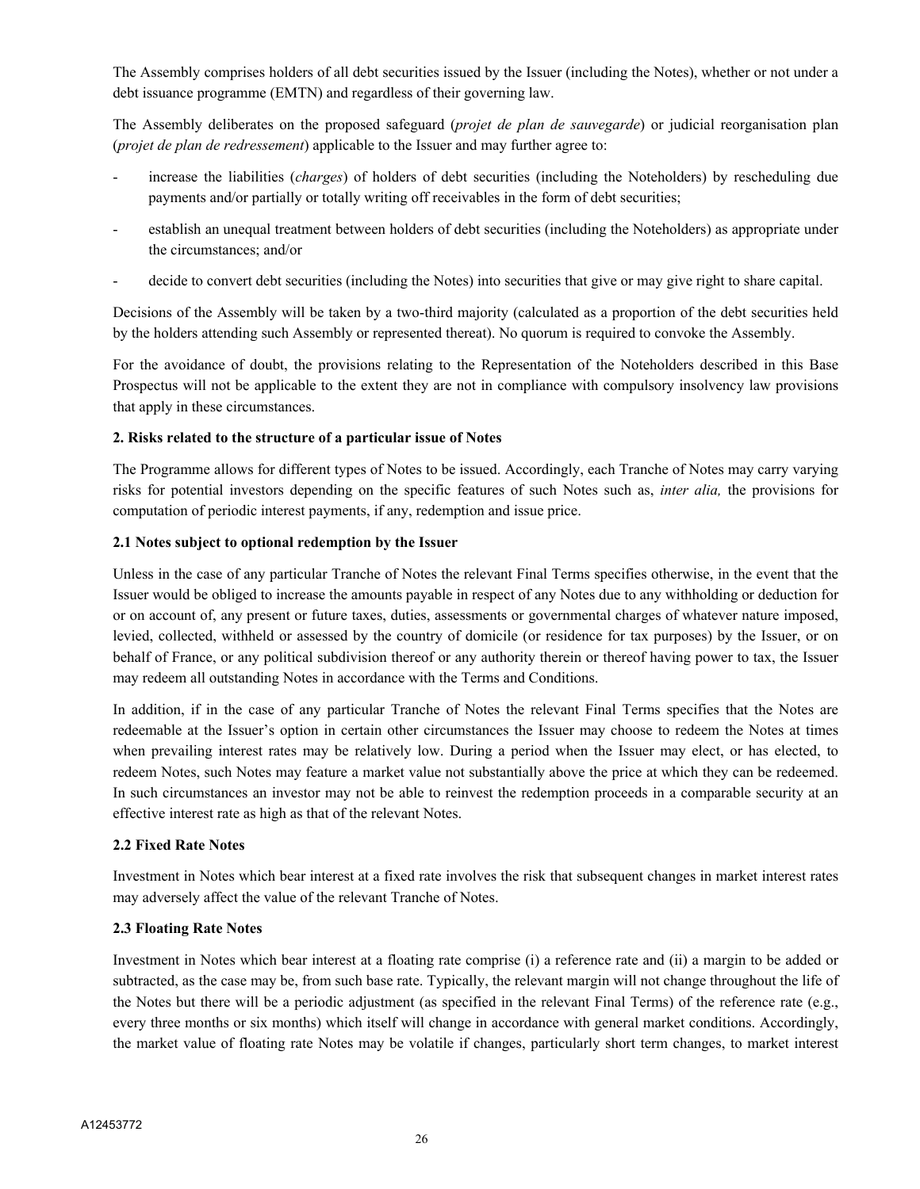The Assembly comprises holders of all debt securities issued by the Issuer (including the Notes), whether or not under a debt issuance programme (EMTN) and regardless of their governing law.

The Assembly deliberates on the proposed safeguard (*projet de plan de sauvegarde*) or judicial reorganisation plan (*projet de plan de redressement*) applicable to the Issuer and may further agree to:

- increase the liabilities (*charges*) of holders of debt securities (including the Noteholders) by rescheduling due payments and/or partially or totally writing off receivables in the form of debt securities;
- establish an unequal treatment between holders of debt securities (including the Noteholders) as appropriate under the circumstances; and/or
- decide to convert debt securities (including the Notes) into securities that give or may give right to share capital.

Decisions of the Assembly will be taken by a two-third majority (calculated as a proportion of the debt securities held by the holders attending such Assembly or represented thereat). No quorum is required to convoke the Assembly.

For the avoidance of doubt, the provisions relating to the Representation of the Noteholders described in this Base Prospectus will not be applicable to the extent they are not in compliance with compulsory insolvency law provisions that apply in these circumstances.

**2. Risks related to the structure of a particular issue of Notes**

The Programme allows for different types of Notes to be issued. Accordingly, each Tranche of Notes may carry varying risks for potential investors depending on the specific features of such Notes such as, *inter alia,* the provisions for computation of periodic interest payments, if any, redemption and issue price.

**2.1 Notes subject to optional redemption by the Issuer**

Unless in the case of any particular Tranche of Notes the relevant Final Terms specifies otherwise, in the event that the Issuer would be obliged to increase the amounts payable in respect of any Notes due to any withholding or deduction for or on account of, any present or future taxes, duties, assessments or governmental charges of whatever nature imposed, levied, collected, withheld or assessed by the country of domicile (or residence for tax purposes) by the Issuer, or on behalf of France, or any political subdivision thereof or any authority therein or thereof having power to tax, the Issuer may redeem all outstanding Notes in accordance with the Terms and Conditions.

In addition, if in the case of any particular Tranche of Notes the relevant Final Terms specifies that the Notes are redeemable at the Issuer's option in certain other circumstances the Issuer may choose to redeem the Notes at times when prevailing interest rates may be relatively low. During a period when the Issuer may elect, or has elected, to redeem Notes, such Notes may feature a market value not substantially above the price at which they can be redeemed. In such circumstances an investor may not be able to reinvest the redemption proceeds in a comparable security at an effective interest rate as high as that of the relevant Notes.

**2.2 Fixed Rate Notes**

Investment in Notes which bear interest at a fixed rate involves the risk that subsequent changes in market interest rates may adversely affect the value of the relevant Tranche of Notes.

**2.3 Floating Rate Notes**

Investment in Notes which bear interest at a floating rate comprise (i) a reference rate and (ii) a margin to be added or subtracted, as the case may be, from such base rate. Typically, the relevant margin will not change throughout the life of the Notes but there will be a periodic adjustment (as specified in the relevant Final Terms) of the reference rate (e.g., every three months or six months) which itself will change in accordance with general market conditions. Accordingly, the market value of floating rate Notes may be volatile if changes, particularly short term changes, to market interest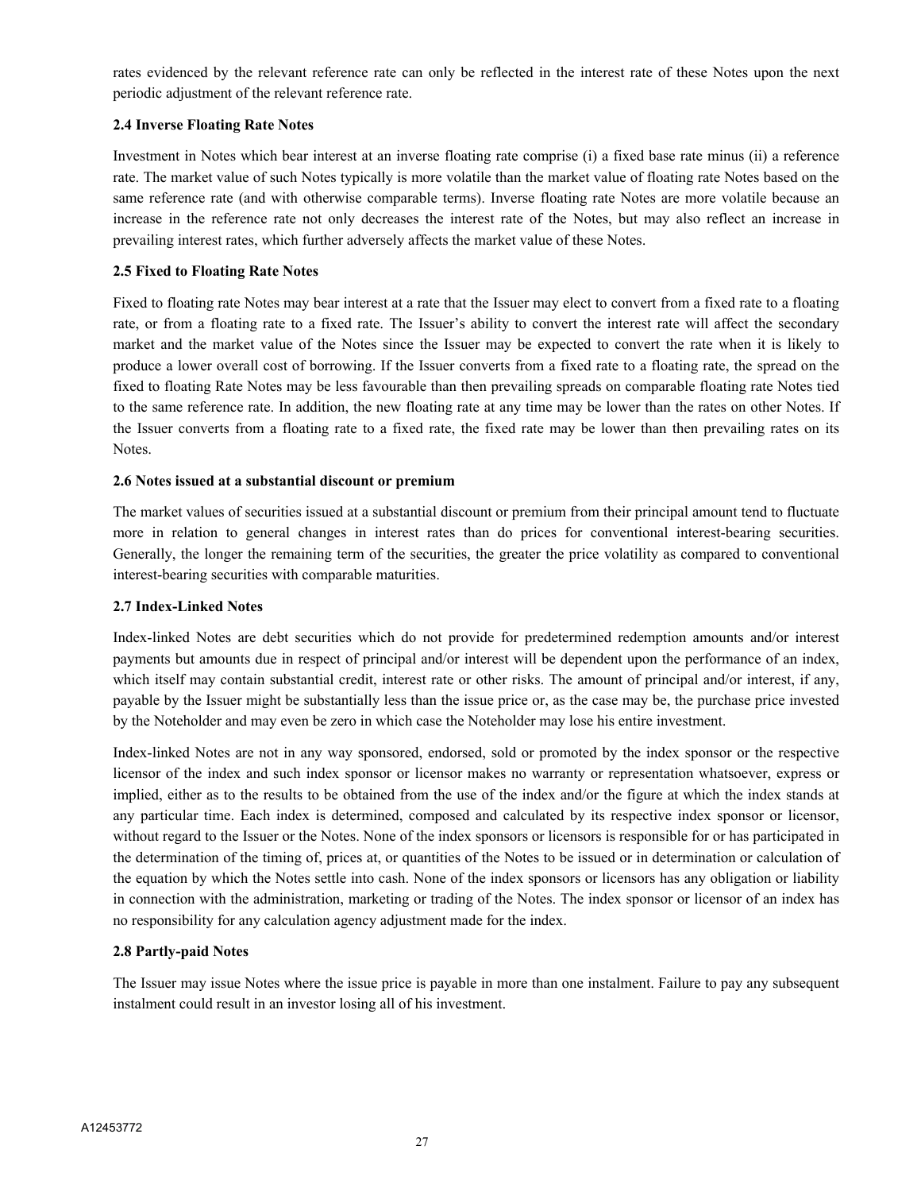rates evidenced by the relevant reference rate can only be reflected in the interest rate of these Notes upon the next periodic adjustment of the relevant reference rate.

**2.4 Inverse Floating Rate Notes**

Investment in Notes which bear interest at an inverse floating rate comprise (i) a fixed base rate minus (ii) a reference rate. The market value of such Notes typically is more volatile than the market value of floating rate Notes based on the same reference rate (and with otherwise comparable terms). Inverse floating rate Notes are more volatile because an increase in the reference rate not only decreases the interest rate of the Notes, but may also reflect an increase in prevailing interest rates, which further adversely affects the market value of these Notes.

**2.5 Fixed to Floating Rate Notes**

Fixed to floating rate Notes may bear interest at a rate that the Issuer may elect to convert from a fixed rate to a floating rate, or from a floating rate to a fixed rate. The Issuer's ability to convert the interest rate will affect the secondary market and the market value of the Notes since the Issuer may be expected to convert the rate when it is likely to produce a lower overall cost of borrowing. If the Issuer converts from a fixed rate to a floating rate, the spread on the fixed to floating Rate Notes may be less favourable than then prevailing spreads on comparable floating rate Notes tied to the same reference rate. In addition, the new floating rate at any time may be lower than the rates on other Notes. If the Issuer converts from a floating rate to a fixed rate, the fixed rate may be lower than then prevailing rates on its Notes.

**2.6 Notes issued at a substantial discount or premium**

The market values of securities issued at a substantial discount or premium from their principal amount tend to fluctuate more in relation to general changes in interest rates than do prices for conventional interest-bearing securities. Generally, the longer the remaining term of the securities, the greater the price volatility as compared to conventional interest-bearing securities with comparable maturities.

**2.7 Index-Linked Notes**

Index-linked Notes are debt securities which do not provide for predetermined redemption amounts and/or interest payments but amounts due in respect of principal and/or interest will be dependent upon the performance of an index, which itself may contain substantial credit, interest rate or other risks. The amount of principal and/or interest, if any, payable by the Issuer might be substantially less than the issue price or, as the case may be, the purchase price invested by the Noteholder and may even be zero in which case the Noteholder may lose his entire investment.

Index-linked Notes are not in any way sponsored, endorsed, sold or promoted by the index sponsor or the respective licensor of the index and such index sponsor or licensor makes no warranty or representation whatsoever, express or implied, either as to the results to be obtained from the use of the index and/or the figure at which the index stands at any particular time. Each index is determined, composed and calculated by its respective index sponsor or licensor, without regard to the Issuer or the Notes. None of the index sponsors or licensors is responsible for or has participated in the determination of the timing of, prices at, or quantities of the Notes to be issued or in determination or calculation of the equation by which the Notes settle into cash. None of the index sponsors or licensors has any obligation or liability in connection with the administration, marketing or trading of the Notes. The index sponsor or licensor of an index has no responsibility for any calculation agency adjustment made for the index.

**2.8 Partly-paid Notes**

The Issuer may issue Notes where the issue price is payable in more than one instalment. Failure to pay any subsequent instalment could result in an investor losing all of his investment.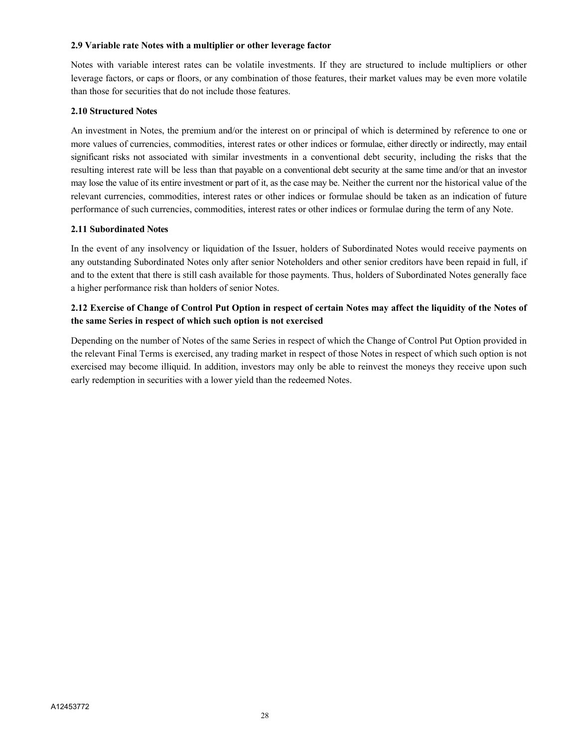### 2.9 Variable rate Notes with a multiplier or other leverage factor

Notes with variable interest rates can be volatile investments. If they are structured to include multipliers or other leverage factors, or caps or floors, or any combination of those features, their market values may be even more volatile than those for securities that do not include those features.

### 2.10 Structured Notes

An investment in Notes, the premium and/or the interest on or principal of which is determined by reference to one or more values of currencies, commodities, interest rates or other indices or formulae, either directly or indirectly, may entail significant risks not associated with similar investments in a conventional debt security, including the risks that the resulting interest rate will be less than that payable on a conventional debt security at the same time and/or that an investor may lose the value of its entire investment or part of it, as the case may be. Neither the current nor the historical value of the relevant currencies, commodities, interest rates or other indices or formulae should be taken as an indication of future performance of such currencies, commodities, interest rates or other indices or formulae during the term of any Note.

### 2.11 Subordinated Notes

In the event of any insolvency or liquidation of the Issuer, holders of Subordinated Notes would receive payments on any outstanding Subordinated Notes only after senior Noteholders and other senior creditors have been repaid in full, if and to the extent that there is still cash available for those payments. Thus, holders of Subordinated Notes generally face a higher performance risk than holders of senior Notes.

### 2.12 Exercise of Change of Control Put Option in respect of certain Notes may affect the liquidity of the Notes of the same Series in respect of which such option is not exercised

Depending on the number of Notes of the same Series in respect of which the Change of Control Put Option provided in the relevant Final Terms is exercised, any trading market in respect of those Notes in respect of which such option is not exercised may become illiquid. In addition, investors may only be able to reinvest the moneys they receive upon such early redemption in securities with a lower yield than the redeemed Notes.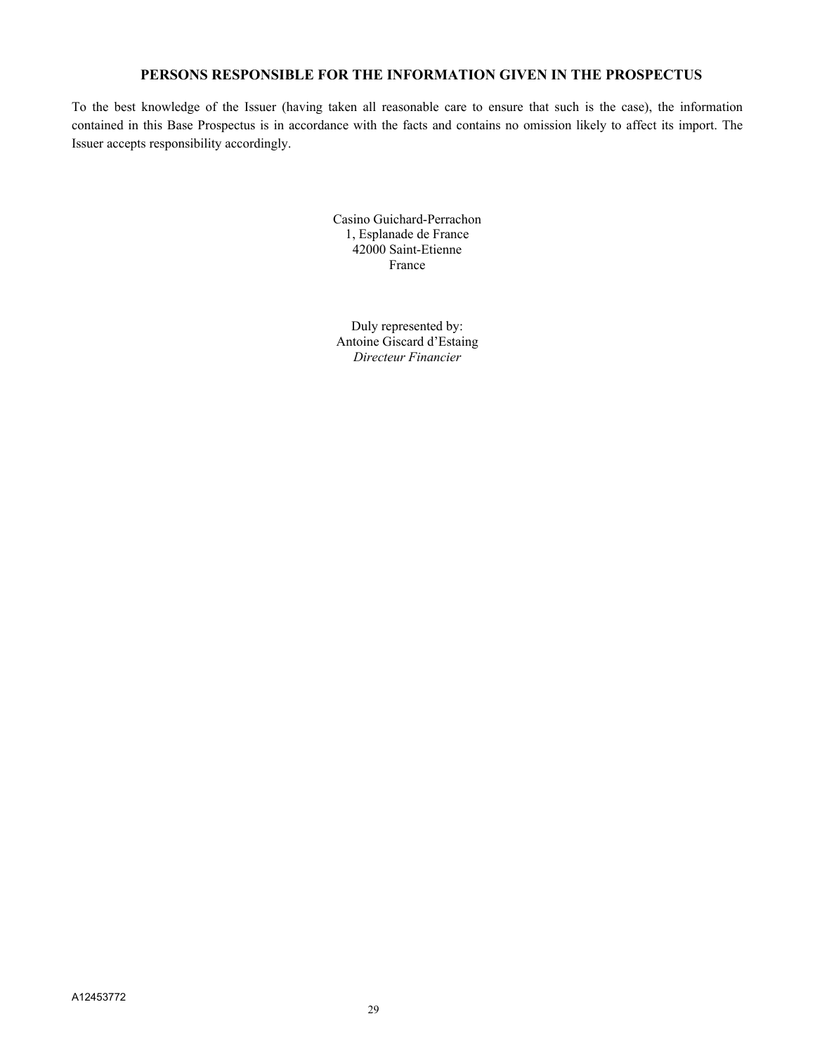## PERSONS RESPONSIBLE FOR THE INFORMATION GIVEN IN THE PROSPECTUS

To the best knowledge of the Issuer (having taken all reasonable care to ensure that such is the case), the information contained in this Base Prospectus is in accordance with the facts and contains no omission likely to affect its import. The Issuer accepts responsibility accordingly.

Casino Guichard-Perrachon
1, Esplanade de France
42000 Saint-Etienne
France

Duly represented by:
Antoine Giscard d'Estaing
*Directeur Financier*

A12453772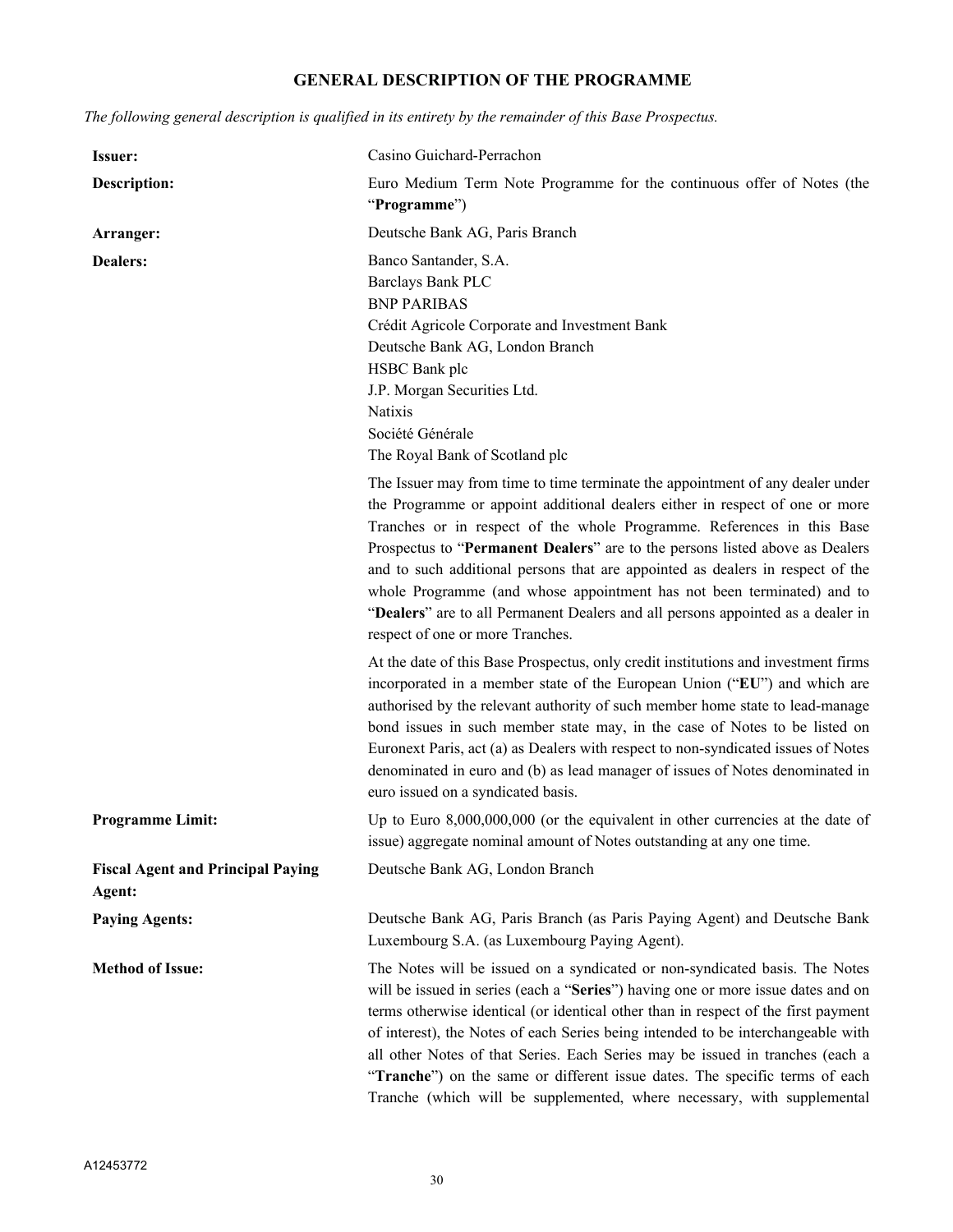## GENERAL DESCRIPTION OF THE PROGRAMME

*The following general description is qualified in its entirety by the remainder of this Base Prospectus.*

| | |
|---|---|
| **Issuer:** | Casino Guichard-Perrachon |
| **Description:** | Euro Medium Term Note Programme for the continuous offer of Notes (the "**Programme**") |
| **Arranger:** | Deutsche Bank AG, Paris Branch |
| **Dealers:** | Banco Santander, S.A.<br>Barclays Bank PLC<br>BNP PARIBAS<br>Crédit Agricole Corporate and Investment Bank<br>Deutsche Bank AG, London Branch<br>HSBC Bank plc<br>J.P. Morgan Securities Ltd.<br>Natixis<br>Société Générale<br>The Royal Bank of Scotland plc<br><br>The Issuer may from time to time terminate the appointment of any dealer under the Programme or appoint additional dealers either in respect of one or more Tranches or in respect of the whole Programme. References in this Base Prospectus to "**Permanent Dealers**" are to the persons listed above as Dealers and to such additional persons that are appointed as dealers in respect of the whole Programme (and whose appointment has not been terminated) and to "**Dealers**" are to all Permanent Dealers and all persons appointed as a dealer in respect of one or more Tranches.<br><br>At the date of this Base Prospectus, only credit institutions and investment firms incorporated in a member state of the European Union ("**EU**") and which are authorised by the relevant authority of such member home state to lead-manage bond issues in such member state may, in the case of Notes to be listed on Euronext Paris, act (a) as Dealers with respect to non-syndicated issues of Notes denominated in euro and (b) as lead manager of issues of Notes denominated in euro issued on a syndicated basis. |
| **Programme Limit:** | Up to Euro 8,000,000,000 (or the equivalent in other currencies at the date of issue) aggregate nominal amount of Notes outstanding at any one time. |
| **Fiscal Agent and Principal Paying Agent:** | Deutsche Bank AG, London Branch |
| **Paying Agents:** | Deutsche Bank AG, Paris Branch (as Paris Paying Agent) and Deutsche Bank Luxembourg S.A. (as Luxembourg Paying Agent). |
| **Method of Issue:** | The Notes will be issued on a syndicated or non-syndicated basis. The Notes will be issued in series (each a "**Series**") having one or more issue dates and on terms otherwise identical (or identical other than in respect of the first payment of interest), the Notes of each Series being intended to be interchangeable with all other Notes of that Series. Each Series may be issued in tranches (each a "**Tranche**") on the same or different issue dates. The specific terms of each Tranche (which will be supplemented, where necessary, with supplemental |

A12453772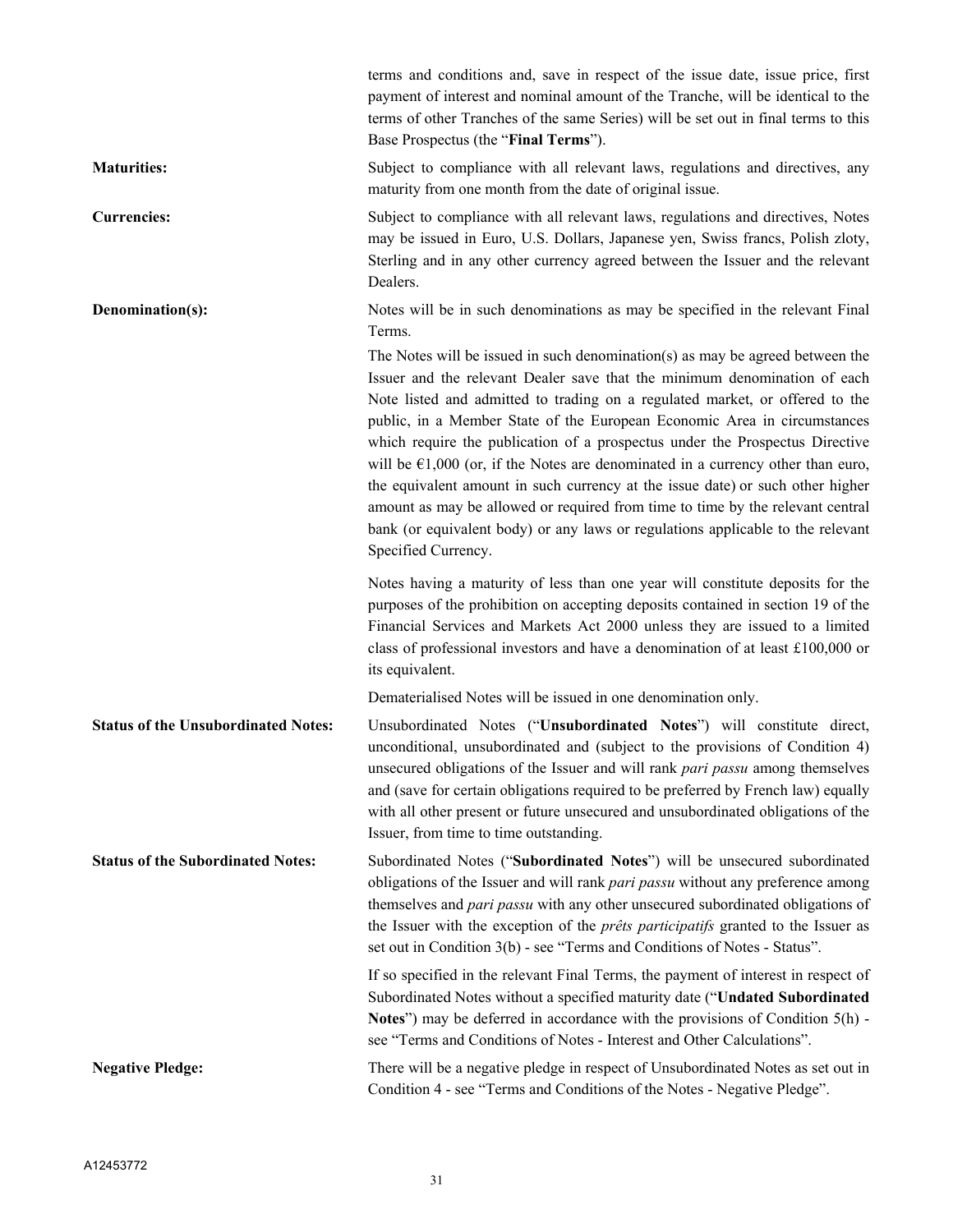terms and conditions and, save in respect of the issue date, issue price, first payment of interest and nominal amount of the Tranche, will be identical to the terms of other Tranches of the same Series) will be set out in final terms to this Base Prospectus (the "**Final Terms**").

**Maturities:** Subject to compliance with all relevant laws, regulations and directives, any maturity from one month from the date of original issue.

**Currencies:** Subject to compliance with all relevant laws, regulations and directives, Notes may be issued in Euro, U.S. Dollars, Japanese yen, Swiss francs, Polish zloty, Sterling and in any other currency agreed between the Issuer and the relevant Dealers.

**Denomination(s):** Notes will be in such denominations as may be specified in the relevant Final Terms.

The Notes will be issued in such denomination(s) as may be agreed between the Issuer and the relevant Dealer save that the minimum denomination of each Note listed and admitted to trading on a regulated market, or offered to the public, in a Member State of the European Economic Area in circumstances which require the publication of a prospectus under the Prospectus Directive will be €1,000 (or, if the Notes are denominated in a currency other than euro, the equivalent amount in such currency at the issue date) or such other higher amount as may be allowed or required from time to time by the relevant central bank (or equivalent body) or any laws or regulations applicable to the relevant Specified Currency.

Notes having a maturity of less than one year will constitute deposits for the purposes of the prohibition on accepting deposits contained in section 19 of the Financial Services and Markets Act 2000 unless they are issued to a limited class of professional investors and have a denomination of at least £100,000 or its equivalent.

Dematerialised Notes will be issued in one denomination only.

**Status of the Unsubordinated Notes:** Unsubordinated Notes ("**Unsubordinated Notes**") will constitute direct, unconditional, unsubordinated and (subject to the provisions of Condition 4) unsecured obligations of the Issuer and will rank *pari passu* among themselves and (save for certain obligations required to be preferred by French law) equally with all other present or future unsecured and unsubordinated obligations of the Issuer, from time to time outstanding.

**Status of the Subordinated Notes:** Subordinated Notes ("**Subordinated Notes**") will be unsecured subordinated obligations of the Issuer and will rank *pari passu* without any preference among themselves and *pari passu* with any other unsecured subordinated obligations of the Issuer with the exception of the *prêts participatifs* granted to the Issuer as set out in Condition 3(b) - see "Terms and Conditions of Notes - Status".

If so specified in the relevant Final Terms, the payment of interest in respect of Subordinated Notes without a specified maturity date ("**Undated Subordinated Notes**") may be deferred in accordance with the provisions of Condition 5(h) - see "Terms and Conditions of Notes - Interest and Other Calculations".

**Negative Pledge:** There will be a negative pledge in respect of Unsubordinated Notes as set out in Condition 4 - see "Terms and Conditions of the Notes - Negative Pledge".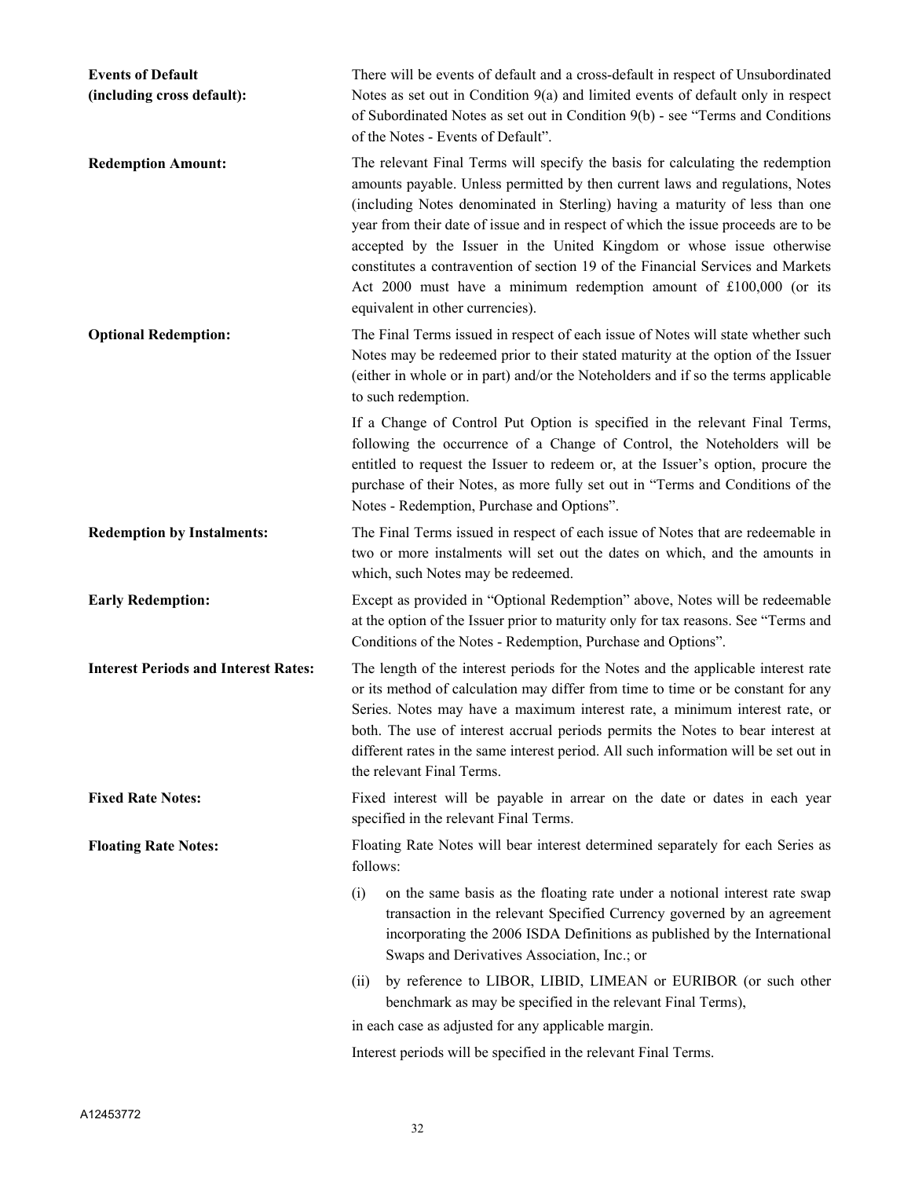**Events of Default (including cross default):** There will be events of default and a cross-default in respect of Unsubordinated Notes as set out in Condition 9(a) and limited events of default only in respect of Subordinated Notes as set out in Condition 9(b) - see "Terms and Conditions of the Notes - Events of Default".

**Redemption Amount:** The relevant Final Terms will specify the basis for calculating the redemption amounts payable. Unless permitted by then current laws and regulations, Notes (including Notes denominated in Sterling) having a maturity of less than one year from their date of issue and in respect of which the issue proceeds are to be accepted by the Issuer in the United Kingdom or whose issue otherwise constitutes a contravention of section 19 of the Financial Services and Markets Act 2000 must have a minimum redemption amount of £100,000 (or its equivalent in other currencies).

**Optional Redemption:** The Final Terms issued in respect of each issue of Notes will state whether such Notes may be redeemed prior to their stated maturity at the option of the Issuer (either in whole or in part) and/or the Noteholders and if so the terms applicable to such redemption.

If a Change of Control Put Option is specified in the relevant Final Terms, following the occurrence of a Change of Control, the Noteholders will be entitled to request the Issuer to redeem or, at the Issuer's option, procure the purchase of their Notes, as more fully set out in "Terms and Conditions of the Notes - Redemption, Purchase and Options".

**Redemption by Instalments:** The Final Terms issued in respect of each issue of Notes that are redeemable in two or more instalments will set out the dates on which, and the amounts in which, such Notes may be redeemed.

**Early Redemption:** Except as provided in "Optional Redemption" above, Notes will be redeemable at the option of the Issuer prior to maturity only for tax reasons. See "Terms and Conditions of the Notes - Redemption, Purchase and Options".

**Interest Periods and Interest Rates:** The length of the interest periods for the Notes and the applicable interest rate or its method of calculation may differ from time to time or be constant for any Series. Notes may have a maximum interest rate, a minimum interest rate, or both. The use of interest accrual periods permits the Notes to bear interest at different rates in the same interest period. All such information will be set out in the relevant Final Terms.

**Fixed Rate Notes:** Fixed interest will be payable in arrear on the date or dates in each year specified in the relevant Final Terms.

**Floating Rate Notes:** Floating Rate Notes will bear interest determined separately for each Series as follows:

(i) on the same basis as the floating rate under a notional interest rate swap transaction in the relevant Specified Currency governed by an agreement incorporating the 2006 ISDA Definitions as published by the International Swaps and Derivatives Association, Inc.; or

(ii) by reference to LIBOR, LIBID, LIMEAN or EURIBOR (or such other benchmark as may be specified in the relevant Final Terms),

in each case as adjusted for any applicable margin.

Interest periods will be specified in the relevant Final Terms.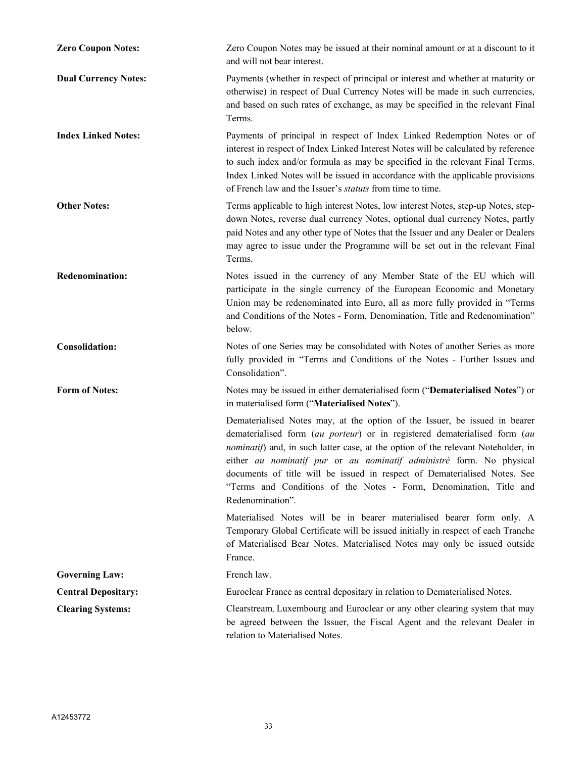**Zero Coupon Notes:** Zero Coupon Notes may be issued at their nominal amount or at a discount to it and will not bear interest.

**Dual Currency Notes:** Payments (whether in respect of principal or interest and whether at maturity or otherwise) in respect of Dual Currency Notes will be made in such currencies, and based on such rates of exchange, as may be specified in the relevant Final Terms.

**Index Linked Notes:** Payments of principal in respect of Index Linked Redemption Notes or of interest in respect of Index Linked Interest Notes will be calculated by reference to such index and/or formula as may be specified in the relevant Final Terms. Index Linked Notes will be issued in accordance with the applicable provisions of French law and the Issuer's *statuts* from time to time.

**Other Notes:** Terms applicable to high interest Notes, low interest Notes, step-up Notes, step-down Notes, reverse dual currency Notes, optional dual currency Notes, partly paid Notes and any other type of Notes that the Issuer and any Dealer or Dealers may agree to issue under the Programme will be set out in the relevant Final Terms.

**Redenomination:** Notes issued in the currency of any Member State of the EU which will participate in the single currency of the European Economic and Monetary Union may be redenominated into Euro, all as more fully provided in "Terms and Conditions of the Notes - Form, Denomination, Title and Redenomination" below.

**Consolidation:** Notes of one Series may be consolidated with Notes of another Series as more fully provided in "Terms and Conditions of the Notes - Further Issues and Consolidation".

**Form of Notes:** Notes may be issued in either dematerialised form ("**Dematerialised Notes**") or in materialised form ("**Materialised Notes**").

Dematerialised Notes may, at the option of the Issuer, be issued in bearer dematerialised form (*au porteur*) or in registered dematerialised form (*au nominatif*) and, in such latter case, at the option of the relevant Noteholder, in either *au nominatif pur* or *au nominatif administré* form. No physical documents of title will be issued in respect of Dematerialised Notes. See "Terms and Conditions of the Notes - Form, Denomination, Title and Redenomination".

Materialised Notes will be in bearer materialised bearer form only. A Temporary Global Certificate will be issued initially in respect of each Tranche of Materialised Bear Notes. Materialised Notes may only be issued outside France.

**Governing Law:** French law.

**Central Depositary:** Euroclear France as central depositary in relation to Dematerialised Notes.

**Clearing Systems:** Clearstream, Luxembourg and Euroclear or any other clearing system that may be agreed between the Issuer, the Fiscal Agent and the relevant Dealer in relation to Materialised Notes.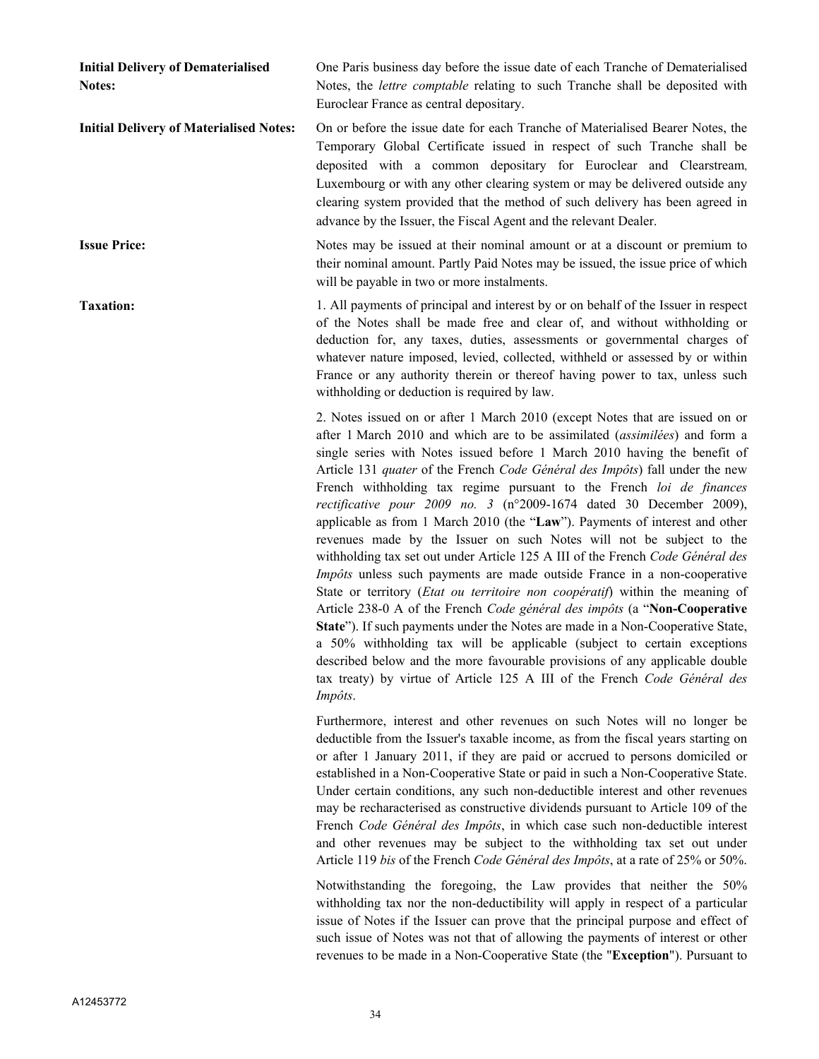**Initial Delivery of Dematerialised Notes:** One Paris business day before the issue date of each Tranche of Dematerialised Notes, the *lettre comptable* relating to such Tranche shall be deposited with Euroclear France as central depositary.

**Initial Delivery of Materialised Notes:** On or before the issue date for each Tranche of Materialised Bearer Notes, the Temporary Global Certificate issued in respect of such Tranche shall be deposited with a common depositary for Euroclear and Clearstream, Luxembourg or with any other clearing system or may be delivered outside any clearing system provided that the method of such delivery has been agreed in advance by the Issuer, the Fiscal Agent and the relevant Dealer.

**Issue Price:** Notes may be issued at their nominal amount or at a discount or premium to their nominal amount. Partly Paid Notes may be issued, the issue price of which will be payable in two or more instalments.

**Taxation:**

1. All payments of principal and interest by or on behalf of the Issuer in respect of the Notes shall be made free and clear of, and without withholding or deduction for, any taxes, duties, assessments or governmental charges of whatever nature imposed, levied, collected, withheld or assessed by or within France or any authority therein or thereof having power to tax, unless such withholding or deduction is required by law.

2. Notes issued on or after 1 March 2010 (except Notes that are issued on or after 1 March 2010 and which are to be assimilated (*assimilées*) and form a single series with Notes issued before 1 March 2010 having the benefit of Article 131 *quater* of the French *Code Général des Impôts*) fall under the new French withholding tax regime pursuant to the French *loi de finances rectificative pour 2009 no. 3* (n°2009-1674 dated 30 December 2009), applicable as from 1 March 2010 (the "**Law**"). Payments of interest and other revenues made by the Issuer on such Notes will not be subject to the withholding tax set out under Article 125 A III of the French *Code Général des Impôts* unless such payments are made outside France in a non-cooperative State or territory (*Etat ou territoire non coopératif*) within the meaning of Article 238-0 A of the French *Code général des impôts* (a "**Non-Cooperative State**"). If such payments under the Notes are made in a Non-Cooperative State, a 50% withholding tax will be applicable (subject to certain exceptions described below and the more favourable provisions of any applicable double tax treaty) by virtue of Article 125 A III of the French *Code Général des Impôts*.

Furthermore, interest and other revenues on such Notes will no longer be deductible from the Issuer's taxable income, as from the fiscal years starting on or after 1 January 2011, if they are paid or accrued to persons domiciled or established in a Non-Cooperative State or paid in such a Non-Cooperative State. Under certain conditions, any such non-deductible interest and other revenues may be recharacterised as constructive dividends pursuant to Article 109 of the French *Code Général des Impôts*, in which case such non-deductible interest and other revenues may be subject to the withholding tax set out under Article 119 *bis* of the French *Code Général des Impôts*, at a rate of 25% or 50%.

Notwithstanding the foregoing, the Law provides that neither the 50% withholding tax nor the non-deductibility will apply in respect of a particular issue of Notes if the Issuer can prove that the principal purpose and effect of such issue of Notes was not that of allowing the payments of interest or other revenues to be made in a Non-Cooperative State (the "**Exception**"). Pursuant to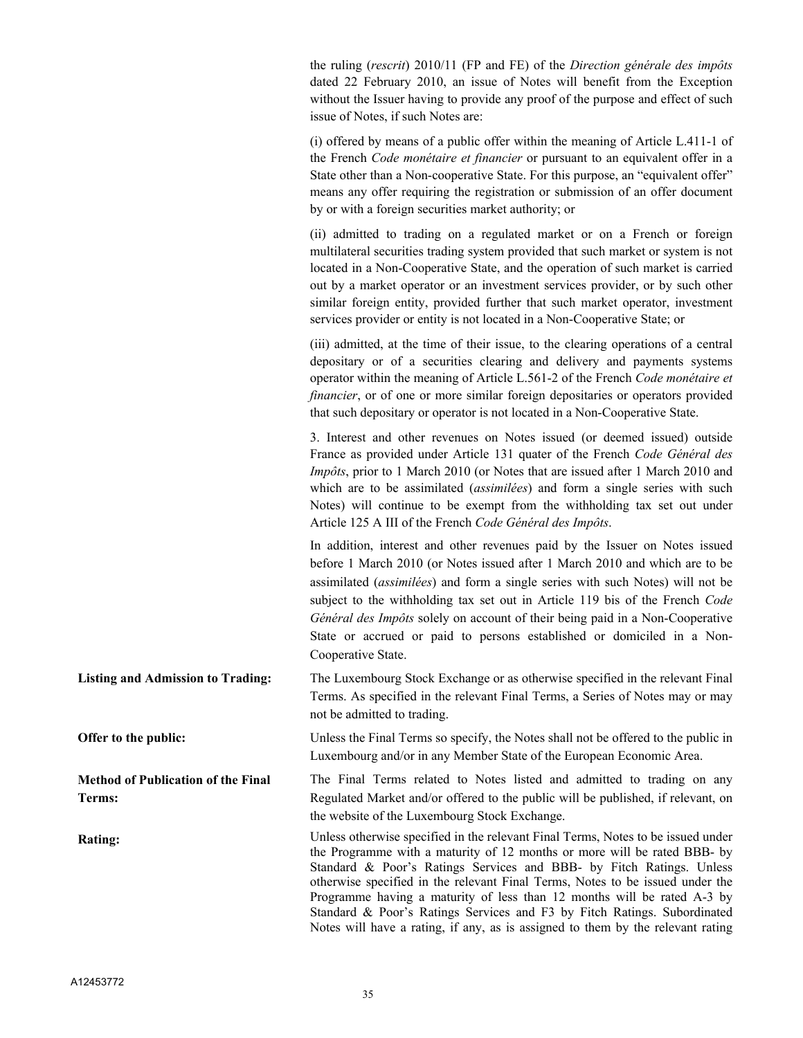the ruling (*rescrit*) 2010/11 (FP and FE) of the *Direction générale des impôts* dated 22 February 2010, an issue of Notes will benefit from the Exception without the Issuer having to provide any proof of the purpose and effect of such issue of Notes, if such Notes are:

(i) offered by means of a public offer within the meaning of Article L.411-1 of the French *Code monétaire et financier* or pursuant to an equivalent offer in a State other than a Non-cooperative State. For this purpose, an "equivalent offer" means any offer requiring the registration or submission of an offer document by or with a foreign securities market authority; or

(ii) admitted to trading on a regulated market or on a French or foreign multilateral securities trading system provided that such market or system is not located in a Non-Cooperative State, and the operation of such market is carried out by a market operator or an investment services provider, or by such other similar foreign entity, provided further that such market operator, investment services provider or entity is not located in a Non-Cooperative State; or

(iii) admitted, at the time of their issue, to the clearing operations of a central depositary or of a securities clearing and delivery and payments systems operator within the meaning of Article L.561-2 of the French *Code monétaire et financier*, or of one or more similar foreign depositaries or operators provided that such depositary or operator is not located in a Non-Cooperative State.

3. Interest and other revenues on Notes issued (or deemed issued) outside France as provided under Article 131 quater of the French *Code Général des Impôts*, prior to 1 March 2010 (or Notes that are issued after 1 March 2010 and which are to be assimilated (*assimilées*) and form a single series with such Notes) will continue to be exempt from the withholding tax set out under Article 125 A III of the French *Code Général des Impôts*.

In addition, interest and other revenues paid by the Issuer on Notes issued before 1 March 2010 (or Notes issued after 1 March 2010 and which are to be assimilated (*assimilées*) and form a single series with such Notes) will not be subject to the withholding tax set out in Article 119 bis of the French *Code Général des Impôts* solely on account of their being paid in a Non-Cooperative State or accrued or paid to persons established or domiciled in a Non-Cooperative State.

**Listing and Admission to Trading:** The Luxembourg Stock Exchange or as otherwise specified in the relevant Final Terms. As specified in the relevant Final Terms, a Series of Notes may or may not be admitted to trading.

**Offer to the public:** Unless the Final Terms so specify, the Notes shall not be offered to the public in Luxembourg and/or in any Member State of the European Economic Area.

**Method of Publication of the Final Terms:** The Final Terms related to Notes listed and admitted to trading on any Regulated Market and/or offered to the public will be published, if relevant, on the website of the Luxembourg Stock Exchange.

**Rating:** Unless otherwise specified in the relevant Final Terms, Notes to be issued under the Programme with a maturity of 12 months or more will be rated BBB- by Standard & Poor's Ratings Services and BBB- by Fitch Ratings. Unless otherwise specified in the relevant Final Terms, Notes to be issued under the Programme having a maturity of less than 12 months will be rated A-3 by Standard & Poor's Ratings Services and F3 by Fitch Ratings. Subordinated Notes will have a rating, if any, as is assigned to them by the relevant rating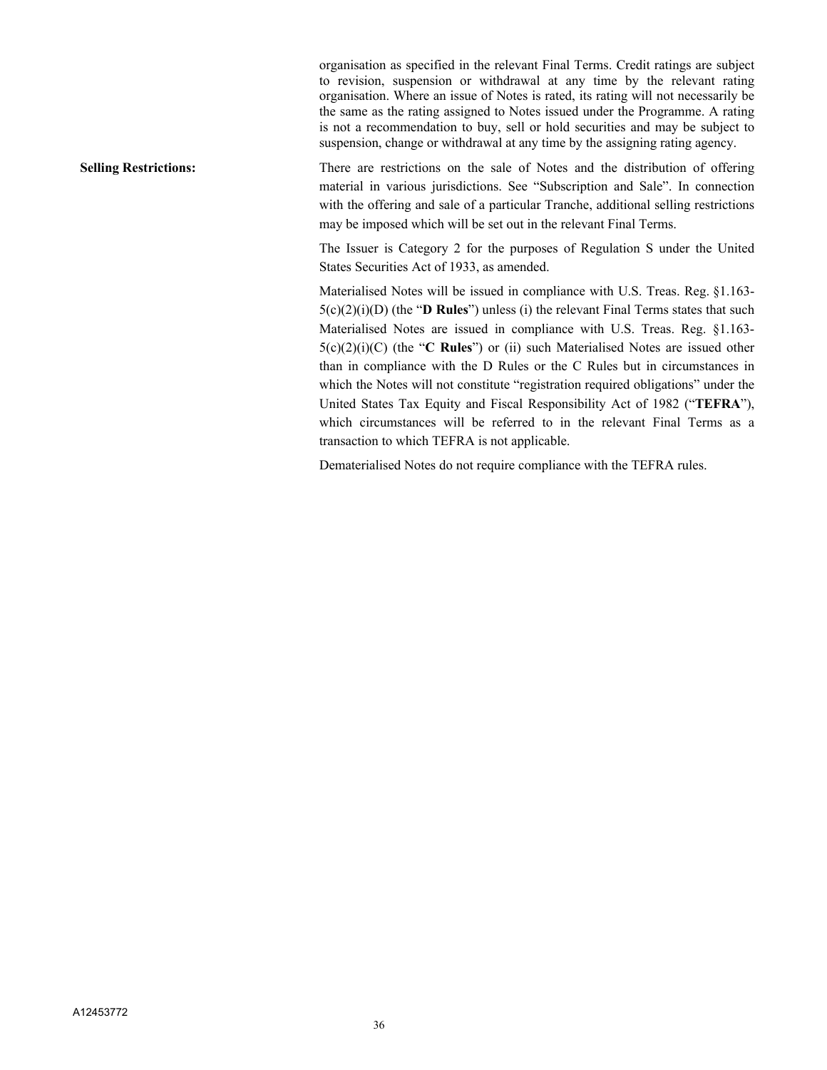organisation as specified in the relevant Final Terms. Credit ratings are subject to revision, suspension or withdrawal at any time by the relevant rating organisation. Where an issue of Notes is rated, its rating will not necessarily be the same as the rating assigned to Notes issued under the Programme. A rating is not a recommendation to buy, sell or hold securities and may be subject to suspension, change or withdrawal at any time by the assigning rating agency.

**Selling Restrictions:**

There are restrictions on the sale of Notes and the distribution of offering material in various jurisdictions. See "Subscription and Sale". In connection with the offering and sale of a particular Tranche, additional selling restrictions may be imposed which will be set out in the relevant Final Terms.

The Issuer is Category 2 for the purposes of Regulation S under the United States Securities Act of 1933, as amended.

Materialised Notes will be issued in compliance with U.S. Treas. Reg. §1.163-5(c)(2)(i)(D) (the "**D Rules**") unless (i) the relevant Final Terms states that such Materialised Notes are issued in compliance with U.S. Treas. Reg. §1.163-5(c)(2)(i)(C) (the "**C Rules**") or (ii) such Materialised Notes are issued other than in compliance with the D Rules or the C Rules but in circumstances in which the Notes will not constitute "registration required obligations" under the United States Tax Equity and Fiscal Responsibility Act of 1982 ("**TEFRA**"), which circumstances will be referred to in the relevant Final Terms as a transaction to which TEFRA is not applicable.

Dematerialised Notes do not require compliance with the TEFRA rules.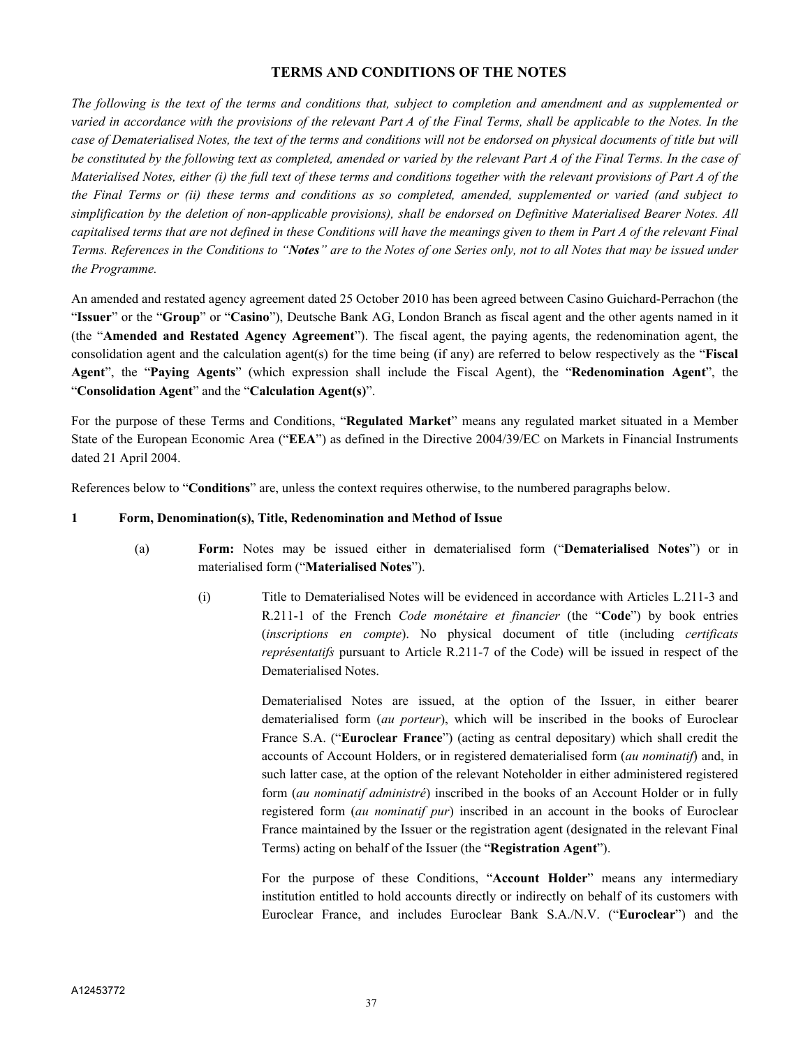## TERMS AND CONDITIONS OF THE NOTES

*The following is the text of the terms and conditions that, subject to completion and amendment and as supplemented or varied in accordance with the provisions of the relevant Part A of the Final Terms, shall be applicable to the Notes. In the case of Dematerialised Notes, the text of the terms and conditions will not be endorsed on physical documents of title but will be constituted by the following text as completed, amended or varied by the relevant Part A of the Final Terms. In the case of Materialised Notes, either (i) the full text of these terms and conditions together with the relevant provisions of Part A of the the Final Terms or (ii) these terms and conditions as so completed, amended, supplemented or varied (and subject to simplification by the deletion of non-applicable provisions), shall be endorsed on Definitive Materialised Bearer Notes. All capitalised terms that are not defined in these Conditions will have the meanings given to them in Part A of the relevant Final Terms. References in the Conditions to "**Notes**" are to the Notes of one Series only, not to all Notes that may be issued under the Programme.*

An amended and restated agency agreement dated 25 October 2010 has been agreed between Casino Guichard-Perrachon (the "**Issuer**" or the "**Group**" or "**Casino**"), Deutsche Bank AG, London Branch as fiscal agent and the other agents named in it (the "**Amended and Restated Agency Agreement**"). The fiscal agent, the paying agents, the redenomination agent, the consolidation agent and the calculation agent(s) for the time being (if any) are referred to below respectively as the "**Fiscal Agent**", the "**Paying Agents**" (which expression shall include the Fiscal Agent), the "**Redenomination Agent**", the "**Consolidation Agent**" and the "**Calculation Agent(s)**".

For the purpose of these Terms and Conditions, "**Regulated Market**" means any regulated market situated in a Member State of the European Economic Area ("**EEA**") as defined in the Directive 2004/39/EC on Markets in Financial Instruments dated 21 April 2004.

References below to "**Conditions**" are, unless the context requires otherwise, to the numbered paragraphs below.

### 1 Form, Denomination(s), Title, Redenomination and Method of Issue

(a) **Form:** Notes may be issued either in dematerialised form ("**Dematerialised Notes**") or in materialised form ("**Materialised Notes**").

(i) Title to Dematerialised Notes will be evidenced in accordance with Articles L.211-3 and R.211-1 of the French *Code monétaire et financier* (the "**Code**") by book entries (*inscriptions en compte*). No physical document of title (including *certificats représentatifs* pursuant to Article R.211-7 of the Code) will be issued in respect of the Dematerialised Notes.

Dematerialised Notes are issued, at the option of the Issuer, in either bearer dematerialised form (*au porteur*), which will be inscribed in the books of Euroclear France S.A. ("**Euroclear France**") (acting as central depositary) which shall credit the accounts of Account Holders, or in registered dematerialised form (*au nominatif*) and, in such latter case, at the option of the relevant Noteholder in either administered registered form (*au nominatif administré*) inscribed in the books of an Account Holder or in fully registered form (*au nominatif pur*) inscribed in an account in the books of Euroclear France maintained by the Issuer or the registration agent (designated in the relevant Final Terms) acting on behalf of the Issuer (the "**Registration Agent**").

For the purpose of these Conditions, "**Account Holder**" means any intermediary institution entitled to hold accounts directly or indirectly on behalf of its customers with Euroclear France, and includes Euroclear Bank S.A./N.V. ("**Euroclear**") and the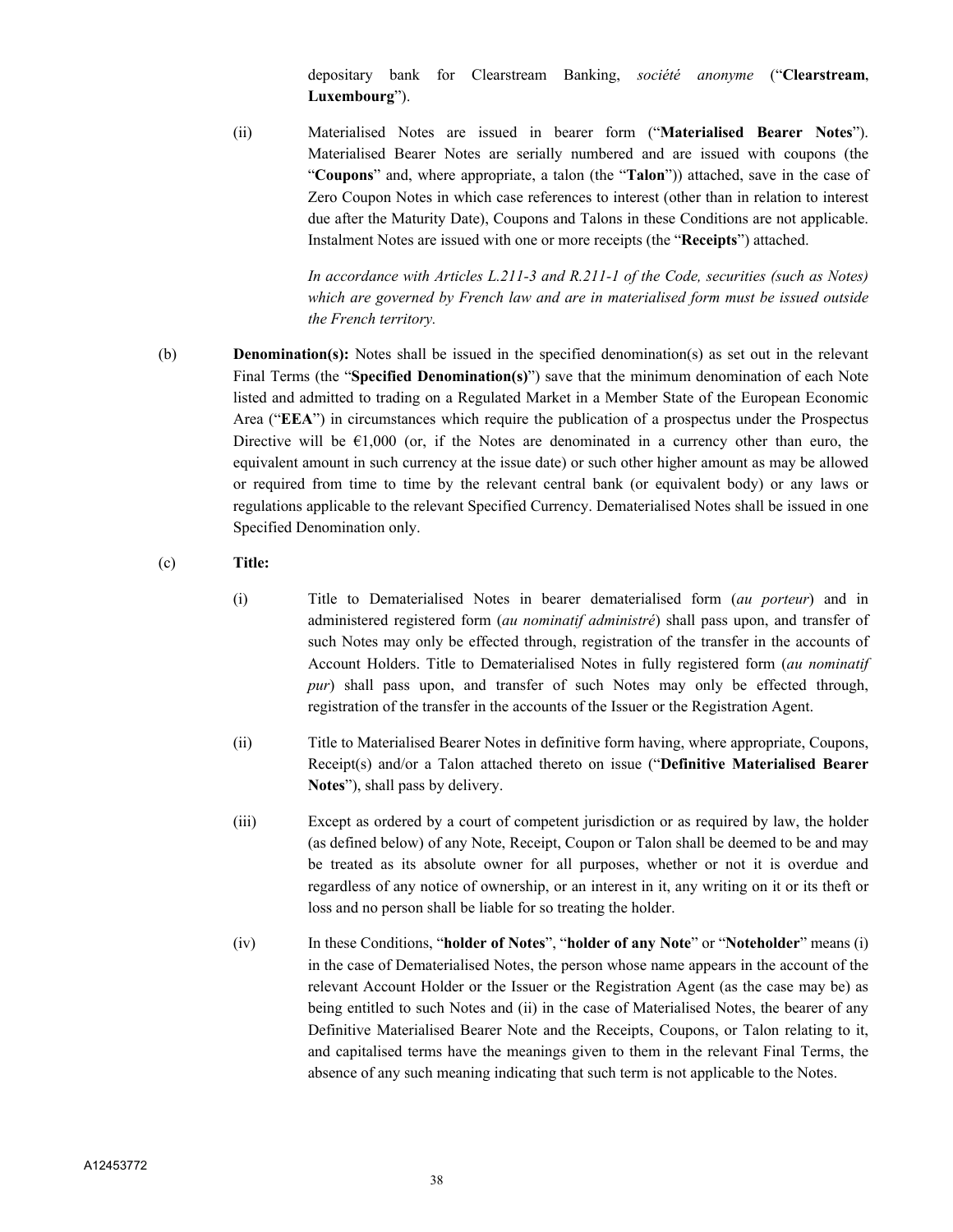depositary bank for Clearstream Banking, *société anonyme* ("**Clearstream, Luxembourg**").

(ii) Materialised Notes are issued in bearer form ("**Materialised Bearer Notes**"). Materialised Bearer Notes are serially numbered and are issued with coupons (the "**Coupons**" and, where appropriate, a talon (the "**Talon**")) attached, save in the case of Zero Coupon Notes in which case references to interest (other than in relation to interest due after the Maturity Date), Coupons and Talons in these Conditions are not applicable. Instalment Notes are issued with one or more receipts (the "**Receipts**") attached.

*In accordance with Articles L.211-3 and R.211-1 of the Code, securities (such as Notes) which are governed by French law and are in materialised form must be issued outside the French territory.*

(b) **Denomination(s):** Notes shall be issued in the specified denomination(s) as set out in the relevant Final Terms (the "**Specified Denomination(s)**") save that the minimum denomination of each Note listed and admitted to trading on a Regulated Market in a Member State of the European Economic Area ("**EEA**") in circumstances which require the publication of a prospectus under the Prospectus Directive will be €1,000 (or, if the Notes are denominated in a currency other than euro, the equivalent amount in such currency at the issue date) or such other higher amount as may be allowed or required from time to time by the relevant central bank (or equivalent body) or any laws or regulations applicable to the relevant Specified Currency. Dematerialised Notes shall be issued in one Specified Denomination only.

(c) **Title:**

(i) Title to Dematerialised Notes in bearer dematerialised form (*au porteur*) and in administered registered form (*au nominatif administré*) shall pass upon, and transfer of such Notes may only be effected through, registration of the transfer in the accounts of Account Holders. Title to Dematerialised Notes in fully registered form (*au nominatif pur*) shall pass upon, and transfer of such Notes may only be effected through, registration of the transfer in the accounts of the Issuer or the Registration Agent.

(ii) Title to Materialised Bearer Notes in definitive form having, where appropriate, Coupons, Receipt(s) and/or a Talon attached thereto on issue ("**Definitive Materialised Bearer Notes**"), shall pass by delivery.

(iii) Except as ordered by a court of competent jurisdiction or as required by law, the holder (as defined below) of any Note, Receipt, Coupon or Talon shall be deemed to be and may be treated as its absolute owner for all purposes, whether or not it is overdue and regardless of any notice of ownership, or an interest in it, any writing on it or its theft or loss and no person shall be liable for so treating the holder.

(iv) In these Conditions, "**holder of Notes**", "**holder of any Note**" or "**Noteholder**" means (i) in the case of Dematerialised Notes, the person whose name appears in the account of the relevant Account Holder or the Issuer or the Registration Agent (as the case may be) as being entitled to such Notes and (ii) in the case of Materialised Notes, the bearer of any Definitive Materialised Bearer Note and the Receipts, Coupons, or Talon relating to it, and capitalised terms have the meanings given to them in the relevant Final Terms, the absence of any such meaning indicating that such term is not applicable to the Notes.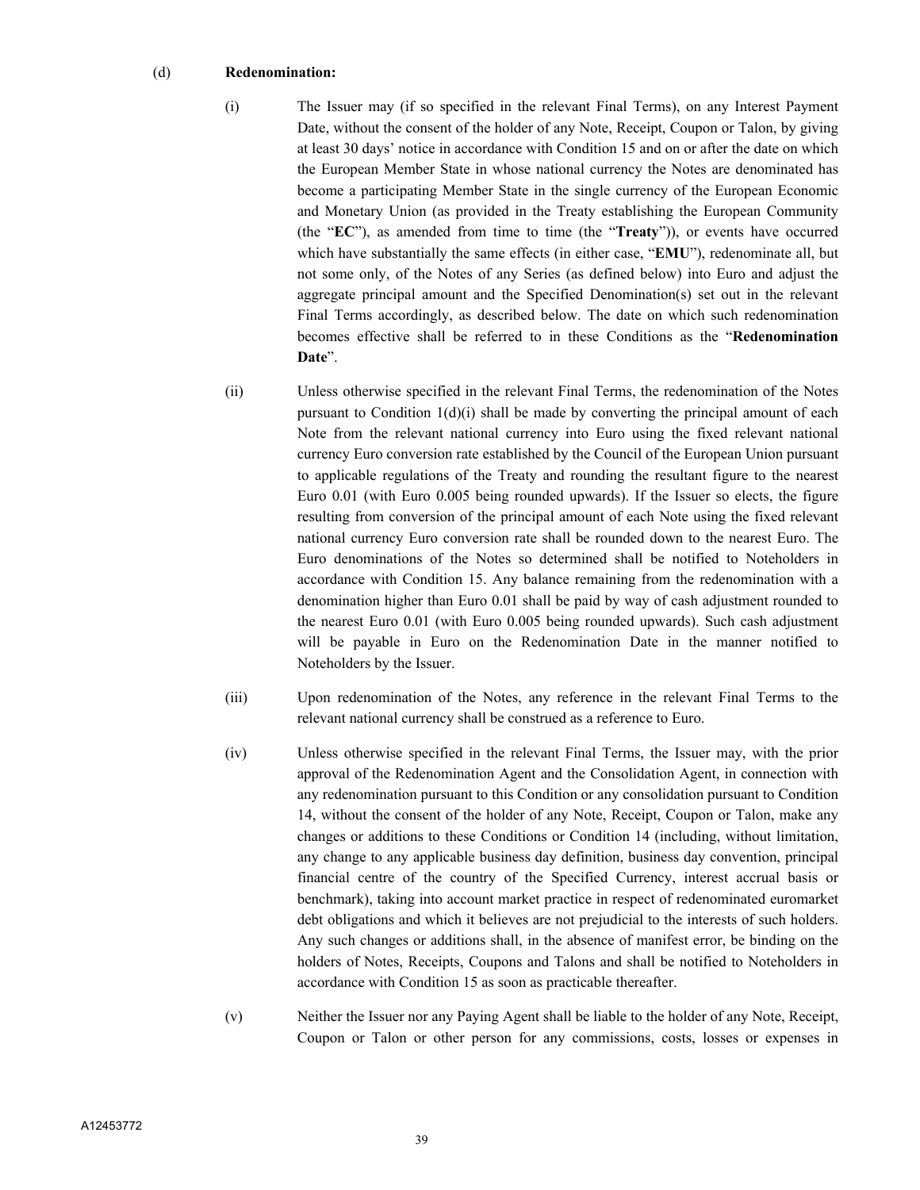(d) **Redenomination:**

(i) The Issuer may (if so specified in the relevant Final Terms), on any Interest Payment Date, without the consent of the holder of any Note, Receipt, Coupon or Talon, by giving at least 30 days' notice in accordance with Condition 15 and on or after the date on which the European Member State in whose national currency the Notes are denominated has become a participating Member State in the single currency of the European Economic and Monetary Union (as provided in the Treaty establishing the European Community (the "**EC**"), as amended from time to time (the "**Treaty**")), or events have occurred which have substantially the same effects (in either case, "**EMU**"), redenominate all, but not some only, of the Notes of any Series (as defined below) into Euro and adjust the aggregate principal amount and the Specified Denomination(s) set out in the relevant Final Terms accordingly, as described below. The date on which such redenomination becomes effective shall be referred to in these Conditions as the "**Redenomination Date**".

(ii) Unless otherwise specified in the relevant Final Terms, the redenomination of the Notes pursuant to Condition 1(d)(i) shall be made by converting the principal amount of each Note from the relevant national currency into Euro using the fixed relevant national currency Euro conversion rate established by the Council of the European Union pursuant to applicable regulations of the Treaty and rounding the resultant figure to the nearest Euro 0.01 (with Euro 0.005 being rounded upwards). If the Issuer so elects, the figure resulting from conversion of the principal amount of each Note using the fixed relevant national currency Euro conversion rate shall be rounded down to the nearest Euro. The Euro denominations of the Notes so determined shall be notified to Noteholders in accordance with Condition 15. Any balance remaining from the redenomination with a denomination higher than Euro 0.01 shall be paid by way of cash adjustment rounded to the nearest Euro 0.01 (with Euro 0.005 being rounded upwards). Such cash adjustment will be payable in Euro on the Redenomination Date in the manner notified to Noteholders by the Issuer.

(iii) Upon redenomination of the Notes, any reference in the relevant Final Terms to the relevant national currency shall be construed as a reference to Euro.

(iv) Unless otherwise specified in the relevant Final Terms, the Issuer may, with the prior approval of the Redenomination Agent and the Consolidation Agent, in connection with any redenomination pursuant to this Condition or any consolidation pursuant to Condition 14, without the consent of the holder of any Note, Receipt, Coupon or Talon, make any changes or additions to these Conditions or Condition 14 (including, without limitation, any change to any applicable business day definition, business day convention, principal financial centre of the country of the Specified Currency, interest accrual basis or benchmark), taking into account market practice in respect of redenominated euromarket debt obligations and which it believes are not prejudicial to the interests of such holders. Any such changes or additions shall, in the absence of manifest error, be binding on the holders of Notes, Receipts, Coupons and Talons and shall be notified to Noteholders in accordance with Condition 15 as soon as practicable thereafter.

(v) Neither the Issuer nor any Paying Agent shall be liable to the holder of any Note, Receipt, Coupon or Talon or other person for any commissions, costs, losses or expenses in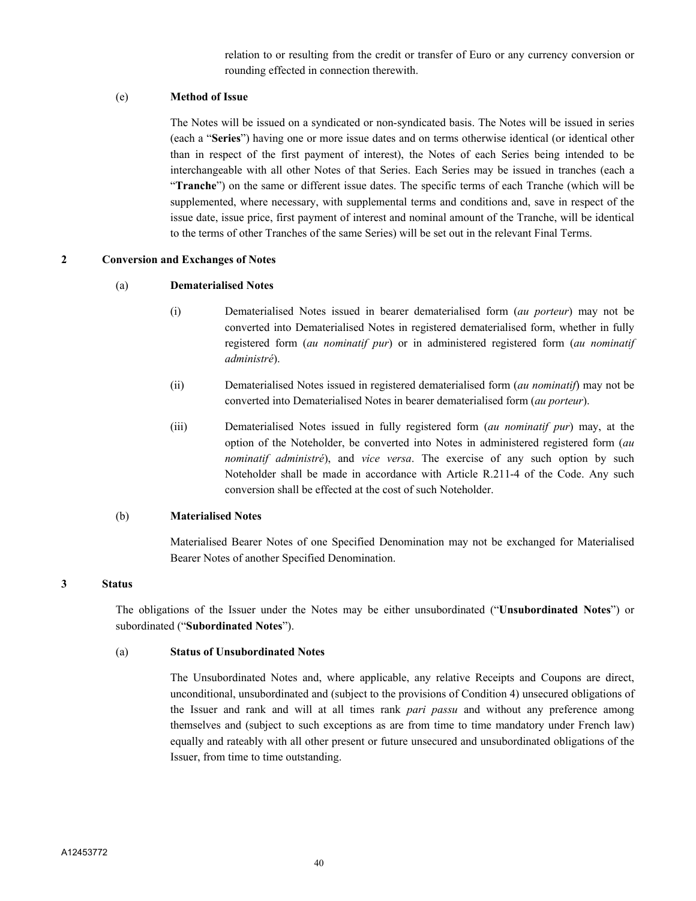relation to or resulting from the credit or transfer of Euro or any currency conversion or rounding effected in connection therewith.

(e) **Method of Issue**

The Notes will be issued on a syndicated or non-syndicated basis. The Notes will be issued in series (each a "**Series**") having one or more issue dates and on terms otherwise identical (or identical other than in respect of the first payment of interest), the Notes of each Series being intended to be interchangeable with all other Notes of that Series. Each Series may be issued in tranches (each a "**Tranche**") on the same or different issue dates. The specific terms of each Tranche (which will be supplemented, where necessary, with supplemental terms and conditions and, save in respect of the issue date, issue price, first payment of interest and nominal amount of the Tranche, will be identical to the terms of other Tranches of the same Series) will be set out in the relevant Final Terms.

## 2 Conversion and Exchanges of Notes

(a) **Dematerialised Notes**

(i) Dematerialised Notes issued in bearer dematerialised form (*au porteur*) may not be converted into Dematerialised Notes in registered dematerialised form, whether in fully registered form (*au nominatif pur*) or in administered registered form (*au nominatif administré*).

(ii) Dematerialised Notes issued in registered dematerialised form (*au nominatif*) may not be converted into Dematerialised Notes in bearer dematerialised form (*au porteur*).

(iii) Dematerialised Notes issued in fully registered form (*au nominatif pur*) may, at the option of the Noteholder, be converted into Notes in administered registered form (*au nominatif administré*), and *vice versa*. The exercise of any such option by such Noteholder shall be made in accordance with Article R.211-4 of the Code. Any such conversion shall be effected at the cost of such Noteholder.

(b) **Materialised Notes**

Materialised Bearer Notes of one Specified Denomination may not be exchanged for Materialised Bearer Notes of another Specified Denomination.

## 3 Status

The obligations of the Issuer under the Notes may be either unsubordinated ("**Unsubordinated Notes**") or subordinated ("**Subordinated Notes**").

(a) **Status of Unsubordinated Notes**

The Unsubordinated Notes and, where applicable, any relative Receipts and Coupons are direct, unconditional, unsubordinated and (subject to the provisions of Condition 4) unsecured obligations of the Issuer and rank and will at all times rank *pari passu* and without any preference among themselves and (subject to such exceptions as are from time to time mandatory under French law) equally and rateably with all other present or future unsecured and unsubordinated obligations of the Issuer, from time to time outstanding.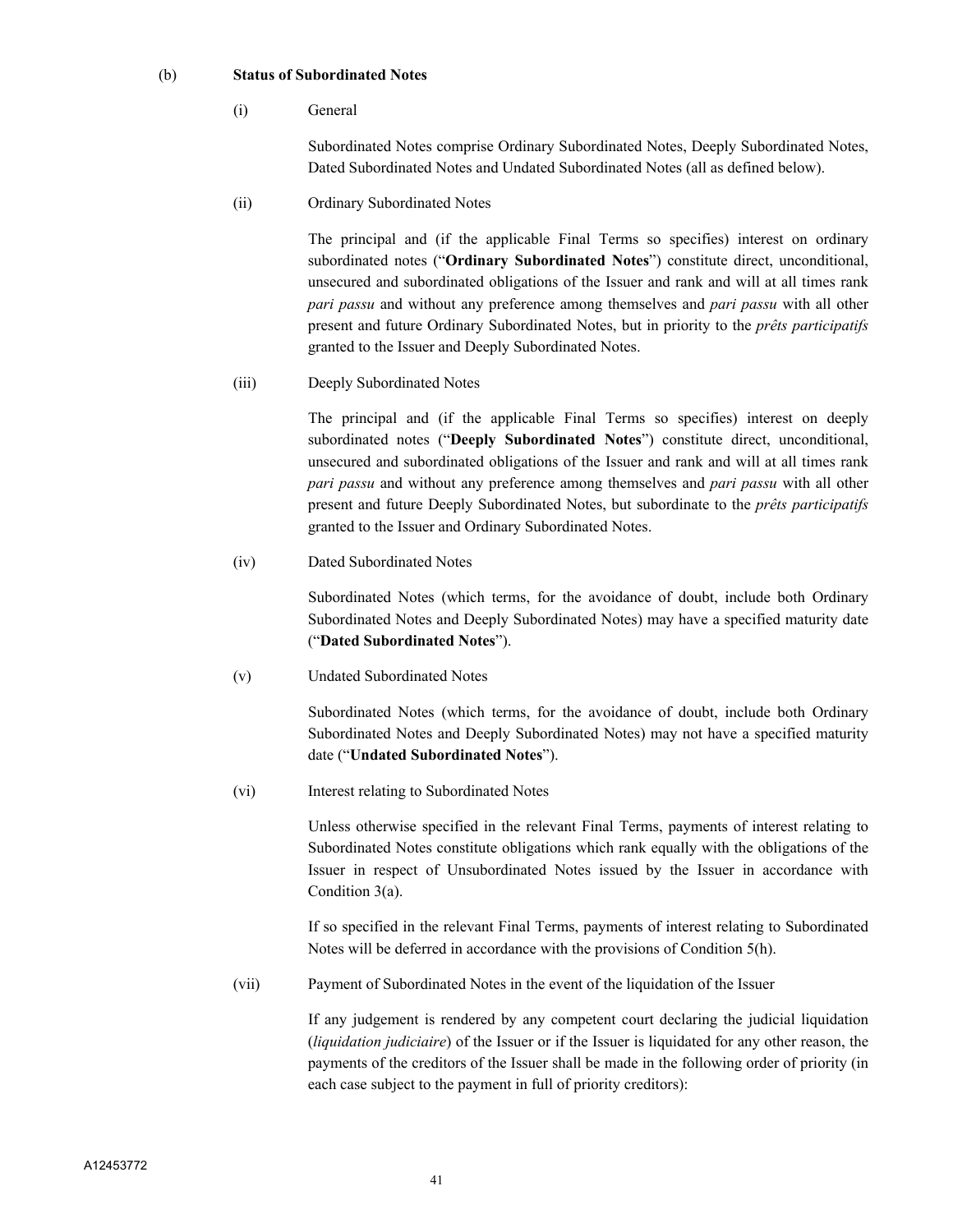(b) **Status of Subordinated Notes**

(i) General

Subordinated Notes comprise Ordinary Subordinated Notes, Deeply Subordinated Notes, Dated Subordinated Notes and Undated Subordinated Notes (all as defined below).

(ii) Ordinary Subordinated Notes

The principal and (if the applicable Final Terms so specifies) interest on ordinary subordinated notes ("**Ordinary Subordinated Notes**") constitute direct, unconditional, unsecured and subordinated obligations of the Issuer and rank and will at all times rank *pari passu* and without any preference among themselves and *pari passu* with all other present and future Ordinary Subordinated Notes, but in priority to the *prêts participatifs* granted to the Issuer and Deeply Subordinated Notes.

(iii) Deeply Subordinated Notes

The principal and (if the applicable Final Terms so specifies) interest on deeply subordinated notes ("**Deeply Subordinated Notes**") constitute direct, unconditional, unsecured and subordinated obligations of the Issuer and rank and will at all times rank *pari passu* and without any preference among themselves and *pari passu* with all other present and future Deeply Subordinated Notes, but subordinate to the *prêts participatifs* granted to the Issuer and Ordinary Subordinated Notes.

(iv) Dated Subordinated Notes

Subordinated Notes (which terms, for the avoidance of doubt, include both Ordinary Subordinated Notes and Deeply Subordinated Notes) may have a specified maturity date ("**Dated Subordinated Notes**").

(v) Undated Subordinated Notes

Subordinated Notes (which terms, for the avoidance of doubt, include both Ordinary Subordinated Notes and Deeply Subordinated Notes) may not have a specified maturity date ("**Undated Subordinated Notes**").

(vi) Interest relating to Subordinated Notes

Unless otherwise specified in the relevant Final Terms, payments of interest relating to Subordinated Notes constitute obligations which rank equally with the obligations of the Issuer in respect of Unsubordinated Notes issued by the Issuer in accordance with Condition 3(a).

If so specified in the relevant Final Terms, payments of interest relating to Subordinated Notes will be deferred in accordance with the provisions of Condition 5(h).

(vii) Payment of Subordinated Notes in the event of the liquidation of the Issuer

If any judgement is rendered by any competent court declaring the judicial liquidation (*liquidation judiciaire*) of the Issuer or if the Issuer is liquidated for any other reason, the payments of the creditors of the Issuer shall be made in the following order of priority (in each case subject to the payment in full of priority creditors):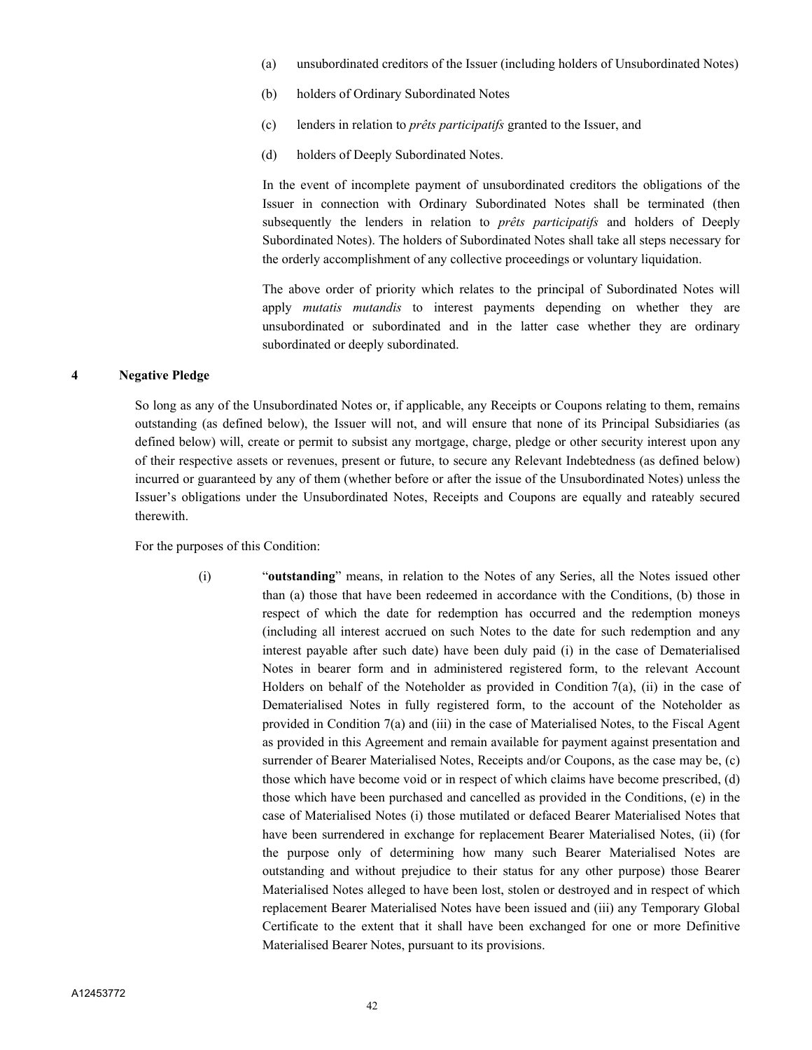(a) unsubordinated creditors of the Issuer (including holders of Unsubordinated Notes)

(b) holders of Ordinary Subordinated Notes

(c) lenders in relation to *prêts participatifs* granted to the Issuer, and

(d) holders of Deeply Subordinated Notes.

In the event of incomplete payment of unsubordinated creditors the obligations of the Issuer in connection with Ordinary Subordinated Notes shall be terminated (then subsequently the lenders in relation to *prêts participatifs* and holders of Deeply Subordinated Notes). The holders of Subordinated Notes shall take all steps necessary for the orderly accomplishment of any collective proceedings or voluntary liquidation.

The above order of priority which relates to the principal of Subordinated Notes will apply *mutatis mutandis* to interest payments depending on whether they are unsubordinated or subordinated and in the latter case whether they are ordinary subordinated or deeply subordinated.

## 4 Negative Pledge

So long as any of the Unsubordinated Notes or, if applicable, any Receipts or Coupons relating to them, remains outstanding (as defined below), the Issuer will not, and will ensure that none of its Principal Subsidiaries (as defined below) will, create or permit to subsist any mortgage, charge, pledge or other security interest upon any of their respective assets or revenues, present or future, to secure any Relevant Indebtedness (as defined below) incurred or guaranteed by any of them (whether before or after the issue of the Unsubordinated Notes) unless the Issuer's obligations under the Unsubordinated Notes, Receipts and Coupons are equally and rateably secured therewith.

For the purposes of this Condition:

(i) "**outstanding**" means, in relation to the Notes of any Series, all the Notes issued other than (a) those that have been redeemed in accordance with the Conditions, (b) those in respect of which the date for redemption has occurred and the redemption moneys (including all interest accrued on such Notes to the date for such redemption and any interest payable after such date) have been duly paid (i) in the case of Dematerialised Notes in bearer form and in administered registered form, to the relevant Account Holders on behalf of the Noteholder as provided in Condition 7(a), (ii) in the case of Dematerialised Notes in fully registered form, to the account of the Noteholder as provided in Condition 7(a) and (iii) in the case of Materialised Notes, to the Fiscal Agent as provided in this Agreement and remain available for payment against presentation and surrender of Bearer Materialised Notes, Receipts and/or Coupons, as the case may be, (c) those which have become void or in respect of which claims have become prescribed, (d) those which have been purchased and cancelled as provided in the Conditions, (e) in the case of Materialised Notes (i) those mutilated or defaced Bearer Materialised Notes that have been surrendered in exchange for replacement Bearer Materialised Notes, (ii) (for the purpose only of determining how many such Bearer Materialised Notes are outstanding and without prejudice to their status for any other purpose) those Bearer Materialised Notes alleged to have been lost, stolen or destroyed and in respect of which replacement Bearer Materialised Notes have been issued and (iii) any Temporary Global Certificate to the extent that it shall have been exchanged for one or more Definitive Materialised Bearer Notes, pursuant to its provisions.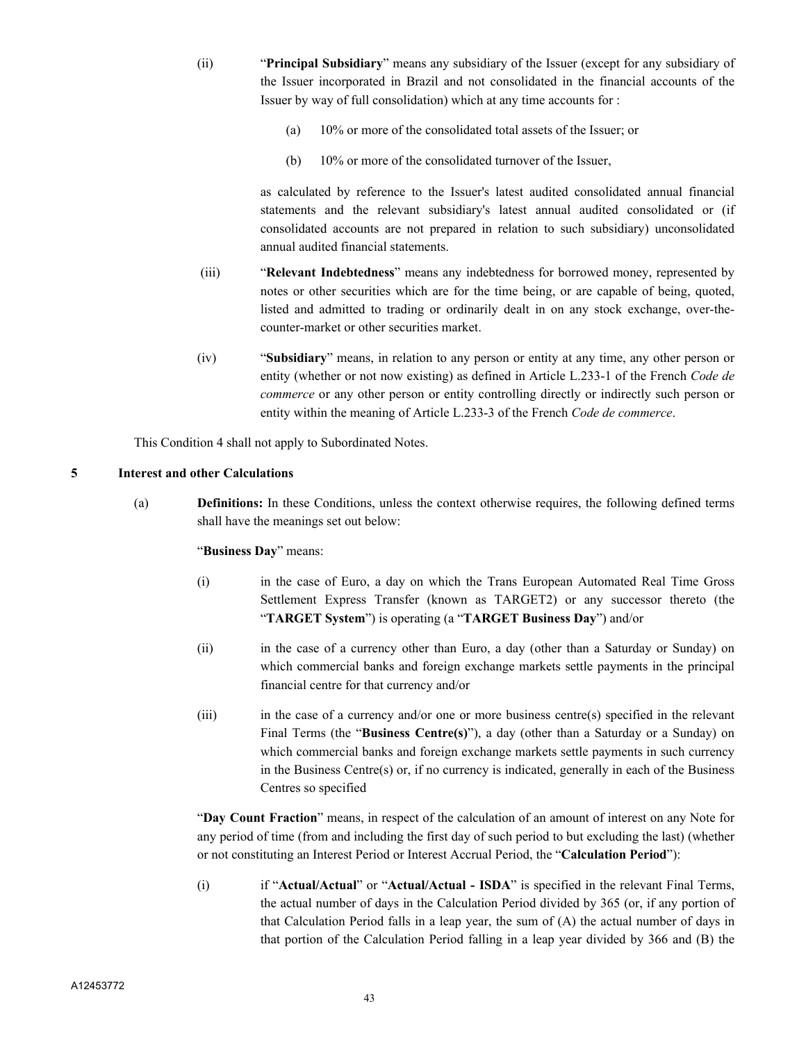(ii) "**Principal Subsidiary**" means any subsidiary of the Issuer (except for any subsidiary of the Issuer incorporated in Brazil and not consolidated in the financial accounts of the Issuer by way of full consolidation) which at any time accounts for :

(a) 10% or more of the consolidated total assets of the Issuer; or

(b) 10% or more of the consolidated turnover of the Issuer,

as calculated by reference to the Issuer's latest audited consolidated annual financial statements and the relevant subsidiary's latest annual audited consolidated or (if consolidated accounts are not prepared in relation to such subsidiary) unconsolidated annual audited financial statements.

(iii) "**Relevant Indebtedness**" means any indebtedness for borrowed money, represented by notes or other securities which are for the time being, or are capable of being, quoted, listed and admitted to trading or ordinarily dealt in on any stock exchange, over-the-counter-market or other securities market.

(iv) "**Subsidiary**" means, in relation to any person or entity at any time, any other person or entity (whether or not now existing) as defined in Article L.233-1 of the French *Code de commerce* or any other person or entity controlling directly or indirectly such person or entity within the meaning of Article L.233-3 of the French *Code de commerce*.

This Condition 4 shall not apply to Subordinated Notes.

## 5 Interest and other Calculations

(a) **Definitions:** In these Conditions, unless the context otherwise requires, the following defined terms shall have the meanings set out below:

"**Business Day**" means:

(i) in the case of Euro, a day on which the Trans European Automated Real Time Gross Settlement Express Transfer (known as TARGET2) or any successor thereto (the "**TARGET System**") is operating (a "**TARGET Business Day**") and/or

(ii) in the case of a currency other than Euro, a day (other than a Saturday or Sunday) on which commercial banks and foreign exchange markets settle payments in the principal financial centre for that currency and/or

(iii) in the case of a currency and/or one or more business centre(s) specified in the relevant Final Terms (the "**Business Centre(s)**"), a day (other than a Saturday or a Sunday) on which commercial banks and foreign exchange markets settle payments in such currency in the Business Centre(s) or, if no currency is indicated, generally in each of the Business Centres so specified

"**Day Count Fraction**" means, in respect of the calculation of an amount of interest on any Note for any period of time (from and including the first day of such period to but excluding the last) (whether or not constituting an Interest Period or Interest Accrual Period, the "**Calculation Period**"):

(i) if "**Actual/Actual**" or "**Actual/Actual - ISDA**" is specified in the relevant Final Terms, the actual number of days in the Calculation Period divided by 365 (or, if any portion of that Calculation Period falls in a leap year, the sum of (A) the actual number of days in that portion of the Calculation Period falling in a leap year divided by 366 and (B) the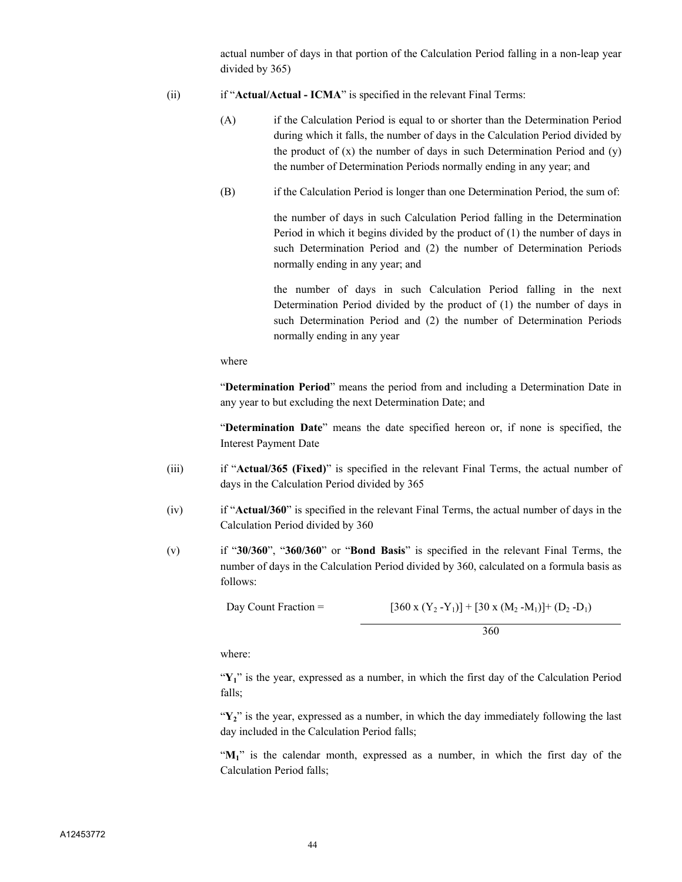actual number of days in that portion of the Calculation Period falling in a non-leap year divided by 365)

(ii) if "**Actual/Actual - ICMA**" is specified in the relevant Final Terms:

(A) if the Calculation Period is equal to or shorter than the Determination Period during which it falls, the number of days in the Calculation Period divided by the product of (x) the number of days in such Determination Period and (y) the number of Determination Periods normally ending in any year; and

(B) if the Calculation Period is longer than one Determination Period, the sum of:

the number of days in such Calculation Period falling in the Determination Period in which it begins divided by the product of (1) the number of days in such Determination Period and (2) the number of Determination Periods normally ending in any year; and

the number of days in such Calculation Period falling in the next Determination Period divided by the product of (1) the number of days in such Determination Period and (2) the number of Determination Periods normally ending in any year

where

"**Determination Period**" means the period from and including a Determination Date in any year to but excluding the next Determination Date; and

"**Determination Date**" means the date specified hereon or, if none is specified, the Interest Payment Date

(iii) if "**Actual/365 (Fixed)**" is specified in the relevant Final Terms, the actual number of days in the Calculation Period divided by 365

(iv) if "**Actual/360**" is specified in the relevant Final Terms, the actual number of days in the Calculation Period divided by 360

(v) if "**30/360**", "**360/360**" or "**Bond Basis**" is specified in the relevant Final Terms, the number of days in the Calculation Period divided by 360, calculated on a formula basis as follows:

$$\text{Day Count Fraction} = \frac{[360 \times (Y_2 - Y_1)] + [30 \times (M_2 - M_1)] + (D_2 - D_1)}{360}$$

where:

"$Y_1$" is the year, expressed as a number, in which the first day of the Calculation Period falls;

"$Y_2$" is the year, expressed as a number, in which the day immediately following the last day included in the Calculation Period falls;

"$M_1$" is the calendar month, expressed as a number, in which the first day of the Calculation Period falls;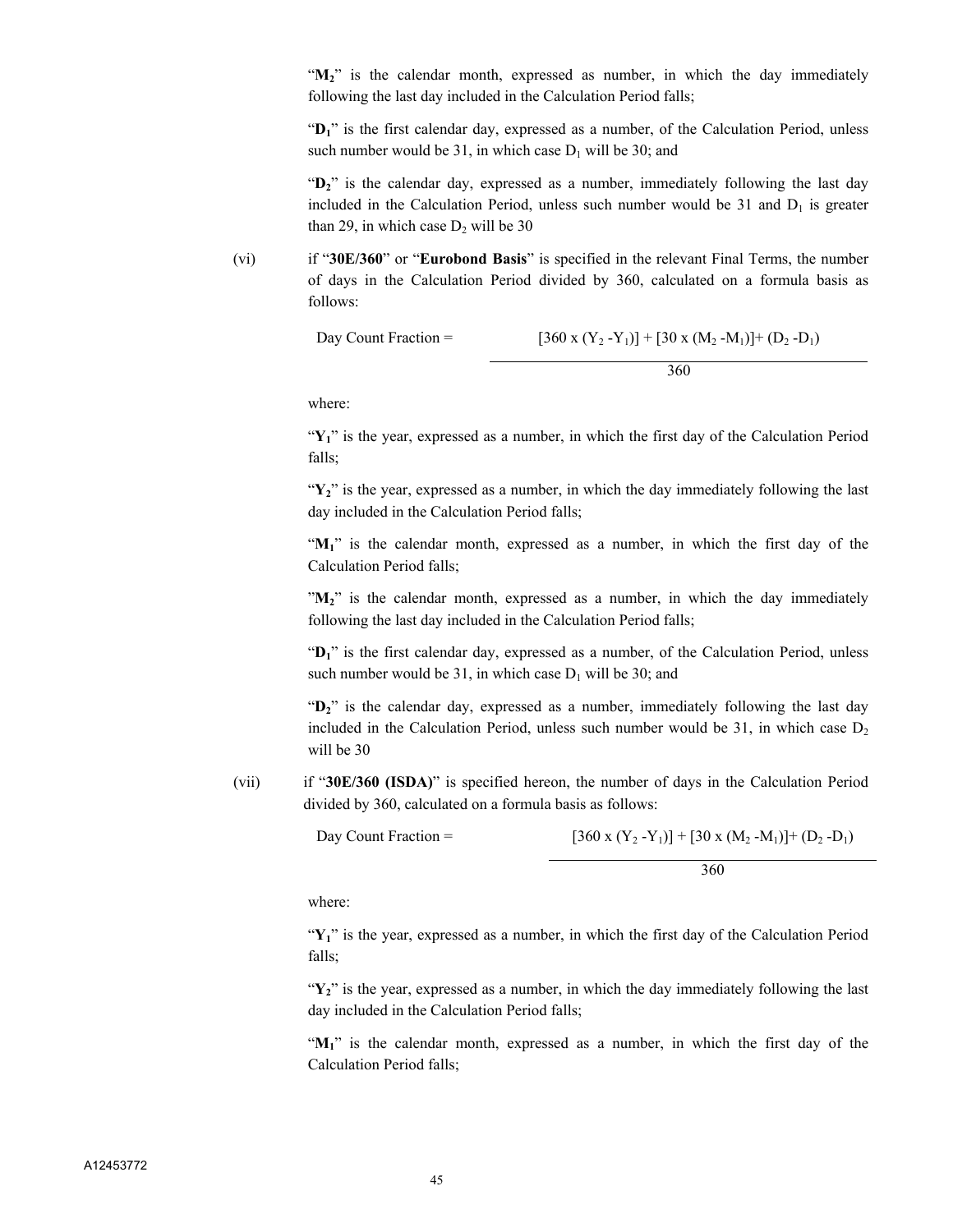"$M_2$" is the calendar month, expressed as number, in which the day immediately following the last day included in the Calculation Period falls;

"$D_1$" is the first calendar day, expressed as a number, of the Calculation Period, unless such number would be 31, in which case $D_1$ will be 30; and

"$D_2$" is the calendar day, expressed as a number, immediately following the last day included in the Calculation Period, unless such number would be 31 and $D_1$ is greater than 29, in which case $D_2$ will be 30

(vi) if "**30E/360**" or "**Eurobond Basis**" is specified in the relevant Final Terms, the number of days in the Calculation Period divided by 360, calculated on a formula basis as follows:

$$\text{Day Count Fraction} = \frac{[360 \times (Y_2 - Y_1)] + [30 \times (M_2 - M_1)] + (D_2 - D_1)}{360}$$

where:

"$Y_1$" is the year, expressed as a number, in which the first day of the Calculation Period falls;

"$Y_2$" is the year, expressed as a number, in which the day immediately following the last day included in the Calculation Period falls;

"$M_1$" is the calendar month, expressed as a number, in which the first day of the Calculation Period falls;

"$M_2$" is the calendar month, expressed as a number, in which the day immediately following the last day included in the Calculation Period falls;

"$D_1$" is the first calendar day, expressed as a number, of the Calculation Period, unless such number would be 31, in which case $D_1$ will be 30; and

"$D_2$" is the calendar day, expressed as a number, immediately following the last day included in the Calculation Period, unless such number would be 31, in which case $D_2$ will be 30

(vii) if "**30E/360 (ISDA)**" is specified hereon, the number of days in the Calculation Period divided by 360, calculated on a formula basis as follows:

$$\text{Day Count Fraction} = \frac{[360 \times (Y_2 - Y_1)] + [30 \times (M_2 - M_1)] + (D_2 - D_1)}{360}$$

where:

"$Y_1$" is the year, expressed as a number, in which the first day of the Calculation Period falls;

"$Y_2$" is the year, expressed as a number, in which the day immediately following the last day included in the Calculation Period falls;

"$M_1$" is the calendar month, expressed as a number, in which the first day of the Calculation Period falls;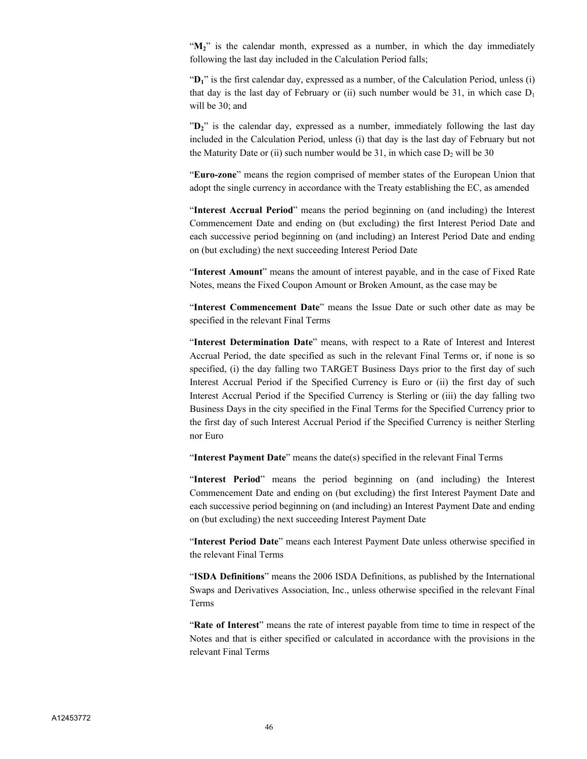"$M_2$" is the calendar month, expressed as a number, in which the day immediately following the last day included in the Calculation Period falls;

"$D_1$" is the first calendar day, expressed as a number, of the Calculation Period, unless (i) that day is the last day of February or (ii) such number would be 31, in which case $D_1$ will be 30; and

"$D_2$" is the calendar day, expressed as a number, immediately following the last day included in the Calculation Period, unless (i) that day is the last day of February but not the Maturity Date or (ii) such number would be 31, in which case $D_2$ will be 30

"**Euro-zone**" means the region comprised of member states of the European Union that adopt the single currency in accordance with the Treaty establishing the EC, as amended

"**Interest Accrual Period**" means the period beginning on (and including) the Interest Commencement Date and ending on (but excluding) the first Interest Period Date and each successive period beginning on (and including) an Interest Period Date and ending on (but excluding) the next succeeding Interest Period Date

"**Interest Amount**" means the amount of interest payable, and in the case of Fixed Rate Notes, means the Fixed Coupon Amount or Broken Amount, as the case may be

"**Interest Commencement Date**" means the Issue Date or such other date as may be specified in the relevant Final Terms

"**Interest Determination Date**" means, with respect to a Rate of Interest and Interest Accrual Period, the date specified as such in the relevant Final Terms or, if none is so specified, (i) the day falling two TARGET Business Days prior to the first day of such Interest Accrual Period if the Specified Currency is Euro or (ii) the first day of such Interest Accrual Period if the Specified Currency is Sterling or (iii) the day falling two Business Days in the city specified in the Final Terms for the Specified Currency prior to the first day of such Interest Accrual Period if the Specified Currency is neither Sterling nor Euro

"**Interest Payment Date**" means the date(s) specified in the relevant Final Terms

"**Interest Period**" means the period beginning on (and including) the Interest Commencement Date and ending on (but excluding) the first Interest Payment Date and each successive period beginning on (and including) an Interest Payment Date and ending on (but excluding) the next succeeding Interest Payment Date

"**Interest Period Date**" means each Interest Payment Date unless otherwise specified in the relevant Final Terms

"**ISDA Definitions**" means the 2006 ISDA Definitions, as published by the International Swaps and Derivatives Association, Inc., unless otherwise specified in the relevant Final Terms

"**Rate of Interest**" means the rate of interest payable from time to time in respect of the Notes and that is either specified or calculated in accordance with the provisions in the relevant Final Terms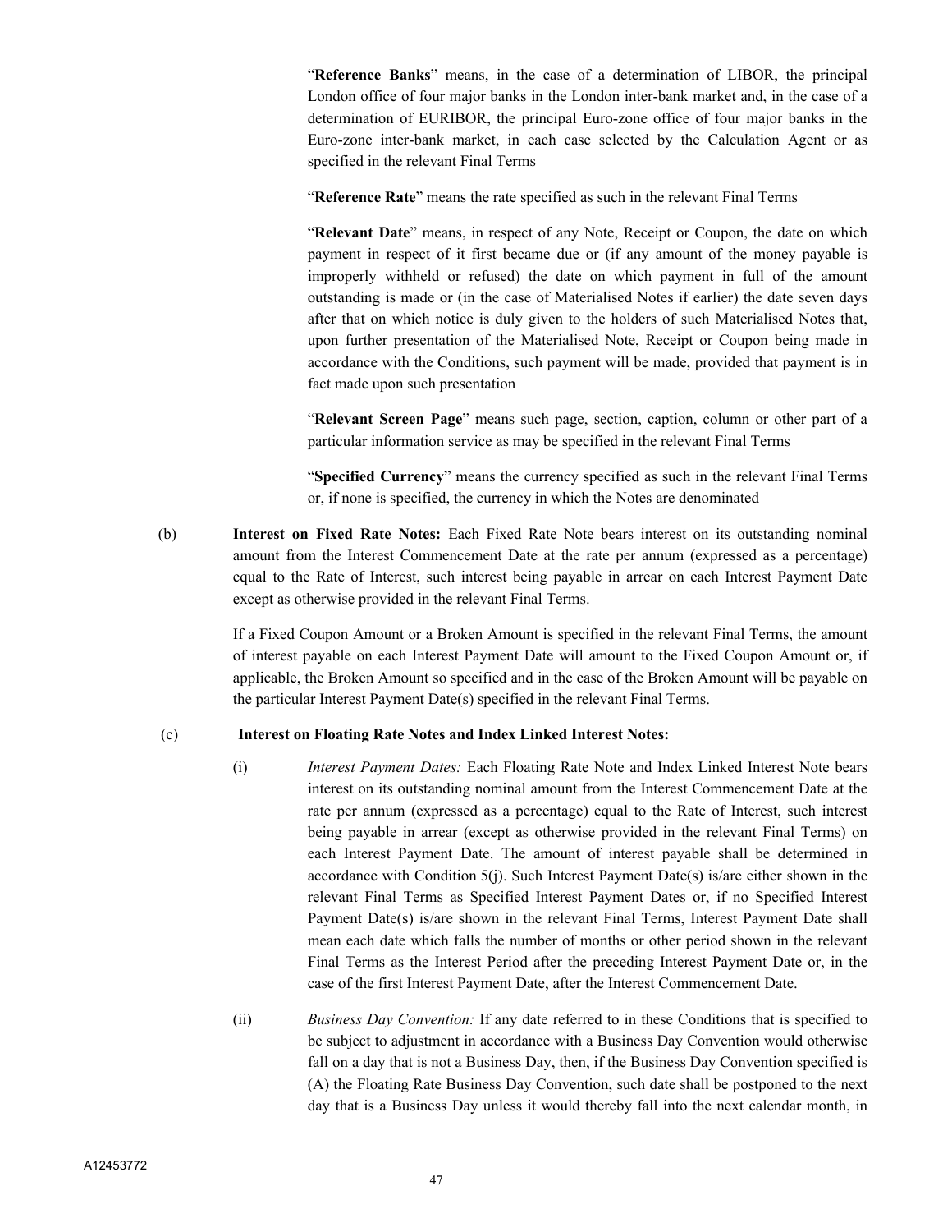"**Reference Banks**" means, in the case of a determination of LIBOR, the principal London office of four major banks in the London inter-bank market and, in the case of a determination of EURIBOR, the principal Euro-zone office of four major banks in the Euro-zone inter-bank market, in each case selected by the Calculation Agent or as specified in the relevant Final Terms

"**Reference Rate**" means the rate specified as such in the relevant Final Terms

"**Relevant Date**" means, in respect of any Note, Receipt or Coupon, the date on which payment in respect of it first became due or (if any amount of the money payable is improperly withheld or refused) the date on which payment in full of the amount outstanding is made or (in the case of Materialised Notes if earlier) the date seven days after that on which notice is duly given to the holders of such Materialised Notes that, upon further presentation of the Materialised Note, Receipt or Coupon being made in accordance with the Conditions, such payment will be made, provided that payment is in fact made upon such presentation

"**Relevant Screen Page**" means such page, section, caption, column or other part of a particular information service as may be specified in the relevant Final Terms

"**Specified Currency**" means the currency specified as such in the relevant Final Terms or, if none is specified, the currency in which the Notes are denominated

(b) **Interest on Fixed Rate Notes:** Each Fixed Rate Note bears interest on its outstanding nominal amount from the Interest Commencement Date at the rate per annum (expressed as a percentage) equal to the Rate of Interest, such interest being payable in arrear on each Interest Payment Date except as otherwise provided in the relevant Final Terms.

If a Fixed Coupon Amount or a Broken Amount is specified in the relevant Final Terms, the amount of interest payable on each Interest Payment Date will amount to the Fixed Coupon Amount or, if applicable, the Broken Amount so specified and in the case of the Broken Amount will be payable on the particular Interest Payment Date(s) specified in the relevant Final Terms.

(c) **Interest on Floating Rate Notes and Index Linked Interest Notes:**

(i) *Interest Payment Dates:* Each Floating Rate Note and Index Linked Interest Note bears interest on its outstanding nominal amount from the Interest Commencement Date at the rate per annum (expressed as a percentage) equal to the Rate of Interest, such interest being payable in arrear (except as otherwise provided in the relevant Final Terms) on each Interest Payment Date. The amount of interest payable shall be determined in accordance with Condition 5(j). Such Interest Payment Date(s) is/are either shown in the relevant Final Terms as Specified Interest Payment Dates or, if no Specified Interest Payment Date(s) is/are shown in the relevant Final Terms, Interest Payment Date shall mean each date which falls the number of months or other period shown in the relevant Final Terms as the Interest Period after the preceding Interest Payment Date or, in the case of the first Interest Payment Date, after the Interest Commencement Date.

(ii) *Business Day Convention:* If any date referred to in these Conditions that is specified to be subject to adjustment in accordance with a Business Day Convention would otherwise fall on a day that is not a Business Day, then, if the Business Day Convention specified is (A) the Floating Rate Business Day Convention, such date shall be postponed to the next day that is a Business Day unless it would thereby fall into the next calendar month, in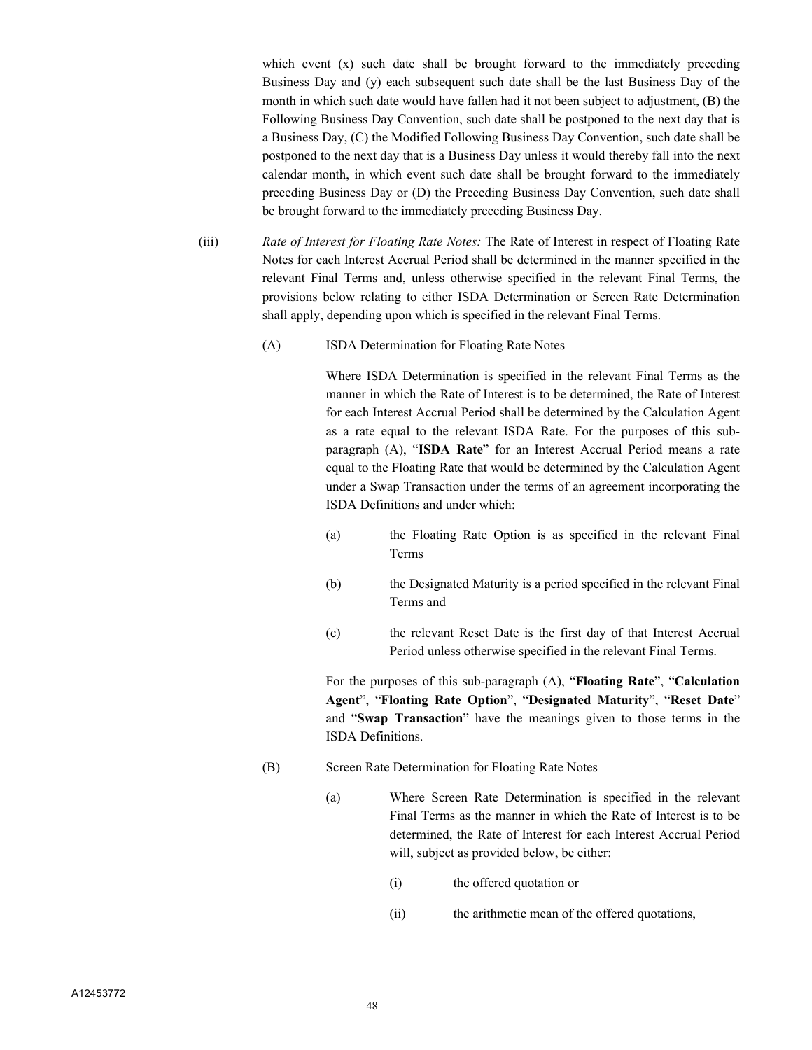which event (x) such date shall be brought forward to the immediately preceding Business Day and (y) each subsequent such date shall be the last Business Day of the month in which such date would have fallen had it not been subject to adjustment, (B) the Following Business Day Convention, such date shall be postponed to the next day that is a Business Day, (C) the Modified Following Business Day Convention, such date shall be postponed to the next day that is a Business Day unless it would thereby fall into the next calendar month, in which event such date shall be brought forward to the immediately preceding Business Day or (D) the Preceding Business Day Convention, such date shall be brought forward to the immediately preceding Business Day.

(iii) *Rate of Interest for Floating Rate Notes:* The Rate of Interest in respect of Floating Rate Notes for each Interest Accrual Period shall be determined in the manner specified in the relevant Final Terms and, unless otherwise specified in the relevant Final Terms, the provisions below relating to either ISDA Determination or Screen Rate Determination shall apply, depending upon which is specified in the relevant Final Terms.

(A) ISDA Determination for Floating Rate Notes

Where ISDA Determination is specified in the relevant Final Terms as the manner in which the Rate of Interest is to be determined, the Rate of Interest for each Interest Accrual Period shall be determined by the Calculation Agent as a rate equal to the relevant ISDA Rate. For the purposes of this sub-paragraph (A), "**ISDA Rate**" for an Interest Accrual Period means a rate equal to the Floating Rate that would be determined by the Calculation Agent under a Swap Transaction under the terms of an agreement incorporating the ISDA Definitions and under which:

(a) the Floating Rate Option is as specified in the relevant Final Terms

(b) the Designated Maturity is a period specified in the relevant Final Terms and

(c) the relevant Reset Date is the first day of that Interest Accrual Period unless otherwise specified in the relevant Final Terms.

For the purposes of this sub-paragraph (A), "**Floating Rate**", "**Calculation Agent**", "**Floating Rate Option**", "**Designated Maturity**", "**Reset Date**" and "**Swap Transaction**" have the meanings given to those terms in the ISDA Definitions.

(B) Screen Rate Determination for Floating Rate Notes

(a) Where Screen Rate Determination is specified in the relevant Final Terms as the manner in which the Rate of Interest is to be determined, the Rate of Interest for each Interest Accrual Period will, subject as provided below, be either:

(i) the offered quotation or

(ii) the arithmetic mean of the offered quotations,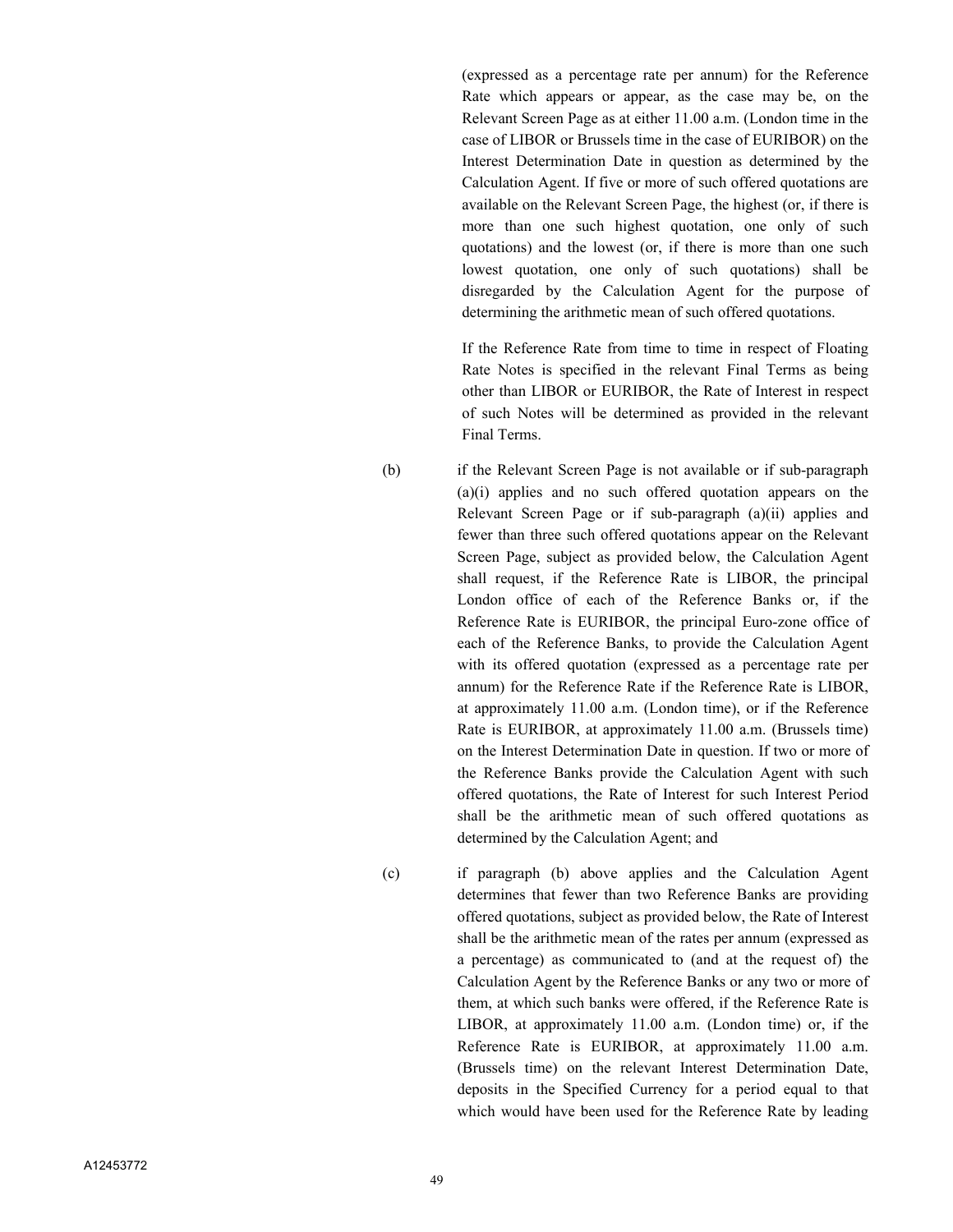(expressed as a percentage rate per annum) for the Reference Rate which appears or appear, as the case may be, on the Relevant Screen Page as at either 11.00 a.m. (London time in the case of LIBOR or Brussels time in the case of EURIBOR) on the Interest Determination Date in question as determined by the Calculation Agent. If five or more of such offered quotations are available on the Relevant Screen Page, the highest (or, if there is more than one such highest quotation, one only of such quotations) and the lowest (or, if there is more than one such lowest quotation, one only of such quotations) shall be disregarded by the Calculation Agent for the purpose of determining the arithmetic mean of such offered quotations.

If the Reference Rate from time to time in respect of Floating Rate Notes is specified in the relevant Final Terms as being other than LIBOR or EURIBOR, the Rate of Interest in respect of such Notes will be determined as provided in the relevant Final Terms.

(b) if the Relevant Screen Page is not available or if sub-paragraph (a)(i) applies and no such offered quotation appears on the Relevant Screen Page or if sub-paragraph (a)(ii) applies and fewer than three such offered quotations appear on the Relevant Screen Page, subject as provided below, the Calculation Agent shall request, if the Reference Rate is LIBOR, the principal London office of each of the Reference Banks or, if the Reference Rate is EURIBOR, the principal Euro-zone office of each of the Reference Banks, to provide the Calculation Agent with its offered quotation (expressed as a percentage rate per annum) for the Reference Rate if the Reference Rate is LIBOR, at approximately 11.00 a.m. (London time), or if the Reference Rate is EURIBOR, at approximately 11.00 a.m. (Brussels time) on the Interest Determination Date in question. If two or more of the Reference Banks provide the Calculation Agent with such offered quotations, the Rate of Interest for such Interest Period shall be the arithmetic mean of such offered quotations as determined by the Calculation Agent; and

(c) if paragraph (b) above applies and the Calculation Agent determines that fewer than two Reference Banks are providing offered quotations, subject as provided below, the Rate of Interest shall be the arithmetic mean of the rates per annum (expressed as a percentage) as communicated to (and at the request of) the Calculation Agent by the Reference Banks or any two or more of them, at which such banks were offered, if the Reference Rate is LIBOR, at approximately 11.00 a.m. (London time) or, if the Reference Rate is EURIBOR, at approximately 11.00 a.m. (Brussels time) on the relevant Interest Determination Date, deposits in the Specified Currency for a period equal to that which would have been used for the Reference Rate by leading

A12453772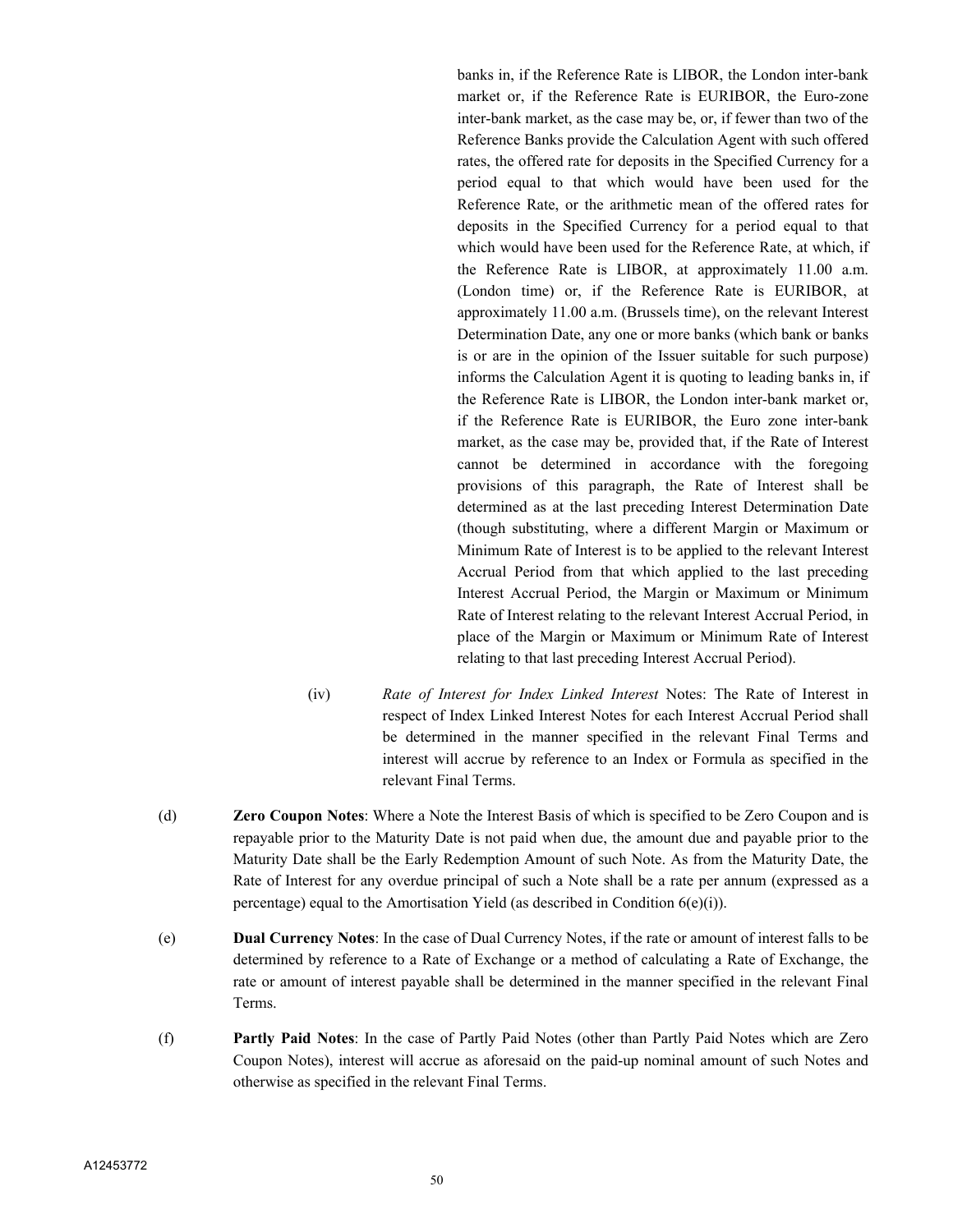banks in, if the Reference Rate is LIBOR, the London inter-bank market or, if the Reference Rate is EURIBOR, the Euro-zone inter-bank market, as the case may be, or, if fewer than two of the Reference Banks provide the Calculation Agent with such offered rates, the offered rate for deposits in the Specified Currency for a period equal to that which would have been used for the Reference Rate, or the arithmetic mean of the offered rates for deposits in the Specified Currency for a period equal to that which would have been used for the Reference Rate, at which, if the Reference Rate is LIBOR, at approximately 11.00 a.m. (London time) or, if the Reference Rate is EURIBOR, at approximately 11.00 a.m. (Brussels time), on the relevant Interest Determination Date, any one or more banks (which bank or banks is or are in the opinion of the Issuer suitable for such purpose) informs the Calculation Agent it is quoting to leading banks in, if the Reference Rate is LIBOR, the London inter-bank market or, if the Reference Rate is EURIBOR, the Euro zone inter-bank market, as the case may be, provided that, if the Rate of Interest cannot be determined in accordance with the foregoing provisions of this paragraph, the Rate of Interest shall be determined as at the last preceding Interest Determination Date (though substituting, where a different Margin or Maximum or Minimum Rate of Interest is to be applied to the relevant Interest Accrual Period from that which applied to the last preceding Interest Accrual Period, the Margin or Maximum or Minimum Rate of Interest relating to the relevant Interest Accrual Period, in place of the Margin or Maximum or Minimum Rate of Interest relating to that last preceding Interest Accrual Period).

(iv) *Rate of Interest for Index Linked Interest* Notes: The Rate of Interest in respect of Index Linked Interest Notes for each Interest Accrual Period shall be determined in the manner specified in the relevant Final Terms and interest will accrue by reference to an Index or Formula as specified in the relevant Final Terms.

(d) **Zero Coupon Notes**: Where a Note the Interest Basis of which is specified to be Zero Coupon and is repayable prior to the Maturity Date is not paid when due, the amount due and payable prior to the Maturity Date shall be the Early Redemption Amount of such Note. As from the Maturity Date, the Rate of Interest for any overdue principal of such a Note shall be a rate per annum (expressed as a percentage) equal to the Amortisation Yield (as described in Condition 6(e)(i)).

(e) **Dual Currency Notes**: In the case of Dual Currency Notes, if the rate or amount of interest falls to be determined by reference to a Rate of Exchange or a method of calculating a Rate of Exchange, the rate or amount of interest payable shall be determined in the manner specified in the relevant Final Terms.

(f) **Partly Paid Notes**: In the case of Partly Paid Notes (other than Partly Paid Notes which are Zero Coupon Notes), interest will accrue as aforesaid on the paid-up nominal amount of such Notes and otherwise as specified in the relevant Final Terms.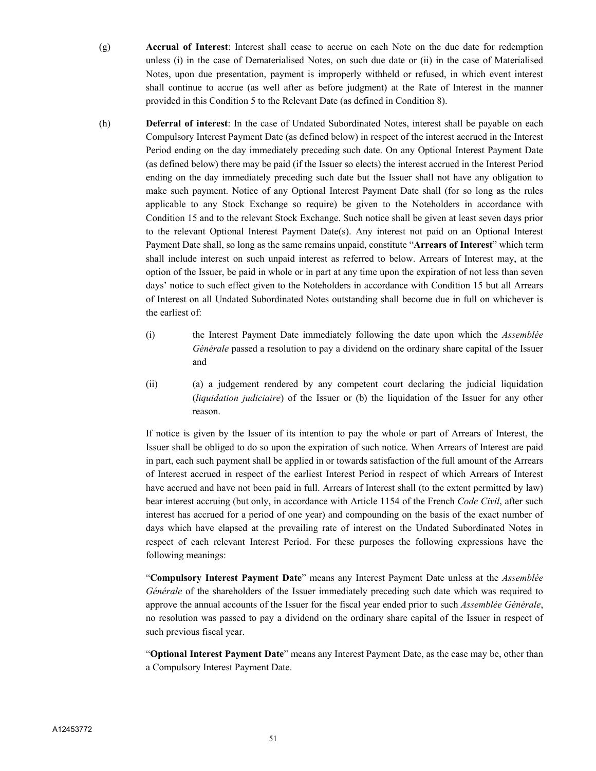(g) **Accrual of Interest**: Interest shall cease to accrue on each Note on the due date for redemption unless (i) in the case of Dematerialised Notes, on such due date or (ii) in the case of Materialised Notes, upon due presentation, payment is improperly withheld or refused, in which event interest shall continue to accrue (as well after as before judgment) at the Rate of Interest in the manner provided in this Condition 5 to the Relevant Date (as defined in Condition 8).

(h) **Deferral of interest**: In the case of Undated Subordinated Notes, interest shall be payable on each Compulsory Interest Payment Date (as defined below) in respect of the interest accrued in the Interest Period ending on the day immediately preceding such date. On any Optional Interest Payment Date (as defined below) there may be paid (if the Issuer so elects) the interest accrued in the Interest Period ending on the day immediately preceding such date but the Issuer shall not have any obligation to make such payment. Notice of any Optional Interest Payment Date shall (for so long as the rules applicable to any Stock Exchange so require) be given to the Noteholders in accordance with Condition 15 and to the relevant Stock Exchange. Such notice shall be given at least seven days prior to the relevant Optional Interest Payment Date(s). Any interest not paid on an Optional Interest Payment Date shall, so long as the same remains unpaid, constitute "**Arrears of Interest**" which term shall include interest on such unpaid interest as referred to below. Arrears of Interest may, at the option of the Issuer, be paid in whole or in part at any time upon the expiration of not less than seven days' notice to such effect given to the Noteholders in accordance with Condition 15 but all Arrears of Interest on all Undated Subordinated Notes outstanding shall become due in full on whichever is the earliest of:

(i) the Interest Payment Date immediately following the date upon which the *Assemblée Générale* passed a resolution to pay a dividend on the ordinary share capital of the Issuer and

(ii) (a) a judgement rendered by any competent court declaring the judicial liquidation (*liquidation judiciaire*) of the Issuer or (b) the liquidation of the Issuer for any other reason.

If notice is given by the Issuer of its intention to pay the whole or part of Arrears of Interest, the Issuer shall be obliged to do so upon the expiration of such notice. When Arrears of Interest are paid in part, each such payment shall be applied in or towards satisfaction of the full amount of the Arrears of Interest accrued in respect of the earliest Interest Period in respect of which Arrears of Interest have accrued and have not been paid in full. Arrears of Interest shall (to the extent permitted by law) bear interest accruing (but only, in accordance with Article 1154 of the French *Code Civil*, after such interest has accrued for a period of one year) and compounding on the basis of the exact number of days which have elapsed at the prevailing rate of interest on the Undated Subordinated Notes in respect of each relevant Interest Period. For these purposes the following expressions have the following meanings:

"**Compulsory Interest Payment Date**" means any Interest Payment Date unless at the *Assemblée Générale* of the shareholders of the Issuer immediately preceding such date which was required to approve the annual accounts of the Issuer for the fiscal year ended prior to such *Assemblée Générale*, no resolution was passed to pay a dividend on the ordinary share capital of the Issuer in respect of such previous fiscal year.

"**Optional Interest Payment Date**" means any Interest Payment Date, as the case may be, other than a Compulsory Interest Payment Date.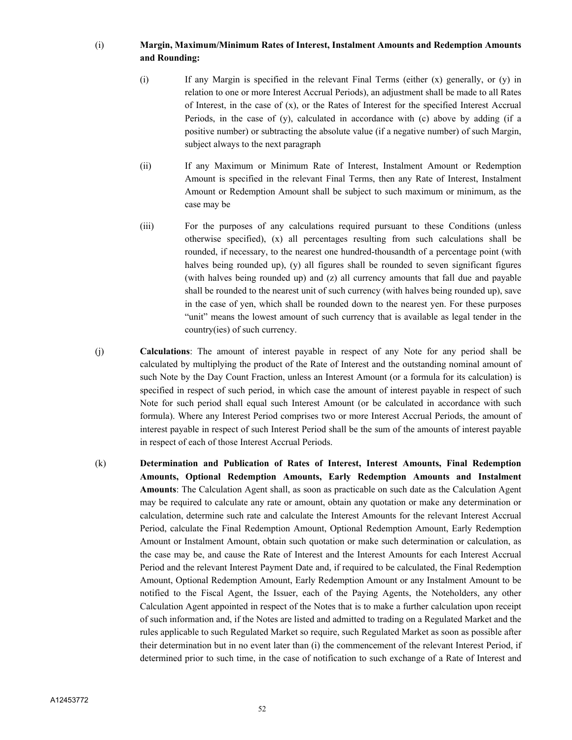(i) **Margin, Maximum/Minimum Rates of Interest, Instalment Amounts and Redemption Amounts and Rounding:**

(i) If any Margin is specified in the relevant Final Terms (either (x) generally, or (y) in relation to one or more Interest Accrual Periods), an adjustment shall be made to all Rates of Interest, in the case of (x), or the Rates of Interest for the specified Interest Accrual Periods, in the case of (y), calculated in accordance with (c) above by adding (if a positive number) or subtracting the absolute value (if a negative number) of such Margin, subject always to the next paragraph

(ii) If any Maximum or Minimum Rate of Interest, Instalment Amount or Redemption Amount is specified in the relevant Final Terms, then any Rate of Interest, Instalment Amount or Redemption Amount shall be subject to such maximum or minimum, as the case may be

(iii) For the purposes of any calculations required pursuant to these Conditions (unless otherwise specified), (x) all percentages resulting from such calculations shall be rounded, if necessary, to the nearest one hundred-thousandth of a percentage point (with halves being rounded up), (y) all figures shall be rounded to seven significant figures (with halves being rounded up) and (z) all currency amounts that fall due and payable shall be rounded to the nearest unit of such currency (with halves being rounded up), save in the case of yen, which shall be rounded down to the nearest yen. For these purposes "unit" means the lowest amount of such currency that is available as legal tender in the country(ies) of such currency.

(j) **Calculations**: The amount of interest payable in respect of any Note for any period shall be calculated by multiplying the product of the Rate of Interest and the outstanding nominal amount of such Note by the Day Count Fraction, unless an Interest Amount (or a formula for its calculation) is specified in respect of such period, in which case the amount of interest payable in respect of such Note for such period shall equal such Interest Amount (or be calculated in accordance with such formula). Where any Interest Period comprises two or more Interest Accrual Periods, the amount of interest payable in respect of such Interest Period shall be the sum of the amounts of interest payable in respect of each of those Interest Accrual Periods.

(k) **Determination and Publication of Rates of Interest, Interest Amounts, Final Redemption Amounts, Optional Redemption Amounts, Early Redemption Amounts and Instalment Amounts**: The Calculation Agent shall, as soon as practicable on such date as the Calculation Agent may be required to calculate any rate or amount, obtain any quotation or make any determination or calculation, determine such rate and calculate the Interest Amounts for the relevant Interest Accrual Period, calculate the Final Redemption Amount, Optional Redemption Amount, Early Redemption Amount or Instalment Amount, obtain such quotation or make such determination or calculation, as the case may be, and cause the Rate of Interest and the Interest Amounts for each Interest Accrual Period and the relevant Interest Payment Date and, if required to be calculated, the Final Redemption Amount, Optional Redemption Amount, Early Redemption Amount or any Instalment Amount to be notified to the Fiscal Agent, the Issuer, each of the Paying Agents, the Noteholders, any other Calculation Agent appointed in respect of the Notes that is to make a further calculation upon receipt of such information and, if the Notes are listed and admitted to trading on a Regulated Market and the rules applicable to such Regulated Market so require, such Regulated Market as soon as possible after their determination but in no event later than (i) the commencement of the relevant Interest Period, if determined prior to such time, in the case of notification to such exchange of a Rate of Interest and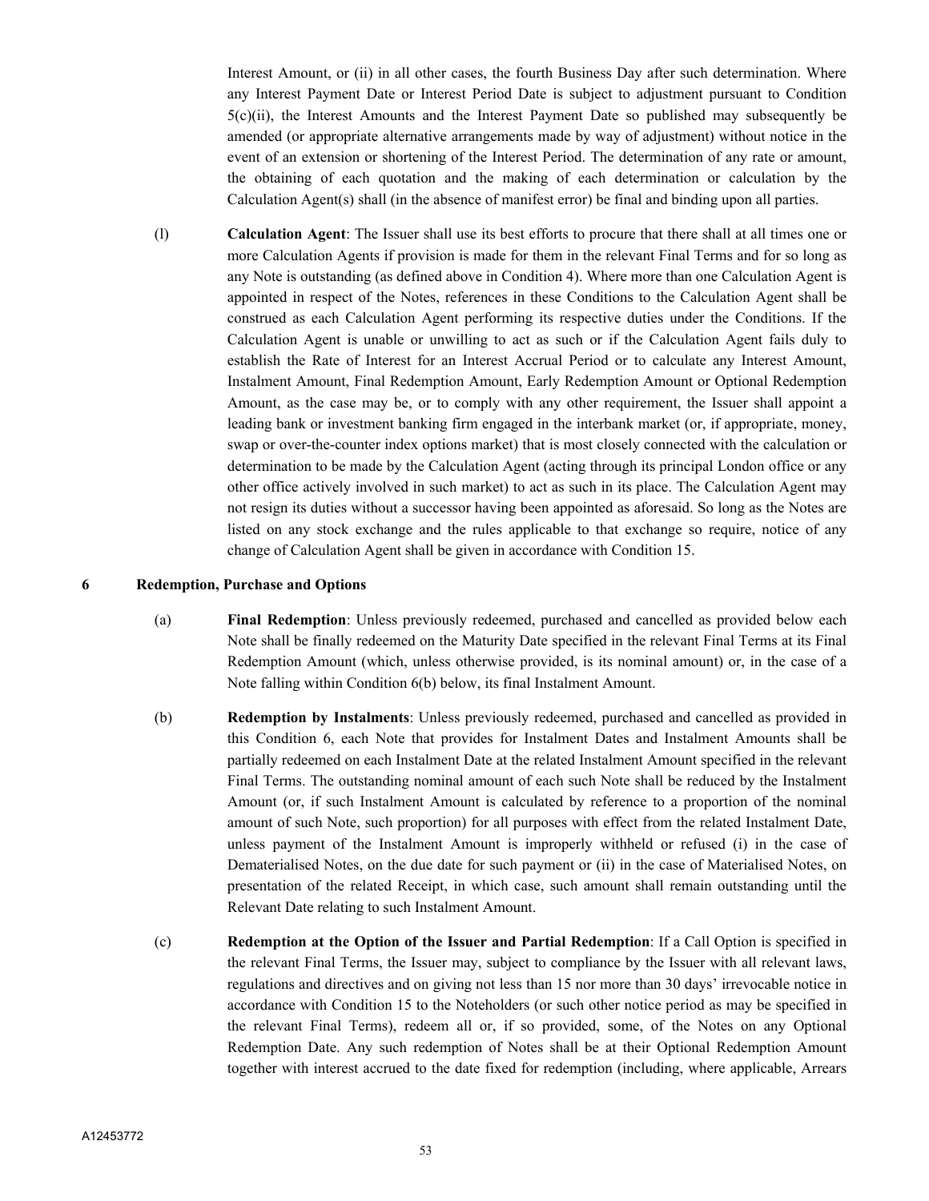Interest Amount, or (ii) in all other cases, the fourth Business Day after such determination. Where any Interest Payment Date or Interest Period Date is subject to adjustment pursuant to Condition 5(c)(ii), the Interest Amounts and the Interest Payment Date so published may subsequently be amended (or appropriate alternative arrangements made by way of adjustment) without notice in the event of an extension or shortening of the Interest Period. The determination of any rate or amount, the obtaining of each quotation and the making of each determination or calculation by the Calculation Agent(s) shall (in the absence of manifest error) be final and binding upon all parties.

(l) **Calculation Agent**: The Issuer shall use its best efforts to procure that there shall at all times one or more Calculation Agents if provision is made for them in the relevant Final Terms and for so long as any Note is outstanding (as defined above in Condition 4). Where more than one Calculation Agent is appointed in respect of the Notes, references in these Conditions to the Calculation Agent shall be construed as each Calculation Agent performing its respective duties under the Conditions. If the Calculation Agent is unable or unwilling to act as such or if the Calculation Agent fails duly to establish the Rate of Interest for an Interest Accrual Period or to calculate any Interest Amount, Instalment Amount, Final Redemption Amount, Early Redemption Amount or Optional Redemption Amount, as the case may be, or to comply with any other requirement, the Issuer shall appoint a leading bank or investment banking firm engaged in the interbank market (or, if appropriate, money, swap or over-the-counter index options market) that is most closely connected with the calculation or determination to be made by the Calculation Agent (acting through its principal London office or any other office actively involved in such market) to act as such in its place. The Calculation Agent may not resign its duties without a successor having been appointed as aforesaid. So long as the Notes are listed on any stock exchange and the rules applicable to that exchange so require, notice of any change of Calculation Agent shall be given in accordance with Condition 15.

## 6 Redemption, Purchase and Options

(a) **Final Redemption**: Unless previously redeemed, purchased and cancelled as provided below each Note shall be finally redeemed on the Maturity Date specified in the relevant Final Terms at its Final Redemption Amount (which, unless otherwise provided, is its nominal amount) or, in the case of a Note falling within Condition 6(b) below, its final Instalment Amount.

(b) **Redemption by Instalments**: Unless previously redeemed, purchased and cancelled as provided in this Condition 6, each Note that provides for Instalment Dates and Instalment Amounts shall be partially redeemed on each Instalment Date at the related Instalment Amount specified in the relevant Final Terms. The outstanding nominal amount of each such Note shall be reduced by the Instalment Amount (or, if such Instalment Amount is calculated by reference to a proportion of the nominal amount of such Note, such proportion) for all purposes with effect from the related Instalment Date, unless payment of the Instalment Amount is improperly withheld or refused (i) in the case of Dematerialised Notes, on the due date for such payment or (ii) in the case of Materialised Notes, on presentation of the related Receipt, in which case, such amount shall remain outstanding until the Relevant Date relating to such Instalment Amount.

(c) **Redemption at the Option of the Issuer and Partial Redemption**: If a Call Option is specified in the relevant Final Terms, the Issuer may, subject to compliance by the Issuer with all relevant laws, regulations and directives and on giving not less than 15 nor more than 30 days' irrevocable notice in accordance with Condition 15 to the Noteholders (or such other notice period as may be specified in the relevant Final Terms), redeem all or, if so provided, some, of the Notes on any Optional Redemption Date. Any such redemption of Notes shall be at their Optional Redemption Amount together with interest accrued to the date fixed for redemption (including, where applicable, Arrears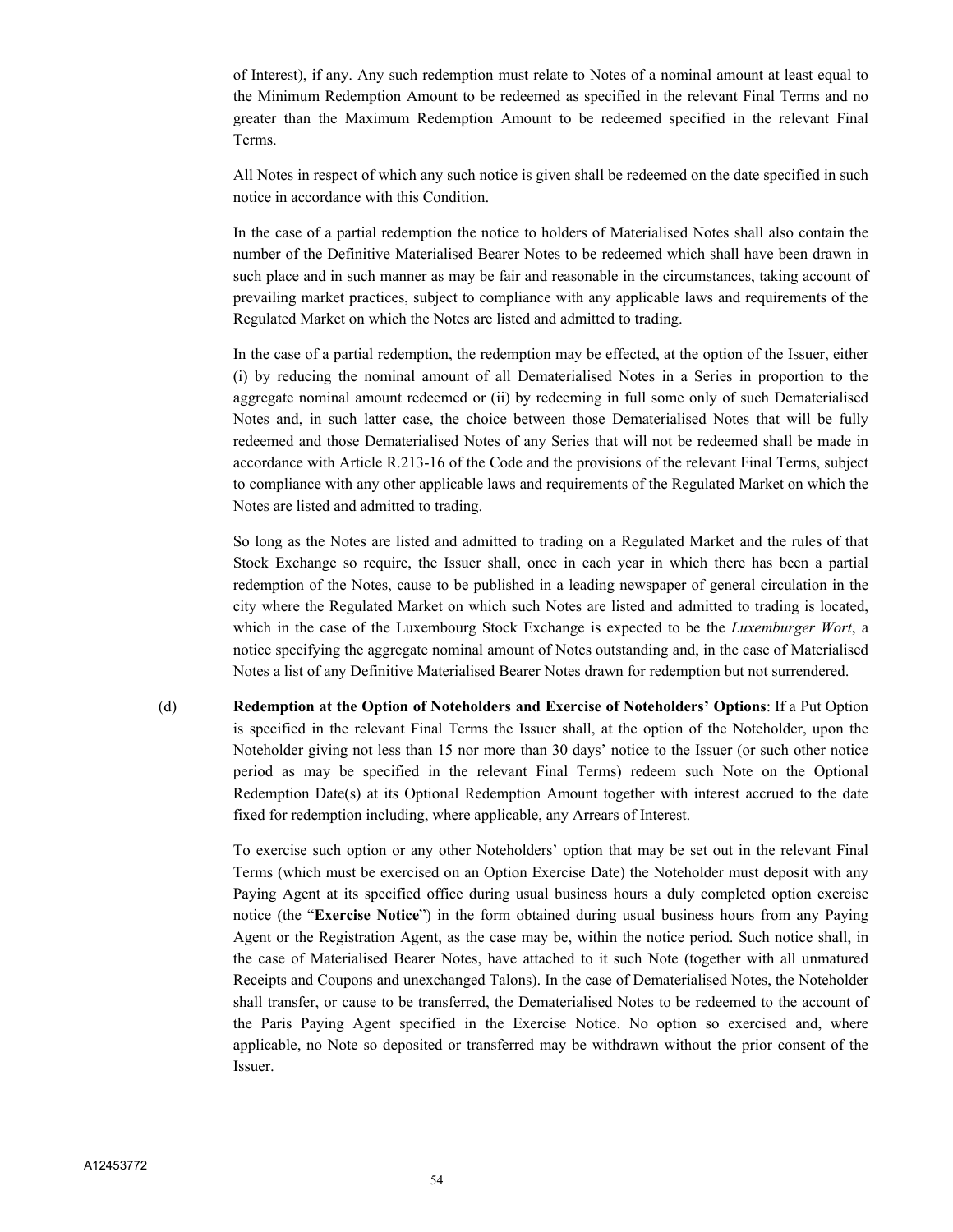of Interest), if any. Any such redemption must relate to Notes of a nominal amount at least equal to the Minimum Redemption Amount to be redeemed as specified in the relevant Final Terms and no greater than the Maximum Redemption Amount to be redeemed specified in the relevant Final Terms.

All Notes in respect of which any such notice is given shall be redeemed on the date specified in such notice in accordance with this Condition.

In the case of a partial redemption the notice to holders of Materialised Notes shall also contain the number of the Definitive Materialised Bearer Notes to be redeemed which shall have been drawn in such place and in such manner as may be fair and reasonable in the circumstances, taking account of prevailing market practices, subject to compliance with any applicable laws and requirements of the Regulated Market on which the Notes are listed and admitted to trading.

In the case of a partial redemption, the redemption may be effected, at the option of the Issuer, either (i) by reducing the nominal amount of all Dematerialised Notes in a Series in proportion to the aggregate nominal amount redeemed or (ii) by redeeming in full some only of such Dematerialised Notes and, in such latter case, the choice between those Dematerialised Notes that will be fully redeemed and those Dematerialised Notes of any Series that will not be redeemed shall be made in accordance with Article R.213-16 of the Code and the provisions of the relevant Final Terms, subject to compliance with any other applicable laws and requirements of the Regulated Market on which the Notes are listed and admitted to trading.

So long as the Notes are listed and admitted to trading on a Regulated Market and the rules of that Stock Exchange so require, the Issuer shall, once in each year in which there has been a partial redemption of the Notes, cause to be published in a leading newspaper of general circulation in the city where the Regulated Market on which such Notes are listed and admitted to trading is located, which in the case of the Luxembourg Stock Exchange is expected to be the *Luxemburger Wort*, a notice specifying the aggregate nominal amount of Notes outstanding and, in the case of Materialised Notes a list of any Definitive Materialised Bearer Notes drawn for redemption but not surrendered.

(d) **Redemption at the Option of Noteholders and Exercise of Noteholders' Options**: If a Put Option is specified in the relevant Final Terms the Issuer shall, at the option of the Noteholder, upon the Noteholder giving not less than 15 nor more than 30 days' notice to the Issuer (or such other notice period as may be specified in the relevant Final Terms) redeem such Note on the Optional Redemption Date(s) at its Optional Redemption Amount together with interest accrued to the date fixed for redemption including, where applicable, any Arrears of Interest.

To exercise such option or any other Noteholders' option that may be set out in the relevant Final Terms (which must be exercised on an Option Exercise Date) the Noteholder must deposit with any Paying Agent at its specified office during usual business hours a duly completed option exercise notice (the "**Exercise Notice**") in the form obtained during usual business hours from any Paying Agent or the Registration Agent, as the case may be, within the notice period. Such notice shall, in the case of Materialised Bearer Notes, have attached to it such Note (together with all unmatured Receipts and Coupons and unexchanged Talons). In the case of Dematerialised Notes, the Noteholder shall transfer, or cause to be transferred, the Dematerialised Notes to be redeemed to the account of the Paris Paying Agent specified in the Exercise Notice. No option so exercised and, where applicable, no Note so deposited or transferred may be withdrawn without the prior consent of the Issuer.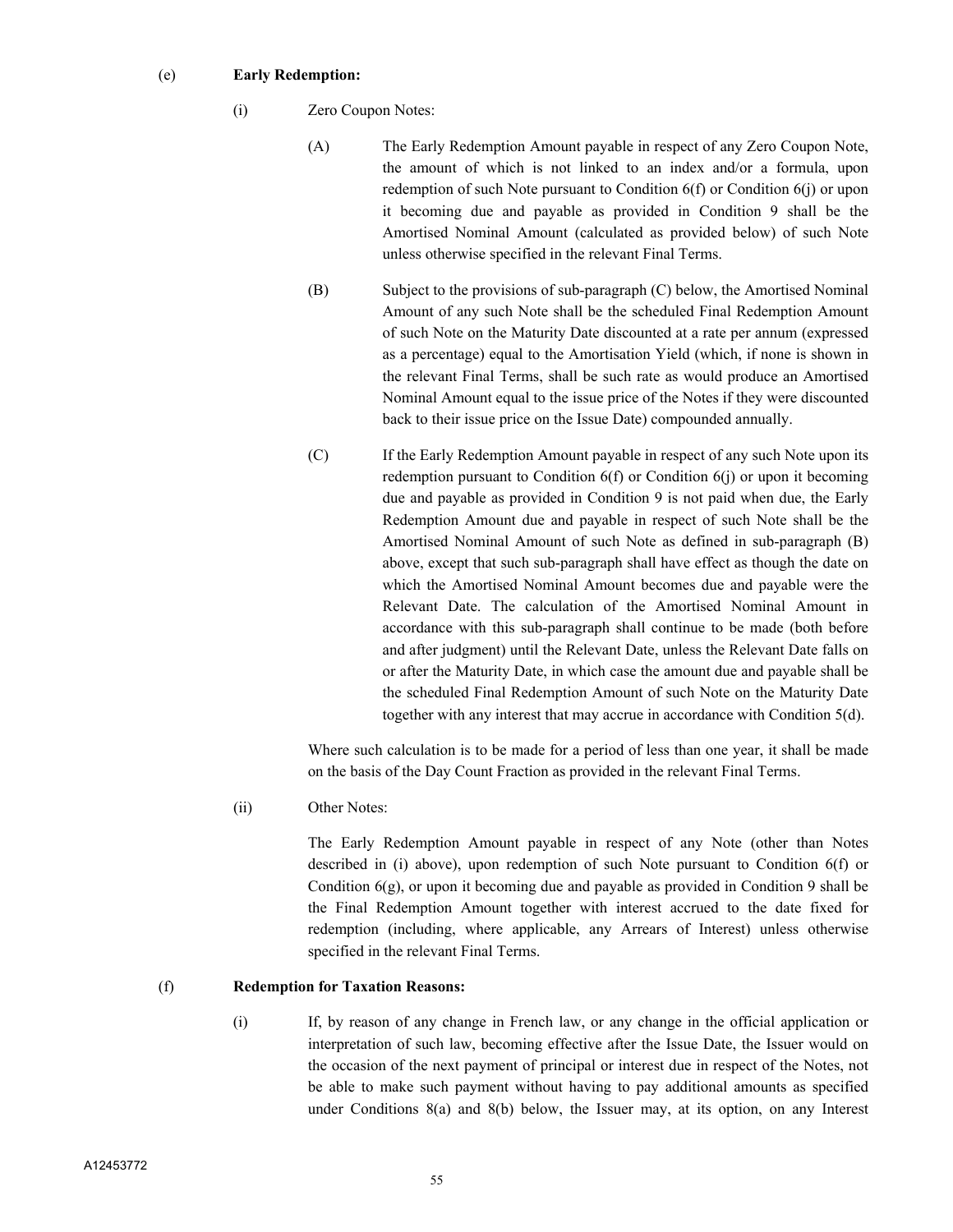(e) **Early Redemption:**

(i) Zero Coupon Notes:

(A) The Early Redemption Amount payable in respect of any Zero Coupon Note, the amount of which is not linked to an index and/or a formula, upon redemption of such Note pursuant to Condition 6(f) or Condition 6(j) or upon it becoming due and payable as provided in Condition 9 shall be the Amortised Nominal Amount (calculated as provided below) of such Note unless otherwise specified in the relevant Final Terms.

(B) Subject to the provisions of sub-paragraph (C) below, the Amortised Nominal Amount of any such Note shall be the scheduled Final Redemption Amount of such Note on the Maturity Date discounted at a rate per annum (expressed as a percentage) equal to the Amortisation Yield (which, if none is shown in the relevant Final Terms, shall be such rate as would produce an Amortised Nominal Amount equal to the issue price of the Notes if they were discounted back to their issue price on the Issue Date) compounded annually.

(C) If the Early Redemption Amount payable in respect of any such Note upon its redemption pursuant to Condition 6(f) or Condition 6(j) or upon it becoming due and payable as provided in Condition 9 is not paid when due, the Early Redemption Amount due and payable in respect of such Note shall be the Amortised Nominal Amount of such Note as defined in sub-paragraph (B) above, except that such sub-paragraph shall have effect as though the date on which the Amortised Nominal Amount becomes due and payable were the Relevant Date. The calculation of the Amortised Nominal Amount in accordance with this sub-paragraph shall continue to be made (both before and after judgment) until the Relevant Date, unless the Relevant Date falls on or after the Maturity Date, in which case the amount due and payable shall be the scheduled Final Redemption Amount of such Note on the Maturity Date together with any interest that may accrue in accordance with Condition 5(d).

Where such calculation is to be made for a period of less than one year, it shall be made on the basis of the Day Count Fraction as provided in the relevant Final Terms.

(ii) Other Notes:

The Early Redemption Amount payable in respect of any Note (other than Notes described in (i) above), upon redemption of such Note pursuant to Condition 6(f) or Condition 6(g), or upon it becoming due and payable as provided in Condition 9 shall be the Final Redemption Amount together with interest accrued to the date fixed for redemption (including, where applicable, any Arrears of Interest) unless otherwise specified in the relevant Final Terms.

(f) **Redemption for Taxation Reasons:**

(i) If, by reason of any change in French law, or any change in the official application or interpretation of such law, becoming effective after the Issue Date, the Issuer would on the occasion of the next payment of principal or interest due in respect of the Notes, not be able to make such payment without having to pay additional amounts as specified under Conditions 8(a) and 8(b) below, the Issuer may, at its option, on any Interest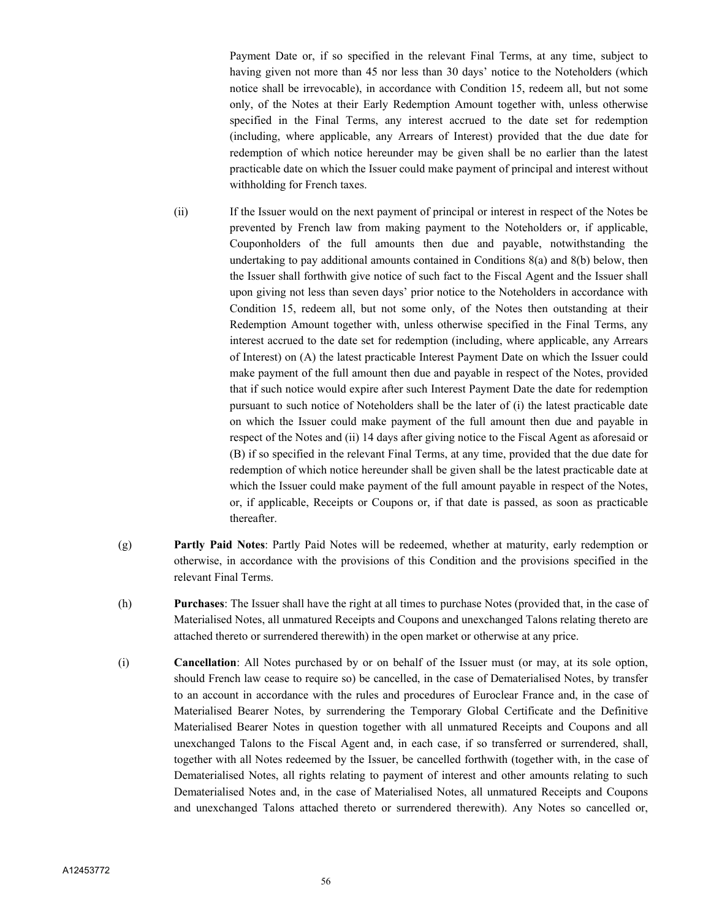Payment Date or, if so specified in the relevant Final Terms, at any time, subject to having given not more than 45 nor less than 30 days' notice to the Noteholders (which notice shall be irrevocable), in accordance with Condition 15, redeem all, but not some only, of the Notes at their Early Redemption Amount together with, unless otherwise specified in the Final Terms, any interest accrued to the date set for redemption (including, where applicable, any Arrears of Interest) provided that the due date for redemption of which notice hereunder may be given shall be no earlier than the latest practicable date on which the Issuer could make payment of principal and interest without withholding for French taxes.

(ii) If the Issuer would on the next payment of principal or interest in respect of the Notes be prevented by French law from making payment to the Noteholders or, if applicable, Couponholders of the full amounts then due and payable, notwithstanding the undertaking to pay additional amounts contained in Conditions 8(a) and 8(b) below, then the Issuer shall forthwith give notice of such fact to the Fiscal Agent and the Issuer shall upon giving not less than seven days' prior notice to the Noteholders in accordance with Condition 15, redeem all, but not some only, of the Notes then outstanding at their Redemption Amount together with, unless otherwise specified in the Final Terms, any interest accrued to the date set for redemption (including, where applicable, any Arrears of Interest) on (A) the latest practicable Interest Payment Date on which the Issuer could make payment of the full amount then due and payable in respect of the Notes, provided that if such notice would expire after such Interest Payment Date the date for redemption pursuant to such notice of Noteholders shall be the later of (i) the latest practicable date on which the Issuer could make payment of the full amount then due and payable in respect of the Notes and (ii) 14 days after giving notice to the Fiscal Agent as aforesaid or (B) if so specified in the relevant Final Terms, at any time, provided that the due date for redemption of which notice hereunder shall be given shall be the latest practicable date at which the Issuer could make payment of the full amount payable in respect of the Notes, or, if applicable, Receipts or Coupons or, if that date is passed, as soon as practicable thereafter.

(g) **Partly Paid Notes**: Partly Paid Notes will be redeemed, whether at maturity, early redemption or otherwise, in accordance with the provisions of this Condition and the provisions specified in the relevant Final Terms.

(h) **Purchases**: The Issuer shall have the right at all times to purchase Notes (provided that, in the case of Materialised Notes, all unmatured Receipts and Coupons and unexchanged Talons relating thereto are attached thereto or surrendered therewith) in the open market or otherwise at any price.

(i) **Cancellation**: All Notes purchased by or on behalf of the Issuer must (or may, at its sole option, should French law cease to require so) be cancelled, in the case of Dematerialised Notes, by transfer to an account in accordance with the rules and procedures of Euroclear France and, in the case of Materialised Bearer Notes, by surrendering the Temporary Global Certificate and the Definitive Materialised Bearer Notes in question together with all unmatured Receipts and Coupons and all unexchanged Talons to the Fiscal Agent and, in each case, if so transferred or surrendered, shall, together with all Notes redeemed by the Issuer, be cancelled forthwith (together with, in the case of Dematerialised Notes, all rights relating to payment of interest and other amounts relating to such Dematerialised Notes and, in the case of Materialised Notes, all unmatured Receipts and Coupons and unexchanged Talons attached thereto or surrendered therewith). Any Notes so cancelled or,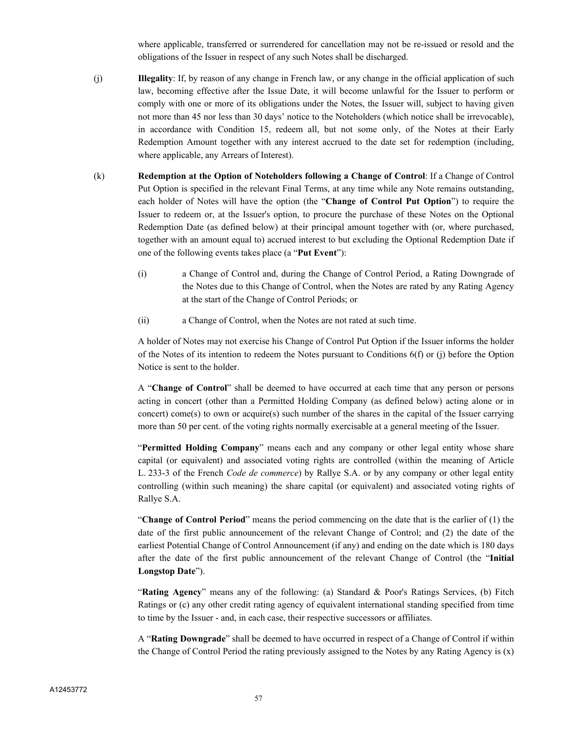where applicable, transferred or surrendered for cancellation may not be re-issued or resold and the obligations of the Issuer in respect of any such Notes shall be discharged.

(j) **Illegality**: If, by reason of any change in French law, or any change in the official application of such law, becoming effective after the Issue Date, it will become unlawful for the Issuer to perform or comply with one or more of its obligations under the Notes, the Issuer will, subject to having given not more than 45 nor less than 30 days' notice to the Noteholders (which notice shall be irrevocable), in accordance with Condition 15, redeem all, but not some only, of the Notes at their Early Redemption Amount together with any interest accrued to the date set for redemption (including, where applicable, any Arrears of Interest).

(k) **Redemption at the Option of Noteholders following a Change of Control**: If a Change of Control Put Option is specified in the relevant Final Terms, at any time while any Note remains outstanding, each holder of Notes will have the option (the "**Change of Control Put Option**") to require the Issuer to redeem or, at the Issuer's option, to procure the purchase of these Notes on the Optional Redemption Date (as defined below) at their principal amount together with (or, where purchased, together with an amount equal to) accrued interest to but excluding the Optional Redemption Date if one of the following events takes place (a "**Put Event**"):

(i) a Change of Control and, during the Change of Control Period, a Rating Downgrade of the Notes due to this Change of Control, when the Notes are rated by any Rating Agency at the start of the Change of Control Periods; or

(ii) a Change of Control, when the Notes are not rated at such time.

A holder of Notes may not exercise his Change of Control Put Option if the Issuer informs the holder of the Notes of its intention to redeem the Notes pursuant to Conditions 6(f) or (j) before the Option Notice is sent to the holder.

A "**Change of Control**" shall be deemed to have occurred at each time that any person or persons acting in concert (other than a Permitted Holding Company (as defined below) acting alone or in concert) come(s) to own or acquire(s) such number of the shares in the capital of the Issuer carrying more than 50 per cent. of the voting rights normally exercisable at a general meeting of the Issuer.

"**Permitted Holding Company**" means each and any company or other legal entity whose share capital (or equivalent) and associated voting rights are controlled (within the meaning of Article L. 233-3 of the French *Code de commerce*) by Rallye S.A. or by any company or other legal entity controlling (within such meaning) the share capital (or equivalent) and associated voting rights of Rallye S.A.

"**Change of Control Period**" means the period commencing on the date that is the earlier of (1) the date of the first public announcement of the relevant Change of Control; and (2) the date of the earliest Potential Change of Control Announcement (if any) and ending on the date which is 180 days after the date of the first public announcement of the relevant Change of Control (the "**Initial Longstop Date**").

"**Rating Agency**" means any of the following: (a) Standard & Poor's Ratings Services, (b) Fitch Ratings or (c) any other credit rating agency of equivalent international standing specified from time to time by the Issuer - and, in each case, their respective successors or affiliates.

A "**Rating Downgrade**" shall be deemed to have occurred in respect of a Change of Control if within the Change of Control Period the rating previously assigned to the Notes by any Rating Agency is (x)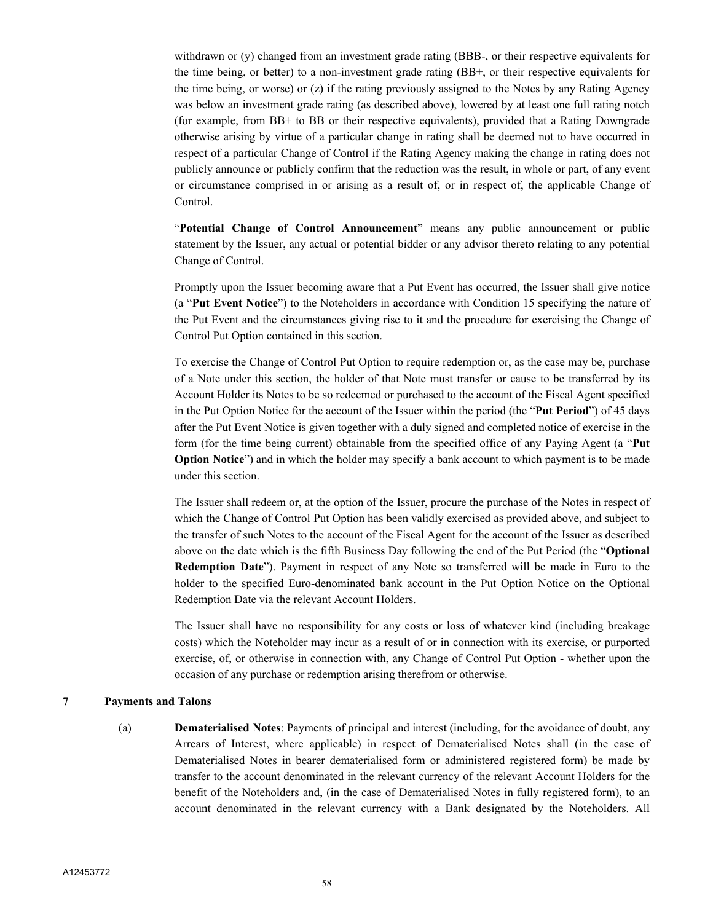withdrawn or (y) changed from an investment grade rating (BBB-, or their respective equivalents for the time being, or better) to a non-investment grade rating (BB+, or their respective equivalents for the time being, or worse) or (z) if the rating previously assigned to the Notes by any Rating Agency was below an investment grade rating (as described above), lowered by at least one full rating notch (for example, from BB+ to BB or their respective equivalents), provided that a Rating Downgrade otherwise arising by virtue of a particular change in rating shall be deemed not to have occurred in respect of a particular Change of Control if the Rating Agency making the change in rating does not publicly announce or publicly confirm that the reduction was the result, in whole or part, of any event or circumstance comprised in or arising as a result of, or in respect of, the applicable Change of Control.

"**Potential Change of Control Announcement**" means any public announcement or public statement by the Issuer, any actual or potential bidder or any advisor thereto relating to any potential Change of Control.

Promptly upon the Issuer becoming aware that a Put Event has occurred, the Issuer shall give notice (a "**Put Event Notice**") to the Noteholders in accordance with Condition 15 specifying the nature of the Put Event and the circumstances giving rise to it and the procedure for exercising the Change of Control Put Option contained in this section.

To exercise the Change of Control Put Option to require redemption or, as the case may be, purchase of a Note under this section, the holder of that Note must transfer or cause to be transferred by its Account Holder its Notes to be so redeemed or purchased to the account of the Fiscal Agent specified in the Put Option Notice for the account of the Issuer within the period (the "**Put Period**") of 45 days after the Put Event Notice is given together with a duly signed and completed notice of exercise in the form (for the time being current) obtainable from the specified office of any Paying Agent (a "**Put Option Notice**") and in which the holder may specify a bank account to which payment is to be made under this section.

The Issuer shall redeem or, at the option of the Issuer, procure the purchase of the Notes in respect of which the Change of Control Put Option has been validly exercised as provided above, and subject to the transfer of such Notes to the account of the Fiscal Agent for the account of the Issuer as described above on the date which is the fifth Business Day following the end of the Put Period (the "**Optional Redemption Date**"). Payment in respect of any Note so transferred will be made in Euro to the holder to the specified Euro-denominated bank account in the Put Option Notice on the Optional Redemption Date via the relevant Account Holders.

The Issuer shall have no responsibility for any costs or loss of whatever kind (including breakage costs) which the Noteholder may incur as a result of or in connection with its exercise, or purported exercise, of, or otherwise in connection with, any Change of Control Put Option - whether upon the occasion of any purchase or redemption arising therefrom or otherwise.

## 7 Payments and Talons

(a) **Dematerialised Notes**: Payments of principal and interest (including, for the avoidance of doubt, any Arrears of Interest, where applicable) in respect of Dematerialised Notes shall (in the case of Dematerialised Notes in bearer dematerialised form or administered registered form) be made by transfer to the account denominated in the relevant currency of the relevant Account Holders for the benefit of the Noteholders and, (in the case of Dematerialised Notes in fully registered form), to an account denominated in the relevant currency with a Bank designated by the Noteholders. All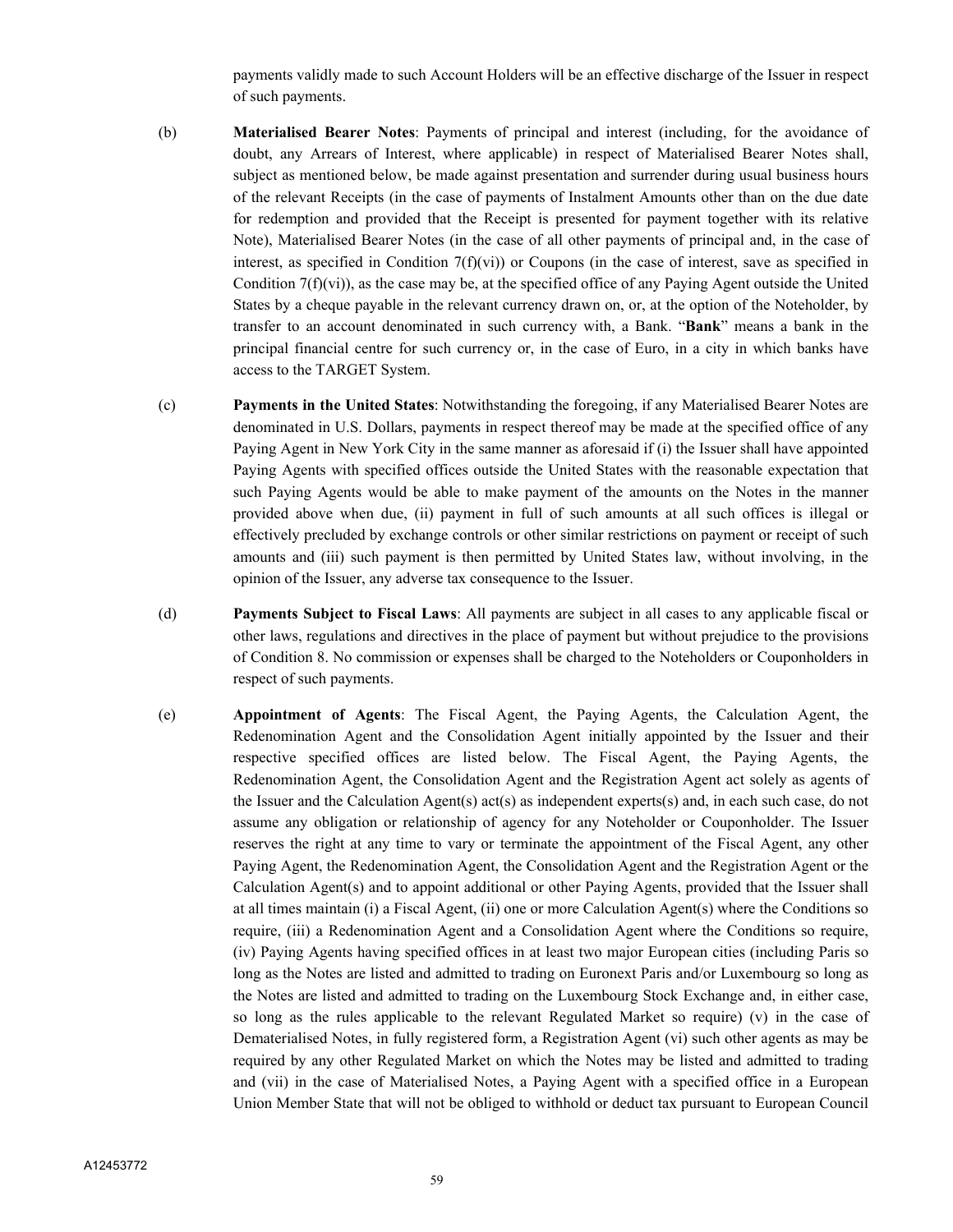payments validly made to such Account Holders will be an effective discharge of the Issuer in respect of such payments.

(b) **Materialised Bearer Notes**: Payments of principal and interest (including, for the avoidance of doubt, any Arrears of Interest, where applicable) in respect of Materialised Bearer Notes shall, subject as mentioned below, be made against presentation and surrender during usual business hours of the relevant Receipts (in the case of payments of Instalment Amounts other than on the due date for redemption and provided that the Receipt is presented for payment together with its relative Note), Materialised Bearer Notes (in the case of all other payments of principal and, in the case of interest, as specified in Condition 7(f)(vi)) or Coupons (in the case of interest, save as specified in Condition 7(f)(vi)), as the case may be, at the specified office of any Paying Agent outside the United States by a cheque payable in the relevant currency drawn on, or, at the option of the Noteholder, by transfer to an account denominated in such currency with, a Bank. "**Bank**" means a bank in the principal financial centre for such currency or, in the case of Euro, in a city in which banks have access to the TARGET System.

(c) **Payments in the United States**: Notwithstanding the foregoing, if any Materialised Bearer Notes are denominated in U.S. Dollars, payments in respect thereof may be made at the specified office of any Paying Agent in New York City in the same manner as aforesaid if (i) the Issuer shall have appointed Paying Agents with specified offices outside the United States with the reasonable expectation that such Paying Agents would be able to make payment of the amounts on the Notes in the manner provided above when due, (ii) payment in full of such amounts at all such offices is illegal or effectively precluded by exchange controls or other similar restrictions on payment or receipt of such amounts and (iii) such payment is then permitted by United States law, without involving, in the opinion of the Issuer, any adverse tax consequence to the Issuer.

(d) **Payments Subject to Fiscal Laws**: All payments are subject in all cases to any applicable fiscal or other laws, regulations and directives in the place of payment but without prejudice to the provisions of Condition 8. No commission or expenses shall be charged to the Noteholders or Couponholders in respect of such payments.

(e) **Appointment of Agents**: The Fiscal Agent, the Paying Agents, the Calculation Agent, the Redenomination Agent and the Consolidation Agent initially appointed by the Issuer and their respective specified offices are listed below. The Fiscal Agent, the Paying Agents, the Redenomination Agent, the Consolidation Agent and the Registration Agent act solely as agents of the Issuer and the Calculation Agent(s) act(s) as independent experts(s) and, in each such case, do not assume any obligation or relationship of agency for any Noteholder or Couponholder. The Issuer reserves the right at any time to vary or terminate the appointment of the Fiscal Agent, any other Paying Agent, the Redenomination Agent, the Consolidation Agent and the Registration Agent or the Calculation Agent(s) and to appoint additional or other Paying Agents, provided that the Issuer shall at all times maintain (i) a Fiscal Agent, (ii) one or more Calculation Agent(s) where the Conditions so require, (iii) a Redenomination Agent and a Consolidation Agent where the Conditions so require, (iv) Paying Agents having specified offices in at least two major European cities (including Paris so long as the Notes are listed and admitted to trading on Euronext Paris and/or Luxembourg so long as the Notes are listed and admitted to trading on the Luxembourg Stock Exchange and, in either case, so long as the rules applicable to the relevant Regulated Market so require) (v) in the case of Dematerialised Notes, in fully registered form, a Registration Agent (vi) such other agents as may be required by any other Regulated Market on which the Notes may be listed and admitted to trading and (vii) in the case of Materialised Notes, a Paying Agent with a specified office in a European Union Member State that will not be obliged to withhold or deduct tax pursuant to European Council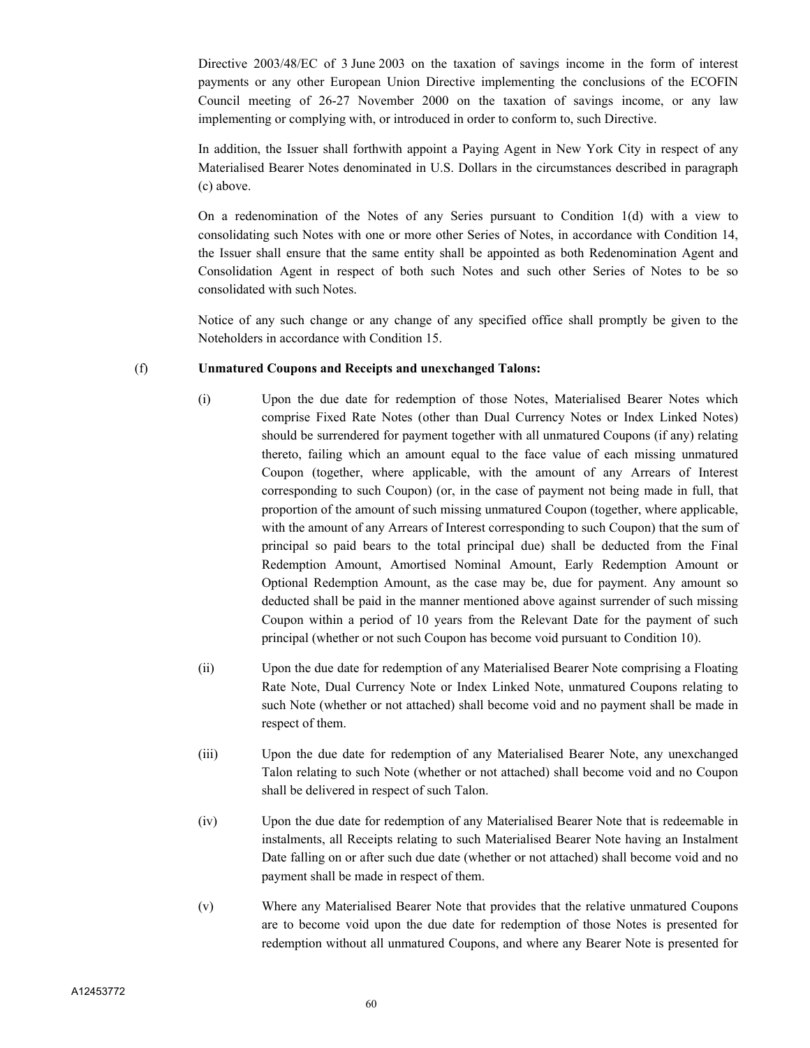Directive 2003/48/EC of 3 June 2003 on the taxation of savings income in the form of interest payments or any other European Union Directive implementing the conclusions of the ECOFIN Council meeting of 26-27 November 2000 on the taxation of savings income, or any law implementing or complying with, or introduced in order to conform to, such Directive.

In addition, the Issuer shall forthwith appoint a Paying Agent in New York City in respect of any Materialised Bearer Notes denominated in U.S. Dollars in the circumstances described in paragraph (c) above.

On a redenomination of the Notes of any Series pursuant to Condition 1(d) with a view to consolidating such Notes with one or more other Series of Notes, in accordance with Condition 14, the Issuer shall ensure that the same entity shall be appointed as both Redenomination Agent and Consolidation Agent in respect of both such Notes and such other Series of Notes to be so consolidated with such Notes.

Notice of any such change or any change of any specified office shall promptly be given to the Noteholders in accordance with Condition 15.

(f) **Unmatured Coupons and Receipts and unexchanged Talons:**

(i) Upon the due date for redemption of those Notes, Materialised Bearer Notes which comprise Fixed Rate Notes (other than Dual Currency Notes or Index Linked Notes) should be surrendered for payment together with all unmatured Coupons (if any) relating thereto, failing which an amount equal to the face value of each missing unmatured Coupon (together, where applicable, with the amount of any Arrears of Interest corresponding to such Coupon) (or, in the case of payment not being made in full, that proportion of the amount of such missing unmatured Coupon (together, where applicable, with the amount of any Arrears of Interest corresponding to such Coupon) that the sum of principal so paid bears to the total principal due) shall be deducted from the Final Redemption Amount, Amortised Nominal Amount, Early Redemption Amount or Optional Redemption Amount, as the case may be, due for payment. Any amount so deducted shall be paid in the manner mentioned above against surrender of such missing Coupon within a period of 10 years from the Relevant Date for the payment of such principal (whether or not such Coupon has become void pursuant to Condition 10).

(ii) Upon the due date for redemption of any Materialised Bearer Note comprising a Floating Rate Note, Dual Currency Note or Index Linked Note, unmatured Coupons relating to such Note (whether or not attached) shall become void and no payment shall be made in respect of them.

(iii) Upon the due date for redemption of any Materialised Bearer Note, any unexchanged Talon relating to such Note (whether or not attached) shall become void and no Coupon shall be delivered in respect of such Talon.

(iv) Upon the due date for redemption of any Materialised Bearer Note that is redeemable in instalments, all Receipts relating to such Materialised Bearer Note having an Instalment Date falling on or after such due date (whether or not attached) shall become void and no payment shall be made in respect of them.

(v) Where any Materialised Bearer Note that provides that the relative unmatured Coupons are to become void upon the due date for redemption of those Notes is presented for redemption without all unmatured Coupons, and where any Bearer Note is presented for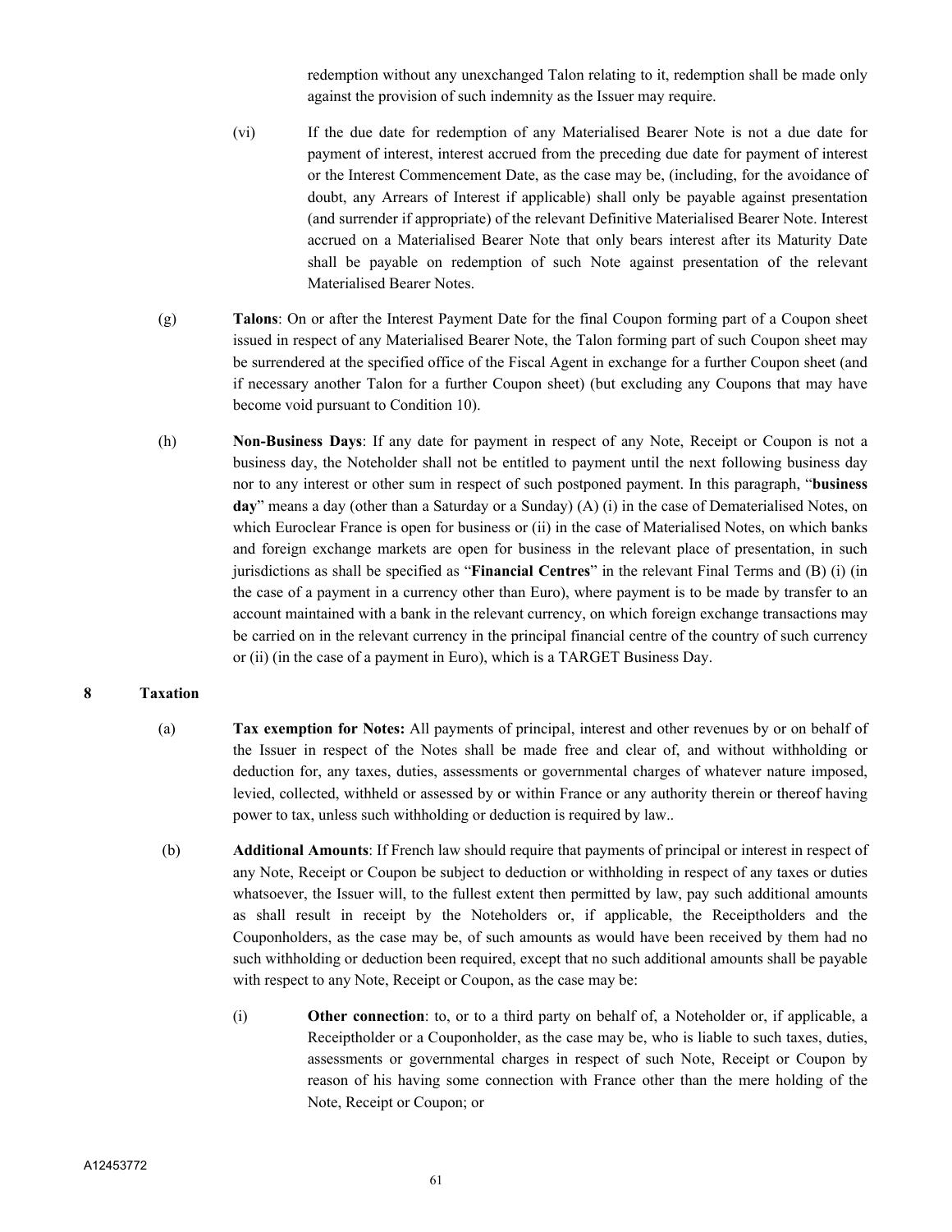redemption without any unexchanged Talon relating to it, redemption shall be made only against the provision of such indemnity as the Issuer may require.

(vi) If the due date for redemption of any Materialised Bearer Note is not a due date for payment of interest, interest accrued from the preceding due date for payment of interest or the Interest Commencement Date, as the case may be, (including, for the avoidance of doubt, any Arrears of Interest if applicable) shall only be payable against presentation (and surrender if appropriate) of the relevant Definitive Materialised Bearer Note. Interest accrued on a Materialised Bearer Note that only bears interest after its Maturity Date shall be payable on redemption of such Note against presentation of the relevant Materialised Bearer Notes.

(g) **Talons**: On or after the Interest Payment Date for the final Coupon forming part of a Coupon sheet issued in respect of any Materialised Bearer Note, the Talon forming part of such Coupon sheet may be surrendered at the specified office of the Fiscal Agent in exchange for a further Coupon sheet (and if necessary another Talon for a further Coupon sheet) (but excluding any Coupons that may have become void pursuant to Condition 10).

(h) **Non-Business Days**: If any date for payment in respect of any Note, Receipt or Coupon is not a business day, the Noteholder shall not be entitled to payment until the next following business day nor to any interest or other sum in respect of such postponed payment. In this paragraph, "**business day**" means a day (other than a Saturday or a Sunday) (A) (i) in the case of Dematerialised Notes, on which Euroclear France is open for business or (ii) in the case of Materialised Notes, on which banks and foreign exchange markets are open for business in the relevant place of presentation, in such jurisdictions as shall be specified as "**Financial Centres**" in the relevant Final Terms and (B) (i) (in the case of a payment in a currency other than Euro), where payment is to be made by transfer to an account maintained with a bank in the relevant currency, on which foreign exchange transactions may be carried on in the relevant currency in the principal financial centre of the country of such currency or (ii) (in the case of a payment in Euro), which is a TARGET Business Day.

## 8 Taxation

(a) **Tax exemption for Notes:** All payments of principal, interest and other revenues by or on behalf of the Issuer in respect of the Notes shall be made free and clear of, and without withholding or deduction for, any taxes, duties, assessments or governmental charges of whatever nature imposed, levied, collected, withheld or assessed by or within France or any authority therein or thereof having power to tax, unless such withholding or deduction is required by law..

(b) **Additional Amounts**: If French law should require that payments of principal or interest in respect of any Note, Receipt or Coupon be subject to deduction or withholding in respect of any taxes or duties whatsoever, the Issuer will, to the fullest extent then permitted by law, pay such additional amounts as shall result in receipt by the Noteholders or, if applicable, the Receiptholders and the Couponholders, as the case may be, of such amounts as would have been received by them had no such withholding or deduction been required, except that no such additional amounts shall be payable with respect to any Note, Receipt or Coupon, as the case may be:

(i) **Other connection**: to, or to a third party on behalf of, a Noteholder or, if applicable, a Receiptholder or a Couponholder, as the case may be, who is liable to such taxes, duties, assessments or governmental charges in respect of such Note, Receipt or Coupon by reason of his having some connection with France other than the mere holding of the Note, Receipt or Coupon; or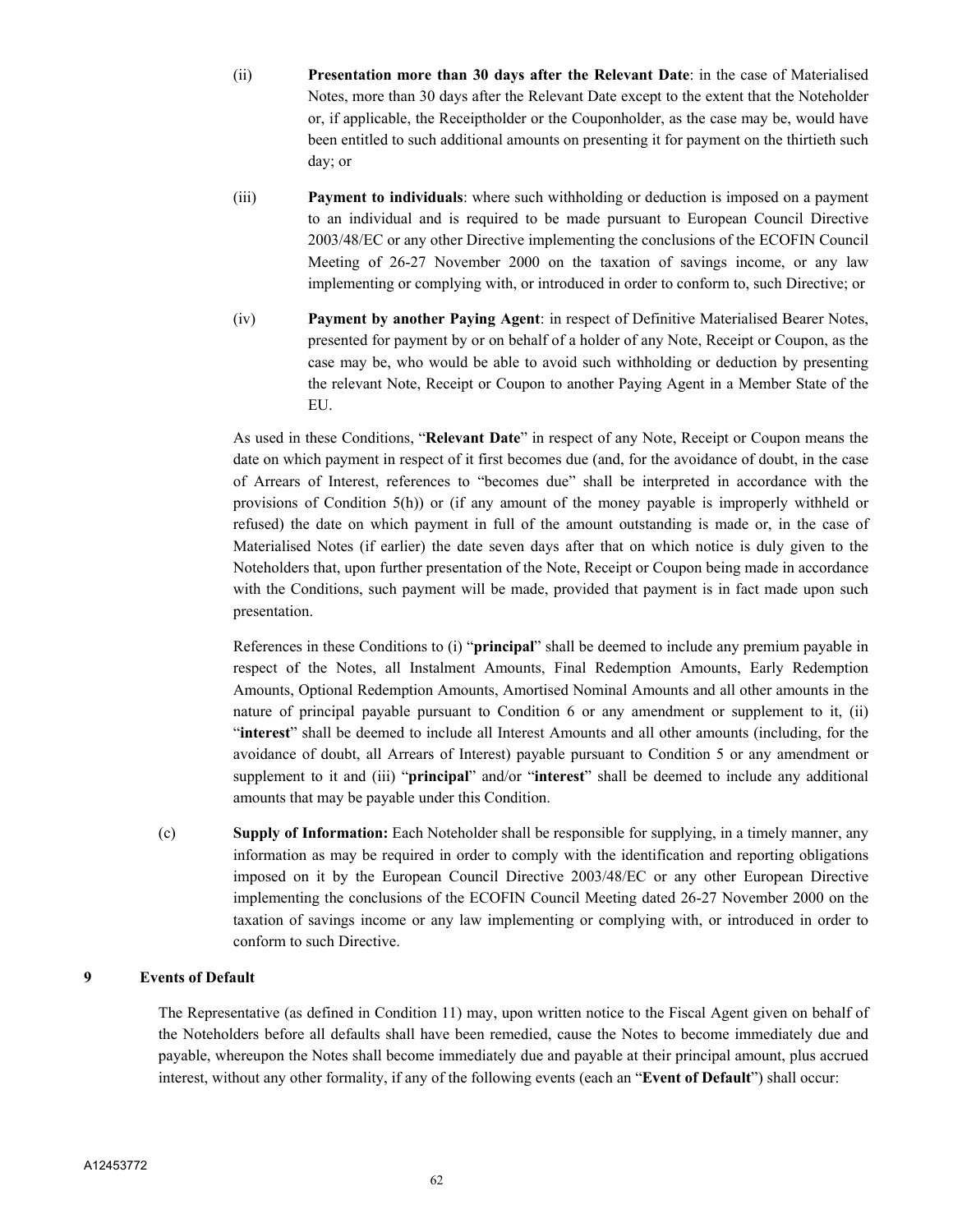(ii) **Presentation more than 30 days after the Relevant Date**: in the case of Materialised Notes, more than 30 days after the Relevant Date except to the extent that the Noteholder or, if applicable, the Receiptholder or the Couponholder, as the case may be, would have been entitled to such additional amounts on presenting it for payment on the thirtieth such day; or

(iii) **Payment to individuals**: where such withholding or deduction is imposed on a payment to an individual and is required to be made pursuant to European Council Directive 2003/48/EC or any other Directive implementing the conclusions of the ECOFIN Council Meeting of 26-27 November 2000 on the taxation of savings income, or any law implementing or complying with, or introduced in order to conform to, such Directive; or

(iv) **Payment by another Paying Agent**: in respect of Definitive Materialised Bearer Notes, presented for payment by or on behalf of a holder of any Note, Receipt or Coupon, as the case may be, who would be able to avoid such withholding or deduction by presenting the relevant Note, Receipt or Coupon to another Paying Agent in a Member State of the EU.

As used in these Conditions, "**Relevant Date**" in respect of any Note, Receipt or Coupon means the date on which payment in respect of it first becomes due (and, for the avoidance of doubt, in the case of Arrears of Interest, references to "becomes due" shall be interpreted in accordance with the provisions of Condition 5(h)) or (if any amount of the money payable is improperly withheld or refused) the date on which payment in full of the amount outstanding is made or, in the case of Materialised Notes (if earlier) the date seven days after that on which notice is duly given to the Noteholders that, upon further presentation of the Note, Receipt or Coupon being made in accordance with the Conditions, such payment will be made, provided that payment is in fact made upon such presentation.

References in these Conditions to (i) "**principal**" shall be deemed to include any premium payable in respect of the Notes, all Instalment Amounts, Final Redemption Amounts, Early Redemption Amounts, Optional Redemption Amounts, Amortised Nominal Amounts and all other amounts in the nature of principal payable pursuant to Condition 6 or any amendment or supplement to it, (ii) "**interest**" shall be deemed to include all Interest Amounts and all other amounts (including, for the avoidance of doubt, all Arrears of Interest) payable pursuant to Condition 5 or any amendment or supplement to it and (iii) "**principal**" and/or "**interest**" shall be deemed to include any additional amounts that may be payable under this Condition.

(c) **Supply of Information:** Each Noteholder shall be responsible for supplying, in a timely manner, any information as may be required in order to comply with the identification and reporting obligations imposed on it by the European Council Directive 2003/48/EC or any other European Directive implementing the conclusions of the ECOFIN Council Meeting dated 26-27 November 2000 on the taxation of savings income or any law implementing or complying with, or introduced in order to conform to such Directive.

## 9 Events of Default

The Representative (as defined in Condition 11) may, upon written notice to the Fiscal Agent given on behalf of the Noteholders before all defaults shall have been remedied, cause the Notes to become immediately due and payable, whereupon the Notes shall become immediately due and payable at their principal amount, plus accrued interest, without any other formality, if any of the following events (each an "**Event of Default**") shall occur: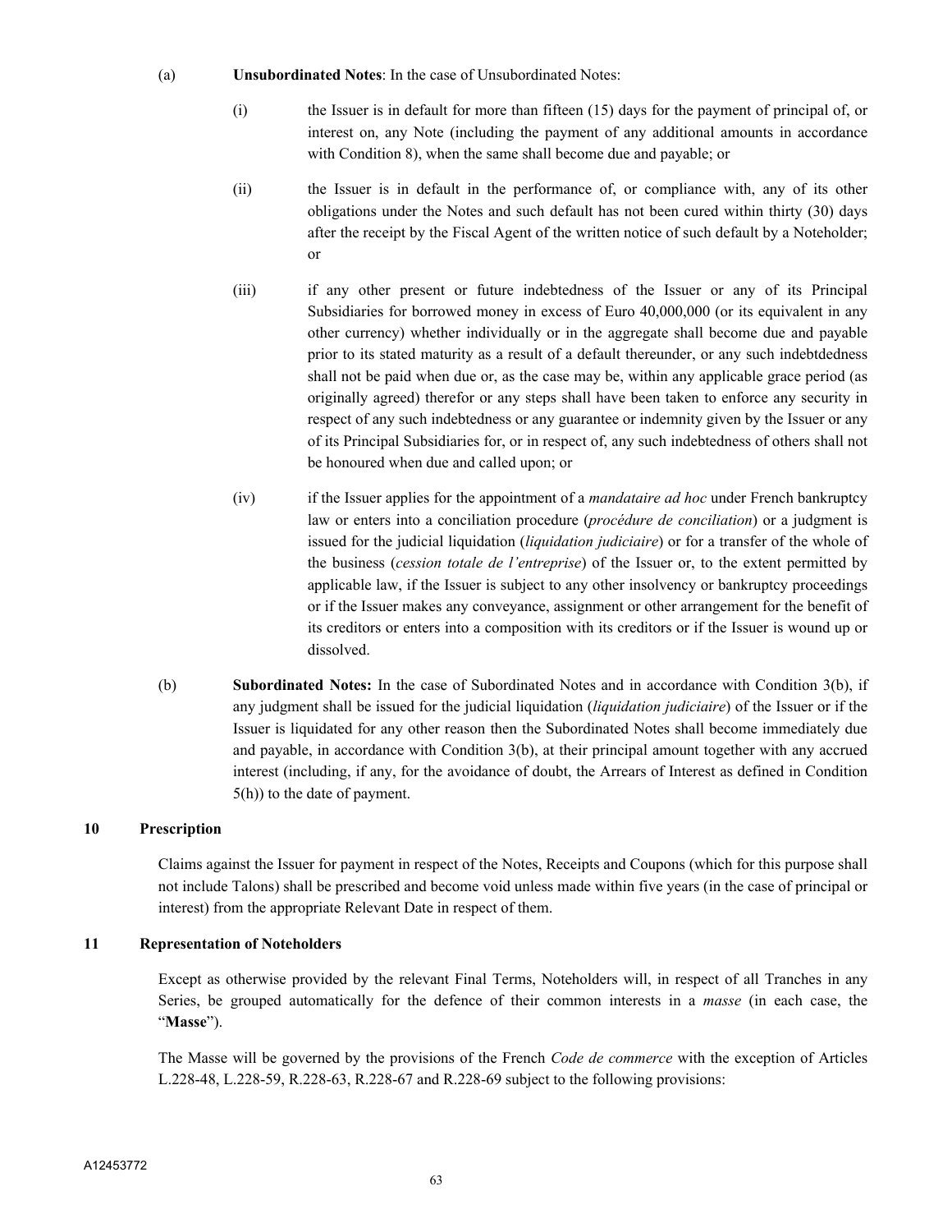(a) **Unsubordinated Notes**: In the case of Unsubordinated Notes:

(i) the Issuer is in default for more than fifteen (15) days for the payment of principal of, or interest on, any Note (including the payment of any additional amounts in accordance with Condition 8), when the same shall become due and payable; or

(ii) the Issuer is in default in the performance of, or compliance with, any of its other obligations under the Notes and such default has not been cured within thirty (30) days after the receipt by the Fiscal Agent of the written notice of such default by a Noteholder; or

(iii) if any other present or future indebtedness of the Issuer or any of its Principal Subsidiaries for borrowed money in excess of Euro 40,000,000 (or its equivalent in any other currency) whether individually or in the aggregate shall become due and payable prior to its stated maturity as a result of a default thereunder, or any such indebtdedness shall not be paid when due or, as the case may be, within any applicable grace period (as originally agreed) therefor or any steps shall have been taken to enforce any security in respect of any such indebtedness or any guarantee or indemnity given by the Issuer or any of its Principal Subsidiaries for, or in respect of, any such indebtedness of others shall not be honoured when due and called upon; or

(iv) if the Issuer applies for the appointment of a *mandataire ad hoc* under French bankruptcy law or enters into a conciliation procedure (*procédure de conciliation*) or a judgment is issued for the judicial liquidation (*liquidation judiciaire*) or for a transfer of the whole of the business (*cession totale de l'entreprise*) of the Issuer or, to the extent permitted by applicable law, if the Issuer is subject to any other insolvency or bankruptcy proceedings or if the Issuer makes any conveyance, assignment or other arrangement for the benefit of its creditors or enters into a composition with its creditors or if the Issuer is wound up or dissolved.

(b) **Subordinated Notes:** In the case of Subordinated Notes and in accordance with Condition 3(b), if any judgment shall be issued for the judicial liquidation (*liquidation judiciaire*) of the Issuer or if the Issuer is liquidated for any other reason then the Subordinated Notes shall become immediately due and payable, in accordance with Condition 3(b), at their principal amount together with any accrued interest (including, if any, for the avoidance of doubt, the Arrears of Interest as defined in Condition 5(h)) to the date of payment.

## 10 Prescription

Claims against the Issuer for payment in respect of the Notes, Receipts and Coupons (which for this purpose shall not include Talons) shall be prescribed and become void unless made within five years (in the case of principal or interest) from the appropriate Relevant Date in respect of them.

## 11 Representation of Noteholders

Except as otherwise provided by the relevant Final Terms, Noteholders will, in respect of all Tranches in any Series, be grouped automatically for the defence of their common interests in a *masse* (in each case, the "**Masse**").

The Masse will be governed by the provisions of the French *Code de commerce* with the exception of Articles L.228-48, L.228-59, R.228-63, R.228-67 and R.228-69 subject to the following provisions: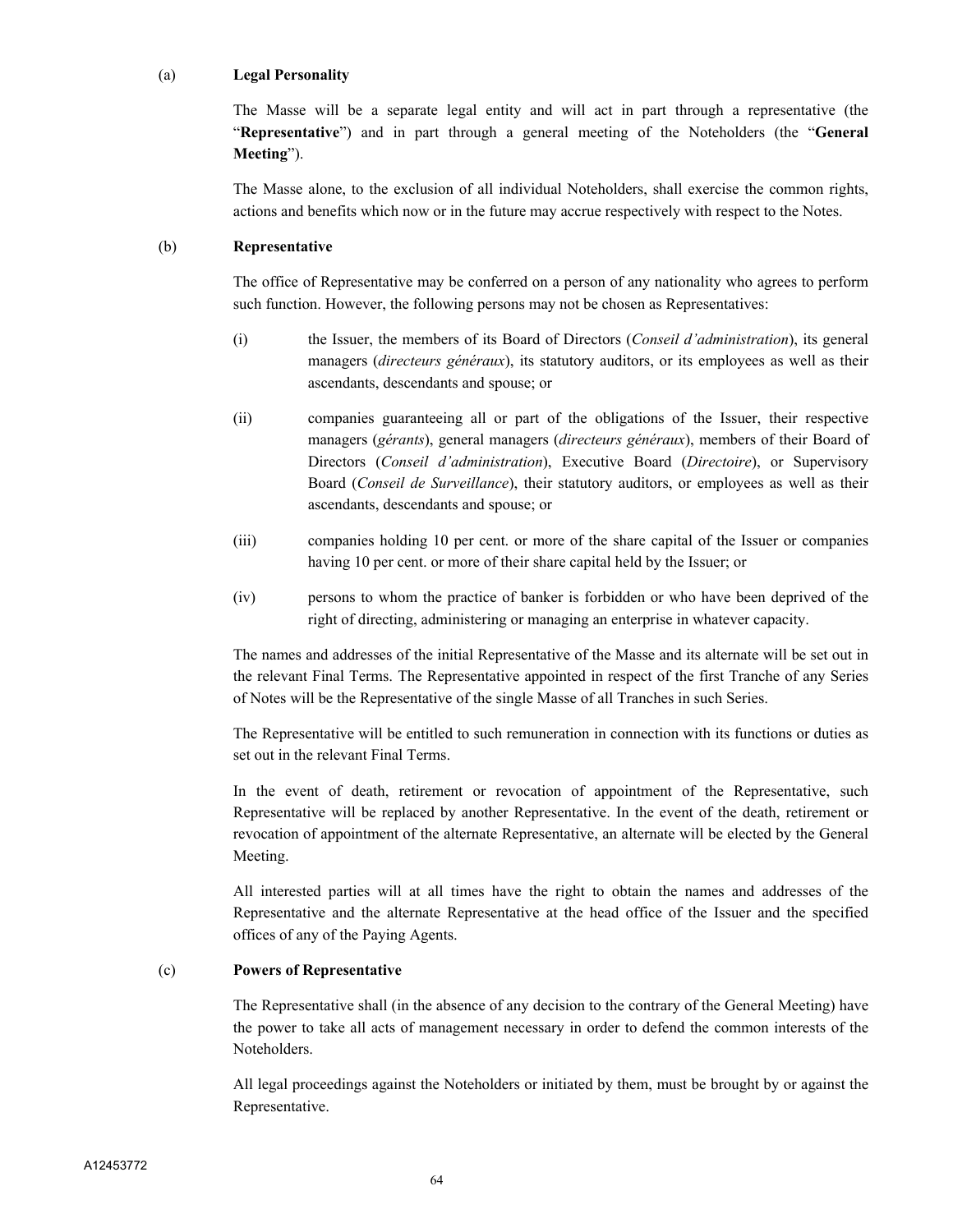(a) **Legal Personality**

The Masse will be a separate legal entity and will act in part through a representative (the "**Representative**") and in part through a general meeting of the Noteholders (the "**General Meeting**").

The Masse alone, to the exclusion of all individual Noteholders, shall exercise the common rights, actions and benefits which now or in the future may accrue respectively with respect to the Notes.

(b) **Representative**

The office of Representative may be conferred on a person of any nationality who agrees to perform such function. However, the following persons may not be chosen as Representatives:

(i) the Issuer, the members of its Board of Directors (*Conseil d'administration*), its general managers (*directeurs généraux*), its statutory auditors, or its employees as well as their ascendants, descendants and spouse; or

(ii) companies guaranteeing all or part of the obligations of the Issuer, their respective managers (*gérants*), general managers (*directeurs généraux*), members of their Board of Directors (*Conseil d'administration*), Executive Board (*Directoire*), or Supervisory Board (*Conseil de Surveillance*), their statutory auditors, or employees as well as their ascendants, descendants and spouse; or

(iii) companies holding 10 per cent. or more of the share capital of the Issuer or companies having 10 per cent. or more of their share capital held by the Issuer; or

(iv) persons to whom the practice of banker is forbidden or who have been deprived of the right of directing, administering or managing an enterprise in whatever capacity.

The names and addresses of the initial Representative of the Masse and its alternate will be set out in the relevant Final Terms. The Representative appointed in respect of the first Tranche of any Series of Notes will be the Representative of the single Masse of all Tranches in such Series.

The Representative will be entitled to such remuneration in connection with its functions or duties as set out in the relevant Final Terms.

In the event of death, retirement or revocation of appointment of the Representative, such Representative will be replaced by another Representative. In the event of the death, retirement or revocation of appointment of the alternate Representative, an alternate will be elected by the General Meeting.

All interested parties will at all times have the right to obtain the names and addresses of the Representative and the alternate Representative at the head office of the Issuer and the specified offices of any of the Paying Agents.

(c) **Powers of Representative**

The Representative shall (in the absence of any decision to the contrary of the General Meeting) have the power to take all acts of management necessary in order to defend the common interests of the Noteholders.

All legal proceedings against the Noteholders or initiated by them, must be brought by or against the Representative.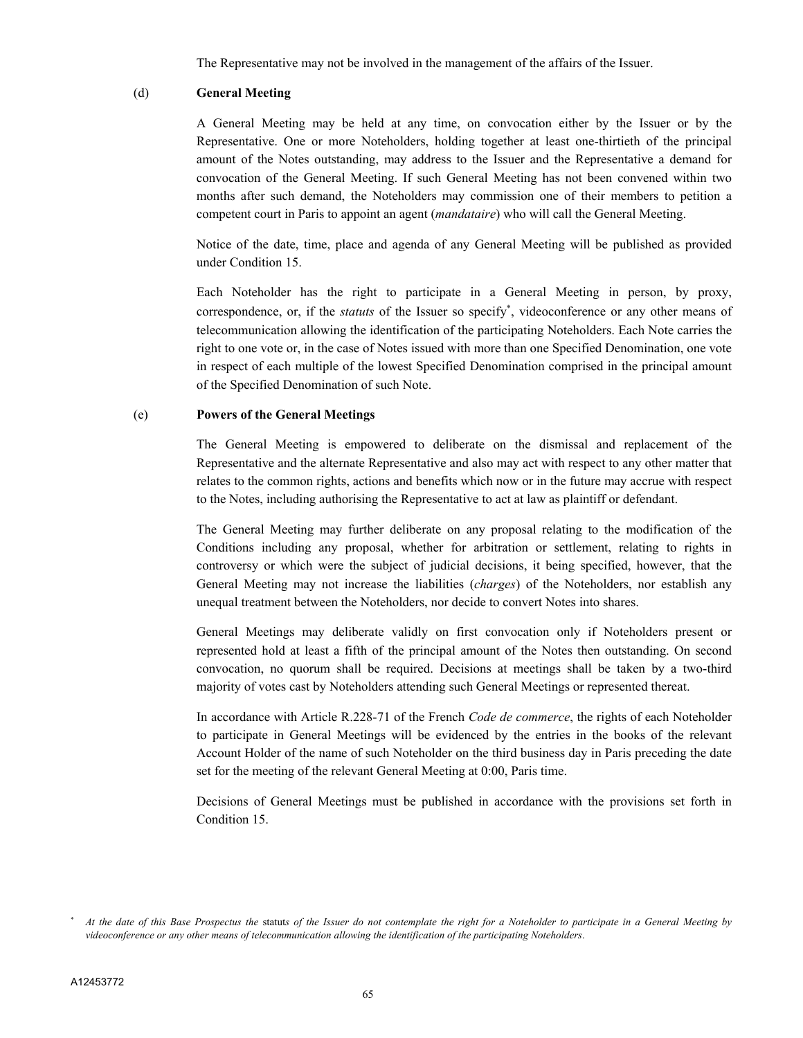The Representative may not be involved in the management of the affairs of the Issuer.

(d) **General Meeting**

A General Meeting may be held at any time, on convocation either by the Issuer or by the Representative. One or more Noteholders, holding together at least one-thirtieth of the principal amount of the Notes outstanding, may address to the Issuer and the Representative a demand for convocation of the General Meeting. If such General Meeting has not been convened within two months after such demand, the Noteholders may commission one of their members to petition a competent court in Paris to appoint an agent (*mandataire*) who will call the General Meeting.

Notice of the date, time, place and agenda of any General Meeting will be published as provided under Condition 15.

Each Noteholder has the right to participate in a General Meeting in person, by proxy, correspondence, or, if the *statuts* of the Issuer so specify*, videoconference or any other means of telecommunication allowing the identification of the participating Noteholders. Each Note carries the right to one vote or, in the case of Notes issued with more than one Specified Denomination, one vote in respect of each multiple of the lowest Specified Denomination comprised in the principal amount of the Specified Denomination of such Note.

(e) **Powers of the General Meetings**

The General Meeting is empowered to deliberate on the dismissal and replacement of the Representative and the alternate Representative and also may act with respect to any other matter that relates to the common rights, actions and benefits which now or in the future may accrue with respect to the Notes, including authorising the Representative to act at law as plaintiff or defendant.

The General Meeting may further deliberate on any proposal relating to the modification of the Conditions including any proposal, whether for arbitration or settlement, relating to rights in controversy or which were the subject of judicial decisions, it being specified, however, that the General Meeting may not increase the liabilities (*charges*) of the Noteholders, nor establish any unequal treatment between the Noteholders, nor decide to convert Notes into shares.

General Meetings may deliberate validly on first convocation only if Noteholders present or represented hold at least a fifth of the principal amount of the Notes then outstanding. On second convocation, no quorum shall be required. Decisions at meetings shall be taken by a two-third majority of votes cast by Noteholders attending such General Meetings or represented thereat.

In accordance with Article R.228-71 of the French *Code de commerce*, the rights of each Noteholder to participate in General Meetings will be evidenced by the entries in the books of the relevant Account Holder of the name of such Noteholder on the third business day in Paris preceding the date set for the meeting of the relevant General Meeting at 0:00, Paris time.

Decisions of General Meetings must be published in accordance with the provisions set forth in Condition 15.

\* *At the date of this Base Prospectus the* statuts *of the Issuer do not contemplate the right for a Noteholder to participate in a General Meeting by videoconference or any other means of telecommunication allowing the identification of the participating Noteholders.*

A12453772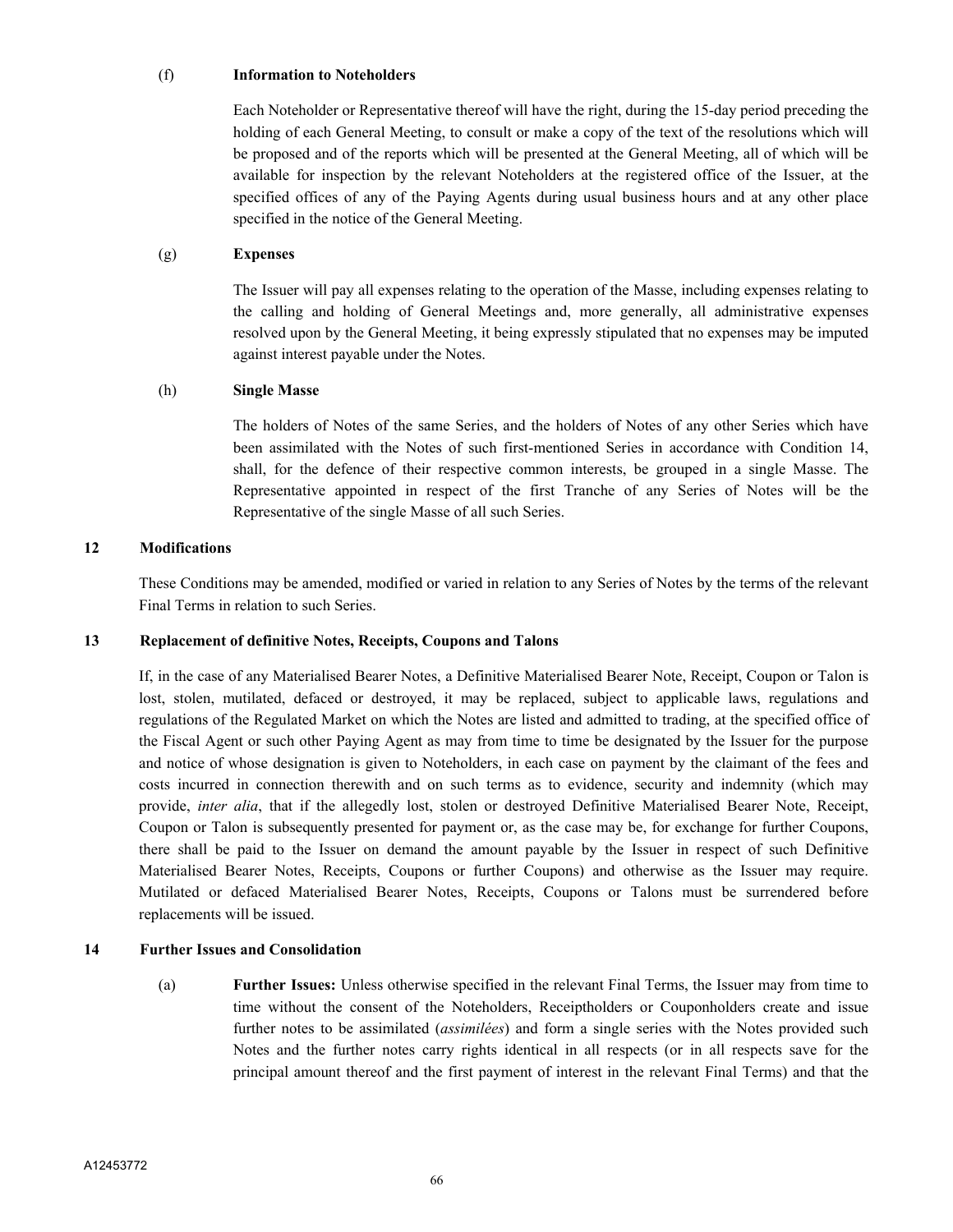(f) **Information to Noteholders**

Each Noteholder or Representative thereof will have the right, during the 15-day period preceding the holding of each General Meeting, to consult or make a copy of the text of the resolutions which will be proposed and of the reports which will be presented at the General Meeting, all of which will be available for inspection by the relevant Noteholders at the registered office of the Issuer, at the specified offices of any of the Paying Agents during usual business hours and at any other place specified in the notice of the General Meeting.

(g) **Expenses**

The Issuer will pay all expenses relating to the operation of the Masse, including expenses relating to the calling and holding of General Meetings and, more generally, all administrative expenses resolved upon by the General Meeting, it being expressly stipulated that no expenses may be imputed against interest payable under the Notes.

(h) **Single Masse**

The holders of Notes of the same Series, and the holders of Notes of any other Series which have been assimilated with the Notes of such first-mentioned Series in accordance with Condition 14, shall, for the defence of their respective common interests, be grouped in a single Masse. The Representative appointed in respect of the first Tranche of any Series of Notes will be the Representative of the single Masse of all such Series.

## 12 Modifications

These Conditions may be amended, modified or varied in relation to any Series of Notes by the terms of the relevant Final Terms in relation to such Series.

## 13 Replacement of definitive Notes, Receipts, Coupons and Talons

If, in the case of any Materialised Bearer Notes, a Definitive Materialised Bearer Note, Receipt, Coupon or Talon is lost, stolen, mutilated, defaced or destroyed, it may be replaced, subject to applicable laws, regulations and regulations of the Regulated Market on which the Notes are listed and admitted to trading, at the specified office of the Fiscal Agent or such other Paying Agent as may from time to time be designated by the Issuer for the purpose and notice of whose designation is given to Noteholders, in each case on payment by the claimant of the fees and costs incurred in connection therewith and on such terms as to evidence, security and indemnity (which may provide, *inter alia*, that if the allegedly lost, stolen or destroyed Definitive Materialised Bearer Note, Receipt, Coupon or Talon is subsequently presented for payment or, as the case may be, for exchange for further Coupons, there shall be paid to the Issuer on demand the amount payable by the Issuer in respect of such Definitive Materialised Bearer Notes, Receipts, Coupons or further Coupons) and otherwise as the Issuer may require. Mutilated or defaced Materialised Bearer Notes, Receipts, Coupons or Talons must be surrendered before replacements will be issued.

## 14 Further Issues and Consolidation

(a) **Further Issues:** Unless otherwise specified in the relevant Final Terms, the Issuer may from time to time without the consent of the Noteholders, Receiptholders or Couponholders create and issue further notes to be assimilated (*assimilées*) and form a single series with the Notes provided such Notes and the further notes carry rights identical in all respects (or in all respects save for the principal amount thereof and the first payment of interest in the relevant Final Terms) and that the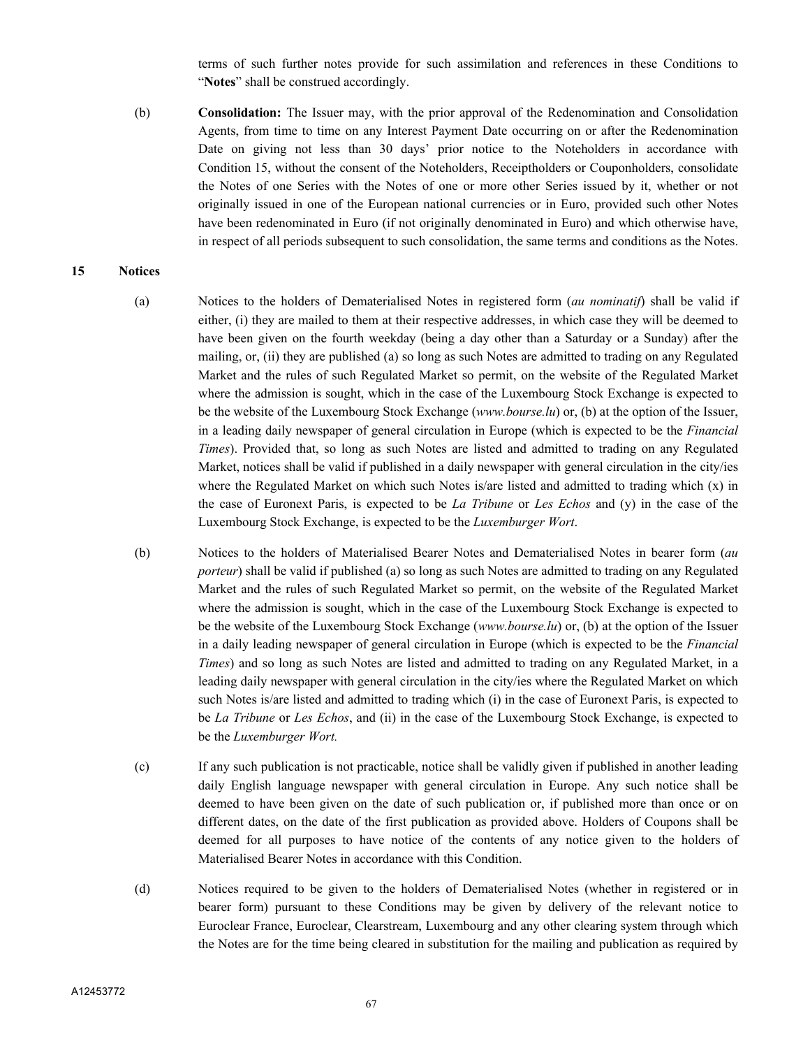terms of such further notes provide for such assimilation and references in these Conditions to "**Notes**" shall be construed accordingly.

(b) **Consolidation:** The Issuer may, with the prior approval of the Redenomination and Consolidation Agents, from time to time on any Interest Payment Date occurring on or after the Redenomination Date on giving not less than 30 days' prior notice to the Noteholders in accordance with Condition 15, without the consent of the Noteholders, Receiptholders or Couponholders, consolidate the Notes of one Series with the Notes of one or more other Series issued by it, whether or not originally issued in one of the European national currencies or in Euro, provided such other Notes have been redenominated in Euro (if not originally denominated in Euro) and which otherwise have, in respect of all periods subsequent to such consolidation, the same terms and conditions as the Notes.

## 15 Notices

(a) Notices to the holders of Dematerialised Notes in registered form (*au nominatif*) shall be valid if either, (i) they are mailed to them at their respective addresses, in which case they will be deemed to have been given on the fourth weekday (being a day other than a Saturday or a Sunday) after the mailing, or, (ii) they are published (a) so long as such Notes are admitted to trading on any Regulated Market and the rules of such Regulated Market so permit, on the website of the Regulated Market where the admission is sought, which in the case of the Luxembourg Stock Exchange is expected to be the website of the Luxembourg Stock Exchange (*www.bourse.lu*) or, (b) at the option of the Issuer, in a leading daily newspaper of general circulation in Europe (which is expected to be the *Financial Times*). Provided that, so long as such Notes are listed and admitted to trading on any Regulated Market, notices shall be valid if published in a daily newspaper with general circulation in the city/ies where the Regulated Market on which such Notes is/are listed and admitted to trading which (x) in the case of Euronext Paris, is expected to be *La Tribune* or *Les Echos* and (y) in the case of the Luxembourg Stock Exchange, is expected to be the *Luxemburger Wort*.

(b) Notices to the holders of Materialised Bearer Notes and Dematerialised Notes in bearer form (*au porteur*) shall be valid if published (a) so long as such Notes are admitted to trading on any Regulated Market and the rules of such Regulated Market so permit, on the website of the Regulated Market where the admission is sought, which in the case of the Luxembourg Stock Exchange is expected to be the website of the Luxembourg Stock Exchange (*www.bourse.lu*) or, (b) at the option of the Issuer in a daily leading newspaper of general circulation in Europe (which is expected to be the *Financial Times*) and so long as such Notes are listed and admitted to trading on any Regulated Market, in a leading daily newspaper with general circulation in the city/ies where the Regulated Market on which such Notes is/are listed and admitted to trading which (i) in the case of Euronext Paris, is expected to be *La Tribune* or *Les Echos*, and (ii) in the case of the Luxembourg Stock Exchange, is expected to be the *Luxemburger Wort.*

(c) If any such publication is not practicable, notice shall be validly given if published in another leading daily English language newspaper with general circulation in Europe. Any such notice shall be deemed to have been given on the date of such publication or, if published more than once or on different dates, on the date of the first publication as provided above. Holders of Coupons shall be deemed for all purposes to have notice of the contents of any notice given to the holders of Materialised Bearer Notes in accordance with this Condition.

(d) Notices required to be given to the holders of Dematerialised Notes (whether in registered or in bearer form) pursuant to these Conditions may be given by delivery of the relevant notice to Euroclear France, Euroclear, Clearstream, Luxembourg and any other clearing system through which the Notes are for the time being cleared in substitution for the mailing and publication as required by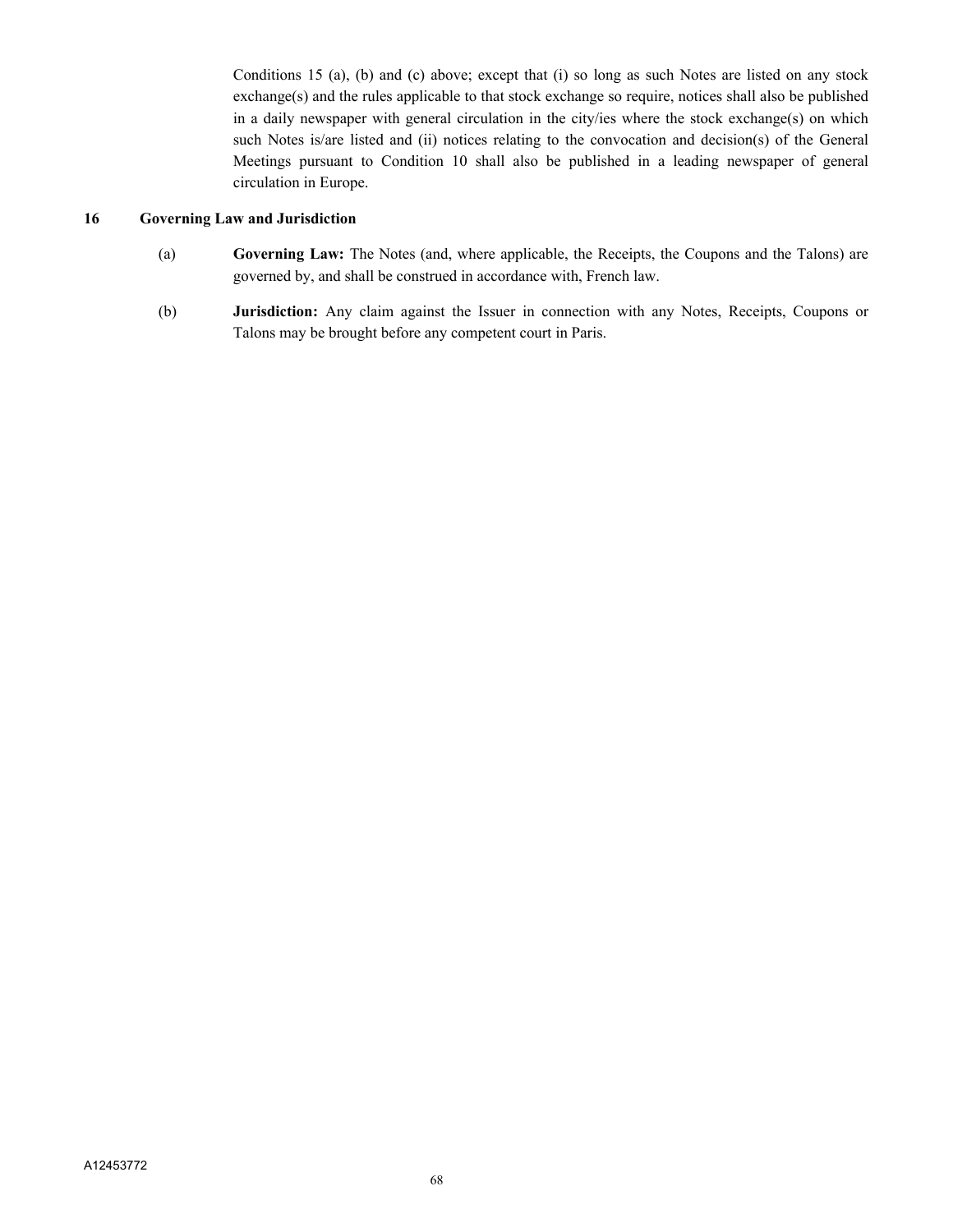Conditions 15 (a), (b) and (c) above; except that (i) so long as such Notes are listed on any stock exchange(s) and the rules applicable to that stock exchange so require, notices shall also be published in a daily newspaper with general circulation in the city/ies where the stock exchange(s) on which such Notes is/are listed and (ii) notices relating to the convocation and decision(s) of the General Meetings pursuant to Condition 10 shall also be published in a leading newspaper of general circulation in Europe.

## 16 Governing Law and Jurisdiction

(a) **Governing Law:** The Notes (and, where applicable, the Receipts, the Coupons and the Talons) are governed by, and shall be construed in accordance with, French law.

(b) **Jurisdiction:** Any claim against the Issuer in connection with any Notes, Receipts, Coupons or Talons may be brought before any competent court in Paris.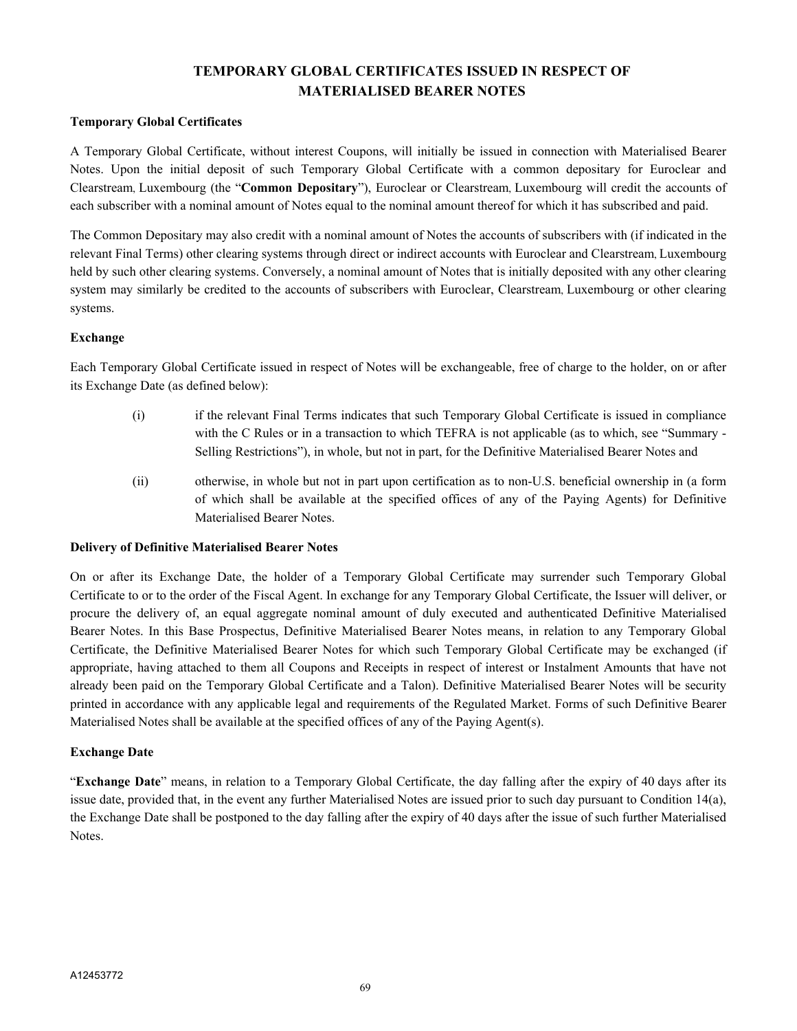## TEMPORARY GLOBAL CERTIFICATES ISSUED IN RESPECT OF MATERIALISED BEARER NOTES

### Temporary Global Certificates

A Temporary Global Certificate, without interest Coupons, will initially be issued in connection with Materialised Bearer Notes. Upon the initial deposit of such Temporary Global Certificate with a common depositary for Euroclear and Clearstream, Luxembourg (the "**Common Depositary**"), Euroclear or Clearstream, Luxembourg will credit the accounts of each subscriber with a nominal amount of Notes equal to the nominal amount thereof for which it has subscribed and paid.

The Common Depositary may also credit with a nominal amount of Notes the accounts of subscribers with (if indicated in the relevant Final Terms) other clearing systems through direct or indirect accounts with Euroclear and Clearstream, Luxembourg held by such other clearing systems. Conversely, a nominal amount of Notes that is initially deposited with any other clearing system may similarly be credited to the accounts of subscribers with Euroclear, Clearstream, Luxembourg or other clearing systems.

### Exchange

Each Temporary Global Certificate issued in respect of Notes will be exchangeable, free of charge to the holder, on or after its Exchange Date (as defined below):

(i) if the relevant Final Terms indicates that such Temporary Global Certificate is issued in compliance with the C Rules or in a transaction to which TEFRA is not applicable (as to which, see "Summary - Selling Restrictions"), in whole, but not in part, for the Definitive Materialised Bearer Notes and

(ii) otherwise, in whole but not in part upon certification as to non-U.S. beneficial ownership in (a form of which shall be available at the specified offices of any of the Paying Agents) for Definitive Materialised Bearer Notes.

### Delivery of Definitive Materialised Bearer Notes

On or after its Exchange Date, the holder of a Temporary Global Certificate may surrender such Temporary Global Certificate to or to the order of the Fiscal Agent. In exchange for any Temporary Global Certificate, the Issuer will deliver, or procure the delivery of, an equal aggregate nominal amount of duly executed and authenticated Definitive Materialised Bearer Notes. In this Base Prospectus, Definitive Materialised Bearer Notes means, in relation to any Temporary Global Certificate, the Definitive Materialised Bearer Notes for which such Temporary Global Certificate may be exchanged (if appropriate, having attached to them all Coupons and Receipts in respect of interest or Instalment Amounts that have not already been paid on the Temporary Global Certificate and a Talon). Definitive Materialised Bearer Notes will be security printed in accordance with any applicable legal and requirements of the Regulated Market. Forms of such Definitive Bearer Materialised Notes shall be available at the specified offices of any of the Paying Agent(s).

### Exchange Date

"**Exchange Date**" means, in relation to a Temporary Global Certificate, the day falling after the expiry of 40 days after its issue date, provided that, in the event any further Materialised Notes are issued prior to such day pursuant to Condition 14(a), the Exchange Date shall be postponed to the day falling after the expiry of 40 days after the issue of such further Materialised Notes.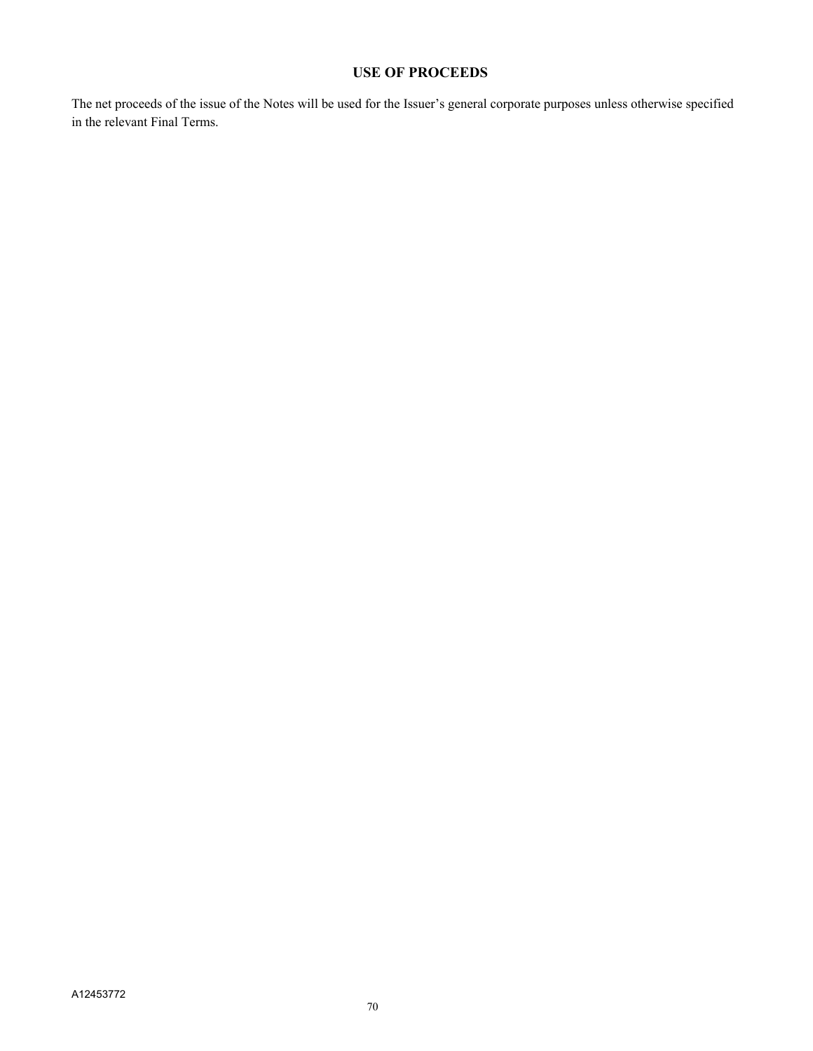# USE OF PROCEEDS

The net proceeds of the issue of the Notes will be used for the Issuer's general corporate purposes unless otherwise specified in the relevant Final Terms.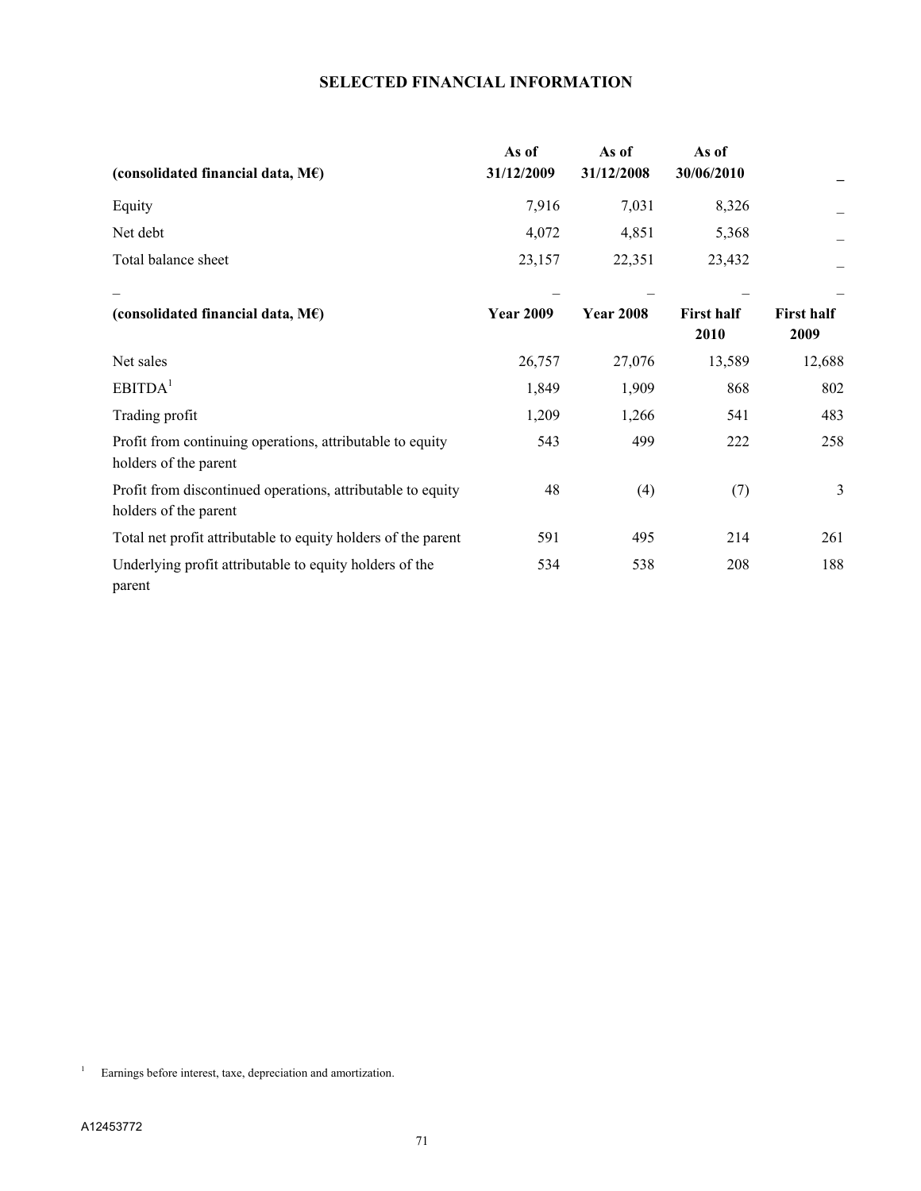# SELECTED FINANCIAL INFORMATION

| (consolidated financial data, M€) | As of 31/12/2009 | As of 31/12/2008 | As of 30/06/2010 | _ |
|---|---|---|---|---|
| Equity | 7,916 | 7,031 | 8,326 | _ |
| Net debt | 4,072 | 4,851 | 5,368 | _ |
| Total balance sheet | 23,157 | 22,351 | 23,432 | _ |
| _ | _ | _ | _ | _ |
| **(consolidated financial data, M€)** | **Year 2009** | **Year 2008** | **First half 2010** | **First half 2009** |
| Net sales | 26,757 | 27,076 | 13,589 | 12,688 |
| EBITDA[1] | 1,849 | 1,909 | 868 | 802 |
| Trading profit | 1,209 | 1,266 | 541 | 483 |
| Profit from continuing operations, attributable to equity holders of the parent | 543 | 499 | 222 | 258 |
| Profit from discontinued operations, attributable to equity holders of the parent | 48 | (4) | (7) | 3 |
| Total net profit attributable to equity holders of the parent | 591 | 495 | 214 | 261 |
| Underlying profit attributable to equity holders of the parent | 534 | 538 | 208 | 188 |

[1] Earnings before interest, taxe, depreciation and amortization.

A12453772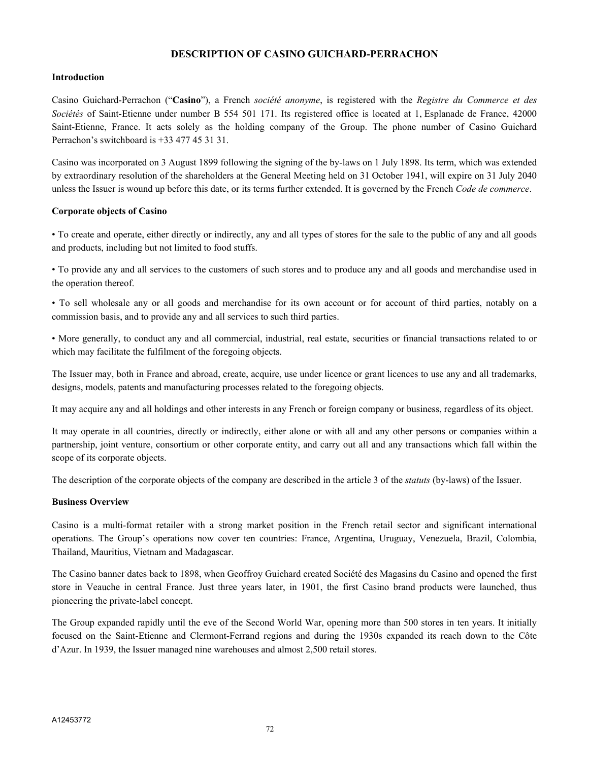# DESCRIPTION OF CASINO GUICHARD-PERRACHON

## Introduction

Casino Guichard-Perrachon ("**Casino**"), a French *société anonyme*, is registered with the *Registre du Commerce et des Sociétés* of Saint-Etienne under number B 554 501 171. Its registered office is located at 1, Esplanade de France, 42000 Saint-Etienne, France. It acts solely as the holding company of the Group. The phone number of Casino Guichard Perrachon's switchboard is +33 477 45 31 31.

Casino was incorporated on 3 August 1899 following the signing of the by-laws on 1 July 1898. Its term, which was extended by extraordinary resolution of the shareholders at the General Meeting held on 31 October 1941, will expire on 31 July 2040 unless the Issuer is wound up before this date, or its terms further extended. It is governed by the French *Code de commerce*.

## Corporate objects of Casino

• To create and operate, either directly or indirectly, any and all types of stores for the sale to the public of any and all goods and products, including but not limited to food stuffs.

• To provide any and all services to the customers of such stores and to produce any and all goods and merchandise used in the operation thereof.

• To sell wholesale any or all goods and merchandise for its own account or for account of third parties, notably on a commission basis, and to provide any and all services to such third parties.

• More generally, to conduct any and all commercial, industrial, real estate, securities or financial transactions related to or which may facilitate the fulfilment of the foregoing objects.

The Issuer may, both in France and abroad, create, acquire, use under licence or grant licences to use any and all trademarks, designs, models, patents and manufacturing processes related to the foregoing objects.

It may acquire any and all holdings and other interests in any French or foreign company or business, regardless of its object.

It may operate in all countries, directly or indirectly, either alone or with all and any other persons or companies within a partnership, joint venture, consortium or other corporate entity, and carry out all and any transactions which fall within the scope of its corporate objects.

The description of the corporate objects of the company are described in the article 3 of the *statuts* (by-laws) of the Issuer.

## Business Overview

Casino is a multi-format retailer with a strong market position in the French retail sector and significant international operations. The Group's operations now cover ten countries: France, Argentina, Uruguay, Venezuela, Brazil, Colombia, Thailand, Mauritius, Vietnam and Madagascar.

The Casino banner dates back to 1898, when Geoffroy Guichard created Société des Magasins du Casino and opened the first store in Veauche in central France. Just three years later, in 1901, the first Casino brand products were launched, thus pioneering the private-label concept.

The Group expanded rapidly until the eve of the Second World War, opening more than 500 stores in ten years. It initially focused on the Saint-Etienne and Clermont-Ferrand regions and during the 1930s expanded its reach down to the Côte d'Azur. In 1939, the Issuer managed nine warehouses and almost 2,500 retail stores.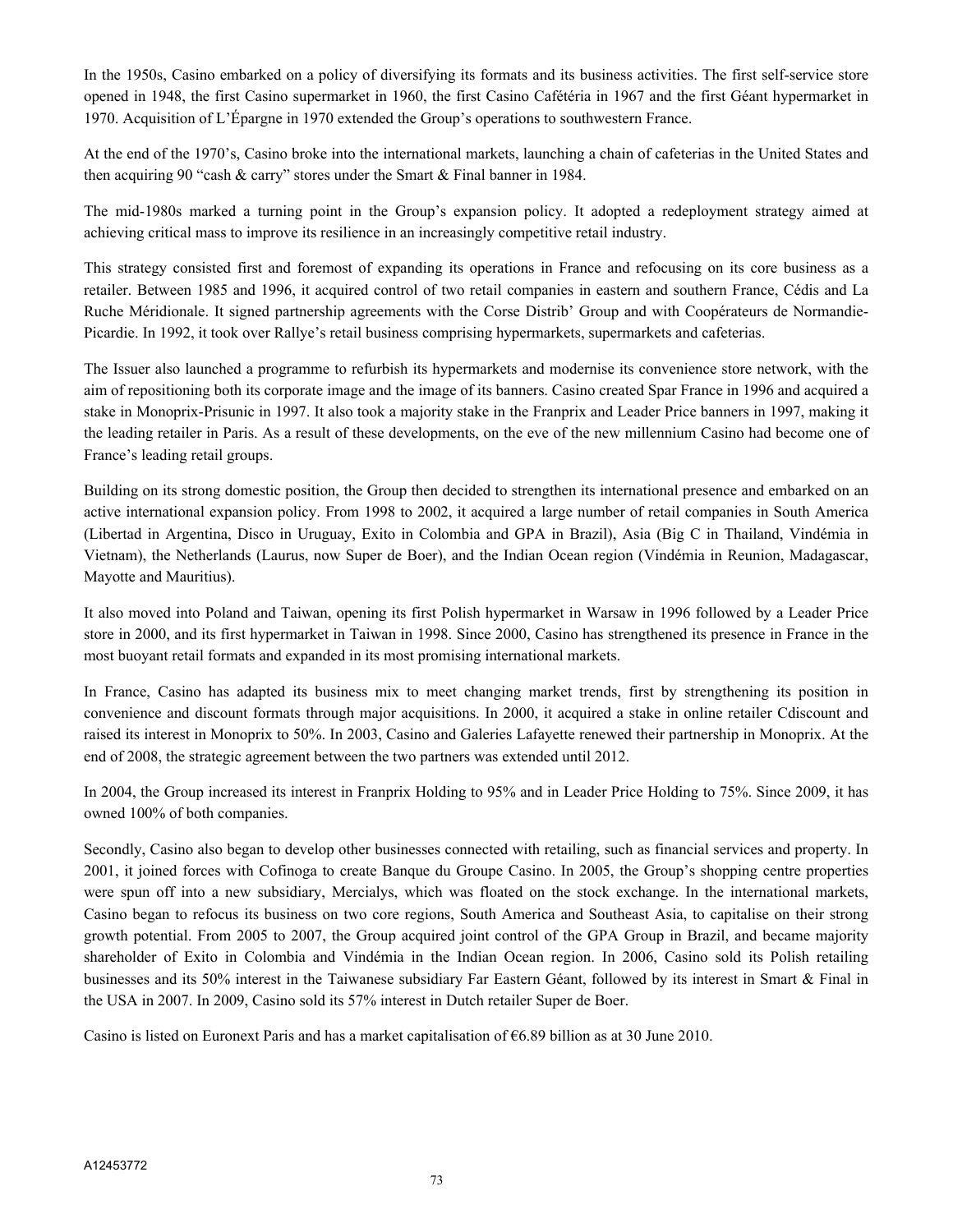In the 1950s, Casino embarked on a policy of diversifying its formats and its business activities. The first self-service store opened in 1948, the first Casino supermarket in 1960, the first Casino Cafétéria in 1967 and the first Géant hypermarket in 1970. Acquisition of L'Épargne in 1970 extended the Group's operations to southwestern France.

At the end of the 1970's, Casino broke into the international markets, launching a chain of cafeterias in the United States and then acquiring 90 "cash & carry" stores under the Smart & Final banner in 1984.

The mid-1980s marked a turning point in the Group's expansion policy. It adopted a redeployment strategy aimed at achieving critical mass to improve its resilience in an increasingly competitive retail industry.

This strategy consisted first and foremost of expanding its operations in France and refocusing on its core business as a retailer. Between 1985 and 1996, it acquired control of two retail companies in eastern and southern France, Cédis and La Ruche Méridionale. It signed partnership agreements with the Corse Distrib' Group and with Coopérateurs de Normandie-Picardie. In 1992, it took over Rallye's retail business comprising hypermarkets, supermarkets and cafeterias.

The Issuer also launched a programme to refurbish its hypermarkets and modernise its convenience store network, with the aim of repositioning both its corporate image and the image of its banners. Casino created Spar France in 1996 and acquired a stake in Monoprix-Prisunic in 1997. It also took a majority stake in the Franprix and Leader Price banners in 1997, making it the leading retailer in Paris. As a result of these developments, on the eve of the new millennium Casino had become one of France's leading retail groups.

Building on its strong domestic position, the Group then decided to strengthen its international presence and embarked on an active international expansion policy. From 1998 to 2002, it acquired a large number of retail companies in South America (Libertad in Argentina, Disco in Uruguay, Exito in Colombia and GPA in Brazil), Asia (Big C in Thailand, Vindémia in Vietnam), the Netherlands (Laurus, now Super de Boer), and the Indian Ocean region (Vindémia in Reunion, Madagascar, Mayotte and Mauritius).

It also moved into Poland and Taiwan, opening its first Polish hypermarket in Warsaw in 1996 followed by a Leader Price store in 2000, and its first hypermarket in Taiwan in 1998. Since 2000, Casino has strengthened its presence in France in the most buoyant retail formats and expanded in its most promising international markets.

In France, Casino has adapted its business mix to meet changing market trends, first by strengthening its position in convenience and discount formats through major acquisitions. In 2000, it acquired a stake in online retailer Cdiscount and raised its interest in Monoprix to 50%. In 2003, Casino and Galeries Lafayette renewed their partnership in Monoprix. At the end of 2008, the strategic agreement between the two partners was extended until 2012.

In 2004, the Group increased its interest in Franprix Holding to 95% and in Leader Price Holding to 75%. Since 2009, it has owned 100% of both companies.

Secondly, Casino also began to develop other businesses connected with retailing, such as financial services and property. In 2001, it joined forces with Cofinoga to create Banque du Groupe Casino. In 2005, the Group's shopping centre properties were spun off into a new subsidiary, Mercialys, which was floated on the stock exchange. In the international markets, Casino began to refocus its business on two core regions, South America and Southeast Asia, to capitalise on their strong growth potential. From 2005 to 2007, the Group acquired joint control of the GPA Group in Brazil, and became majority shareholder of Exito in Colombia and Vindémia in the Indian Ocean region. In 2006, Casino sold its Polish retailing businesses and its 50% interest in the Taiwanese subsidiary Far Eastern Géant, followed by its interest in Smart & Final in the USA in 2007. In 2009, Casino sold its 57% interest in Dutch retailer Super de Boer.

Casino is listed on Euronext Paris and has a market capitalisation of €6.89 billion as at 30 June 2010.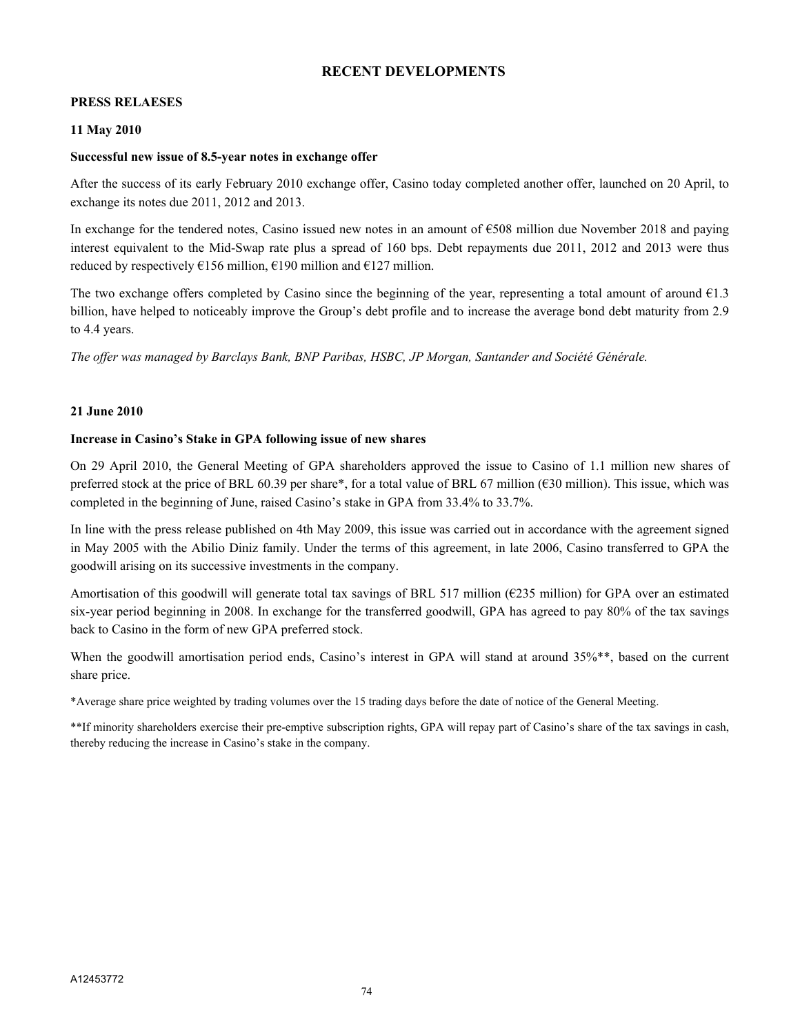## RECENT DEVELOPMENTS

### PRESS RELAESES

**11 May 2010**

**Successful new issue of 8.5-year notes in exchange offer**

After the success of its early February 2010 exchange offer, Casino today completed another offer, launched on 20 April, to exchange its notes due 2011, 2012 and 2013.

In exchange for the tendered notes, Casino issued new notes in an amount of €508 million due November 2018 and paying interest equivalent to the Mid-Swap rate plus a spread of 160 bps. Debt repayments due 2011, 2012 and 2013 were thus reduced by respectively €156 million, €190 million and €127 million.

The two exchange offers completed by Casino since the beginning of the year, representing a total amount of around €1.3 billion, have helped to noticeably improve the Group's debt profile and to increase the average bond debt maturity from 2.9 to 4.4 years.

*The offer was managed by Barclays Bank, BNP Paribas, HSBC, JP Morgan, Santander and Société Générale.*

**21 June 2010**

**Increase in Casino's Stake in GPA following issue of new shares**

On 29 April 2010, the General Meeting of GPA shareholders approved the issue to Casino of 1.1 million new shares of preferred stock at the price of BRL 60.39 per share*, for a total value of BRL 67 million (€30 million). This issue, which was completed in the beginning of June, raised Casino's stake in GPA from 33.4% to 33.7%.

In line with the press release published on 4th May 2009, this issue was carried out in accordance with the agreement signed in May 2005 with the Abilio Diniz family. Under the terms of this agreement, in late 2006, Casino transferred to GPA the goodwill arising on its successive investments in the company.

Amortisation of this goodwill will generate total tax savings of BRL 517 million (€235 million) for GPA over an estimated six-year period beginning in 2008. In exchange for the transferred goodwill, GPA has agreed to pay 80% of the tax savings back to Casino in the form of new GPA preferred stock.

When the goodwill amortisation period ends, Casino's interest in GPA will stand at around 35%**, based on the current share price.

*Average share price weighted by trading volumes over the 15 trading days before the date of notice of the General Meeting.

**If minority shareholders exercise their pre-emptive subscription rights, GPA will repay part of Casino's share of the tax savings in cash, thereby reducing the increase in Casino's stake in the company.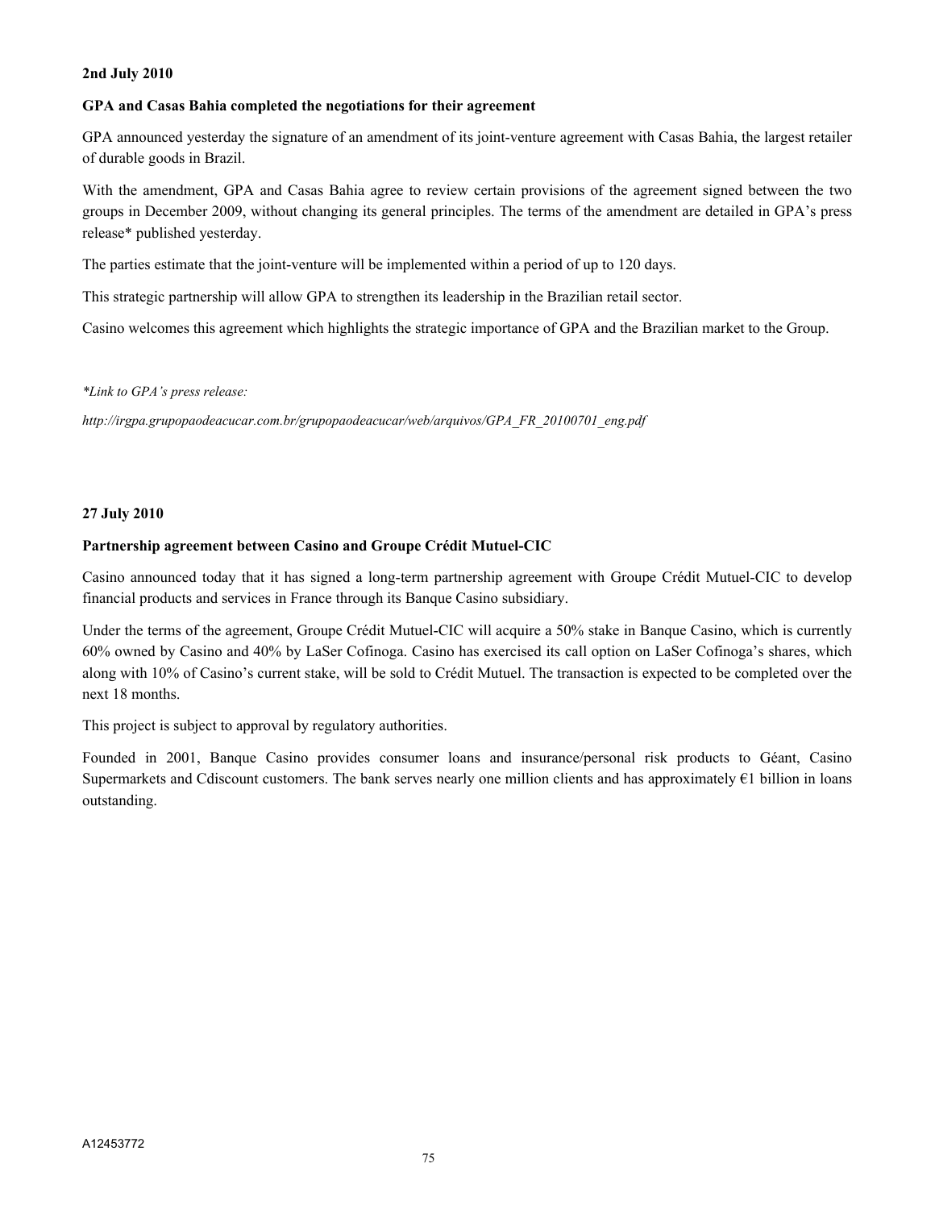**2nd July 2010**

**GPA and Casas Bahia completed the negotiations for their agreement**

GPA announced yesterday the signature of an amendment of its joint-venture agreement with Casas Bahia, the largest retailer of durable goods in Brazil.

With the amendment, GPA and Casas Bahia agree to review certain provisions of the agreement signed between the two groups in December 2009, without changing its general principles. The terms of the amendment are detailed in GPA's press release* published yesterday.

The parties estimate that the joint-venture will be implemented within a period of up to 120 days.

This strategic partnership will allow GPA to strengthen its leadership in the Brazilian retail sector.

Casino welcomes this agreement which highlights the strategic importance of GPA and the Brazilian market to the Group.

*\*Link to GPA's press release:*

*http://irgpa.grupopaodeacucar.com.br/grupopaodeacucar/web/arquivos/GPA_FR_20100701_eng.pdf*

**27 July 2010**

**Partnership agreement between Casino and Groupe Crédit Mutuel-CIC**

Casino announced today that it has signed a long-term partnership agreement with Groupe Crédit Mutuel-CIC to develop financial products and services in France through its Banque Casino subsidiary.

Under the terms of the agreement, Groupe Crédit Mutuel-CIC will acquire a 50% stake in Banque Casino, which is currently 60% owned by Casino and 40% by LaSer Cofinoga. Casino has exercised its call option on LaSer Cofinoga's shares, which along with 10% of Casino's current stake, will be sold to Crédit Mutuel. The transaction is expected to be completed over the next 18 months.

This project is subject to approval by regulatory authorities.

Founded in 2001, Banque Casino provides consumer loans and insurance/personal risk products to Géant, Casino Supermarkets and Cdiscount customers. The bank serves nearly one million clients and has approximately €1 billion in loans outstanding.

A12453772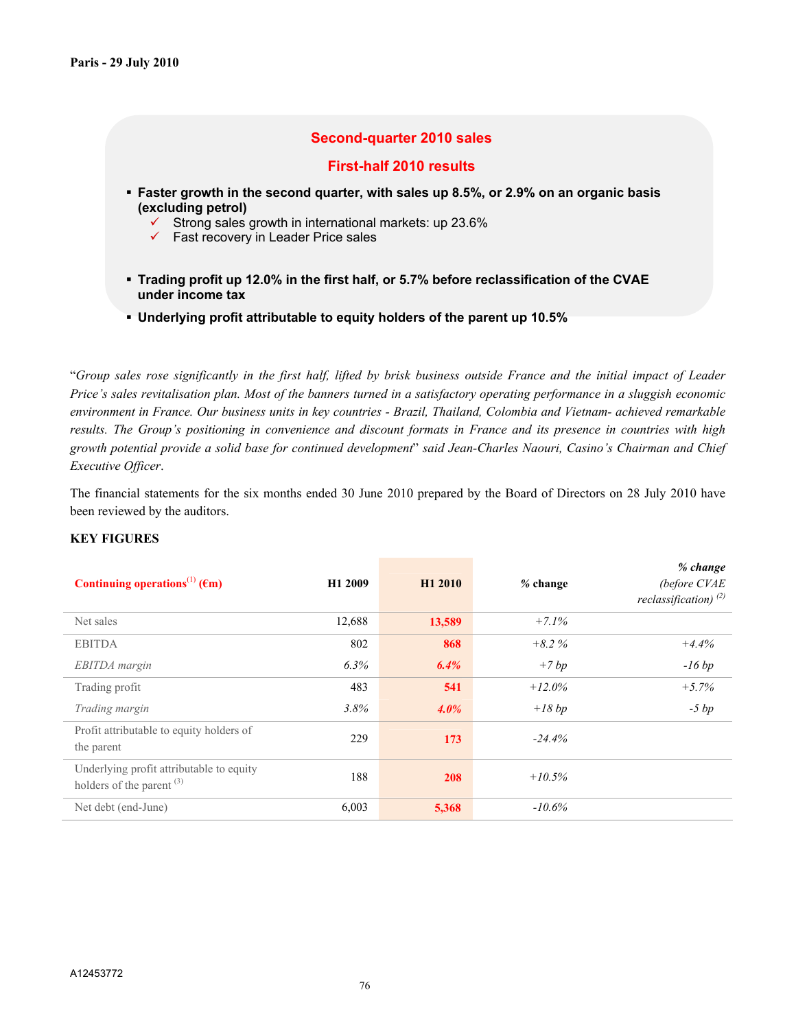**Paris - 29 July 2010**

## Second-quarter 2010 sales

## First-half 2010 results

- **Faster growth in the second quarter, with sales up 8.5%, or 2.9% on an organic basis (excluding petrol)**
  - ✓ Strong sales growth in international markets: up 23.6%
  - ✓ Fast recovery in Leader Price sales
- **Trading profit up 12.0% in the first half, or 5.7% before reclassification of the CVAE under income tax**
- **Underlying profit attributable to equity holders of the parent up 10.5%**

"*Group sales rose significantly in the first half, lifted by brisk business outside France and the initial impact of Leader Price's sales revitalisation plan. Most of the banners turned in a satisfactory operating performance in a sluggish economic environment in France. Our business units in key countries - Brazil, Thailand, Colombia and Vietnam- achieved remarkable results. The Group's positioning in convenience and discount formats in France and its presence in countries with high growth potential provide a solid base for continued development*" said Jean-Charles Naouri, Casino's Chairman and Chief Executive Officer.

The financial statements for the six months ended 30 June 2010 prepared by the Board of Directors on 28 July 2010 have been reviewed by the auditors.

**KEY FIGURES**

| Continuing operations[1] (€m) | H1 2009 | H1 2010 | % change | % change (before CVAE reclassification) [2] |
|---|---|---|---|---|
| Net sales | 12,688 | **13,589** | *+7.1%* | |
| EBITDA | 802 | **868** | *+8.2 %* | *+4.4%* |
| *EBITDA margin* | *6.3%* | ***6.4%*** | *+7 bp* | *-16 bp* |
| Trading profit | 483 | **541** | *+12.0%* | *+5.7%* |
| *Trading margin* | *3.8%* | ***4.0%*** | *+18 bp* | *-5 bp* |
| Profit attributable to equity holders of the parent | 229 | **173** | *-24.4%* | |
| Underlying profit attributable to equity holders of the parent [3] | 188 | **208** | *+10.5%* | |
| Net debt (end-June) | 6,003 | **5,368** | *-10.6%* | |

A12453772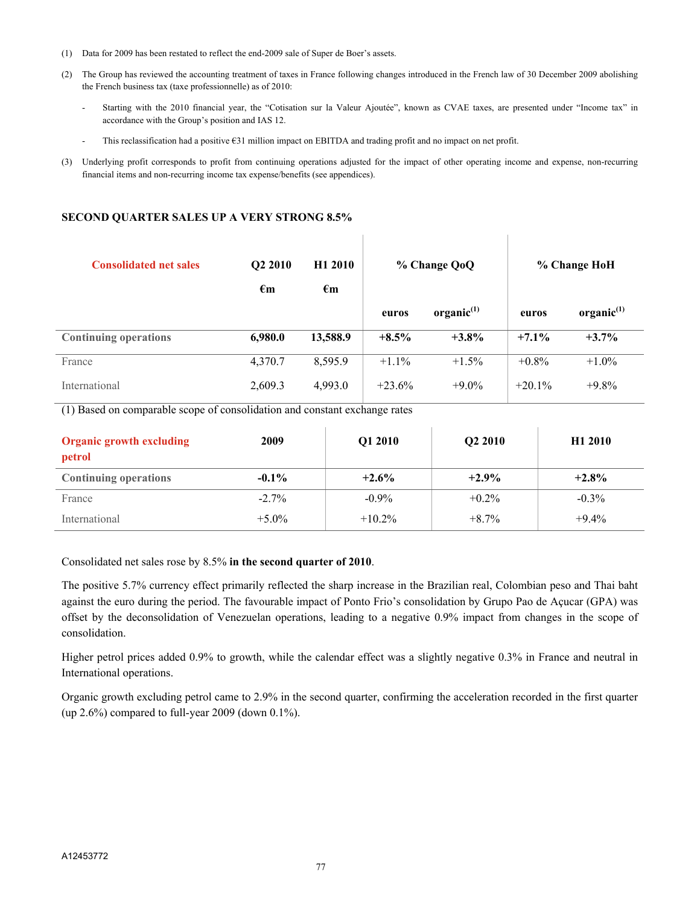(1) Data for 2009 has been restated to reflect the end-2009 sale of Super de Boer's assets.

(2) The Group has reviewed the accounting treatment of taxes in France following changes introduced in the French law of 30 December 2009 abolishing the French business tax (taxe professionnelle) as of 2010:

- Starting with the 2010 financial year, the "Cotisation sur la Valeur Ajoutée", known as CVAE taxes, are presented under "Income tax" in accordance with the Group's position and IAS 12.
- This reclassification had a positive €31 million impact on EBITDA and trading profit and no impact on net profit.

(3) Underlying profit corresponds to profit from continuing operations adjusted for the impact of other operating income and expense, non-recurring financial items and non-recurring income tax expense/benefits (see appendices).

## SECOND QUARTER SALES UP A VERY STRONG 8.5%

| Consolidated net sales | Q2 2010 €m | H1 2010 €m | % Change QoQ | | % Change HoH | |
|---|---|---|---|---|---|---|
| | | | euros | organic[1] | euros | organic[1] |
| **Continuing operations** | **6,980.0** | **13,588.9** | **+8.5%** | **+3.8%** | **+7.1%** | **+3.7%** |
| France | 4,370.7 | 8,595.9 | +1.1% | +1.5% | +0.8% | +1.0% |
| International | 2,609.3 | 4,993.0 | +23.6% | +9.0% | +20.1% | +9.8% |

(1) Based on comparable scope of consolidation and constant exchange rates

| Organic growth excluding petrol | 2009 | Q1 2010 | Q2 2010 | H1 2010 |
|---|---|---|---|---|
| **Continuing operations** | **-0.1%** | **+2.6%** | **+2.9%** | **+2.8%** |
| France | -2.7% | -0.9% | +0.2% | -0.3% |
| International | +5.0% | +10.2% | +8.7% | +9.4% |

Consolidated net sales rose by 8.5% **in the second quarter of 2010**.

The positive 5.7% currency effect primarily reflected the sharp increase in the Brazilian real, Colombian peso and Thai baht against the euro during the period. The favourable impact of Ponto Frio's consolidation by Grupo Pao de Açucar (GPA) was offset by the deconsolidation of Venezuelan operations, leading to a negative 0.9% impact from changes in the scope of consolidation.

Higher petrol prices added 0.9% to growth, while the calendar effect was a slightly negative 0.3% in France and neutral in International operations.

Organic growth excluding petrol came to 2.9% in the second quarter, confirming the acceleration recorded in the first quarter (up 2.6%) compared to full-year 2009 (down 0.1%).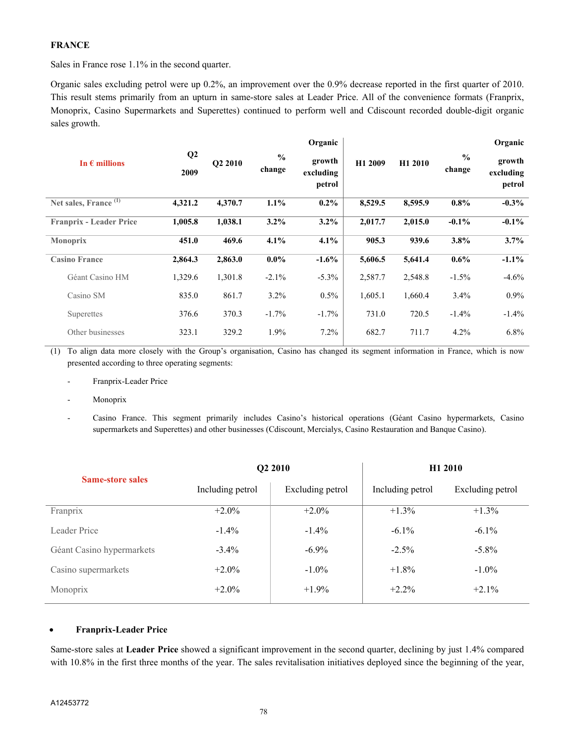**FRANCE**

Sales in France rose 1.1% in the second quarter.

Organic sales excluding petrol were up 0.2%, an improvement over the 0.9% decrease reported in the first quarter of 2010. This result stems primarily from an upturn in same-store sales at Leader Price. All of the convenience formats (Franprix, Monoprix, Casino Supermarkets and Superettes) continued to perform well and Cdiscount recorded double-digit organic sales growth.

| In € millions | Q2 2009 | Q2 2010 | % change | Organic growth excluding petrol | H1 2009 | H1 2010 | % change | Organic growth excluding petrol |
|---|---|---|---|---|---|---|---|---|
| **Net sales, France** [(1)] | **4,321.2** | **4,370.7** | **1.1%** | **0.2%** | **8,529.5** | **8,595.9** | **0.8%** | **-0.3%** |
| **Franprix - Leader Price** | **1,005.8** | **1,038.1** | **3.2%** | **3.2%** | **2,017.7** | **2,015.0** | **-0.1%** | **-0.1%** |
| **Monoprix** | **451.0** | **469.6** | **4.1%** | **4.1%** | **905.3** | **939.6** | **3.8%** | **3.7%** |
| **Casino France** | **2,864.3** | **2,863.0** | **0.0%** | **-1.6%** | **5,606.5** | **5,641.4** | **0.6%** | **-1.1%** |
| Géant Casino HM | 1,329.6 | 1,301.8 | -2.1% | -5.3% | 2,587.7 | 2,548.8 | -1.5% | -4.6% |
| Casino SM | 835.0 | 861.7 | 3.2% | 0.5% | 1,605.1 | 1,660.4 | 3.4% | 0.9% |
| Superettes | 376.6 | 370.3 | -1.7% | -1.7% | 731.0 | 720.5 | -1.4% | -1.4% |
| Other businesses | 323.1 | 329.2 | 1.9% | 7.2% | 682.7 | 711.7 | 4.2% | 6.8% |

(1) To align data more closely with the Group's organisation, Casino has changed its segment information in France, which is now presented according to three operating segments:

- Franprix-Leader Price
- Monoprix
- Casino France. This segment primarily includes Casino's historical operations (Géant Casino hypermarkets, Casino supermarkets and Superettes) and other businesses (Cdiscount, Mercialys, Casino Restauration and Banque Casino).

| Same-store sales | Q2 2010 | | H1 2010 | |
|---|---|---|---|---|
| | Including petrol | Excluding petrol | Including petrol | Excluding petrol |
| Franprix | +2.0% | +2.0% | +1.3% | +1.3% |
| Leader Price | -1.4% | -1.4% | -6.1% | -6.1% |
| Géant Casino hypermarkets | -3.4% | -6.9% | -2.5% | -5.8% |
| Casino supermarkets | +2.0% | -1.0% | +1.8% | -1.0% |
| Monoprix | +2.0% | +1.9% | +2.2% | +2.1% |

- **Franprix-Leader Price**

Same-store sales at **Leader Price** showed a significant improvement in the second quarter, declining by just 1.4% compared with 10.8% in the first three months of the year. The sales revitalisation initiatives deployed since the beginning of the year,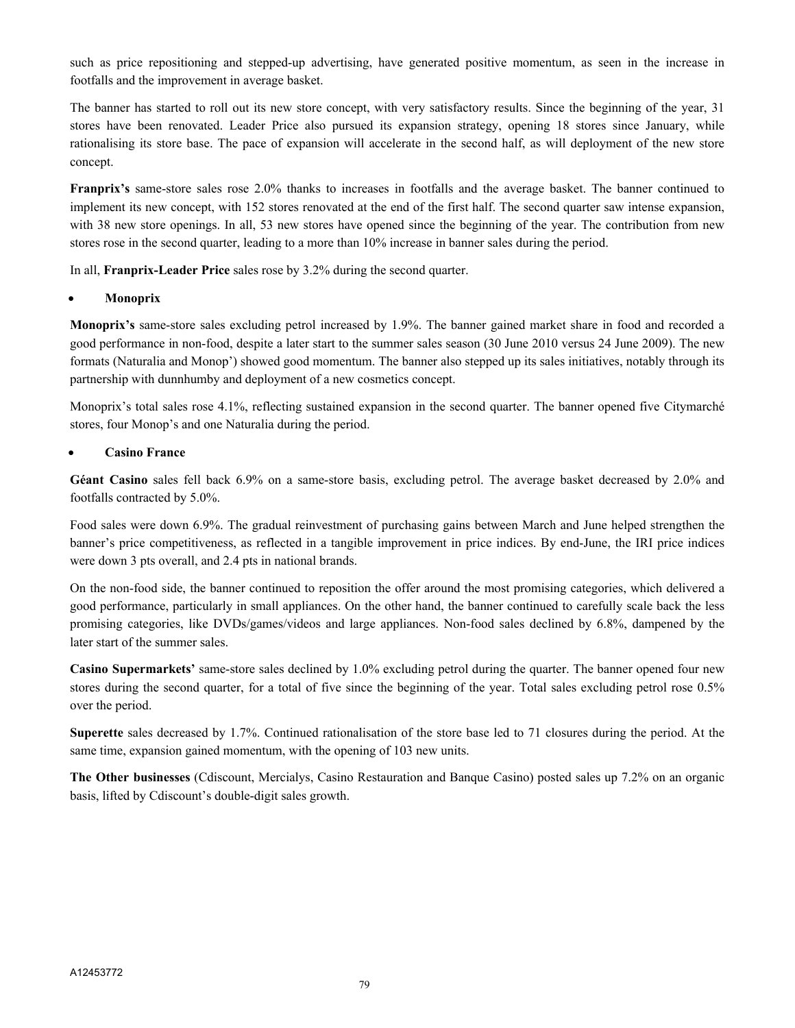such as price repositioning and stepped-up advertising, have generated positive momentum, as seen in the increase in footfalls and the improvement in average basket.

The banner has started to roll out its new store concept, with very satisfactory results. Since the beginning of the year, 31 stores have been renovated. Leader Price also pursued its expansion strategy, opening 18 stores since January, while rationalising its store base. The pace of expansion will accelerate in the second half, as will deployment of the new store concept.

**Franprix's** same-store sales rose 2.0% thanks to increases in footfalls and the average basket. The banner continued to implement its new concept, with 152 stores renovated at the end of the first half. The second quarter saw intense expansion, with 38 new store openings. In all, 53 new stores have opened since the beginning of the year. The contribution from new stores rose in the second quarter, leading to a more than 10% increase in banner sales during the period.

In all, **Franprix-Leader Price** sales rose by 3.2% during the second quarter.

- **Monoprix**

**Monoprix's** same-store sales excluding petrol increased by 1.9%. The banner gained market share in food and recorded a good performance in non-food, despite a later start to the summer sales season (30 June 2010 versus 24 June 2009). The new formats (Naturalia and Monop') showed good momentum. The banner also stepped up its sales initiatives, notably through its partnership with dunnhumby and deployment of a new cosmetics concept.

Monoprix's total sales rose 4.1%, reflecting sustained expansion in the second quarter. The banner opened five Citymarché stores, four Monop's and one Naturalia during the period.

- **Casino France**

**Géant Casino** sales fell back 6.9% on a same-store basis, excluding petrol. The average basket decreased by 2.0% and footfalls contracted by 5.0%.

Food sales were down 6.9%. The gradual reinvestment of purchasing gains between March and June helped strengthen the banner's price competitiveness, as reflected in a tangible improvement in price indices. By end-June, the IRI price indices were down 3 pts overall, and 2.4 pts in national brands.

On the non-food side, the banner continued to reposition the offer around the most promising categories, which delivered a good performance, particularly in small appliances. On the other hand, the banner continued to carefully scale back the less promising categories, like DVDs/games/videos and large appliances. Non-food sales declined by 6.8%, dampened by the later start of the summer sales.

**Casino Supermarkets'** same-store sales declined by 1.0% excluding petrol during the quarter. The banner opened four new stores during the second quarter, for a total of five since the beginning of the year. Total sales excluding petrol rose 0.5% over the period.

**Superette** sales decreased by 1.7%. Continued rationalisation of the store base led to 71 closures during the period. At the same time, expansion gained momentum, with the opening of 103 new units.

**The Other businesses** (Cdiscount, Mercialys, Casino Restauration and Banque Casino) posted sales up 7.2% on an organic basis, lifted by Cdiscount's double-digit sales growth.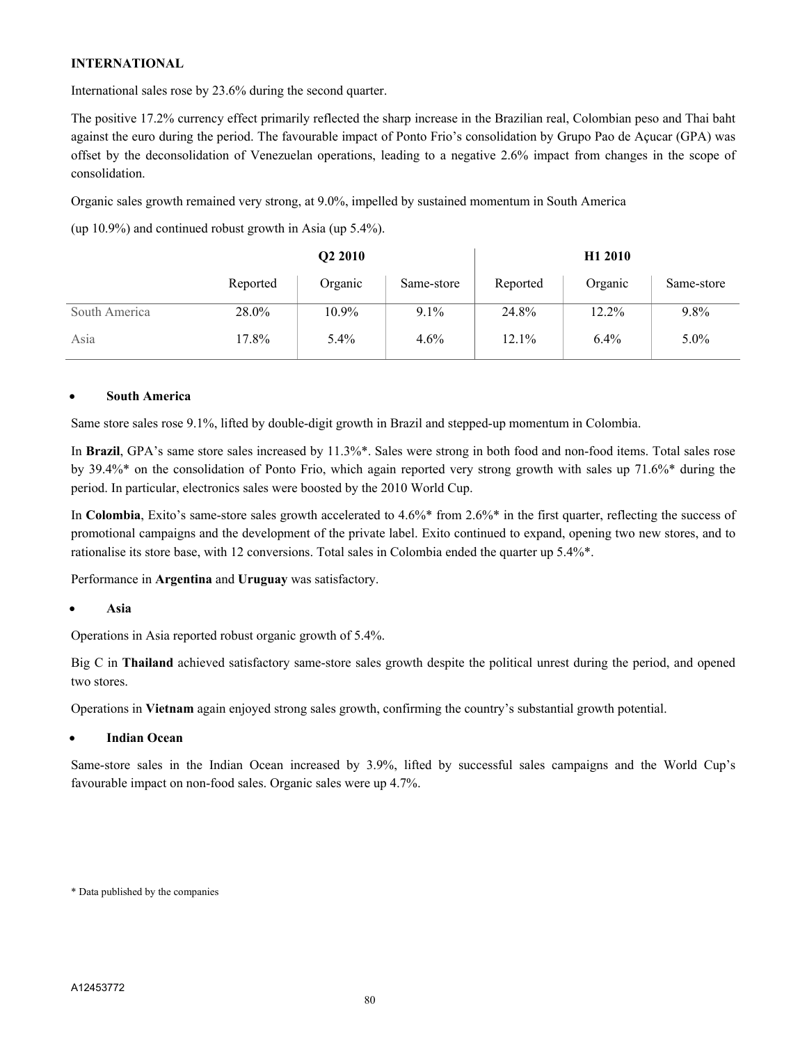**INTERNATIONAL**

International sales rose by 23.6% during the second quarter.

The positive 17.2% currency effect primarily reflected the sharp increase in the Brazilian real, Colombian peso and Thai baht against the euro during the period. The favourable impact of Ponto Frio's consolidation by Grupo Pao de Açucar (GPA) was offset by the deconsolidation of Venezuelan operations, leading to a negative 2.6% impact from changes in the scope of consolidation.

Organic sales growth remained very strong, at 9.0%, impelled by sustained momentum in South America

(up 10.9%) and continued robust growth in Asia (up 5.4%).

| | Q2 2010 | | | H1 2010 | | |
|---|---|---|---|---|---|---|
| | Reported | Organic | Same-store | Reported | Organic | Same-store |
| South America | 28.0% | 10.9% | 9.1% | 24.8% | 12.2% | 9.8% |
| Asia | 17.8% | 5.4% | 4.6% | 12.1% | 6.4% | 5.0% |

- **South America**

Same store sales rose 9.1%, lifted by double-digit growth in Brazil and stepped-up momentum in Colombia.

In **Brazil**, GPA's same store sales increased by 11.3%*. Sales were strong in both food and non-food items. Total sales rose by 39.4%* on the consolidation of Ponto Frio, which again reported very strong growth with sales up 71.6%* during the period. In particular, electronics sales were boosted by the 2010 World Cup.

In **Colombia**, Exito's same-store sales growth accelerated to 4.6%* from 2.6%* in the first quarter, reflecting the success of promotional campaigns and the development of the private label. Exito continued to expand, opening two new stores, and to rationalise its store base, with 12 conversions. Total sales in Colombia ended the quarter up 5.4%*.

Performance in **Argentina** and **Uruguay** was satisfactory.

- **Asia**

Operations in Asia reported robust organic growth of 5.4%.

Big C in **Thailand** achieved satisfactory same-store sales growth despite the political unrest during the period, and opened two stores.

Operations in **Vietnam** again enjoyed strong sales growth, confirming the country's substantial growth potential.

- **Indian Ocean**

Same-store sales in the Indian Ocean increased by 3.9%, lifted by successful sales campaigns and the World Cup's favourable impact on non-food sales. Organic sales were up 4.7%.

\* Data published by the companies

A12453772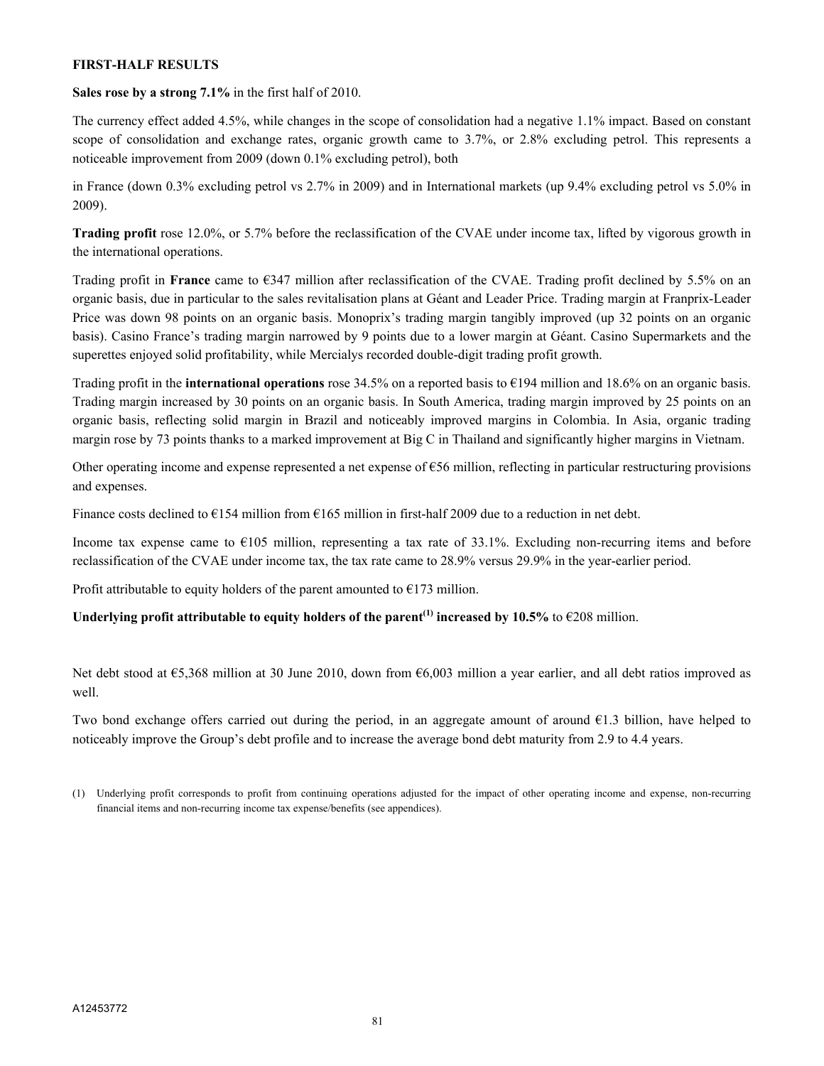**FIRST-HALF RESULTS**

**Sales rose by a strong 7.1%** in the first half of 2010.

The currency effect added 4.5%, while changes in the scope of consolidation had a negative 1.1% impact. Based on constant scope of consolidation and exchange rates, organic growth came to 3.7%, or 2.8% excluding petrol. This represents a noticeable improvement from 2009 (down 0.1% excluding petrol), both

in France (down 0.3% excluding petrol vs 2.7% in 2009) and in International markets (up 9.4% excluding petrol vs 5.0% in 2009).

**Trading profit** rose 12.0%, or 5.7% before the reclassification of the CVAE under income tax, lifted by vigorous growth in the international operations.

Trading profit in **France** came to €347 million after reclassification of the CVAE. Trading profit declined by 5.5% on an organic basis, due in particular to the sales revitalisation plans at Géant and Leader Price. Trading margin at Franprix-Leader Price was down 98 points on an organic basis. Monoprix's trading margin tangibly improved (up 32 points on an organic basis). Casino France's trading margin narrowed by 9 points due to a lower margin at Géant. Casino Supermarkets and the superettes enjoyed solid profitability, while Mercialys recorded double-digit trading profit growth.

Trading profit in the **international operations** rose 34.5% on a reported basis to €194 million and 18.6% on an organic basis. Trading margin increased by 30 points on an organic basis. In South America, trading margin improved by 25 points on an organic basis, reflecting solid margin in Brazil and noticeably improved margins in Colombia. In Asia, organic trading margin rose by 73 points thanks to a marked improvement at Big C in Thailand and significantly higher margins in Vietnam.

Other operating income and expense represented a net expense of €56 million, reflecting in particular restructuring provisions and expenses.

Finance costs declined to €154 million from €165 million in first-half 2009 due to a reduction in net debt.

Income tax expense came to €105 million, representing a tax rate of 33.1%. Excluding non-recurring items and before reclassification of the CVAE under income tax, the tax rate came to 28.9% versus 29.9% in the year-earlier period.

Profit attributable to equity holders of the parent amounted to €173 million.

**Underlying profit attributable to equity holders of the parent[1] increased by 10.5%** to €208 million.

Net debt stood at €5,368 million at 30 June 2010, down from €6,003 million a year earlier, and all debt ratios improved as well.

Two bond exchange offers carried out during the period, in an aggregate amount of around €1.3 billion, have helped to noticeably improve the Group's debt profile and to increase the average bond debt maturity from 2.9 to 4.4 years.

(1) Underlying profit corresponds to profit from continuing operations adjusted for the impact of other operating income and expense, non-recurring financial items and non-recurring income tax expense/benefits (see appendices).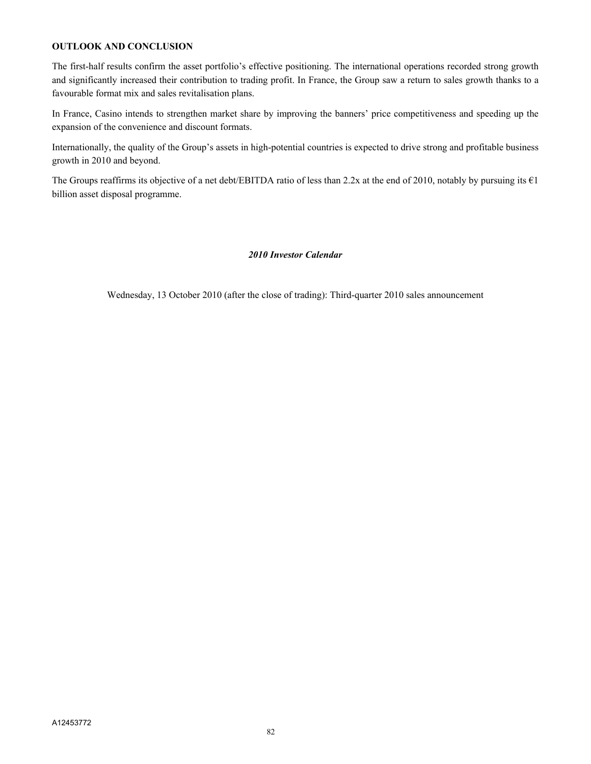**OUTLOOK AND CONCLUSION**

The first-half results confirm the asset portfolio's effective positioning. The international operations recorded strong growth and significantly increased their contribution to trading profit. In France, the Group saw a return to sales growth thanks to a favourable format mix and sales revitalisation plans.

In France, Casino intends to strengthen market share by improving the banners' price competitiveness and speeding up the expansion of the convenience and discount formats.

Internationally, the quality of the Group's assets in high-potential countries is expected to drive strong and profitable business growth in 2010 and beyond.

The Groups reaffirms its objective of a net debt/EBITDA ratio of less than 2.2x at the end of 2010, notably by pursuing its €1 billion asset disposal programme.

***2010 Investor Calendar***

Wednesday, 13 October 2010 (after the close of trading): Third-quarter 2010 sales announcement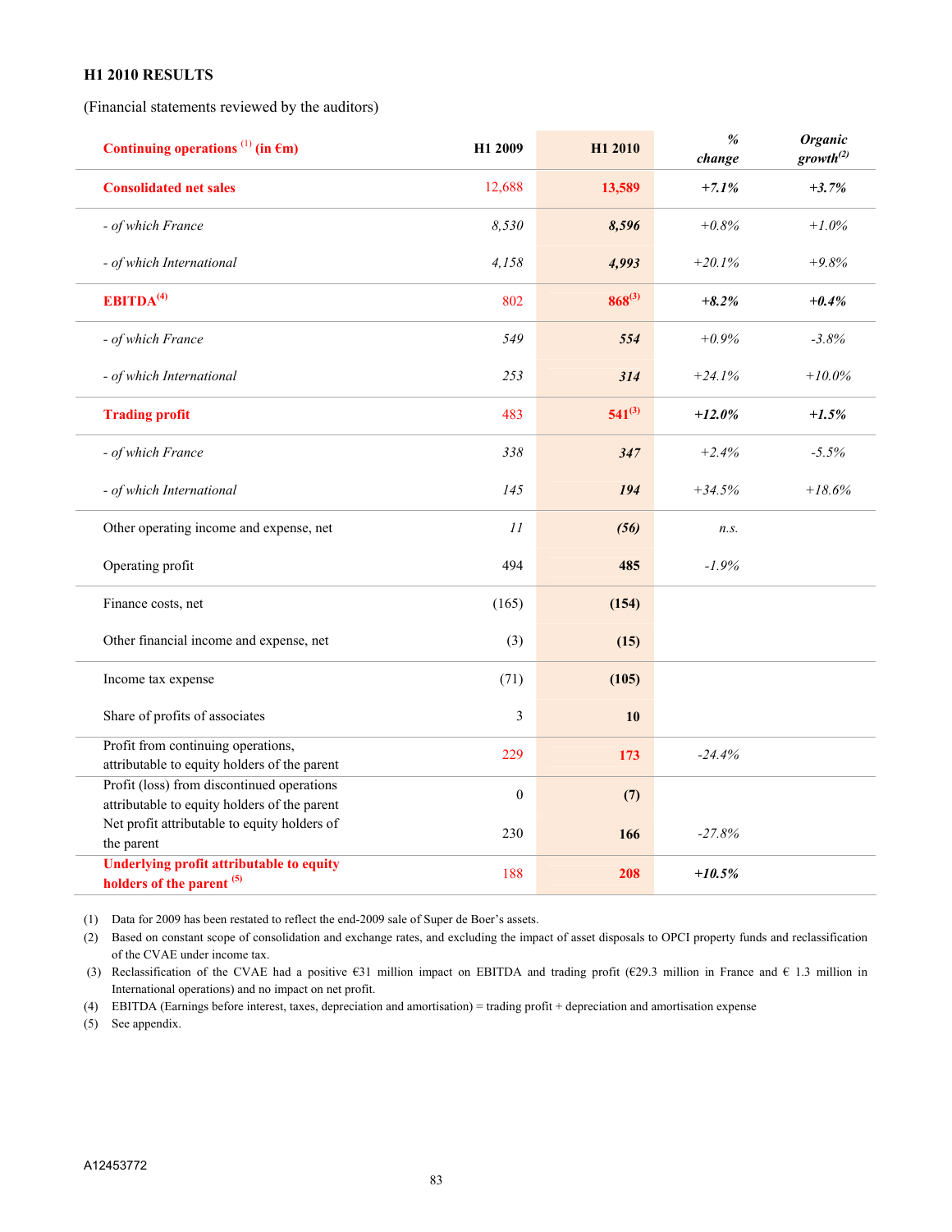**H1 2010 RESULTS**

(Financial statements reviewed by the auditors)

| **Continuing operations [1] (in €m)** | **H1 2009** | **H1 2010** | ***% change*** | ***Organic growth[2]*** |
|---|---|---|---|---|
| **Consolidated net sales** | 12,688 | **13,589** | ***+7.1%*** | ***+3.7%*** |
| *- of which France* | *8,530* | ***8,596*** | *+0.8%* | *+1.0%* |
| *- of which International* | *4,158* | ***4,993*** | *+20.1%* | *+9.8%* |
| **EBITDA[4]** | 802 | **868[3]** | ***+8.2%*** | ***+0.4%*** |
| *- of which France* | *549* | ***554*** | *+0.9%* | *-3.8%* |
| *- of which International* | *253* | ***314*** | *+24.1%* | *+10.0%* |
| **Trading profit** | 483 | **541[3]** | ***+12.0%*** | ***+1.5%*** |
| *- of which France* | *338* | ***347*** | *+2.4%* | *-5.5%* |
| *- of which International* | *145* | ***194*** | *+34.5%* | *+18.6%* |
| Other operating income and expense, net | *11* | ***(56)*** | *n.s.* | |
| Operating profit | 494 | **485** | *-1.9%* | |
| Finance costs, net | (165) | **(154)** | | |
| Other financial income and expense, net | (3) | **(15)** | | |
| Income tax expense | (71) | **(105)** | | |
| Share of profits of associates | 3 | **10** | | |
| Profit from continuing operations, attributable to equity holders of the parent | 229 | **173** | *-24.4%* | |
| Profit (loss) from discontinued operations attributable to equity holders of the parent | 0 | **(7)** | | |
| Net profit attributable to equity holders of the parent | 230 | **166** | *-27.8%* | |
| **Underlying profit attributable to equity holders of the parent [5]** | 188 | **208** | ***+10.5%*** | |

(1) Data for 2009 has been restated to reflect the end-2009 sale of Super de Boer's assets.

(2) Based on constant scope of consolidation and exchange rates, and excluding the impact of asset disposals to OPCI property funds and reclassification of the CVAE under income tax.

(3) Reclassification of the CVAE had a positive €31 million impact on EBITDA and trading profit (€29.3 million in France and € 1.3 million in International operations) and no impact on net profit.

(4) EBITDA (Earnings before interest, taxes, depreciation and amortisation) = trading profit + depreciation and amortisation expense

(5) See appendix.

A12453772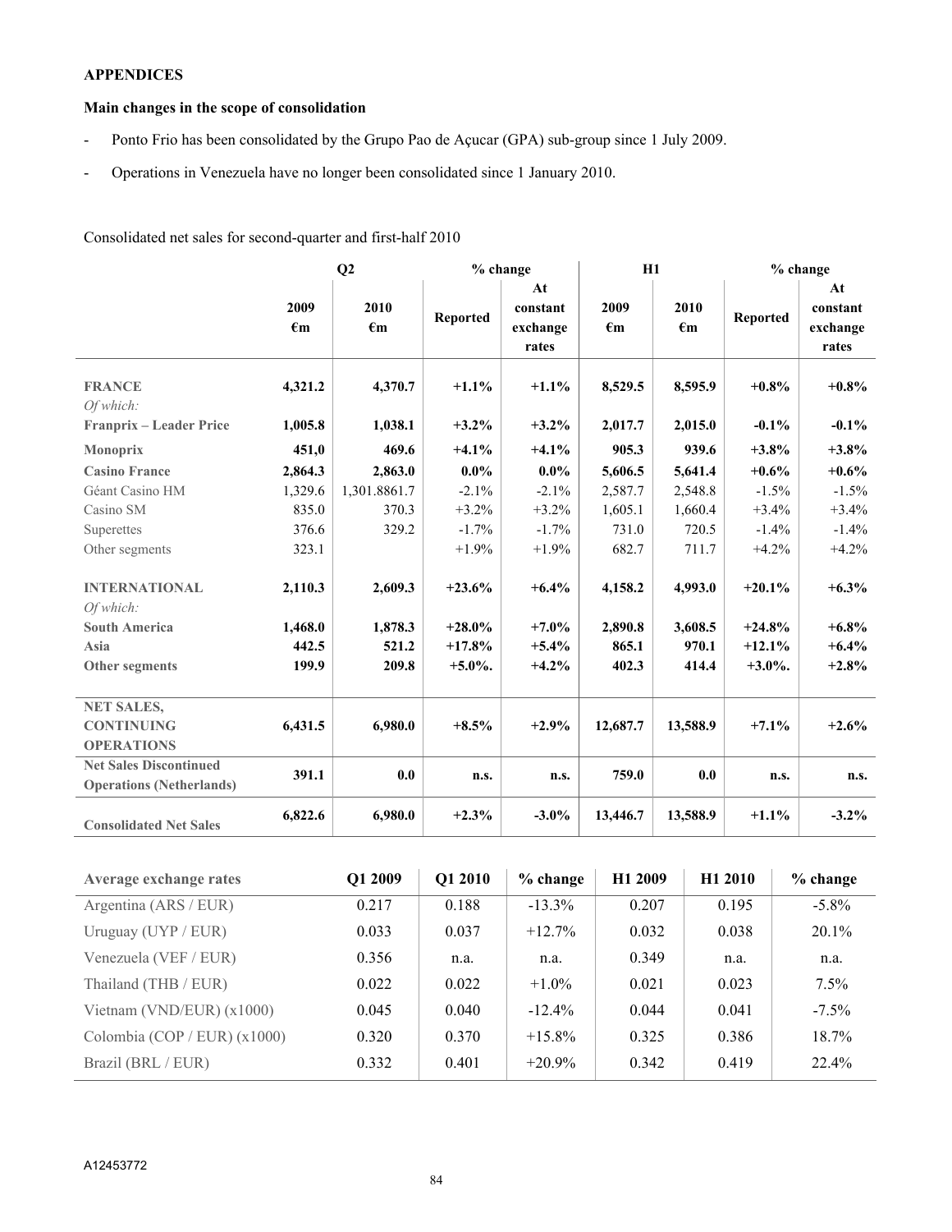**APPENDICES**

**Main changes in the scope of consolidation**

- Ponto Frio has been consolidated by the Grupo Pao de Açucar (GPA) sub-group since 1 July 2009.
- Operations in Venezuela have no longer been consolidated since 1 January 2010.

Consolidated net sales for second-quarter and first-half 2010

| | Q2 | | % change | | H1 | | % change | |
|---|---|---|---|---|---|---|---|---|
| | 2009 €m | 2010 €m | Reported | At constant exchange rates | 2009 €m | 2010 €m | Reported | At constant exchange rates |
| **FRANCE** | **4,321.2** | **4,370.7** | **+1.1%** | **+1.1%** | **8,529.5** | **8,595.9** | **+0.8%** | **+0.8%** |
| *Of which:* | | | | | | | | |
| **Franprix – Leader Price** | **1,005.8** | **1,038.1** | **+3.2%** | **+3.2%** | **2,017.7** | **2,015.0** | **-0.1%** | **-0.1%** |
| **Monoprix** | **451,0** | **469.6** | **+4.1%** | **+4.1%** | **905.3** | **939.6** | **+3.8%** | **+3.8%** |
| **Casino France** | **2,864.3** | **2,863.0** | **0.0%** | **0.0%** | **5,606.5** | **5,641.4** | **+0.6%** | **+0.6%** |
| Géant Casino HM | 1,329.6 | 1,301.8861.7 | -2.1% | -2.1% | 2,587.7 | 2,548.8 | -1.5% | -1.5% |
| Casino SM | 835.0 | 370.3 | +3.2% | +3.2% | 1,605.1 | 1,660.4 | +3.4% | +3.4% |
| Superettes | 376.6 | 329.2 | -1.7% | -1.7% | 731.0 | 720.5 | -1.4% | -1.4% |
| Other segments | 323.1 | | +1.9% | +1.9% | 682.7 | 711.7 | +4.2% | +4.2% |
| **INTERNATIONAL** | **2,110.3** | **2,609.3** | **+23.6%** | **+6.4%** | **4,158.2** | **4,993.0** | **+20.1%** | **+6.3%** |
| *Of which:* | | | | | | | | |
| **South America** | **1,468.0** | **1,878.3** | **+28.0%** | **+7.0%** | **2,890.8** | **3,608.5** | **+24.8%** | **+6.8%** |
| **Asia** | **442.5** | **521.2** | **+17.8%** | **+5.4%** | **865.1** | **970.1** | **+12.1%** | **+6.4%** |
| **Other segments** | **199.9** | **209.8** | **+5.0%.** | **+4.2%** | **402.3** | **414.4** | **+3.0%.** | **+2.8%** |
| **NET SALES, CONTINUING OPERATIONS** | **6,431.5** | **6,980.0** | **+8.5%** | **+2.9%** | **12,687.7** | **13,588.9** | **+7.1%** | **+2.6%** |
| **Net Sales Discontinued Operations (Netherlands)** | **391.1** | **0.0** | **n.s.** | **n.s.** | **759.0** | **0.0** | **n.s.** | **n.s.** |
| **Consolidated Net Sales** | **6,822.6** | **6,980.0** | **+2.3%** | **-3.0%** | **13,446.7** | **13,588.9** | **+1.1%** | **-3.2%** |

| Average exchange rates | Q1 2009 | Q1 2010 | % change | H1 2009 | H1 2010 | % change |
|---|---|---|---|---|---|---|
| Argentina (ARS / EUR) | 0.217 | 0.188 | -13.3% | 0.207 | 0.195 | -5.8% |
| Uruguay (UYP / EUR) | 0.033 | 0.037 | +12.7% | 0.032 | 0.038 | 20.1% |
| Venezuela (VEF / EUR) | 0.356 | n.a. | n.a. | 0.349 | n.a. | n.a. |
| Thailand (THB / EUR) | 0.022 | 0.022 | +1.0% | 0.021 | 0.023 | 7.5% |
| Vietnam (VND/EUR) (x1000) | 0.045 | 0.040 | -12.4% | 0.044 | 0.041 | -7.5% |
| Colombia (COP / EUR) (x1000) | 0.320 | 0.370 | +15.8% | 0.325 | 0.386 | 18.7% |
| Brazil (BRL / EUR) | 0.332 | 0.401 | +20.9% | 0.342 | 0.419 | 22.4% |

A12453772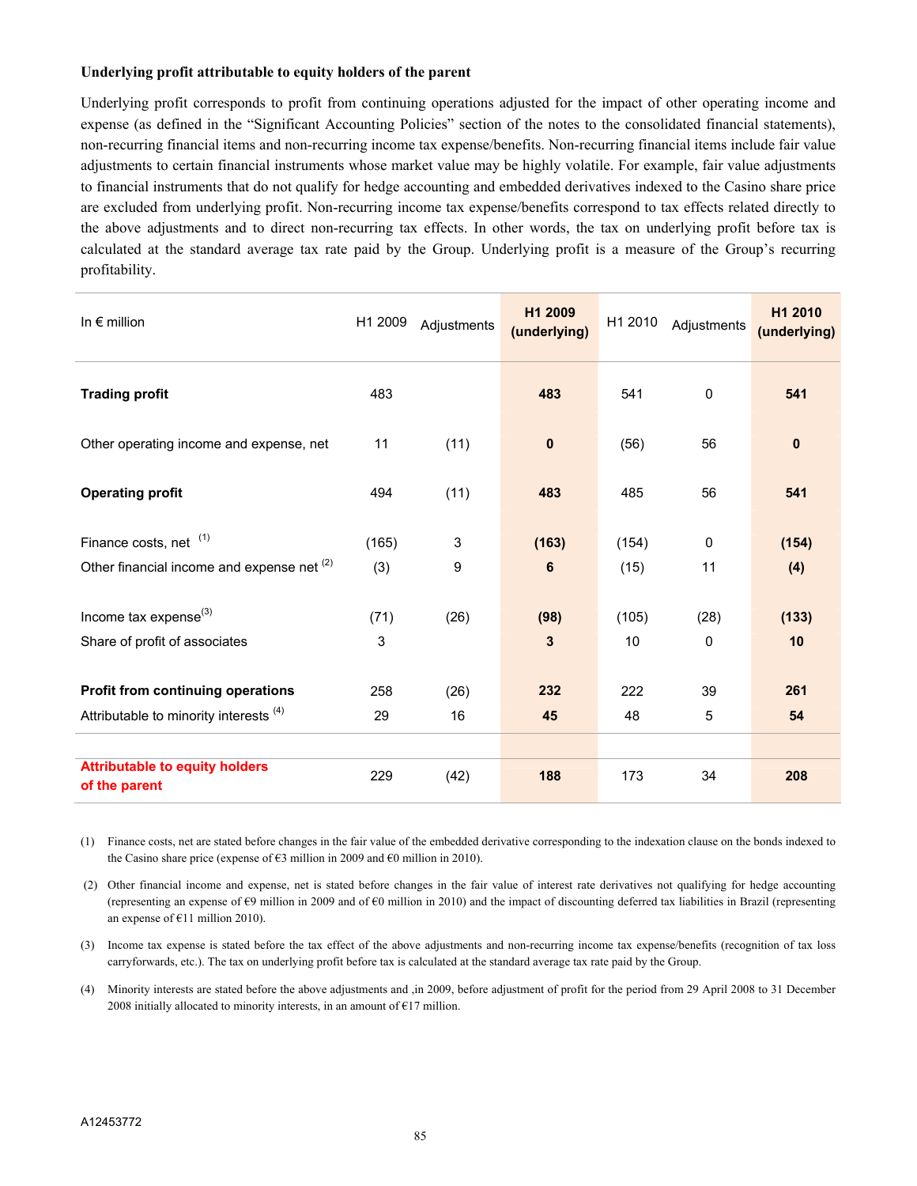**Underlying profit attributable to equity holders of the parent**

Underlying profit corresponds to profit from continuing operations adjusted for the impact of other operating income and expense (as defined in the "Significant Accounting Policies" section of the notes to the consolidated financial statements), non-recurring financial items and non-recurring income tax expense/benefits. Non-recurring financial items include fair value adjustments to certain financial instruments whose market value may be highly volatile. For example, fair value adjustments to financial instruments that do not qualify for hedge accounting and embedded derivatives indexed to the Casino share price are excluded from underlying profit. Non-recurring income tax expense/benefits correspond to tax effects related directly to the above adjustments and to direct non-recurring tax effects. In other words, the tax on underlying profit before tax is calculated at the standard average tax rate paid by the Group. Underlying profit is a measure of the Group's recurring profitability.

| In € million | H1 2009 | Adjustments | **H1 2009 (underlying)** | H1 2010 | Adjustments | **H1 2010 (underlying)** |
|---|---|---|---|---|---|---|
| **Trading profit** | 483 | | **483** | 541 | 0 | **541** |
| Other operating income and expense, net | 11 | (11) | **0** | (56) | 56 | **0** |
| **Operating profit** | 494 | (11) | **483** | 485 | 56 | **541** |
| Finance costs, net [(1)] | (165) | 3 | **(163)** | (154) | 0 | **(154)** |
| Other financial income and expense net [(2)] | (3) | 9 | **6** | (15) | 11 | **(4)** |
| Income tax expense[(3)] | (71) | (26) | **(98)** | (105) | (28) | **(133)** |
| Share of profit of associates | 3 | | **3** | 10 | 0 | **10** |
| **Profit from continuing operations** | 258 | (26) | **232** | 222 | 39 | **261** |
| Attributable to minority interests [(4)] | 29 | 16 | **45** | 48 | 5 | **54** |
| **Attributable to equity holders of the parent** | 229 | (42) | **188** | 173 | 34 | **208** |

(1) Finance costs, net are stated before changes in the fair value of the embedded derivative corresponding to the indexation clause on the bonds indexed to the Casino share price (expense of €3 million in 2009 and €0 million in 2010).

(2) Other financial income and expense, net is stated before changes in the fair value of interest rate derivatives not qualifying for hedge accounting (representing an expense of €9 million in 2009 and of €0 million in 2010) and the impact of discounting deferred tax liabilities in Brazil (representing an expense of €11 million 2010).

(3) Income tax expense is stated before the tax effect of the above adjustments and non-recurring income tax expense/benefits (recognition of tax loss carryforwards, etc.). The tax on underlying profit before tax is calculated at the standard average tax rate paid by the Group.

(4) Minority interests are stated before the above adjustments and ,in 2009, before adjustment of profit for the period from 29 April 2008 to 31 December 2008 initially allocated to minority interests, in an amount of €17 million.

A12453772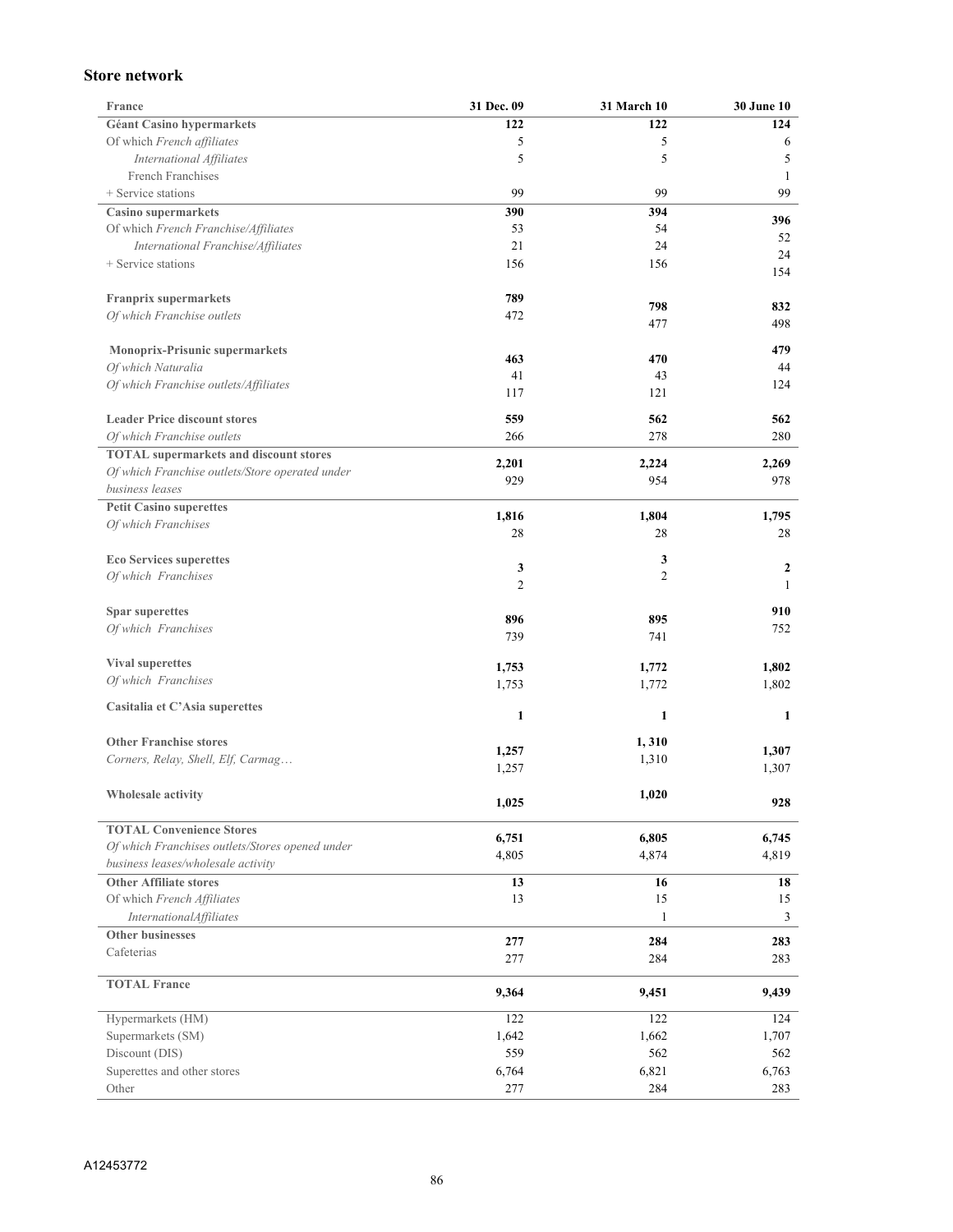## Store network

| France | 31 Dec. 09 | 31 March 10 | 30 June 10 |
|---|---|---|---|
| **Géant Casino hypermarkets** | **122** | **122** | **124** |
| Of which *French affiliates* | 5 | 5 | 6 |
| *International Affiliates* | 5 | 5 | 5 |
| French Franchises | | | 1 |
| + Service stations | 99 | 99 | 99 |
| **Casino supermarkets** | **390** | **394** | **396** |
| Of which *French Franchise/Affiliates* | 53 | 54 | 52 |
| *International Franchise/Affiliates* | 21 | 24 | 24 |
| + Service stations | 156 | 156 | 154 |
| **Franprix supermarkets** | **789** | **798** | **832** |
| *Of which Franchise outlets* | 472 | 477 | 498 |
| **Monoprix-Prisunic supermarkets** | **463** | **470** | **479** |
| *Of which Naturalia* | 41 | 43 | 44 |
| *Of which Franchise outlets/Affiliates* | 117 | 121 | 124 |
| **Leader Price discount stores** | **559** | **562** | **562** |
| *Of which Franchise outlets* | 266 | 278 | 280 |
| **TOTAL supermarkets and discount stores** | **2,201** | **2,224** | **2,269** |
| *Of which Franchise outlets/Store operated under business leases* | 929 | 954 | 978 |
| **Petit Casino superettes** | **1,816** | **1,804** | **1,795** |
| *Of which Franchises* | 28 | 28 | 28 |
| **Eco Services superettes** | **3** | **3** | **2** |
| *Of which Franchises* | 2 | 2 | 1 |
| **Spar superettes** | **896** | **895** | **910** |
| *Of which Franchises* | 739 | 741 | 752 |
| **Vival superettes** | **1,753** | **1,772** | **1,802** |
| *Of which Franchises* | 1,753 | 1,772 | 1,802 |
| **Casitalia et C'Asia superettes** | **1** | **1** | **1** |
| **Other Franchise stores** | **1,257** | **1, 310** | **1,307** |
| *Corners, Relay, Shell, Elf, Carmag…* | 1,257 | 1,310 | 1,307 |
| **Wholesale activity** | **1,025** | **1,020** | **928** |
| **TOTAL Convenience Stores** | **6,751** | **6,805** | **6,745** |
| *Of which Franchises outlets/Stores opened under business leases/wholesale activity* | 4,805 | 4,874 | 4,819 |
| **Other Affiliate stores** | **13** | **16** | **18** |
| Of which *French Affiliates* | 13 | 15 | 15 |
| *InternationalAffiliates* | | 1 | 3 |
| **Other businesses** | **277** | **284** | **283** |
| Cafeterias | 277 | 284 | 283 |
| **TOTAL France** | **9,364** | **9,451** | **9,439** |
| Hypermarkets (HM) | 122 | 122 | 124 |
| Supermarkets (SM) | 1,642 | 1,662 | 1,707 |
| Discount (DIS) | 559 | 562 | 562 |
| Superettes and other stores | 6,764 | 6,821 | 6,763 |
| Other | 277 | 284 | 283 |

A12453772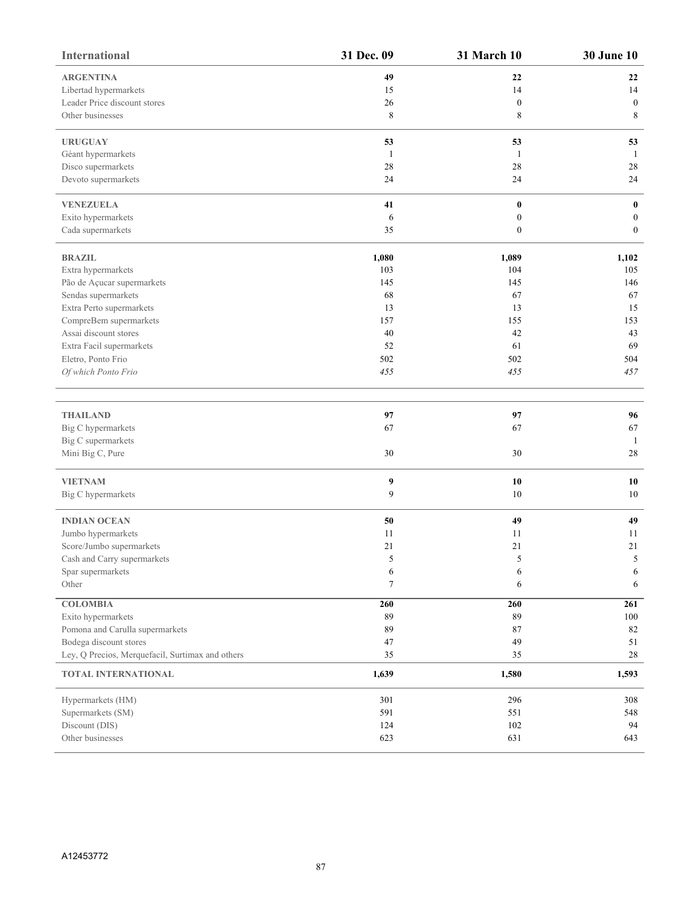| International | 31 Dec. 09 | 31 March 10 | 30 June 10 |
|---|---|---|---|
| **ARGENTINA** | **49** | **22** | **22** |
| Libertad hypermarkets | 15 | 14 | 14 |
| Leader Price discount stores | 26 | 0 | 0 |
| Other businesses | 8 | 8 | 8 |
| **URUGUAY** | **53** | **53** | **53** |
| Géant hypermarkets | 1 | 1 | 1 |
| Disco supermarkets | 28 | 28 | 28 |
| Devoto supermarkets | 24 | 24 | 24 |
| **VENEZUELA** | **41** | **0** | **0** |
| Exito hypermarkets | 6 | 0 | 0 |
| Cada supermarkets | 35 | 0 | 0 |
| **BRAZIL** | **1,080** | **1,089** | **1,102** |
| Extra hypermarkets | 103 | 104 | 105 |
| Pão de Açucar supermarkets | 145 | 145 | 146 |
| Sendas supermarkets | 68 | 67 | 67 |
| Extra Perto supermarkets | 13 | 13 | 15 |
| CompreBem supermarkets | 157 | 155 | 153 |
| Assai discount stores | 40 | 42 | 43 |
| Extra Facil supermarkets | 52 | 61 | 69 |
| Eletro, Ponto Frio | 502 | 502 | 504 |
| *Of which Ponto Frio* | *455* | *455* | *457* |
| **THAILAND** | **97** | **97** | **96** |
| Big C hypermarkets | 67 | 67 | 67 |
| Big C supermarkets | | | 1 |
| Mini Big C, Pure | 30 | 30 | 28 |
| **VIETNAM** | **9** | **10** | **10** |
| Big C hypermarkets | 9 | 10 | 10 |
| **INDIAN OCEAN** | **50** | **49** | **49** |
| Jumbo hypermarkets | 11 | 11 | 11 |
| Score/Jumbo supermarkets | 21 | 21 | 21 |
| Cash and Carry supermarkets | 5 | 5 | 5 |
| Spar supermarkets | 6 | 6 | 6 |
| Other | 7 | 6 | 6 |
| **COLOMBIA** | **260** | **260** | **261** |
| Exito hypermarkets | 89 | 89 | 100 |
| Pomona and Carulla supermarkets | 89 | 87 | 82 |
| Bodega discount stores | 47 | 49 | 51 |
| Ley, Q Precios, Merquefacil, Surtimax and others | 35 | 35 | 28 |
| **TOTAL INTERNATIONAL** | **1,639** | **1,580** | **1,593** |
| Hypermarkets (HM) | 301 | 296 | 308 |
| Supermarkets (SM) | 591 | 551 | 548 |
| Discount (DIS) | 124 | 102 | 94 |
| Other businesses | 623 | 631 | 643 |

A12453772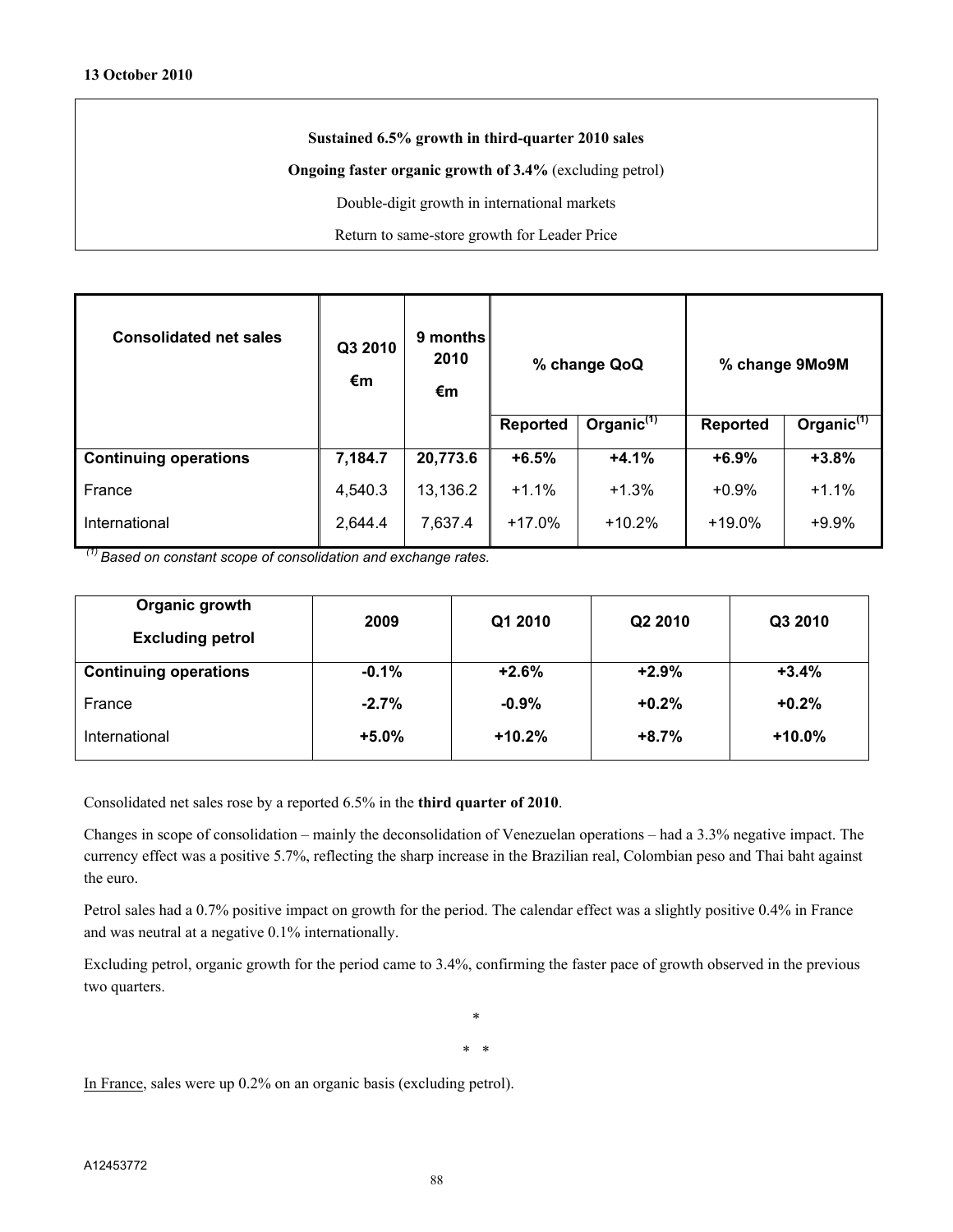**13 October 2010**

**Sustained 6.5% growth in third-quarter 2010 sales**

**Ongoing faster organic growth of 3.4%** (excluding petrol)

Double-digit growth in international markets

Return to same-store growth for Leader Price

| Consolidated net sales | Q3 2010 €m | 9 months 2010 €m | % change QoQ | | % change 9Mo9M | |
|---|---|---|---|---|---|---|
| | | | Reported | Organic[1] | Reported | Organic[1] |
| **Continuing operations** | **7,184.7** | **20,773.6** | **+6.5%** | **+4.1%** | **+6.9%** | **+3.8%** |
| France | 4,540.3 | 13,136.2 | +1.1% | +1.3% | +0.9% | +1.1% |
| International | 2,644.4 | 7,637.4 | +17.0% | +10.2% | +19.0% | +9.9% |

*[1] Based on constant scope of consolidation and exchange rates.*

| Organic growth Excluding petrol | 2009 | Q1 2010 | Q2 2010 | Q3 2010 |
|---|---|---|---|---|
| **Continuing operations** | **-0.1%** | **+2.6%** | **+2.9%** | **+3.4%** |
| France | **-2.7%** | **-0.9%** | **+0.2%** | **+0.2%** |
| International | **+5.0%** | **+10.2%** | **+8.7%** | **+10.0%** |

Consolidated net sales rose by a reported 6.5% in the **third quarter of 2010**.

Changes in scope of consolidation – mainly the deconsolidation of Venezuelan operations – had a 3.3% negative impact. The currency effect was a positive 5.7%, reflecting the sharp increase in the Brazilian real, Colombian peso and Thai baht against the euro.

Petrol sales had a 0.7% positive impact on growth for the period. The calendar effect was a slightly positive 0.4% in France and was neutral at a negative 0.1% internationally.

Excluding petrol, organic growth for the period came to 3.4%, confirming the faster pace of growth observed in the previous two quarters.

*

\* *

In France, sales were up 0.2% on an organic basis (excluding petrol).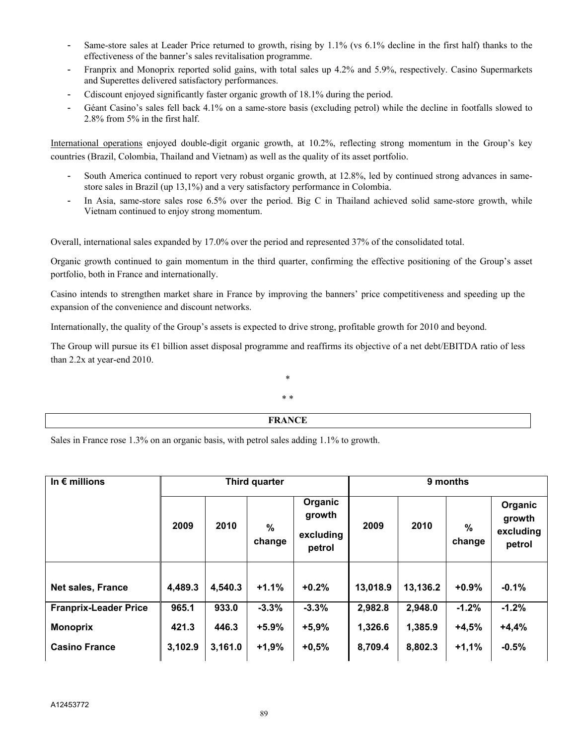- Same-store sales at Leader Price returned to growth, rising by 1.1% (vs 6.1% decline in the first half) thanks to the effectiveness of the banner's sales revitalisation programme.
- Franprix and Monoprix reported solid gains, with total sales up 4.2% and 5.9%, respectively. Casino Supermarkets and Superettes delivered satisfactory performances.
- Cdiscount enjoyed significantly faster organic growth of 18.1% during the period.
- Géant Casino's sales fell back 4.1% on a same-store basis (excluding petrol) while the decline in footfalls slowed to 2.8% from 5% in the first half.

International operations enjoyed double-digit organic growth, at 10.2%, reflecting strong momentum in the Group's key countries (Brazil, Colombia, Thailand and Vietnam) as well as the quality of its asset portfolio.

- South America continued to report very robust organic growth, at 12.8%, led by continued strong advances in same-store sales in Brazil (up 13,1%) and a very satisfactory performance in Colombia.
- In Asia, same-store sales rose 6.5% over the period. Big C in Thailand achieved solid same-store growth, while Vietnam continued to enjoy strong momentum.

Overall, international sales expanded by 17.0% over the period and represented 37% of the consolidated total.

Organic growth continued to gain momentum in the third quarter, confirming the effective positioning of the Group's asset portfolio, both in France and internationally.

Casino intends to strengthen market share in France by improving the banners' price competitiveness and speeding up the expansion of the convenience and discount networks.

Internationally, the quality of the Group's assets is expected to drive strong, profitable growth for 2010 and beyond.

The Group will pursue its €1 billion asset disposal programme and reaffirms its objective of a net debt/EBITDA ratio of less than 2.2x at year-end 2010.

*

* *

## FRANCE

Sales in France rose 1.3% on an organic basis, with petrol sales adding 1.1% to growth.

| In € millions | Third quarter | | | | 9 months | | | |
|---|---|---|---|---|---|---|---|---|
| | 2009 | 2010 | % change | Organic growth excluding petrol | 2009 | 2010 | % change | Organic growth excluding petrol |
| **Net sales, France** | **4,489.3** | **4,540.3** | **+1.1%** | **+0.2%** | **13,018.9** | **13,136.2** | **+0.9%** | **-0.1%** |
| **Franprix-Leader Price** | **965.1** | **933.0** | **-3.3%** | **-3.3%** | **2,982.8** | **2,948.0** | **-1.2%** | **-1.2%** |
| **Monoprix** | **421.3** | **446.3** | **+5.9%** | **+5,9%** | **1,326.6** | **1,385.9** | **+4,5%** | **+4,4%** |
| **Casino France** | **3,102.9** | **3,161.0** | **+1,9%** | **+0,5%** | **8,709.4** | **8,802.3** | **+1,1%** | **-0.5%** |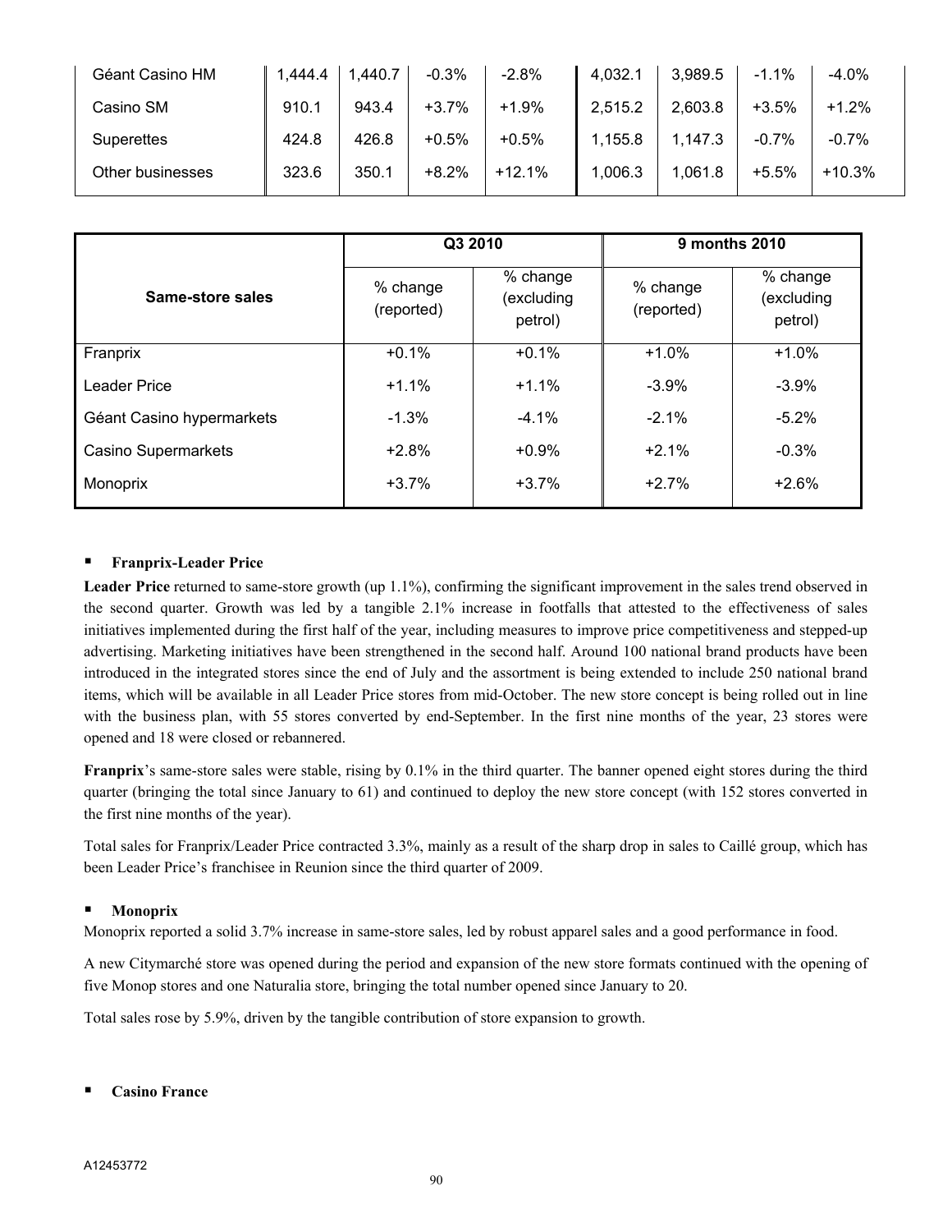| | | | | | | | | |
|---|---|---|---|---|---|---|---|---|
| Géant Casino HM | 1,444.4 | 1,440.7 | -0.3% | -2.8% | 4,032.1 | 3,989.5 | -1.1% | -4.0% |
| Casino SM | 910.1 | 943.4 | +3.7% | +1.9% | 2,515.2 | 2,603.8 | +3.5% | +1.2% |
| Superettes | 424.8 | 426.8 | +0.5% | +0.5% | 1,155.8 | 1,147.3 | -0.7% | -0.7% |
| Other businesses | 323.6 | 350.1 | +8.2% | +12.1% | 1,006.3 | 1,061.8 | +5.5% | +10.3% |

| Same-store sales | Q3 2010 | | 9 months 2010 | |
|---|---|---|---|---|
| | % change (reported) | % change (excluding petrol) | % change (reported) | % change (excluding petrol) |
| Franprix | +0.1% | +0.1% | +1.0% | +1.0% |
| Leader Price | +1.1% | +1.1% | -3.9% | -3.9% |
| Géant Casino hypermarkets | -1.3% | -4.1% | -2.1% | -5.2% |
| Casino Supermarkets | +2.8% | +0.9% | +2.1% | -0.3% |
| Monoprix | +3.7% | +3.7% | +2.7% | +2.6% |

- **Franprix-Leader Price**

**Leader Price** returned to same-store growth (up 1.1%), confirming the significant improvement in the sales trend observed in the second quarter. Growth was led by a tangible 2.1% increase in footfalls that attested to the effectiveness of sales initiatives implemented during the first half of the year, including measures to improve price competitiveness and stepped-up advertising. Marketing initiatives have been strengthened in the second half. Around 100 national brand products have been introduced in the integrated stores since the end of July and the assortment is being extended to include 250 national brand items, which will be available in all Leader Price stores from mid-October. The new store concept is being rolled out in line with the business plan, with 55 stores converted by end-September. In the first nine months of the year, 23 stores were opened and 18 were closed or rebannered.

**Franprix**'s same-store sales were stable, rising by 0.1% in the third quarter. The banner opened eight stores during the third quarter (bringing the total since January to 61) and continued to deploy the new store concept (with 152 stores converted in the first nine months of the year).

Total sales for Franprix/Leader Price contracted 3.3%, mainly as a result of the sharp drop in sales to Caillé group, which has been Leader Price's franchisee in Reunion since the third quarter of 2009.

- **Monoprix**

Monoprix reported a solid 3.7% increase in same-store sales, led by robust apparel sales and a good performance in food.

A new Citymarché store was opened during the period and expansion of the new store formats continued with the opening of five Monop stores and one Naturalia store, bringing the total number opened since January to 20.

Total sales rose by 5.9%, driven by the tangible contribution of store expansion to growth.

- **Casino France**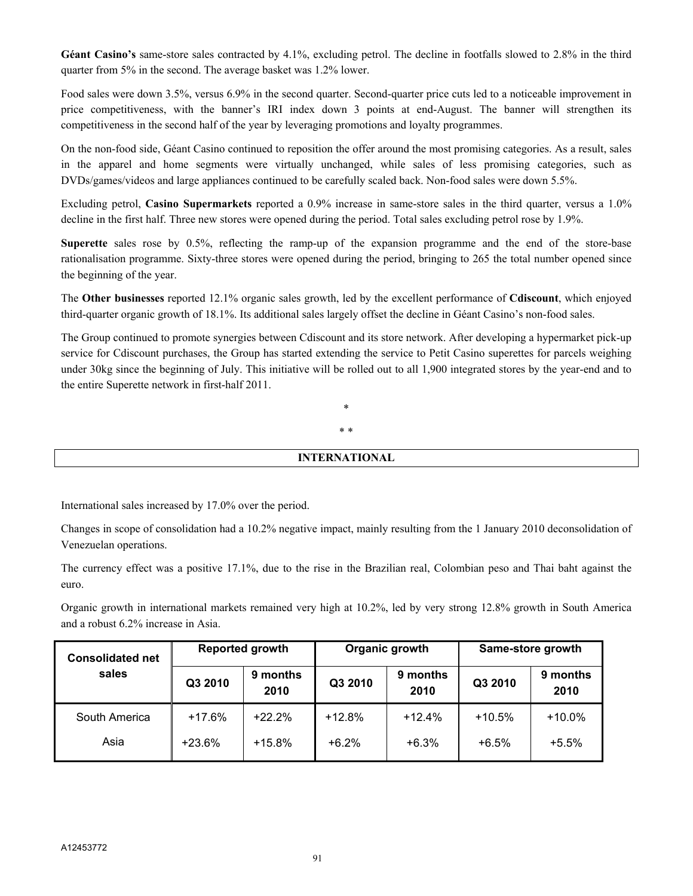**Géant Casino's** same-store sales contracted by 4.1%, excluding petrol. The decline in footfalls slowed to 2.8% in the third quarter from 5% in the second. The average basket was 1.2% lower.

Food sales were down 3.5%, versus 6.9% in the second quarter. Second-quarter price cuts led to a noticeable improvement in price competitiveness, with the banner's IRI index down 3 points at end-August. The banner will strengthen its competitiveness in the second half of the year by leveraging promotions and loyalty programmes.

On the non-food side, Géant Casino continued to reposition the offer around the most promising categories. As a result, sales in the apparel and home segments were virtually unchanged, while sales of less promising categories, such as DVDs/games/videos and large appliances continued to be carefully scaled back. Non-food sales were down 5.5%.

Excluding petrol, **Casino Supermarkets** reported a 0.9% increase in same-store sales in the third quarter, versus a 1.0% decline in the first half. Three new stores were opened during the period. Total sales excluding petrol rose by 1.9%.

**Superette** sales rose by 0.5%, reflecting the ramp-up of the expansion programme and the end of the store-base rationalisation programme. Sixty-three stores were opened during the period, bringing to 265 the total number opened since the beginning of the year.

The **Other businesses** reported 12.1% organic sales growth, led by the excellent performance of **Cdiscount**, which enjoyed third-quarter organic growth of 18.1%. Its additional sales largely offset the decline in Géant Casino's non-food sales.

The Group continued to promote synergies between Cdiscount and its store network. After developing a hypermarket pick-up service for Cdiscount purchases, the Group has started extending the service to Petit Casino superettes for parcels weighing under 30kg since the beginning of July. This initiative will be rolled out to all 1,900 integrated stores by the year-end and to the entire Superette network in first-half 2011.

*

* *

## INTERNATIONAL

International sales increased by 17.0% over the period.

Changes in scope of consolidation had a 10.2% negative impact, mainly resulting from the 1 January 2010 deconsolidation of Venezuelan operations.

The currency effect was a positive 17.1%, due to the rise in the Brazilian real, Colombian peso and Thai baht against the euro.

Organic growth in international markets remained very high at 10.2%, led by very strong 12.8% growth in South America and a robust 6.2% increase in Asia.

| Consolidated net sales | Reported growth | | Organic growth | | Same-store growth | |
|---|---|---|---|---|---|---|
| | Q3 2010 | 9 months 2010 | Q3 2010 | 9 months 2010 | Q3 2010 | 9 months 2010 |
| South America | +17.6% | +22.2% | +12.8% | +12.4% | +10.5% | +10.0% |
| Asia | +23.6% | +15.8% | +6.2% | +6.3% | +6.5% | +5.5% |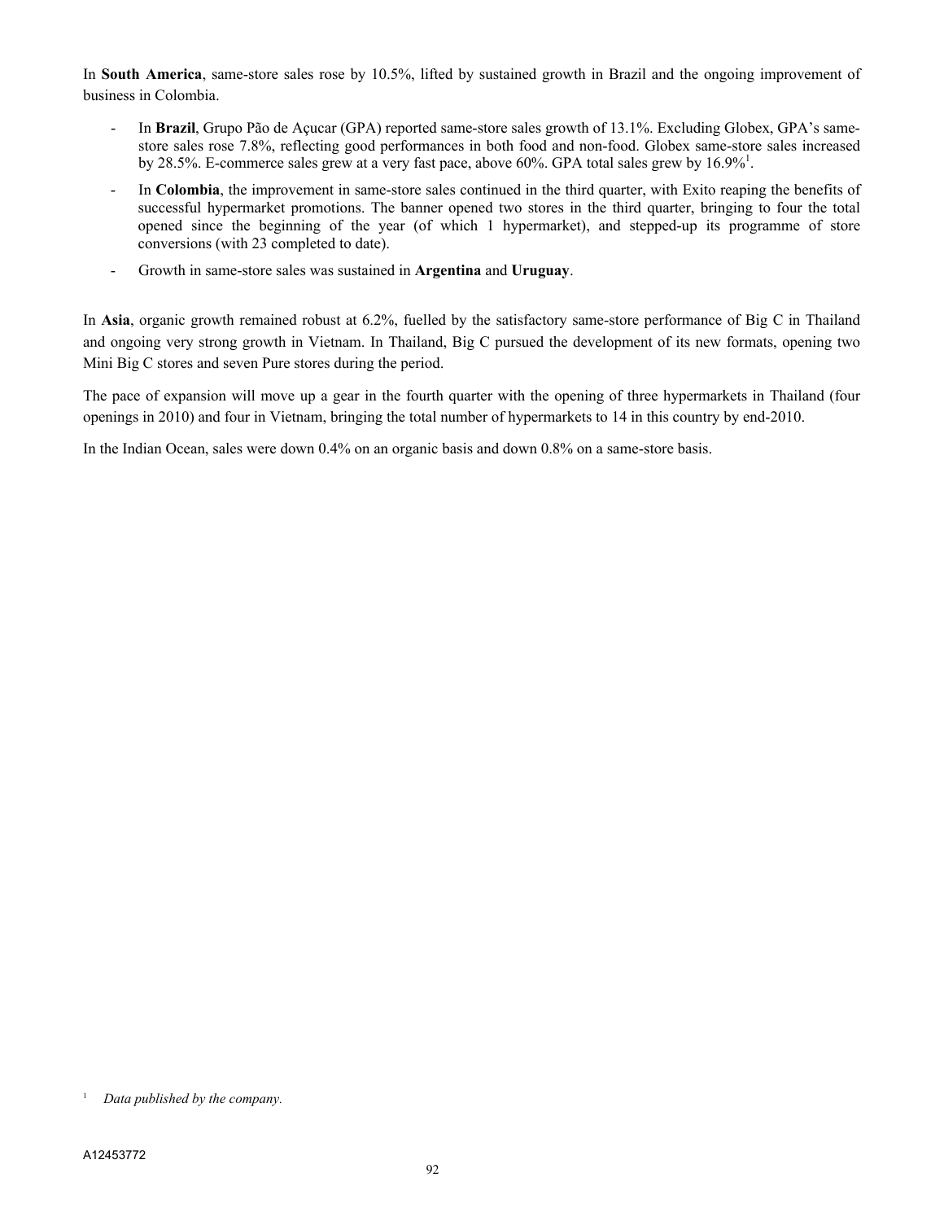In **South America**, same-store sales rose by 10.5%, lifted by sustained growth in Brazil and the ongoing improvement of business in Colombia.

- In **Brazil**, Grupo Pão de Açucar (GPA) reported same-store sales growth of 13.1%. Excluding Globex, GPA's same-store sales rose 7.8%, reflecting good performances in both food and non-food. Globex same-store sales increased by 28.5%. E-commerce sales grew at a very fast pace, above 60%. GPA total sales grew by 16.9%[1].
- In **Colombia**, the improvement in same-store sales continued in the third quarter, with Exito reaping the benefits of successful hypermarket promotions. The banner opened two stores in the third quarter, bringing to four the total opened since the beginning of the year (of which 1 hypermarket), and stepped-up its programme of store conversions (with 23 completed to date).
- Growth in same-store sales was sustained in **Argentina** and **Uruguay**.

In **Asia**, organic growth remained robust at 6.2%, fuelled by the satisfactory same-store performance of Big C in Thailand and ongoing very strong growth in Vietnam. In Thailand, Big C pursued the development of its new formats, opening two Mini Big C stores and seven Pure stores during the period.

The pace of expansion will move up a gear in the fourth quarter with the opening of three hypermarkets in Thailand (four openings in 2010) and four in Vietnam, bringing the total number of hypermarkets to 14 in this country by end-2010.

In the Indian Ocean, sales were down 0.4% on an organic basis and down 0.8% on a same-store basis.

[1] *Data published by the company.*

A12453772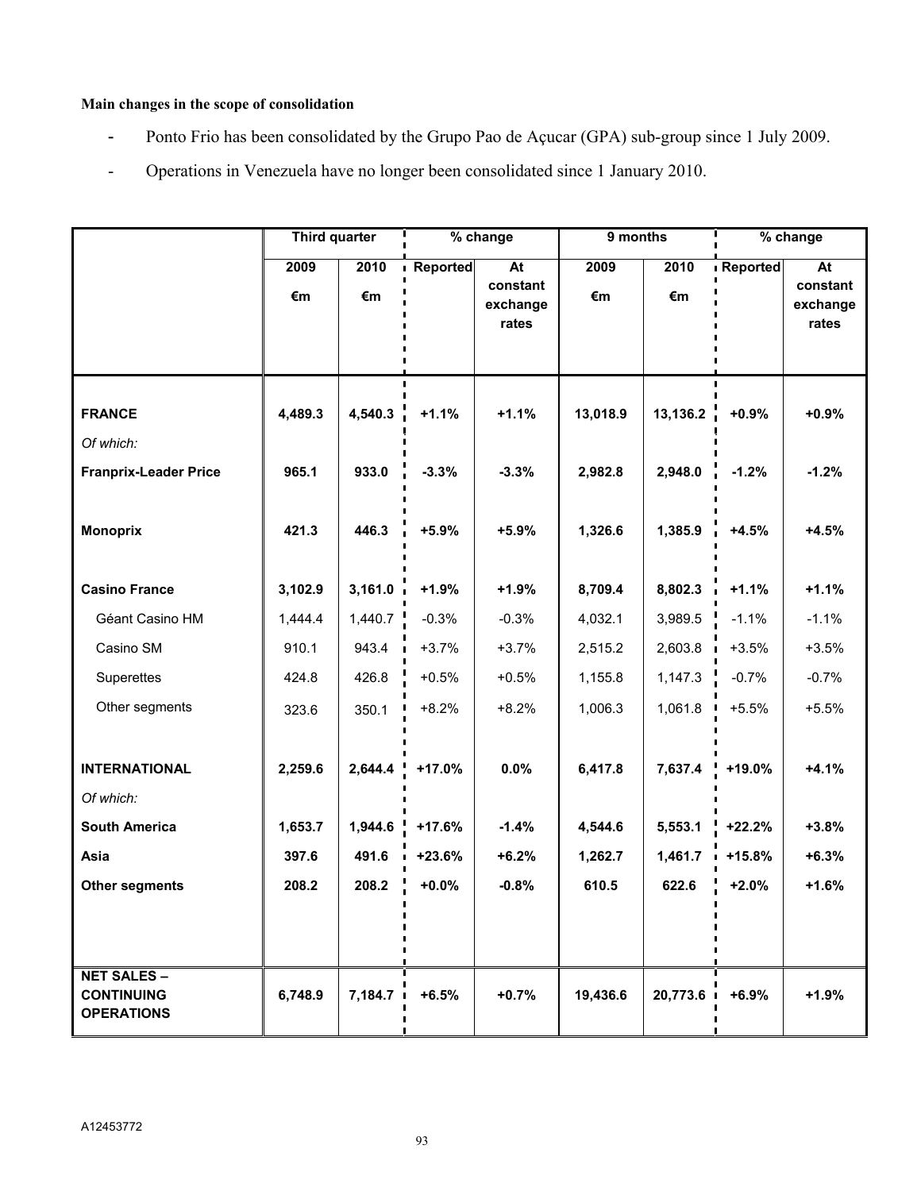**Main changes in the scope of consolidation**

- Ponto Frio has been consolidated by the Grupo Pao de Açucar (GPA) sub-group since 1 July 2009.
- Operations in Venezuela have no longer been consolidated since 1 January 2010.

| | Third quarter | | % change | | 9 months | | % change | |
|---|---|---|---|---|---|---|---|---|
| | 2009 €m | 2010 €m | Reported | At constant exchange rates | 2009 €m | 2010 €m | Reported | At constant exchange rates |
| **FRANCE** | **4,489.3** | **4,540.3** | **+1.1%** | **+1.1%** | **13,018.9** | **13,136.2** | **+0.9%** | **+0.9%** |
| *Of which:* | | | | | | | | |
| **Franprix-Leader Price** | **965.1** | **933.0** | **-3.3%** | **-3.3%** | **2,982.8** | **2,948.0** | **-1.2%** | **-1.2%** |
| **Monoprix** | **421.3** | **446.3** | **+5.9%** | **+5.9%** | **1,326.6** | **1,385.9** | **+4.5%** | **+4.5%** |
| **Casino France** | **3,102.9** | **3,161.0** | **+1.9%** | **+1.9%** | **8,709.4** | **8,802.3** | **+1.1%** | **+1.1%** |
| Géant Casino HM | 1,444.4 | 1,440.7 | -0.3% | -0.3% | 4,032.1 | 3,989.5 | -1.1% | -1.1% |
| Casino SM | 910.1 | 943.4 | +3.7% | +3.7% | 2,515.2 | 2,603.8 | +3.5% | +3.5% |
| Superettes | 424.8 | 426.8 | +0.5% | +0.5% | 1,155.8 | 1,147.3 | -0.7% | -0.7% |
| Other segments | 323.6 | 350.1 | +8.2% | +8.2% | 1,006.3 | 1,061.8 | +5.5% | +5.5% |
| **INTERNATIONAL** | **2,259.6** | **2,644.4** | **+17.0%** | **0.0%** | **6,417.8** | **7,637.4** | **+19.0%** | **+4.1%** |
| *Of which:* | | | | | | | | |
| **South America** | **1,653.7** | **1,944.6** | **+17.6%** | **-1.4%** | **4,544.6** | **5,553.1** | **+22.2%** | **+3.8%** |
| **Asia** | **397.6** | **491.6** | **+23.6%** | **+6.2%** | **1,262.7** | **1,461.7** | **+15.8%** | **+6.3%** |
| **Other segments** | **208.2** | **208.2** | **+0.0%** | **-0.8%** | **610.5** | **622.6** | **+2.0%** | **+1.6%** |
| **NET SALES – CONTINUING OPERATIONS** | **6,748.9** | **7,184.7** | **+6.5%** | **+0.7%** | **19,436.6** | **20,773.6** | **+6.9%** | **+1.9%** |

A12453772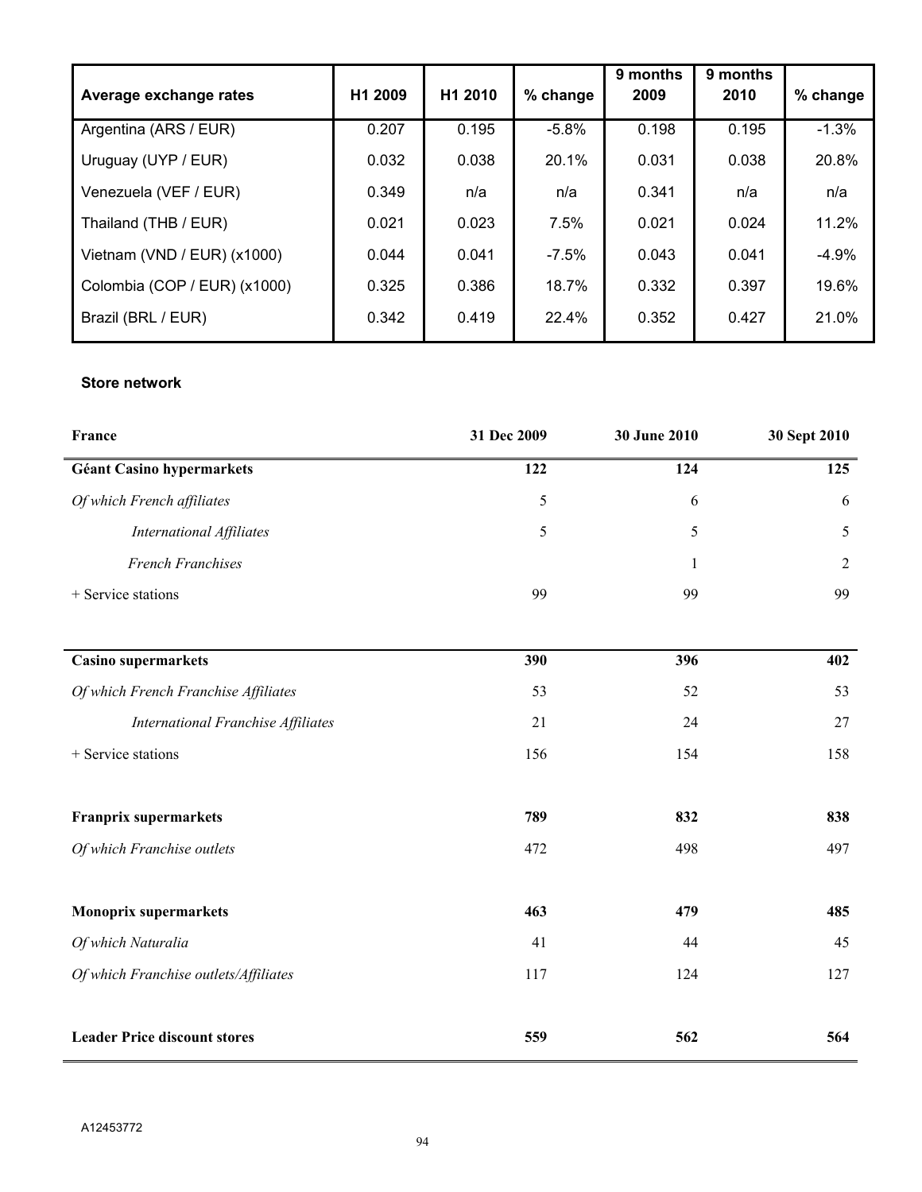| Average exchange rates | H1 2009 | H1 2010 | % change | 9 months 2009 | 9 months 2010 | % change |
|---|---|---|---|---|---|---|
| Argentina (ARS / EUR) | 0.207 | 0.195 | -5.8% | 0.198 | 0.195 | -1.3% |
| Uruguay (UYP / EUR) | 0.032 | 0.038 | 20.1% | 0.031 | 0.038 | 20.8% |
| Venezuela (VEF / EUR) | 0.349 | n/a | n/a | 0.341 | n/a | n/a |
| Thailand (THB / EUR) | 0.021 | 0.023 | 7.5% | 0.021 | 0.024 | 11.2% |
| Vietnam (VND / EUR) (x1000) | 0.044 | 0.041 | -7.5% | 0.043 | 0.041 | -4.9% |
| Colombia (COP / EUR) (x1000) | 0.325 | 0.386 | 18.7% | 0.332 | 0.397 | 19.6% |
| Brazil (BRL / EUR) | 0.342 | 0.419 | 22.4% | 0.352 | 0.427 | 21.0% |

**Store network**

| France | 31 Dec 2009 | 30 June 2010 | 30 Sept 2010 |
|---|---|---|---|
| **Géant Casino hypermarkets** | **122** | **124** | **125** |
| *Of which French affiliates* | 5 | 6 | 6 |
| *International Affiliates* | 5 | 5 | 5 |
| *French Franchises* | | 1 | 2 |
| + Service stations | 99 | 99 | 99 |
| | | | |
| **Casino supermarkets** | **390** | **396** | **402** |
| *Of which French Franchise Affiliates* | 53 | 52 | 53 |
| *International Franchise Affiliates* | 21 | 24 | 27 |
| + Service stations | 156 | 154 | 158 |
| | | | |
| **Franprix supermarkets** | **789** | **832** | **838** |
| *Of which Franchise outlets* | 472 | 498 | 497 |
| | | | |
| **Monoprix supermarkets** | **463** | **479** | **485** |
| *Of which Naturalia* | 41 | 44 | 45 |
| *Of which Franchise outlets/Affiliates* | 117 | 124 | 127 |
| | | | |
| **Leader Price discount stores** | **559** | **562** | **564** |

A12453772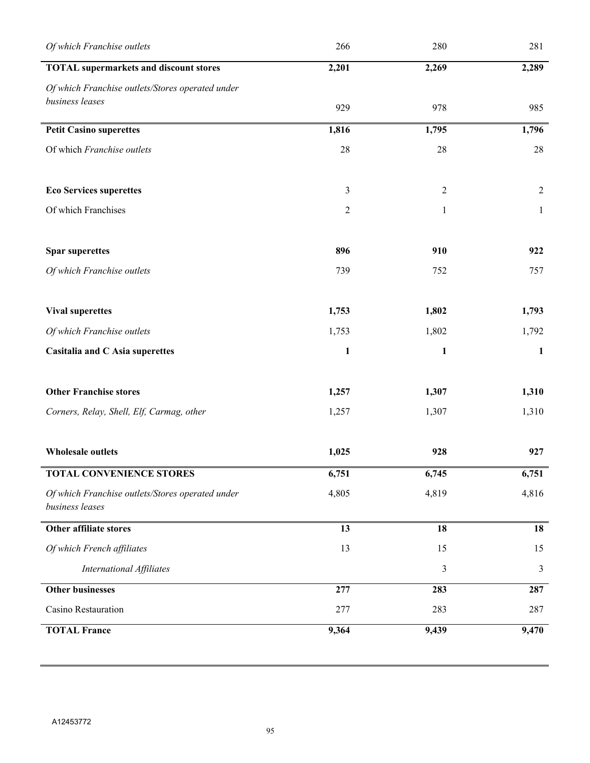| | | | |
|---|---|---|---|
| *Of which Franchise outlets* | 266 | 280 | 281 |
| **TOTAL supermarkets and discount stores** | **2,201** | **2,269** | **2,289** |
| *Of which Franchise outlets/Stores operated under business leases* | 929 | 978 | 985 |
| **Petit Casino superettes** | **1,816** | **1,795** | **1,796** |
| Of which *Franchise outlets* | 28 | 28 | 28 |
| **Eco Services superettes** | 3 | 2 | 2 |
| Of which Franchises | 2 | 1 | 1 |
| **Spar superettes** | **896** | **910** | **922** |
| *Of which Franchise outlets* | 739 | 752 | 757 |
| **Vival superettes** | **1,753** | **1,802** | **1,793** |
| *Of which Franchise outlets* | 1,753 | 1,802 | 1,792 |
| **Casitalia and C Asia superettes** | **1** | **1** | **1** |
| **Other Franchise stores** | **1,257** | **1,307** | **1,310** |
| *Corners, Relay, Shell, Elf, Carmag, other* | 1,257 | 1,307 | 1,310 |
| **Wholesale outlets** | **1,025** | **928** | **927** |
| **TOTAL CONVENIENCE STORES** | **6,751** | **6,745** | **6,751** |
| *Of which Franchise outlets/Stores operated under business leases* | 4,805 | 4,819 | 4,816 |
| **Other affiliate stores** | **13** | **18** | **18** |
| *Of which French affiliates* | 13 | 15 | 15 |
| *International Affiliates* | | 3 | 3 |
| **Other businesses** | **277** | **283** | **287** |
| Casino Restauration | 277 | 283 | 287 |
| **TOTAL France** | **9,364** | **9,439** | **9,470** |

A12453772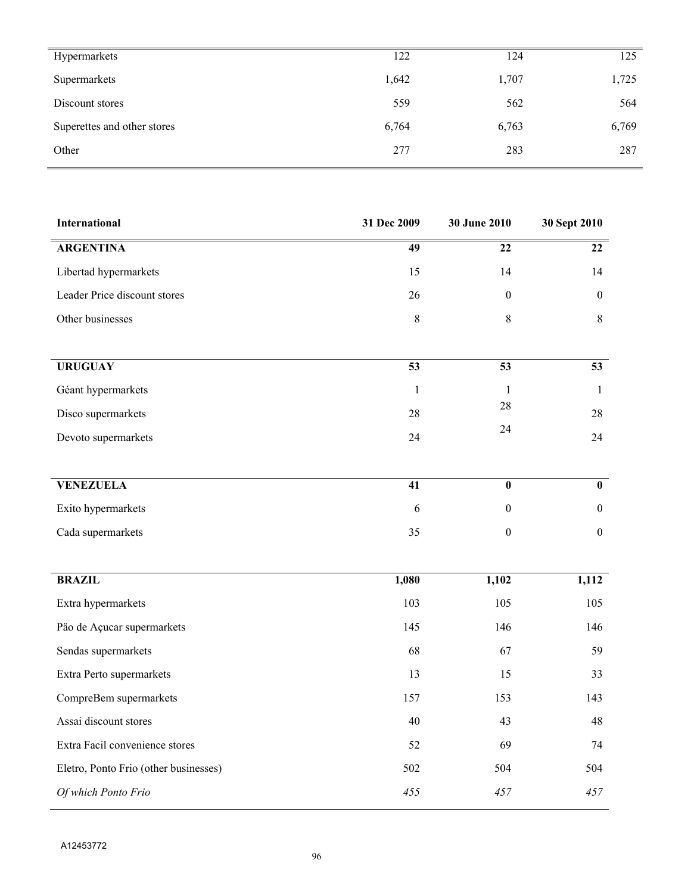| | | | |
|---|---|---|---|
| Hypermarkets | 122 | 124 | 125 |
| Supermarkets | 1,642 | 1,707 | 1,725 |
| Discount stores | 559 | 562 | 564 |
| Superettes and other stores | 6,764 | 6,763 | 6,769 |
| Other | 277 | 283 | 287 |

| International | 31 Dec 2009 | 30 June 2010 | 30 Sept 2010 |
|---|---|---|---|
| **ARGENTINA** | **49** | **22** | **22** |
| Libertad hypermarkets | 15 | 14 | 14 |
| Leader Price discount stores | 26 | 0 | 0 |
| Other businesses | 8 | 8 | 8 |
| **URUGUAY** | **53** | **53** | **53** |
| Géant hypermarkets | 1 | 1 | 1 |
| Disco supermarkets | 28 | 28 | 28 |
| Devoto supermarkets | 24 | 24 | 24 |
| **VENEZUELA** | **41** | **0** | **0** |
| Exito hypermarkets | 6 | 0 | 0 |
| Cada supermarkets | 35 | 0 | 0 |
| **BRAZIL** | **1,080** | **1,102** | **1,112** |
| Extra hypermarkets | 103 | 105 | 105 |
| Päo de Açucar supermarkets | 145 | 146 | 146 |
| Sendas supermarkets | 68 | 67 | 59 |
| Extra Perto supermarkets | 13 | 15 | 33 |
| CompreBem supermarkets | 157 | 153 | 143 |
| Assai discount stores | 40 | 43 | 48 |
| Extra Facil convenience stores | 52 | 69 | 74 |
| Eletro, Ponto Frio (other businesses) | 502 | 504 | 504 |
| *Of which Ponto Frio* | *455* | *457* | *457* |

A12453772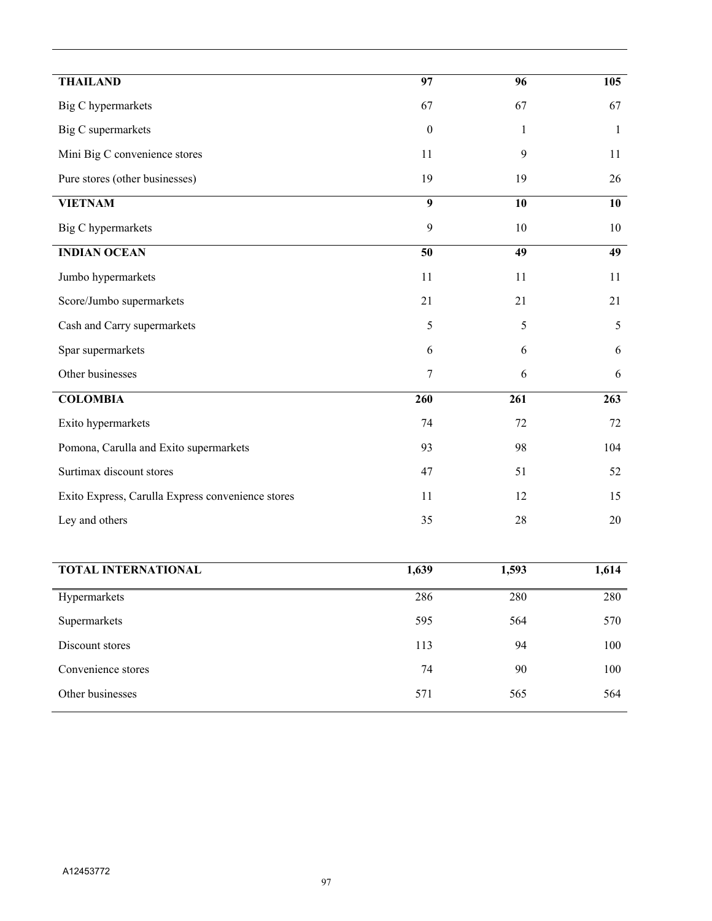| | | | |
|---|---|---|---|
| **THAILAND** | **97** | **96** | **105** |
| Big C hypermarkets | 67 | 67 | 67 |
| Big C supermarkets | 0 | 1 | 1 |
| Mini Big C convenience stores | 11 | 9 | 11 |
| Pure stores (other businesses) | 19 | 19 | 26 |
| **VIETNAM** | **9** | **10** | **10** |
| Big C hypermarkets | 9 | 10 | 10 |
| **INDIAN OCEAN** | **50** | **49** | **49** |
| Jumbo hypermarkets | 11 | 11 | 11 |
| Score/Jumbo supermarkets | 21 | 21 | 21 |
| Cash and Carry supermarkets | 5 | 5 | 5 |
| Spar supermarkets | 6 | 6 | 6 |
| Other businesses | 7 | 6 | 6 |
| **COLOMBIA** | **260** | **261** | **263** |
| Exito hypermarkets | 74 | 72 | 72 |
| Pomona, Carulla and Exito supermarkets | 93 | 98 | 104 |
| Surtimax discount stores | 47 | 51 | 52 |
| Exito Express, Carulla Express convenience stores | 11 | 12 | 15 |
| Ley and others | 35 | 28 | 20 |

| | | | |
|---|---|---|---|
| **TOTAL INTERNATIONAL** | **1,639** | **1,593** | **1,614** |
| Hypermarkets | 286 | 280 | 280 |
| Supermarkets | 595 | 564 | 570 |
| Discount stores | 113 | 94 | 100 |
| Convenience stores | 74 | 90 | 100 |
| Other businesses | 571 | 565 | 564 |

A12453772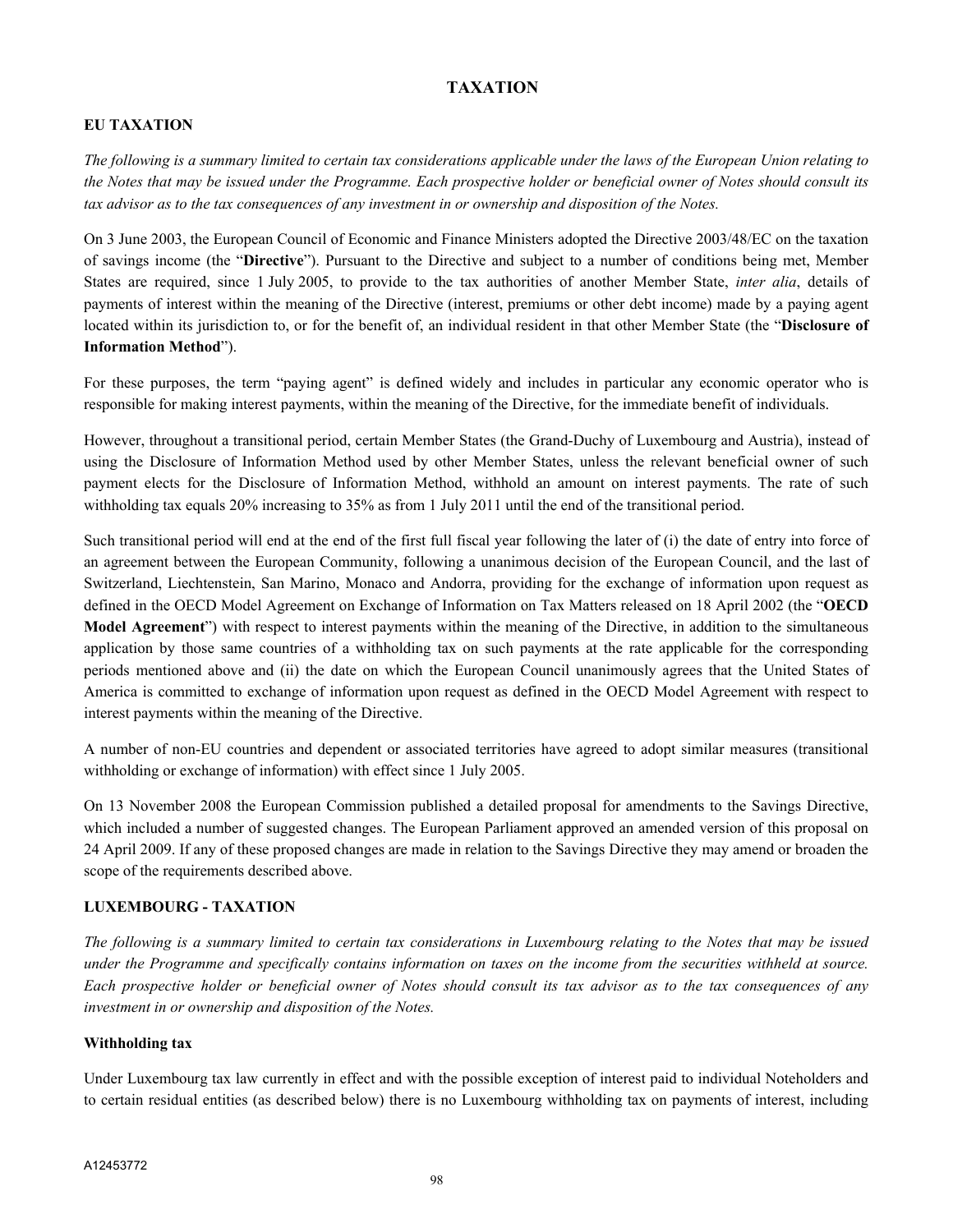# TAXATION

## EU TAXATION

*The following is a summary limited to certain tax considerations applicable under the laws of the European Union relating to the Notes that may be issued under the Programme. Each prospective holder or beneficial owner of Notes should consult its tax advisor as to the tax consequences of any investment in or ownership and disposition of the Notes.*

On 3 June 2003, the European Council of Economic and Finance Ministers adopted the Directive 2003/48/EC on the taxation of savings income (the "**Directive**"). Pursuant to the Directive and subject to a number of conditions being met, Member States are required, since 1 July 2005, to provide to the tax authorities of another Member State, *inter alia*, details of payments of interest within the meaning of the Directive (interest, premiums or other debt income) made by a paying agent located within its jurisdiction to, or for the benefit of, an individual resident in that other Member State (the "**Disclosure of Information Method**").

For these purposes, the term "paying agent" is defined widely and includes in particular any economic operator who is responsible for making interest payments, within the meaning of the Directive, for the immediate benefit of individuals.

However, throughout a transitional period, certain Member States (the Grand-Duchy of Luxembourg and Austria), instead of using the Disclosure of Information Method used by other Member States, unless the relevant beneficial owner of such payment elects for the Disclosure of Information Method, withhold an amount on interest payments. The rate of such withholding tax equals 20% increasing to 35% as from 1 July 2011 until the end of the transitional period.

Such transitional period will end at the end of the first full fiscal year following the later of (i) the date of entry into force of an agreement between the European Community, following a unanimous decision of the European Council, and the last of Switzerland, Liechtenstein, San Marino, Monaco and Andorra, providing for the exchange of information upon request as defined in the OECD Model Agreement on Exchange of Information on Tax Matters released on 18 April 2002 (the "**OECD Model Agreement**") with respect to interest payments within the meaning of the Directive, in addition to the simultaneous application by those same countries of a withholding tax on such payments at the rate applicable for the corresponding periods mentioned above and (ii) the date on which the European Council unanimously agrees that the United States of America is committed to exchange of information upon request as defined in the OECD Model Agreement with respect to interest payments within the meaning of the Directive.

A number of non-EU countries and dependent or associated territories have agreed to adopt similar measures (transitional withholding or exchange of information) with effect since 1 July 2005.

On 13 November 2008 the European Commission published a detailed proposal for amendments to the Savings Directive, which included a number of suggested changes. The European Parliament approved an amended version of this proposal on 24 April 2009. If any of these proposed changes are made in relation to the Savings Directive they may amend or broaden the scope of the requirements described above.

## LUXEMBOURG - TAXATION

*The following is a summary limited to certain tax considerations in Luxembourg relating to the Notes that may be issued under the Programme and specifically contains information on taxes on the income from the securities withheld at source. Each prospective holder or beneficial owner of Notes should consult its tax advisor as to the tax consequences of any investment in or ownership and disposition of the Notes.*

### Withholding tax

Under Luxembourg tax law currently in effect and with the possible exception of interest paid to individual Noteholders and to certain residual entities (as described below) there is no Luxembourg withholding tax on payments of interest, including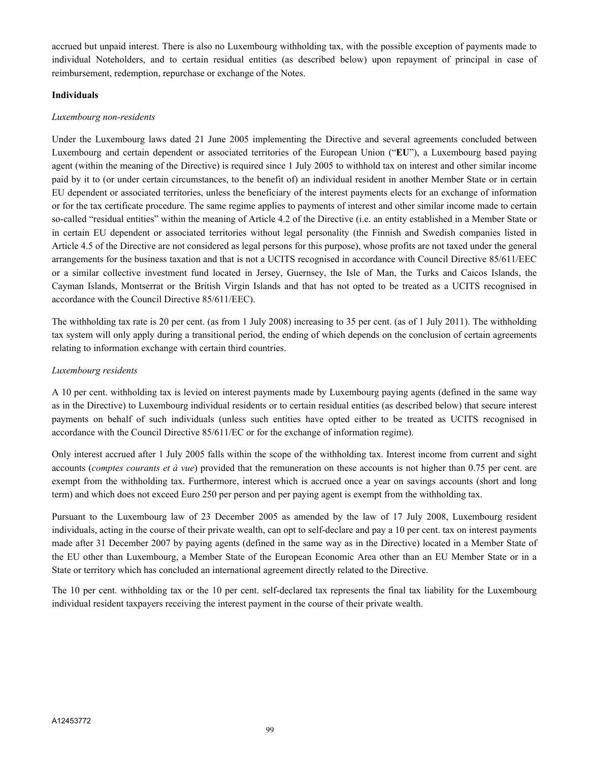accrued but unpaid interest. There is also no Luxembourg withholding tax, with the possible exception of payments made to individual Noteholders, and to certain residual entities (as described below) upon repayment of principal in case of reimbursement, redemption, repurchase or exchange of the Notes.

**Individuals**

*Luxembourg non-residents*

Under the Luxembourg laws dated 21 June 2005 implementing the Directive and several agreements concluded between Luxembourg and certain dependent or associated territories of the European Union ("**EU**"), a Luxembourg based paying agent (within the meaning of the Directive) is required since 1 July 2005 to withhold tax on interest and other similar income paid by it to (or under certain circumstances, to the benefit of) an individual resident in another Member State or in certain EU dependent or associated territories, unless the beneficiary of the interest payments elects for an exchange of information or for the tax certificate procedure. The same regime applies to payments of interest and other similar income made to certain so-called "residual entities" within the meaning of Article 4.2 of the Directive (i.e. an entity established in a Member State or in certain EU dependent or associated territories without legal personality (the Finnish and Swedish companies listed in Article 4.5 of the Directive are not considered as legal persons for this purpose), whose profits are not taxed under the general arrangements for the business taxation and that is not a UCITS recognised in accordance with Council Directive 85/611/EEC or a similar collective investment fund located in Jersey, Guernsey, the Isle of Man, the Turks and Caicos Islands, the Cayman Islands, Montserrat or the British Virgin Islands and that has not opted to be treated as a UCITS recognised in accordance with the Council Directive 85/611/EEC).

The withholding tax rate is 20 per cent. (as from 1 July 2008) increasing to 35 per cent. (as of 1 July 2011). The withholding tax system will only apply during a transitional period, the ending of which depends on the conclusion of certain agreements relating to information exchange with certain third countries.

*Luxembourg residents*

A 10 per cent. withholding tax is levied on interest payments made by Luxembourg paying agents (defined in the same way as in the Directive) to Luxembourg individual residents or to certain residual entities (as described below) that secure interest payments on behalf of such individuals (unless such entities have opted either to be treated as UCITS recognised in accordance with the Council Directive 85/611/EC or for the exchange of information regime).

Only interest accrued after 1 July 2005 falls within the scope of the withholding tax. Interest income from current and sight accounts (*comptes courants et à vue*) provided that the remuneration on these accounts is not higher than 0.75 per cent. are exempt from the withholding tax. Furthermore, interest which is accrued once a year on savings accounts (short and long term) and which does not exceed Euro 250 per person and per paying agent is exempt from the withholding tax.

Pursuant to the Luxembourg law of 23 December 2005 as amended by the law of 17 July 2008, Luxembourg resident individuals, acting in the course of their private wealth, can opt to self-declare and pay a 10 per cent. tax on interest payments made after 31 December 2007 by paying agents (defined in the same way as in the Directive) located in a Member State of the EU other than Luxembourg, a Member State of the European Economic Area other than an EU Member State or in a State or territory which has concluded an international agreement directly related to the Directive.

The 10 per cent. withholding tax or the 10 per cent. self-declared tax represents the final tax liability for the Luxembourg individual resident taxpayers receiving the interest payment in the course of their private wealth.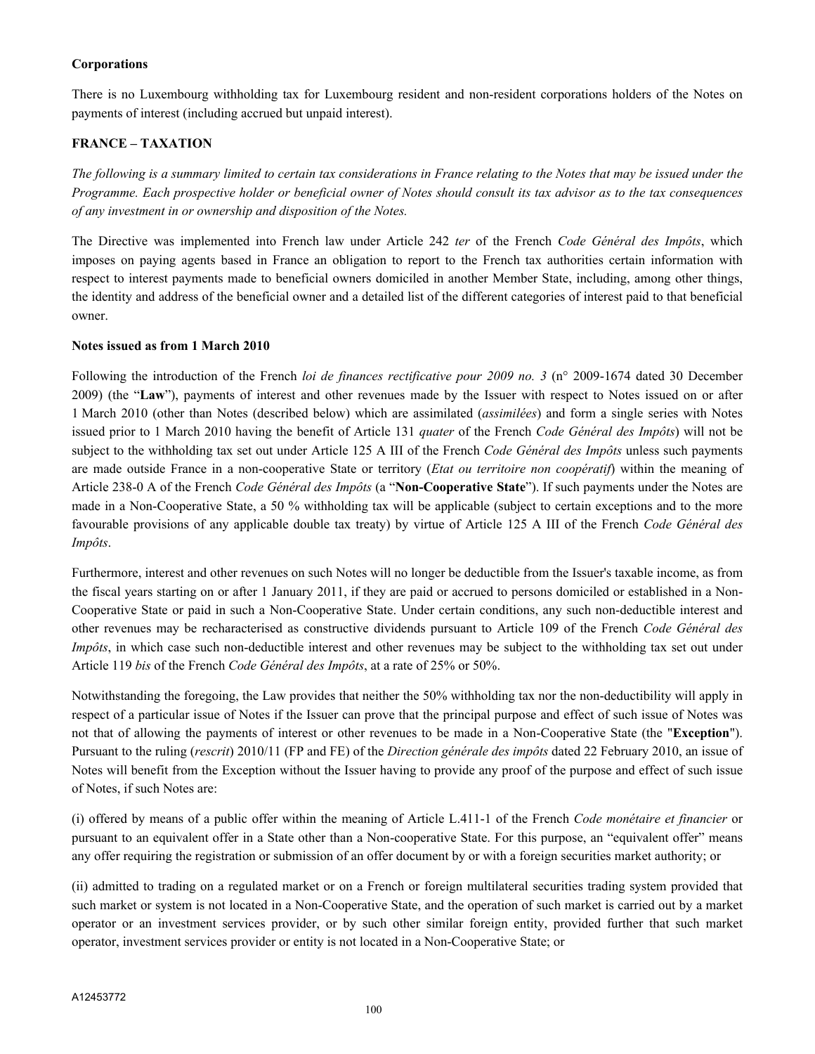**Corporations**

There is no Luxembourg withholding tax for Luxembourg resident and non-resident corporations holders of the Notes on payments of interest (including accrued but unpaid interest).

**FRANCE – TAXATION**

*The following is a summary limited to certain tax considerations in France relating to the Notes that may be issued under the Programme. Each prospective holder or beneficial owner of Notes should consult its tax advisor as to the tax consequences of any investment in or ownership and disposition of the Notes.*

The Directive was implemented into French law under Article 242 *ter* of the French *Code Général des Impôts*, which imposes on paying agents based in France an obligation to report to the French tax authorities certain information with respect to interest payments made to beneficial owners domiciled in another Member State, including, among other things, the identity and address of the beneficial owner and a detailed list of the different categories of interest paid to that beneficial owner.

**Notes issued as from 1 March 2010**

Following the introduction of the French *loi de finances rectificative pour 2009 no. 3* (n° 2009-1674 dated 30 December 2009) (the "**Law**"), payments of interest and other revenues made by the Issuer with respect to Notes issued on or after 1 March 2010 (other than Notes (described below) which are assimilated (*assimilées*) and form a single series with Notes issued prior to 1 March 2010 having the benefit of Article 131 *quater* of the French *Code Général des Impôts*) will not be subject to the withholding tax set out under Article 125 A III of the French *Code Général des Impôts* unless such payments are made outside France in a non-cooperative State or territory (*Etat ou territoire non coopératif*) within the meaning of Article 238-0 A of the French *Code Général des Impôts* (a "**Non-Cooperative State**"). If such payments under the Notes are made in a Non-Cooperative State, a 50 % withholding tax will be applicable (subject to certain exceptions and to the more favourable provisions of any applicable double tax treaty) by virtue of Article 125 A III of the French *Code Général des Impôts*.

Furthermore, interest and other revenues on such Notes will no longer be deductible from the Issuer's taxable income, as from the fiscal years starting on or after 1 January 2011, if they are paid or accrued to persons domiciled or established in a Non-Cooperative State or paid in such a Non-Cooperative State. Under certain conditions, any such non-deductible interest and other revenues may be recharacterised as constructive dividends pursuant to Article 109 of the French *Code Général des Impôts*, in which case such non-deductible interest and other revenues may be subject to the withholding tax set out under Article 119 *bis* of the French *Code Général des Impôts*, at a rate of 25% or 50%.

Notwithstanding the foregoing, the Law provides that neither the 50% withholding tax nor the non-deductibility will apply in respect of a particular issue of Notes if the Issuer can prove that the principal purpose and effect of such issue of Notes was not that of allowing the payments of interest or other revenues to be made in a Non-Cooperative State (the "**Exception**"). Pursuant to the ruling (*rescrit*) 2010/11 (FP and FE) of the *Direction générale des impôts* dated 22 February 2010, an issue of Notes will benefit from the Exception without the Issuer having to provide any proof of the purpose and effect of such issue of Notes, if such Notes are:

(i) offered by means of a public offer within the meaning of Article L.411-1 of the French *Code monétaire et financier* or pursuant to an equivalent offer in a State other than a Non-cooperative State. For this purpose, an "equivalent offer" means any offer requiring the registration or submission of an offer document by or with a foreign securities market authority; or

(ii) admitted to trading on a regulated market or on a French or foreign multilateral securities trading system provided that such market or system is not located in a Non-Cooperative State, and the operation of such market is carried out by a market operator or an investment services provider, or by such other similar foreign entity, provided further that such market operator, investment services provider or entity is not located in a Non-Cooperative State; or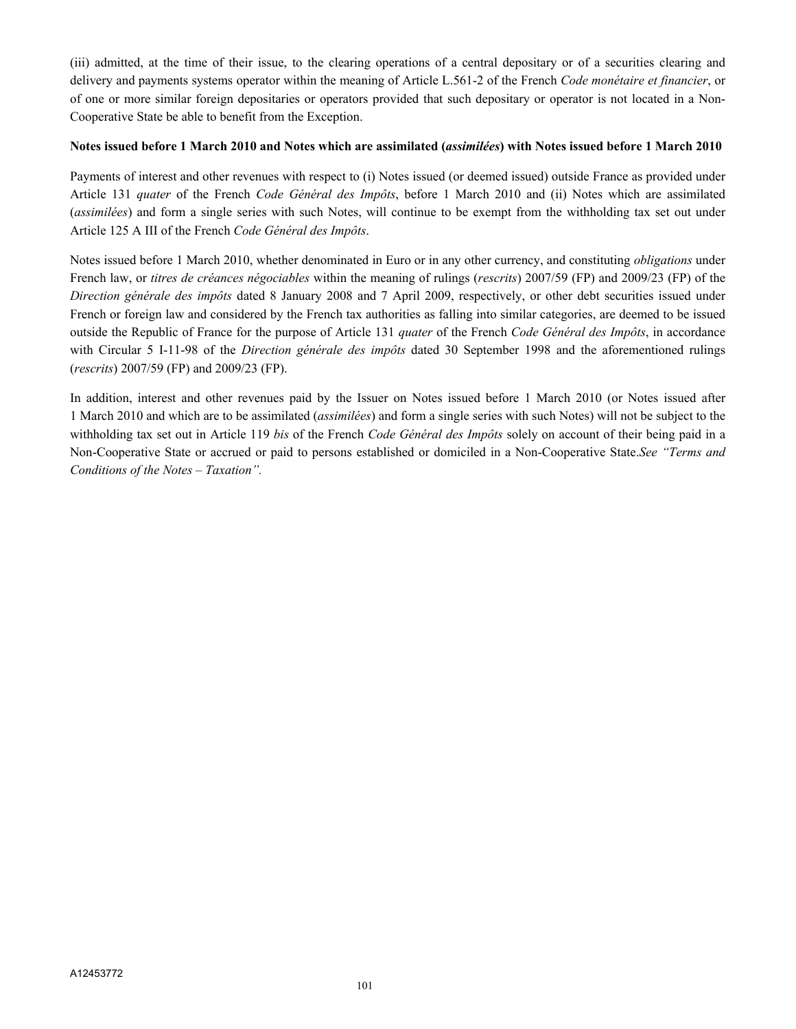(iii) admitted, at the time of their issue, to the clearing operations of a central depositary or of a securities clearing and delivery and payments systems operator within the meaning of Article L.561-2 of the French *Code monétaire et financier*, or of one or more similar foreign depositaries or operators provided that such depositary or operator is not located in a Non-Cooperative State be able to benefit from the Exception.

**Notes issued before 1 March 2010 and Notes which are assimilated (*assimilées*) with Notes issued before 1 March 2010**

Payments of interest and other revenues with respect to (i) Notes issued (or deemed issued) outside France as provided under Article 131 *quater* of the French *Code Général des Impôts*, before 1 March 2010 and (ii) Notes which are assimilated (*assimilées*) and form a single series with such Notes, will continue to be exempt from the withholding tax set out under Article 125 A III of the French *Code Général des Impôts*.

Notes issued before 1 March 2010, whether denominated in Euro or in any other currency, and constituting *obligations* under French law, or *titres de créances négociables* within the meaning of rulings (*rescrits*) 2007/59 (FP) and 2009/23 (FP) of the *Direction générale des impôts* dated 8 January 2008 and 7 April 2009, respectively, or other debt securities issued under French or foreign law and considered by the French tax authorities as falling into similar categories, are deemed to be issued outside the Republic of France for the purpose of Article 131 *quater* of the French *Code Général des Impôts*, in accordance with Circular 5 I-11-98 of the *Direction générale des impôts* dated 30 September 1998 and the aforementioned rulings (*rescrits*) 2007/59 (FP) and 2009/23 (FP).

In addition, interest and other revenues paid by the Issuer on Notes issued before 1 March 2010 (or Notes issued after 1 March 2010 and which are to be assimilated (*assimilées*) and form a single series with such Notes) will not be subject to the withholding tax set out in Article 119 *bis* of the French *Code Général des Impôts* solely on account of their being paid in a Non-Cooperative State or accrued or paid to persons established or domiciled in a Non-Cooperative State.*See "Terms and Conditions of the Notes – Taxation".*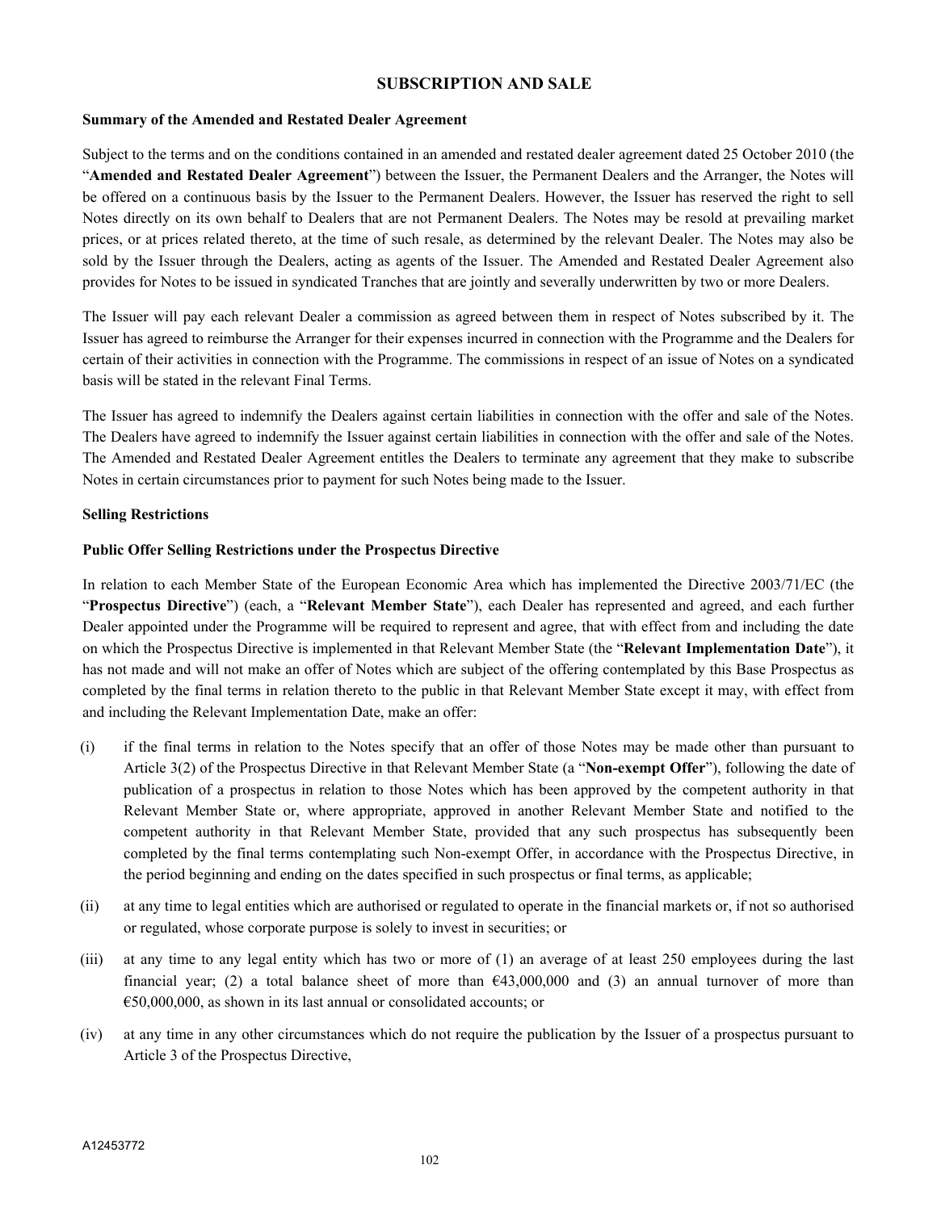# SUBSCRIPTION AND SALE

**Summary of the Amended and Restated Dealer Agreement**

Subject to the terms and on the conditions contained in an amended and restated dealer agreement dated 25 October 2010 (the "**Amended and Restated Dealer Agreement**") between the Issuer, the Permanent Dealers and the Arranger, the Notes will be offered on a continuous basis by the Issuer to the Permanent Dealers. However, the Issuer has reserved the right to sell Notes directly on its own behalf to Dealers that are not Permanent Dealers. The Notes may be resold at prevailing market prices, or at prices related thereto, at the time of such resale, as determined by the relevant Dealer. The Notes may also be sold by the Issuer through the Dealers, acting as agents of the Issuer. The Amended and Restated Dealer Agreement also provides for Notes to be issued in syndicated Tranches that are jointly and severally underwritten by two or more Dealers.

The Issuer will pay each relevant Dealer a commission as agreed between them in respect of Notes subscribed by it. The Issuer has agreed to reimburse the Arranger for their expenses incurred in connection with the Programme and the Dealers for certain of their activities in connection with the Programme. The commissions in respect of an issue of Notes on a syndicated basis will be stated in the relevant Final Terms.

The Issuer has agreed to indemnify the Dealers against certain liabilities in connection with the offer and sale of the Notes. The Dealers have agreed to indemnify the Issuer against certain liabilities in connection with the offer and sale of the Notes. The Amended and Restated Dealer Agreement entitles the Dealers to terminate any agreement that they make to subscribe Notes in certain circumstances prior to payment for such Notes being made to the Issuer.

**Selling Restrictions**

**Public Offer Selling Restrictions under the Prospectus Directive**

In relation to each Member State of the European Economic Area which has implemented the Directive 2003/71/EC (the "**Prospectus Directive**") (each, a "**Relevant Member State**"), each Dealer has represented and agreed, and each further Dealer appointed under the Programme will be required to represent and agree, that with effect from and including the date on which the Prospectus Directive is implemented in that Relevant Member State (the "**Relevant Implementation Date**"), it has not made and will not make an offer of Notes which are subject of the offering contemplated by this Base Prospectus as completed by the final terms in relation thereto to the public in that Relevant Member State except it may, with effect from and including the Relevant Implementation Date, make an offer:

(i) if the final terms in relation to the Notes specify that an offer of those Notes may be made other than pursuant to Article 3(2) of the Prospectus Directive in that Relevant Member State (a "**Non-exempt Offer**"), following the date of publication of a prospectus in relation to those Notes which has been approved by the competent authority in that Relevant Member State or, where appropriate, approved in another Relevant Member State and notified to the competent authority in that Relevant Member State, provided that any such prospectus has subsequently been completed by the final terms contemplating such Non-exempt Offer, in accordance with the Prospectus Directive, in the period beginning and ending on the dates specified in such prospectus or final terms, as applicable;

(ii) at any time to legal entities which are authorised or regulated to operate in the financial markets or, if not so authorised or regulated, whose corporate purpose is solely to invest in securities; or

(iii) at any time to any legal entity which has two or more of (1) an average of at least 250 employees during the last financial year; (2) a total balance sheet of more than €43,000,000 and (3) an annual turnover of more than €50,000,000, as shown in its last annual or consolidated accounts; or

(iv) at any time in any other circumstances which do not require the publication by the Issuer of a prospectus pursuant to Article 3 of the Prospectus Directive,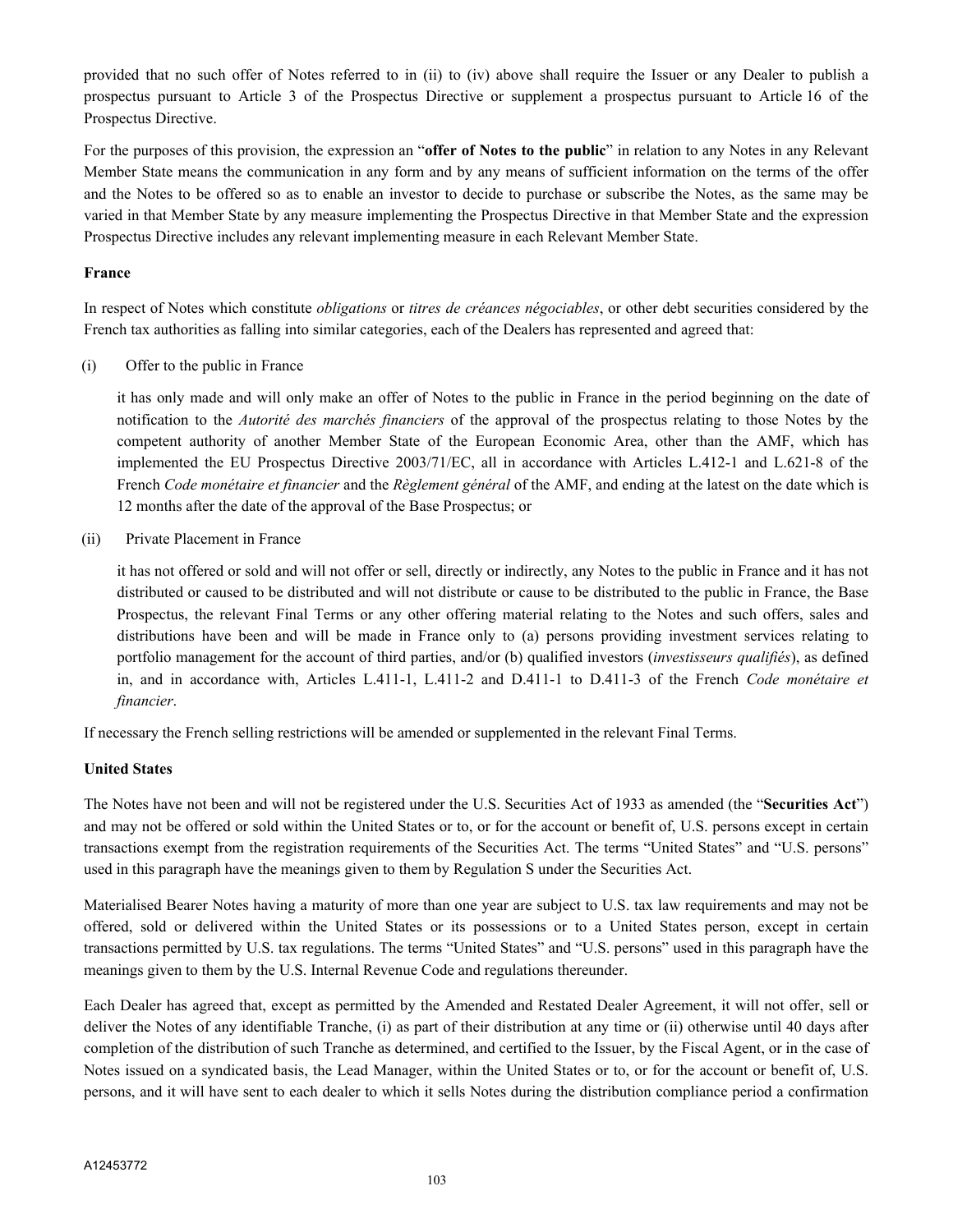provided that no such offer of Notes referred to in (ii) to (iv) above shall require the Issuer or any Dealer to publish a prospectus pursuant to Article 3 of the Prospectus Directive or supplement a prospectus pursuant to Article 16 of the Prospectus Directive.

For the purposes of this provision, the expression an "**offer of Notes to the public**" in relation to any Notes in any Relevant Member State means the communication in any form and by any means of sufficient information on the terms of the offer and the Notes to be offered so as to enable an investor to decide to purchase or subscribe the Notes, as the same may be varied in that Member State by any measure implementing the Prospectus Directive in that Member State and the expression Prospectus Directive includes any relevant implementing measure in each Relevant Member State.

**France**

In respect of Notes which constitute *obligations* or *titres de créances négociables*, or other debt securities considered by the French tax authorities as falling into similar categories, each of the Dealers has represented and agreed that:

(i) Offer to the public in France

it has only made and will only make an offer of Notes to the public in France in the period beginning on the date of notification to the *Autorité des marchés financiers* of the approval of the prospectus relating to those Notes by the competent authority of another Member State of the European Economic Area, other than the AMF, which has implemented the EU Prospectus Directive 2003/71/EC, all in accordance with Articles L.412-1 and L.621-8 of the French *Code monétaire et financier* and the *Règlement général* of the AMF, and ending at the latest on the date which is 12 months after the date of the approval of the Base Prospectus; or

(ii) Private Placement in France

it has not offered or sold and will not offer or sell, directly or indirectly, any Notes to the public in France and it has not distributed or caused to be distributed and will not distribute or cause to be distributed to the public in France, the Base Prospectus, the relevant Final Terms or any other offering material relating to the Notes and such offers, sales and distributions have been and will be made in France only to (a) persons providing investment services relating to portfolio management for the account of third parties, and/or (b) qualified investors (*investisseurs qualifiés*), as defined in, and in accordance with, Articles L.411-1, L.411-2 and D.411-1 to D.411-3 of the French *Code monétaire et financier*.

If necessary the French selling restrictions will be amended or supplemented in the relevant Final Terms.

**United States**

The Notes have not been and will not be registered under the U.S. Securities Act of 1933 as amended (the "**Securities Act**") and may not be offered or sold within the United States or to, or for the account or benefit of, U.S. persons except in certain transactions exempt from the registration requirements of the Securities Act. The terms "United States" and "U.S. persons" used in this paragraph have the meanings given to them by Regulation S under the Securities Act.

Materialised Bearer Notes having a maturity of more than one year are subject to U.S. tax law requirements and may not be offered, sold or delivered within the United States or its possessions or to a United States person, except in certain transactions permitted by U.S. tax regulations. The terms "United States" and "U.S. persons" used in this paragraph have the meanings given to them by the U.S. Internal Revenue Code and regulations thereunder.

Each Dealer has agreed that, except as permitted by the Amended and Restated Dealer Agreement, it will not offer, sell or deliver the Notes of any identifiable Tranche, (i) as part of their distribution at any time or (ii) otherwise until 40 days after completion of the distribution of such Tranche as determined, and certified to the Issuer, by the Fiscal Agent, or in the case of Notes issued on a syndicated basis, the Lead Manager, within the United States or to, or for the account or benefit of, U.S. persons, and it will have sent to each dealer to which it sells Notes during the distribution compliance period a confirmation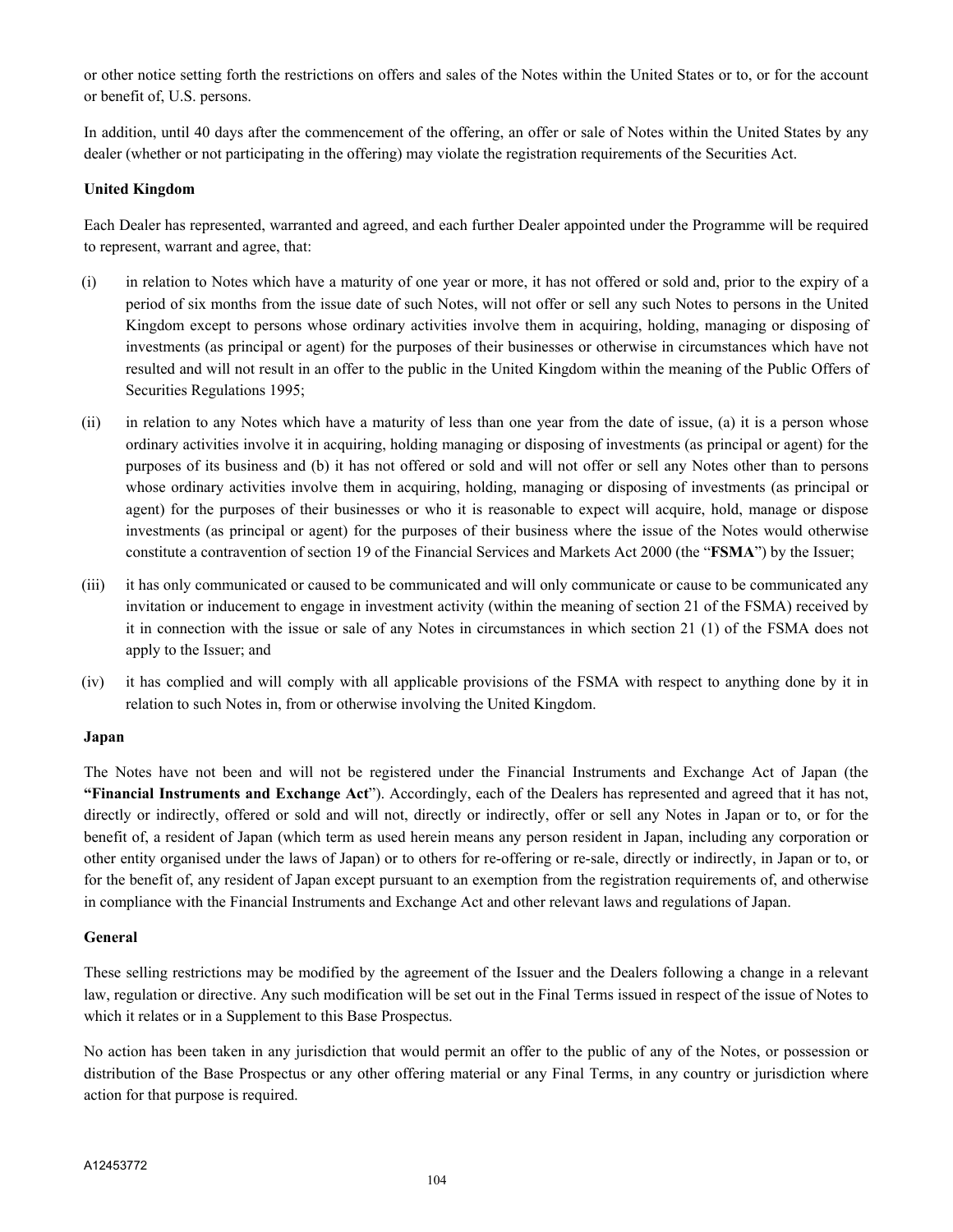or other notice setting forth the restrictions on offers and sales of the Notes within the United States or to, or for the account or benefit of, U.S. persons.

In addition, until 40 days after the commencement of the offering, an offer or sale of Notes within the United States by any dealer (whether or not participating in the offering) may violate the registration requirements of the Securities Act.

**United Kingdom**

Each Dealer has represented, warranted and agreed, and each further Dealer appointed under the Programme will be required to represent, warrant and agree, that:

(i) in relation to Notes which have a maturity of one year or more, it has not offered or sold and, prior to the expiry of a period of six months from the issue date of such Notes, will not offer or sell any such Notes to persons in the United Kingdom except to persons whose ordinary activities involve them in acquiring, holding, managing or disposing of investments (as principal or agent) for the purposes of their businesses or otherwise in circumstances which have not resulted and will not result in an offer to the public in the United Kingdom within the meaning of the Public Offers of Securities Regulations 1995;

(ii) in relation to any Notes which have a maturity of less than one year from the date of issue, (a) it is a person whose ordinary activities involve it in acquiring, holding managing or disposing of investments (as principal or agent) for the purposes of its business and (b) it has not offered or sold and will not offer or sell any Notes other than to persons whose ordinary activities involve them in acquiring, holding, managing or disposing of investments (as principal or agent) for the purposes of their businesses or who it is reasonable to expect will acquire, hold, manage or dispose investments (as principal or agent) for the purposes of their business where the issue of the Notes would otherwise constitute a contravention of section 19 of the Financial Services and Markets Act 2000 (the "**FSMA**") by the Issuer;

(iii) it has only communicated or caused to be communicated and will only communicate or cause to be communicated any invitation or inducement to engage in investment activity (within the meaning of section 21 of the FSMA) received by it in connection with the issue or sale of any Notes in circumstances in which section 21 (1) of the FSMA does not apply to the Issuer; and

(iv) it has complied and will comply with all applicable provisions of the FSMA with respect to anything done by it in relation to such Notes in, from or otherwise involving the United Kingdom.

**Japan**

The Notes have not been and will not be registered under the Financial Instruments and Exchange Act of Japan (the **"Financial Instruments and Exchange Act"**). Accordingly, each of the Dealers has represented and agreed that it has not, directly or indirectly, offered or sold and will not, directly or indirectly, offer or sell any Notes in Japan or to, or for the benefit of, a resident of Japan (which term as used herein means any person resident in Japan, including any corporation or other entity organised under the laws of Japan) or to others for re-offering or re-sale, directly or indirectly, in Japan or to, or for the benefit of, any resident of Japan except pursuant to an exemption from the registration requirements of, and otherwise in compliance with the Financial Instruments and Exchange Act and other relevant laws and regulations of Japan.

**General**

These selling restrictions may be modified by the agreement of the Issuer and the Dealers following a change in a relevant law, regulation or directive. Any such modification will be set out in the Final Terms issued in respect of the issue of Notes to which it relates or in a Supplement to this Base Prospectus.

No action has been taken in any jurisdiction that would permit an offer to the public of any of the Notes, or possession or distribution of the Base Prospectus or any other offering material or any Final Terms, in any country or jurisdiction where action for that purpose is required.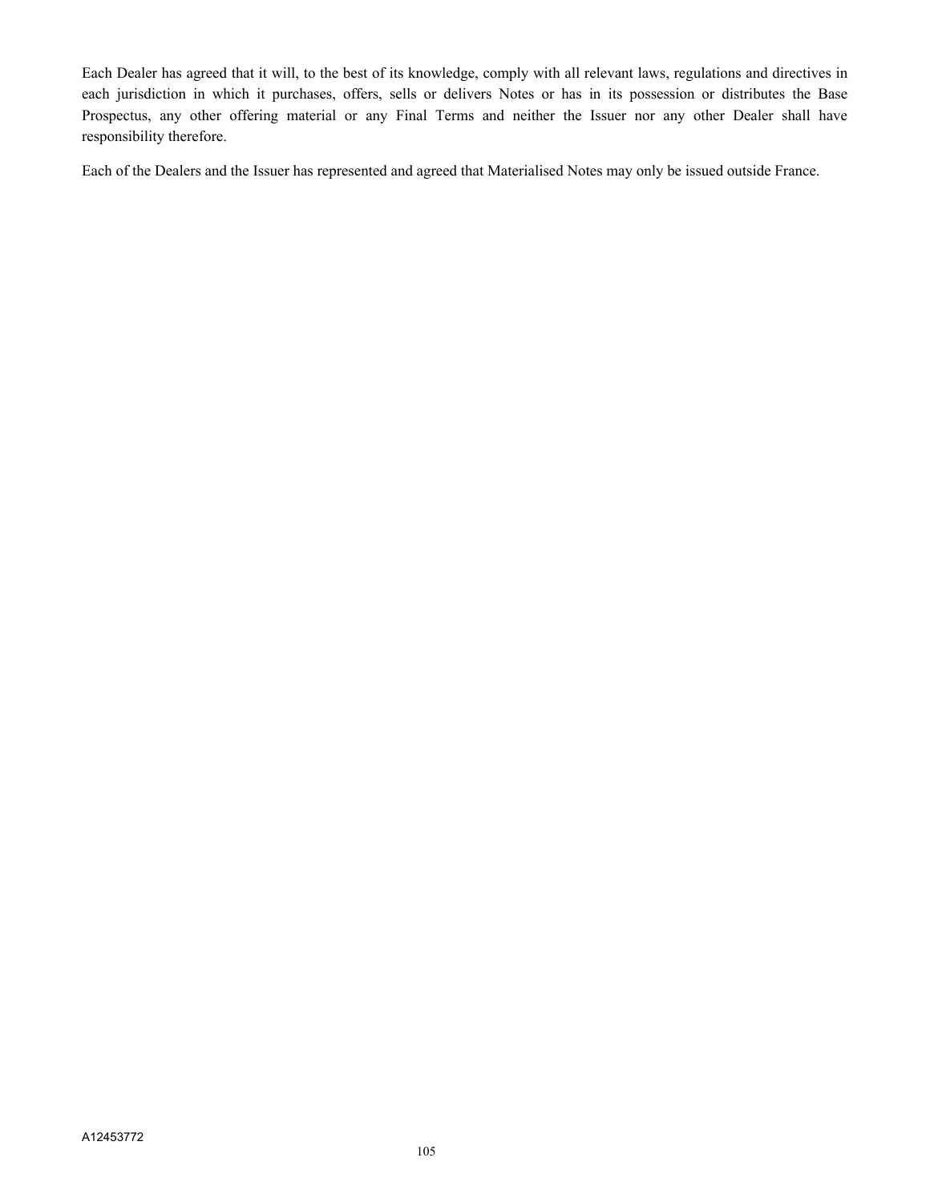Each Dealer has agreed that it will, to the best of its knowledge, comply with all relevant laws, regulations and directives in each jurisdiction in which it purchases, offers, sells or delivers Notes or has in its possession or distributes the Base Prospectus, any other offering material or any Final Terms and neither the Issuer nor any other Dealer shall have responsibility therefore.

Each of the Dealers and the Issuer has represented and agreed that Materialised Notes may only be issued outside France.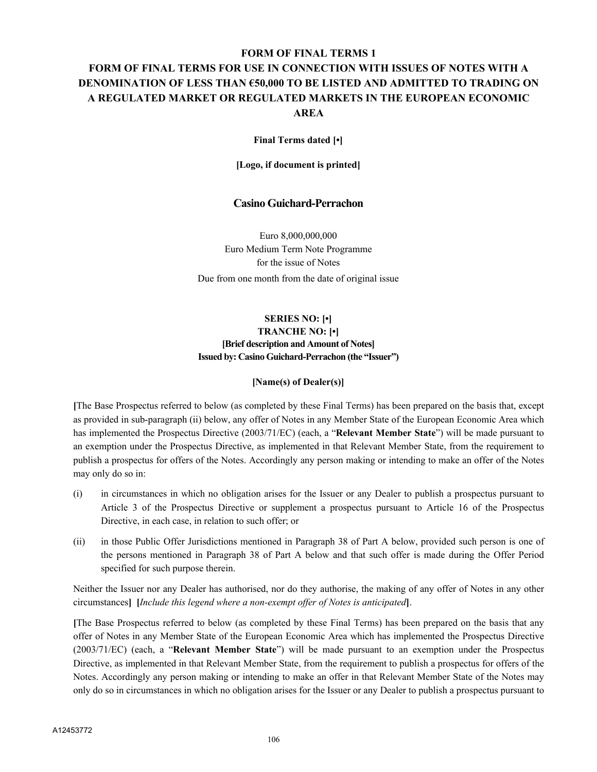# FORM OF FINAL TERMS 1

# FORM OF FINAL TERMS FOR USE IN CONNECTION WITH ISSUES OF NOTES WITH A DENOMINATION OF LESS THAN €50,000 TO BE LISTED AND ADMITTED TO TRADING ON A REGULATED MARKET OR REGULATED MARKETS IN THE EUROPEAN ECONOMIC AREA

**Final Terms dated [•]**

**[Logo, if document is printed]**

## Casino Guichard-Perrachon

Euro 8,000,000,000
Euro Medium Term Note Programme
for the issue of Notes
Due from one month from the date of original issue

**SERIES NO: [•]**
**TRANCHE NO: [•]**
**[Brief description and Amount of Notes]**
**Issued by: Casino Guichard-Perrachon (the "Issuer")**

**[Name(s) of Dealer(s)]**

**[**The Base Prospectus referred to below (as completed by these Final Terms) has been prepared on the basis that, except as provided in sub-paragraph (ii) below, any offer of Notes in any Member State of the European Economic Area which has implemented the Prospectus Directive (2003/71/EC) (each, a "**Relevant Member State**") will be made pursuant to an exemption under the Prospectus Directive, as implemented in that Relevant Member State, from the requirement to publish a prospectus for offers of the Notes. Accordingly any person making or intending to make an offer of the Notes may only do so in:

(i) in circumstances in which no obligation arises for the Issuer or any Dealer to publish a prospectus pursuant to Article 3 of the Prospectus Directive or supplement a prospectus pursuant to Article 16 of the Prospectus Directive, in each case, in relation to such offer; or

(ii) in those Public Offer Jurisdictions mentioned in Paragraph 38 of Part A below, provided such person is one of the persons mentioned in Paragraph 38 of Part A below and that such offer is made during the Offer Period specified for such purpose therein.

Neither the Issuer nor any Dealer has authorised, nor do they authorise, the making of any offer of Notes in any other circumstances**]** **[***Include this legend where a non-exempt offer of Notes is anticipated***]**.

**[**The Base Prospectus referred to below (as completed by these Final Terms) has been prepared on the basis that any offer of Notes in any Member State of the European Economic Area which has implemented the Prospectus Directive (2003/71/EC) (each, a "**Relevant Member State**") will be made pursuant to an exemption under the Prospectus Directive, as implemented in that Relevant Member State, from the requirement to publish a prospectus for offers of the Notes. Accordingly any person making or intending to make an offer in that Relevant Member State of the Notes may only do so in circumstances in which no obligation arises for the Issuer or any Dealer to publish a prospectus pursuant to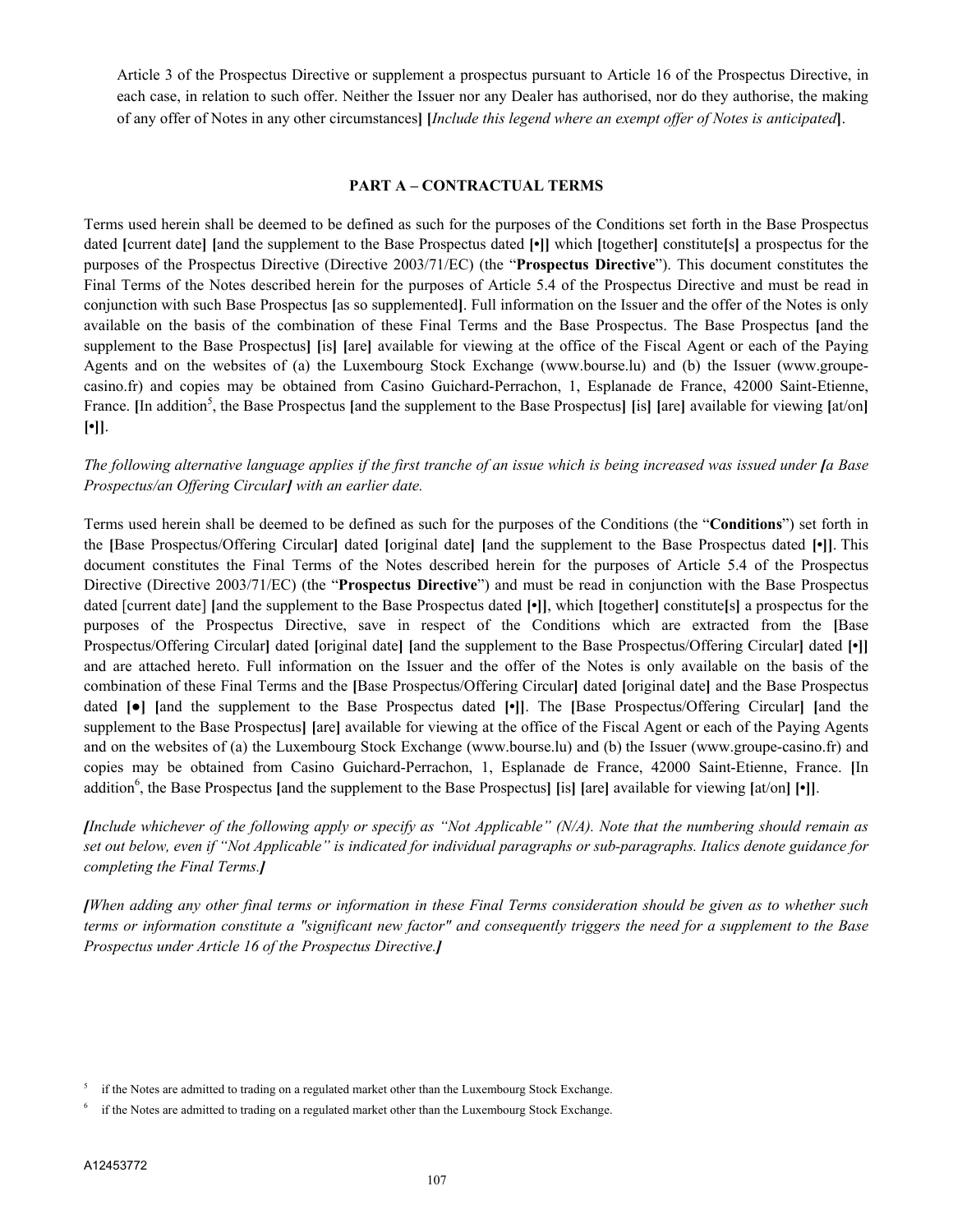Article 3 of the Prospectus Directive or supplement a prospectus pursuant to Article 16 of the Prospectus Directive, in each case, in relation to such offer. Neither the Issuer nor any Dealer has authorised, nor do they authorise, the making of any offer of Notes in any other circumstances**]** **[***Include this legend where an exempt offer of Notes is anticipated***]**.

**PART A – CONTRACTUAL TERMS**

Terms used herein shall be deemed to be defined as such for the purposes of the Conditions set forth in the Base Prospectus dated **[**current date**]** **[**and the supplement to the Base Prospectus dated **[•]]** which **[**together**]** constitute**[**s**]** a prospectus for the purposes of the Prospectus Directive (Directive 2003/71/EC) (the "**Prospectus Directive**"). This document constitutes the Final Terms of the Notes described herein for the purposes of Article 5.4 of the Prospectus Directive and must be read in conjunction with such Base Prospectus **[**as so supplemented**]**. Full information on the Issuer and the offer of the Notes is only available on the basis of the combination of these Final Terms and the Base Prospectus. The Base Prospectus **[**and the supplement to the Base Prospectus**]** **[**is**]** **[**are**]** available for viewing at the office of the Fiscal Agent or each of the Paying Agents and on the websites of (a) the Luxembourg Stock Exchange (www.bourse.lu) and (b) the Issuer (www.groupe-casino.fr) and copies may be obtained from Casino Guichard-Perrachon, 1, Esplanade de France, 42000 Saint-Etienne, France. **[**In addition[5], the Base Prospectus **[**and the supplement to the Base Prospectus**]** **[**is**]** **[**are**]** available for viewing **[**at/on**]** **[•]]**.

*The following alternative language applies if the first tranche of an issue which is being increased was issued under **[**a Base Prospectus/an Offering Circular**]** with an earlier date.*

Terms used herein shall be deemed to be defined as such for the purposes of the Conditions (the "**Conditions**") set forth in the **[**Base Prospectus/Offering Circular**]** dated **[**original date**]** **[**and the supplement to the Base Prospectus dated **[•]]**. This document constitutes the Final Terms of the Notes described herein for the purposes of Article 5.4 of the Prospectus Directive (Directive 2003/71/EC) (the "**Prospectus Directive**") and must be read in conjunction with the Base Prospectus dated [current date] **[**and the supplement to the Base Prospectus dated **[•]]**, which **[**together**]** constitute**[**s**]** a prospectus for the purposes of the Prospectus Directive, save in respect of the Conditions which are extracted from the **[**Base Prospectus/Offering Circular**]** dated **[**original date**]** **[**and the supplement to the Base Prospectus/Offering Circular**]** dated **[•]]** and are attached hereto. Full information on the Issuer and the offer of the Notes is only available on the basis of the combination of these Final Terms and the **[**Base Prospectus/Offering Circular**]** dated **[**original date**]** and the Base Prospectus dated **[●]** **[**and the supplement to the Base Prospectus dated **[•]]**. The **[**Base Prospectus/Offering Circular**]** **[**and the supplement to the Base Prospectus**]** **[**are**]** available for viewing at the office of the Fiscal Agent or each of the Paying Agents and on the websites of (a) the Luxembourg Stock Exchange (www.bourse.lu) and (b) the Issuer (www.groupe-casino.fr) and copies may be obtained from Casino Guichard-Perrachon, 1, Esplanade de France, 42000 Saint-Etienne, France. **[**In addition[6], the Base Prospectus **[**and the supplement to the Base Prospectus**]** **[**is**]** **[**are**]** available for viewing **[**at/on**]** **[•]]**.

***[****Include whichever of the following apply or specify as "Not Applicable" (N/A). Note that the numbering should remain as set out below, even if "Not Applicable" is indicated for individual paragraphs or sub-paragraphs. Italics denote guidance for completing the Final Terms.****]***

***[****When adding any other final terms or information in these Final Terms consideration should be given as to whether such terms or information constitute a "significant new factor" and consequently triggers the need for a supplement to the Base Prospectus under Article 16 of the Prospectus Directive.****]***

---

[5] if the Notes are admitted to trading on a regulated market other than the Luxembourg Stock Exchange.

[6] if the Notes are admitted to trading on a regulated market other than the Luxembourg Stock Exchange.

A12453772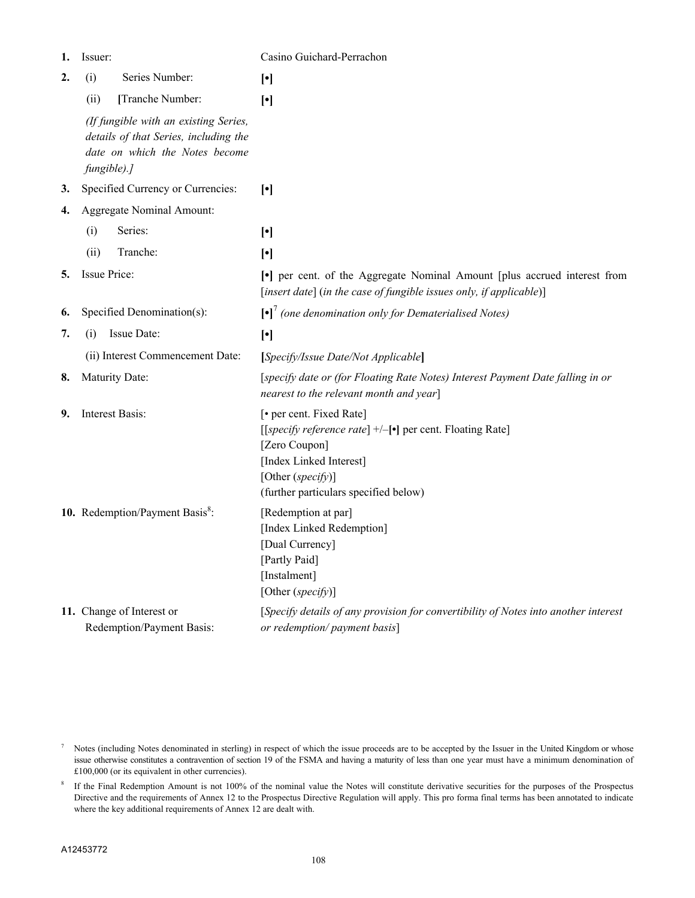| | | |
|---|---|---|
| **1.** | Issuer: | Casino Guichard-Perrachon |
| **2.** | (i) Series Number: | **[•]** |
| | (ii) **[**Tranche Number: *(If fungible with an existing Series, details of that Series, including the date on which the Notes become fungible).]* | **[•]** |
| **3.** | Specified Currency or Currencies: | **[•]** |
| **4.** | Aggregate Nominal Amount: | |
| | (i) Series: | **[•]** |
| | (ii) Tranche: | **[•]** |
| **5.** | Issue Price: | **[•]** per cent. of the Aggregate Nominal Amount [plus accrued interest from [*insert date*] (*in the case of fungible issues only, if applicable*)] |
| **6.** | Specified Denomination(s): | **[•]**[7] *(one denomination only for Dematerialised Notes)* |
| **7.** | (i) Issue Date: | **[•]** |
| | (ii) Interest Commencement Date: | **[***Specify/Issue Date/Not Applicable***]** |
| **8.** | Maturity Date: | [*specify date or (for Floating Rate Notes) Interest Payment Date falling in or nearest to the relevant month and year*] |
| **9.** | Interest Basis: | [• per cent. Fixed Rate]<br>[[*specify reference rate*] +/–**[•]** per cent. Floating Rate]<br>[Zero Coupon]<br>[Index Linked Interest]<br>[Other (*specify*)]<br>(further particulars specified below) |
| **10.** | Redemption/Payment Basis[8]: | [Redemption at par]<br>[Index Linked Redemption]<br>[Dual Currency]<br>[Partly Paid]<br>[Instalment]<br>[Other (*specify*)] |
| **11.** | Change of Interest or Redemption/Payment Basis: | [*Specify details of any provision for convertibility of Notes into another interest or redemption/ payment basis*] |

---

[7] Notes (including Notes denominated in sterling) in respect of which the issue proceeds are to be accepted by the Issuer in the United Kingdom or whose issue otherwise constitutes a contravention of section 19 of the FSMA and having a maturity of less than one year must have a minimum denomination of £100,000 (or its equivalent in other currencies).

[8] If the Final Redemption Amount is not 100% of the nominal value the Notes will constitute derivative securities for the purposes of the Prospectus Directive and the requirements of Annex 12 to the Prospectus Directive Regulation will apply. This pro forma final terms has been annotated to indicate where the key additional requirements of Annex 12 are dealt with.

A12453772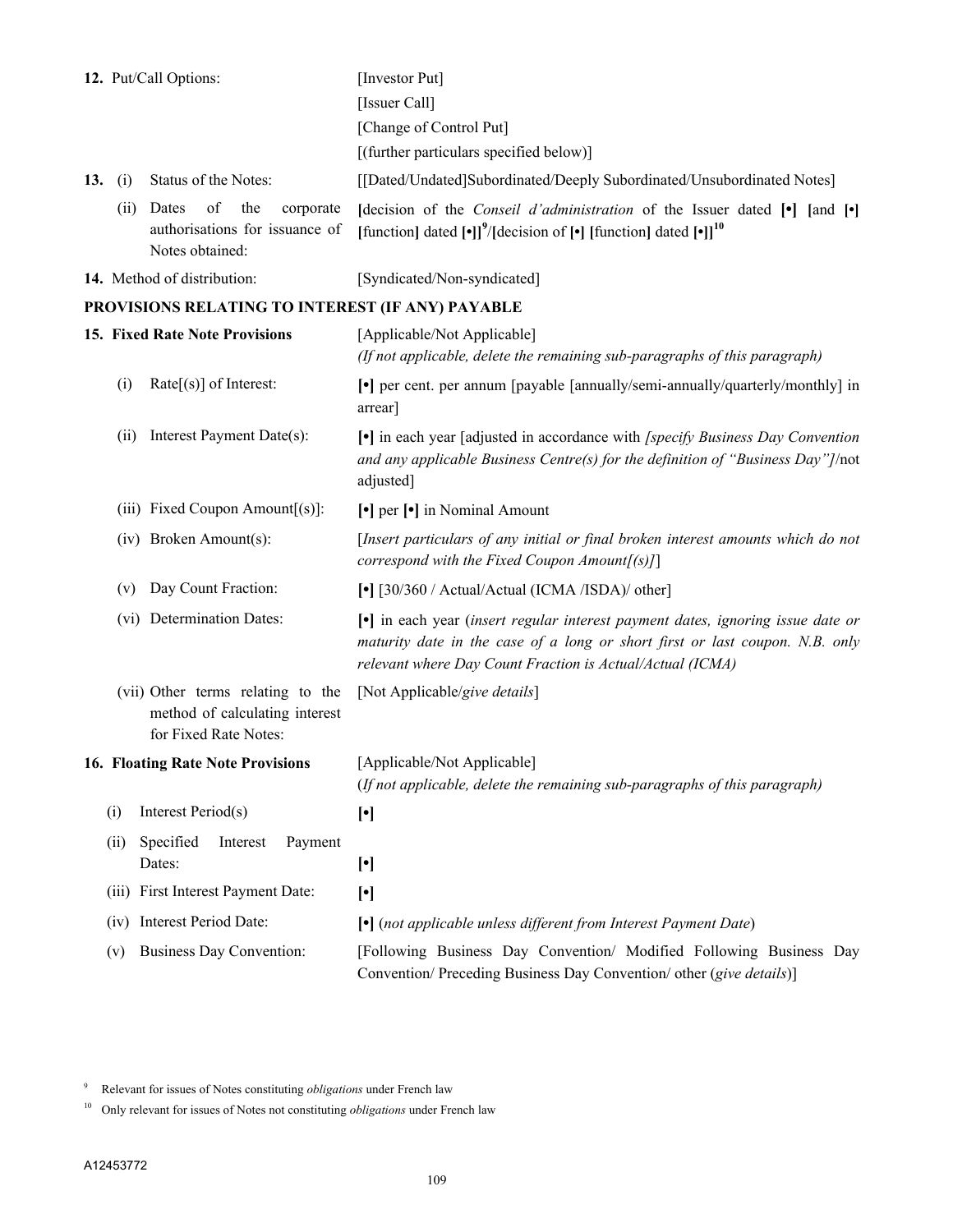| | |
|---|---|
| **12.** Put/Call Options: | [Investor Put]<br>[Issuer Call]<br>[Change of Control Put]<br>[(further particulars specified below)] |
| **13.** (i) Status of the Notes: | [[Dated/Undated]Subordinated/Deeply Subordinated/Unsubordinated Notes] |
| (ii) Dates of the corporate authorisations for issuance of Notes obtained: | **[**decision of the *Conseil d'administration* of the Issuer dated **[•]** **[**and **[•]** **[**function**]** dated **[•]]**[9]/**[**decision of **[•]** **[**function**]** dated **[•]]**[10] |
| **14.** Method of distribution: | [Syndicated/Non-syndicated] |

**PROVISIONS RELATING TO INTEREST (IF ANY) PAYABLE**

| | |
|---|---|
| **15. Fixed Rate Note Provisions** | [Applicable/Not Applicable]<br>*(If not applicable, delete the remaining sub-paragraphs of this paragraph)* |
| (i) Rate[(s)] of Interest: | **[•]** per cent. per annum [payable [annually/semi-annually/quarterly/monthly] in arrear] |
| (ii) Interest Payment Date(s): | **[•]** in each year [adjusted in accordance with *[specify Business Day Convention and any applicable Business Centre(s) for the definition of "Business Day"]*/not adjusted] |
| (iii) Fixed Coupon Amount[(s)]: | **[•]** per **[•]** in Nominal Amount |
| (iv) Broken Amount(s): | [*Insert particulars of any initial or final broken interest amounts which do not correspond with the Fixed Coupon Amount[(s)]*] |
| (v) Day Count Fraction: | **[•]** [30/360 / Actual/Actual (ICMA /ISDA)/ other] |
| (vi) Determination Dates: | **[•]** in each year (*insert regular interest payment dates, ignoring issue date or maturity date in the case of a long or short first or last coupon. N.B. only relevant where Day Count Fraction is Actual/Actual (ICMA)* |
| (vii) Other terms relating to the method of calculating interest for Fixed Rate Notes: | [Not Applicable/*give details*] |
| **16. Floating Rate Note Provisions** | [Applicable/Not Applicable]<br>(*If not applicable, delete the remaining sub-paragraphs of this paragraph)* |
| (i) Interest Period(s) | **[•]** |
| (ii) Specified Interest Payment Dates: | **[•]** |
| (iii) First Interest Payment Date: | **[•]** |
| (iv) Interest Period Date: | **[•]** (*not applicable unless different from Interest Payment Date*) |
| (v) Business Day Convention: | [Following Business Day Convention/ Modified Following Business Day Convention/ Preceding Business Day Convention/ other (*give details*)] |

[9] Relevant for issues of Notes constituting *obligations* under French law

[10] Only relevant for issues of Notes not constituting *obligations* under French law

A12453772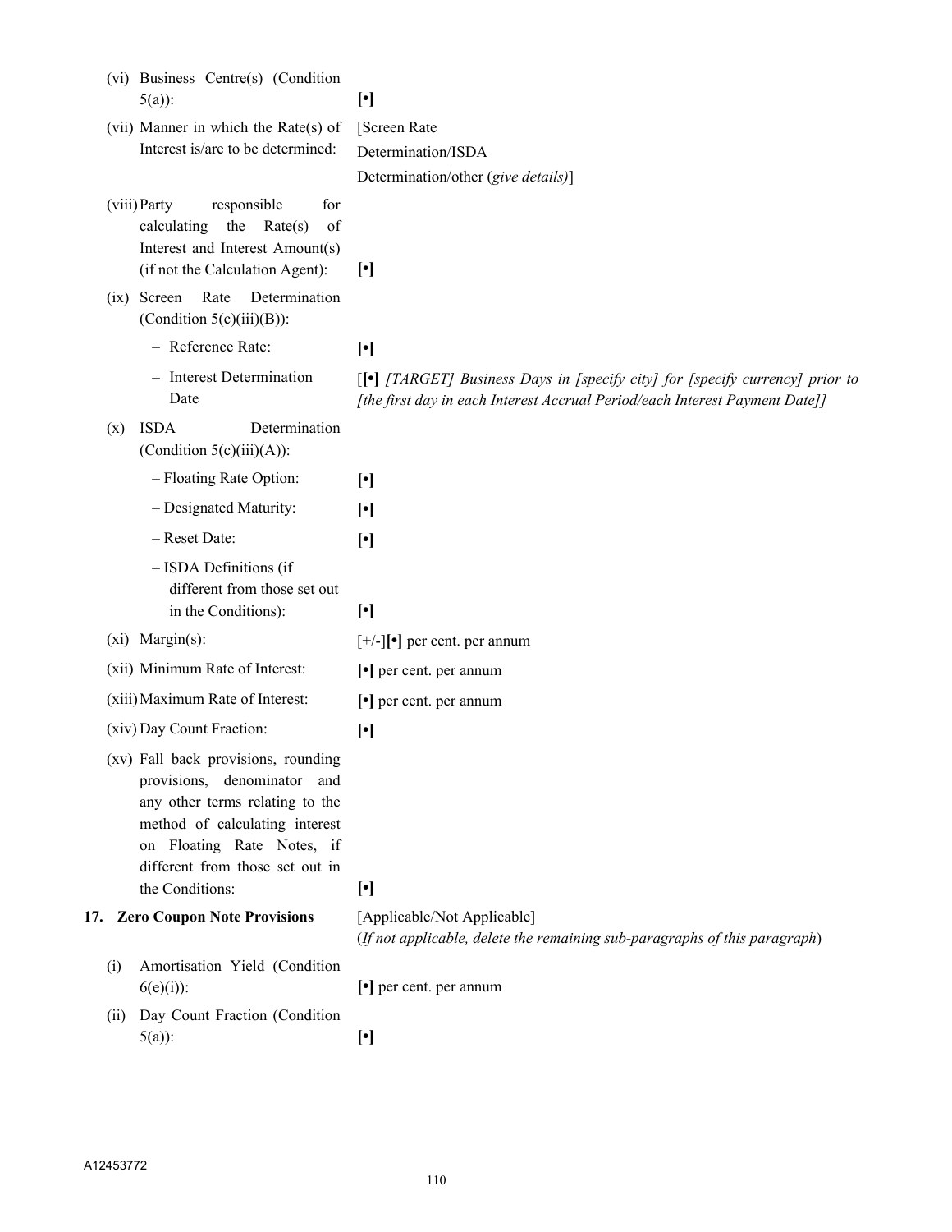| | |
|---|---|
| (vi) Business Centre(s) (Condition 5(a)): | **[•]** |
| (vii) Manner in which the Rate(s) of Interest is/are to be determined: | [Screen Rate Determination/ISDA Determination/other (*give details)*] |
| (viii) Party responsible for calculating the Rate(s) of Interest and Interest Amount(s) (if not the Calculation Agent): | **[•]** |
| (ix) Screen Rate Determination (Condition 5(c)(iii)(B)): | |
| – Reference Rate: | **[•]** |
| – Interest Determination Date | [**[•]** *[TARGET] Business Days in [specify city] for [specify currency] prior to [the first day in each Interest Accrual Period/each Interest Payment Date]]* |
| (x) ISDA Determination (Condition 5(c)(iii)(A)): | |
| – Floating Rate Option: | **[•]** |
| – Designated Maturity: | **[•]** |
| – Reset Date: | **[•]** |
| – ISDA Definitions (if different from those set out in the Conditions): | **[•]** |
| (xi) Margin(s): | [+/-]**[•]** per cent. per annum |
| (xii) Minimum Rate of Interest: | **[•]** per cent. per annum |
| (xiii) Maximum Rate of Interest: | **[•]** per cent. per annum |
| (xiv) Day Count Fraction: | **[•]** |
| (xv) Fall back provisions, rounding provisions, denominator and any other terms relating to the method of calculating interest on Floating Rate Notes, if different from those set out in the Conditions: | **[•]** |
| **17. Zero Coupon Note Provisions** | [Applicable/Not Applicable] (*If not applicable, delete the remaining sub-paragraphs of this paragraph*) |
| (i) Amortisation Yield (Condition 6(e)(i)): | **[•]** per cent. per annum |
| (ii) Day Count Fraction (Condition 5(a)): | **[•]** |

A12453772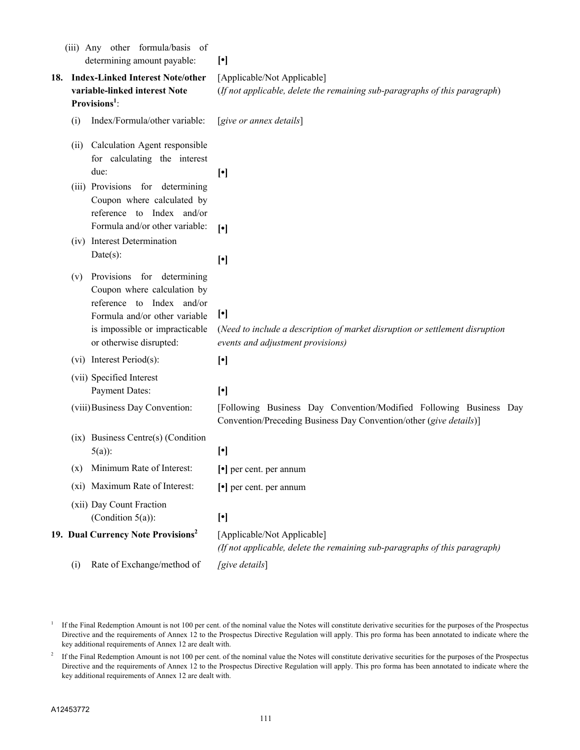| | |
|---|---|
| (iii) Any other formula/basis of determining amount payable: | [•] |
| **18. Index-Linked Interest Note/other variable-linked interest Note Provisions**[1]: | [Applicable/Not Applicable] (*If not applicable, delete the remaining sub-paragraphs of this paragraph*) |
| (i) Index/Formula/other variable: | [*give or annex details*] |
| (ii) Calculation Agent responsible for calculating the interest due: | [•] |
| (iii) Provisions for determining Coupon where calculated by reference to Index and/or Formula and/or other variable: | [•] |
| (iv) Interest Determination Date(s): | [•] |
| (v) Provisions for determining Coupon where calculation by reference to Index and/or Formula and/or other variable is impossible or impracticable or otherwise disrupted: | [•] (*Need to include a description of market disruption or settlement disruption events and adjustment provisions)* |
| (vi) Interest Period(s): | [•] |
| (vii) Specified Interest Payment Dates: | [•] |
| (viii) Business Day Convention: | [Following Business Day Convention/Modified Following Business Day Convention/Preceding Business Day Convention/other (*give details*)] |
| (ix) Business Centre(s) (Condition 5(a)): | [•] |
| (x) Minimum Rate of Interest: | [•] per cent. per annum |
| (xi) Maximum Rate of Interest: | [•] per cent. per annum |
| (xii) Day Count Fraction (Condition 5(a)): | [•] |
| **19. Dual Currency Note Provisions**[2] | [Applicable/Not Applicable] *(If not applicable, delete the remaining sub-paragraphs of this paragraph)* |
| (i) Rate of Exchange/method of | *[give details*] |

[1] If the Final Redemption Amount is not 100 per cent. of the nominal value the Notes will constitute derivative securities for the purposes of the Prospectus Directive and the requirements of Annex 12 to the Prospectus Directive Regulation will apply. This pro forma has been annotated to indicate where the key additional requirements of Annex 12 are dealt with.

[2] If the Final Redemption Amount is not 100 per cent. of the nominal value the Notes will constitute derivative securities for the purposes of the Prospectus Directive and the requirements of Annex 12 to the Prospectus Directive Regulation will apply. This pro forma has been annotated to indicate where the key additional requirements of Annex 12 are dealt with.

A12453772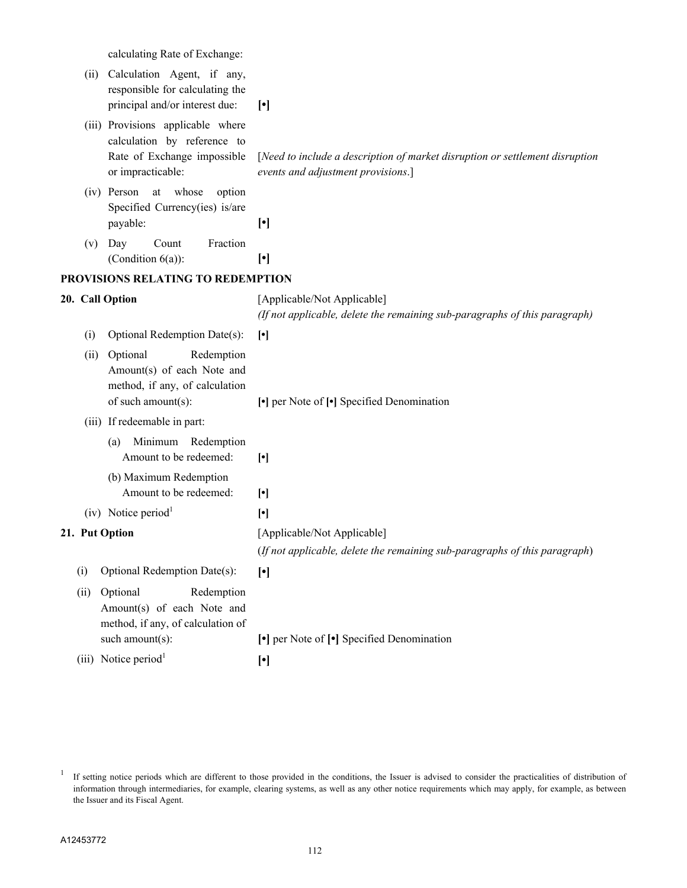| | |
|---|---|
| calculating Rate of Exchange: | |
| (ii) Calculation Agent, if any, responsible for calculating the principal and/or interest due: | [•] |
| (iii) Provisions applicable where calculation by reference to Rate of Exchange impossible or impracticable: | [*Need to include a description of market disruption or settlement disruption events and adjustment provisions.*] |
| (iv) Person at whose option Specified Currency(ies) is/are payable: | [•] |
| (v) Day Count Fraction (Condition 6(a)): | [•] |

**PROVISIONS RELATING TO REDEMPTION**

| | |
|---|---|
| **20. Call Option** | [Applicable/Not Applicable] *(If not applicable, delete the remaining sub-paragraphs of this paragraph)* |
| (i) Optional Redemption Date(s): | [•] |
| (ii) Optional Redemption Amount(s) of each Note and method, if any, of calculation of such amount(s): | [•] per Note of [•] Specified Denomination |
| (iii) If redeemable in part: | |
| (a) Minimum Redemption Amount to be redeemed: | [•] |
| (b) Maximum Redemption Amount to be redeemed: | [•] |
| (iv) Notice period[1] | [•] |
| **21. Put Option** | [Applicable/Not Applicable] (*If not applicable, delete the remaining sub-paragraphs of this paragraph*) |
| (i) Optional Redemption Date(s): | [•] |
| (ii) Optional Redemption Amount(s) of each Note and method, if any, of calculation of such amount(s): | [•] per Note of [•] Specified Denomination |
| (iii) Notice period[1] | [•] |

[1] If setting notice periods which are different to those provided in the conditions, the Issuer is advised to consider the practicalities of distribution of information through intermediaries, for example, clearing systems, as well as any other notice requirements which may apply, for example, as between the Issuer and its Fiscal Agent.

A12453772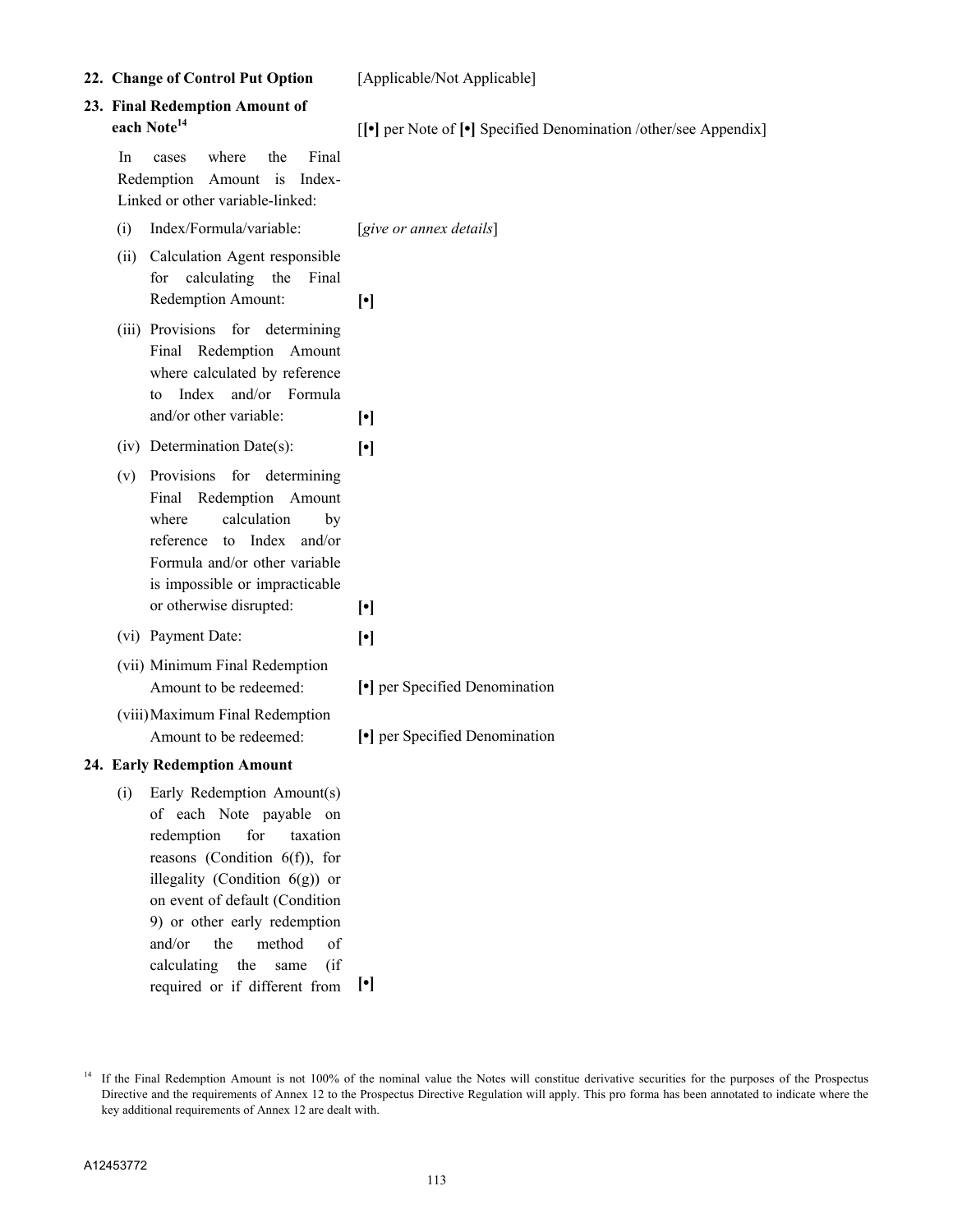| | |
|---|---|
| **22. Change of Control Put Option** | [Applicable/Not Applicable] |
| **23. Final Redemption Amount of each Note**[14] | [**[•]** per Note of **[•]** Specified Denomination /other/see Appendix] |
| In cases where the Final Redemption Amount is Index-Linked or other variable-linked: | |
| (i) Index/Formula/variable: | [*give or annex details*] |
| (ii) Calculation Agent responsible for calculating the Final Redemption Amount: | **[•]** |
| (iii) Provisions for determining Final Redemption Amount where calculated by reference to Index and/or Formula and/or other variable: | **[•]** |
| (iv) Determination Date(s): | **[•]** |
| (v) Provisions for determining Final Redemption Amount where calculation by reference to Index and/or Formula and/or other variable is impossible or impracticable or otherwise disrupted: | **[•]** |
| (vi) Payment Date: | **[•]** |
| (vii) Minimum Final Redemption Amount to be redeemed: | **[•]** per Specified Denomination |
| (viii) Maximum Final Redemption Amount to be redeemed: | **[•]** per Specified Denomination |
| **24. Early Redemption Amount** | |
| (i) Early Redemption Amount(s) of each Note payable on redemption for taxation reasons (Condition 6(f)), for illegality (Condition 6(g)) or on event of default (Condition 9) or other early redemption and/or the method of calculating the same (if required or if different from | **[•]** |

[14] If the Final Redemption Amount is not 100% of the nominal value the Notes will constitue derivative securities for the purposes of the Prospectus Directive and the requirements of Annex 12 to the Prospectus Directive Regulation will apply. This pro forma has been annotated to indicate where the key additional requirements of Annex 12 are dealt with.

A12453772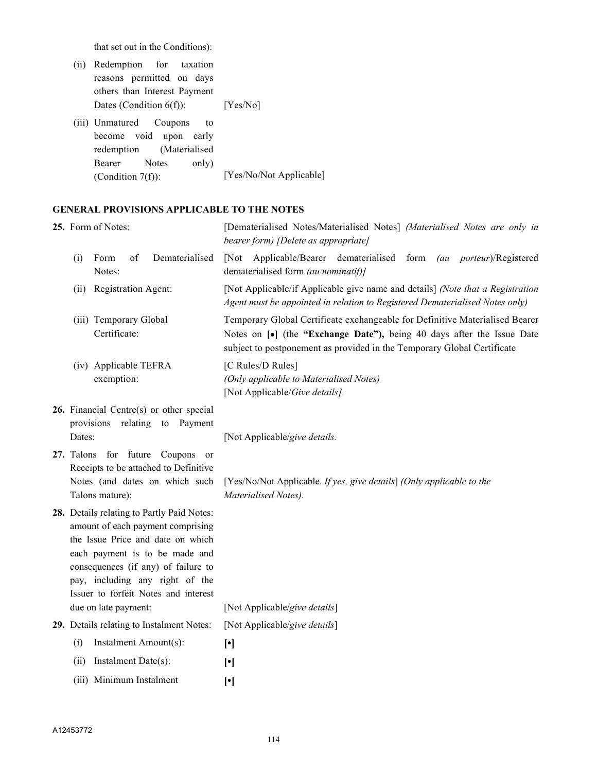that set out in the Conditions):

| | |
|---|---|
| (ii) Redemption for taxation reasons permitted on days others than Interest Payment Dates (Condition 6(f)): | [Yes/No] |
| (iii) Unmatured Coupons to become void upon early redemption (Materialised Bearer Notes only) (Condition 7(f)): | [Yes/No/Not Applicable] |

**GENERAL PROVISIONS APPLICABLE TO THE NOTES**

| | |
|---|---|
| **25.** Form of Notes: | [Dematerialised Notes/Materialised Notes] *(Materialised Notes are only in bearer form) [Delete as appropriate]* |
| (i) Form of Dematerialised Notes: | [Not Applicable/Bearer dematerialised form *(au porteur)*/Registered dematerialised form *(au nominatif)]* |
| (ii) Registration Agent: | [Not Applicable/if Applicable give name and details] *(Note that a Registration Agent must be appointed in relation to Registered Dematerialised Notes only)* |
| (iii) Temporary Global Certificate: | Temporary Global Certificate exchangeable for Definitive Materialised Bearer Notes on **[•]** (the **"Exchange Date"),** being 40 days after the Issue Date subject to postponement as provided in the Temporary Global Certificate |
| (iv) Applicable TEFRA exemption: | [C Rules/D Rules] *(Only applicable to Materialised Notes)* [Not Applicable/*Give details]*. |
| **26.** Financial Centre(s) or other special provisions relating to Payment Dates: | [Not Applicable/*give details.* |
| **27.** Talons for future Coupons or Receipts to be attached to Definitive Notes (and dates on which such Talons mature): | [Yes/No/Not Applicable. *If yes, give details*] *(Only applicable to the Materialised Notes).* |
| **28.** Details relating to Partly Paid Notes: amount of each payment comprising the Issue Price and date on which each payment is to be made and consequences (if any) of failure to pay, including any right of the Issuer to forfeit Notes and interest due on late payment: | [Not Applicable/*give details*] |
| **29.** Details relating to Instalment Notes: | [Not Applicable/*give details*] |
| (i) Instalment Amount(s): | **[•]** |
| (ii) Instalment Date(s): | **[•]** |
| (iii) Minimum Instalment | **[•]** |

A12453772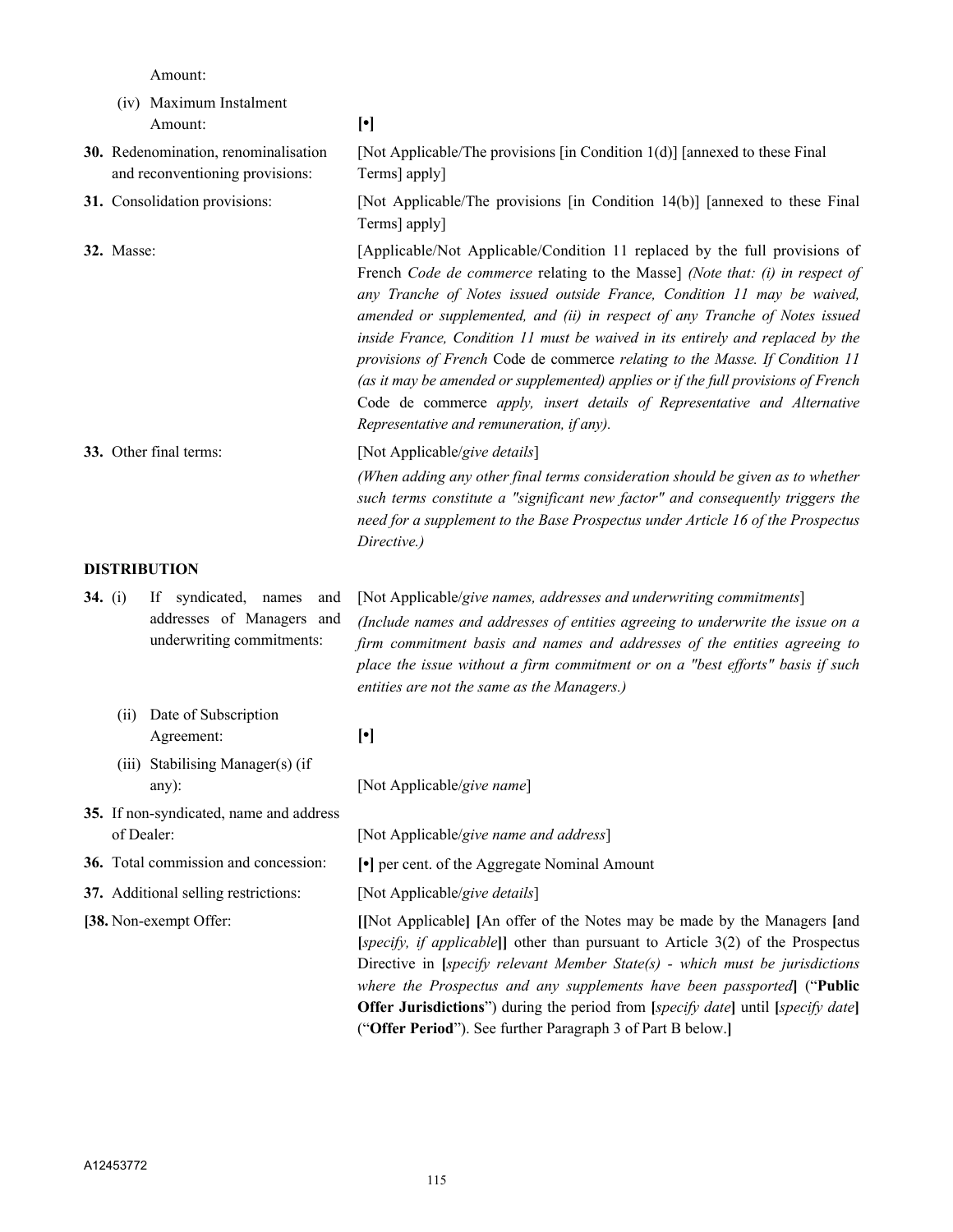| | |
|---|---|
| Amount: | |
| (iv) Maximum Instalment Amount: | **[•]** |
| **30.** Redenomination, renominalisation and reconventioning provisions: | [Not Applicable/The provisions [in Condition 1(d)] [annexed to these Final Terms] apply] |
| **31.** Consolidation provisions: | [Not Applicable/The provisions [in Condition 14(b)] [annexed to these Final Terms] apply] |
| **32.** Masse: | [Applicable/Not Applicable/Condition 11 replaced by the full provisions of French *Code de commerce* relating to the Masse] *(Note that: (i) in respect of any Tranche of Notes issued outside France, Condition 11 may be waived, amended or supplemented, and (ii) in respect of any Tranche of Notes issued inside France, Condition 11 must be waived in its entirely and replaced by the provisions of French* Code de commerce *relating to the Masse. If Condition 11 (as it may be amended or supplemented) applies or if the full provisions of French* Code de commerce *apply, insert details of Representative and Alternative Representative and remuneration, if any).* |
| **33.** Other final terms: | [Not Applicable/*give details*] *(When adding any other final terms consideration should be given as to whether such terms constitute a "significant new factor" and consequently triggers the need for a supplement to the Base Prospectus under Article 16 of the Prospectus Directive.)* |

**DISTRIBUTION**

| | |
|---|---|
| **34.** (i) If syndicated, names and addresses of Managers and underwriting commitments: | [Not Applicable/*give names, addresses and underwriting commitments*] *(Include names and addresses of entities agreeing to underwrite the issue on a firm commitment basis and names and addresses of the entities agreeing to place the issue without a firm commitment or on a "best efforts" basis if such entities are not the same as the Managers.)* |
| (ii) Date of Subscription Agreement: | **[•]** |
| (iii) Stabilising Manager(s) (if any): | [Not Applicable/*give name*] |
| **35.** If non-syndicated, name and address of Dealer: | [Not Applicable/*give name and address*] |
| **36.** Total commission and concession: | **[•]** per cent. of the Aggregate Nominal Amount |
| **37.** Additional selling restrictions: | [Not Applicable/*give details*] |
| **[38.** Non-exempt Offer: | **[[**Not Applicable**] [**An offer of the Notes may be made by the Managers **[**and **[***specify, if applicable***]]** other than pursuant to Article 3(2) of the Prospectus Directive in **[***specify relevant Member State(s) - which must be jurisdictions where the Prospectus and any supplements have been passported***]** ("**Public Offer Jurisdictions**") during the period from **[***specify date***]** until **[***specify date***]** ("**Offer Period**"). See further Paragraph 3 of Part B below.**]** |

A12453772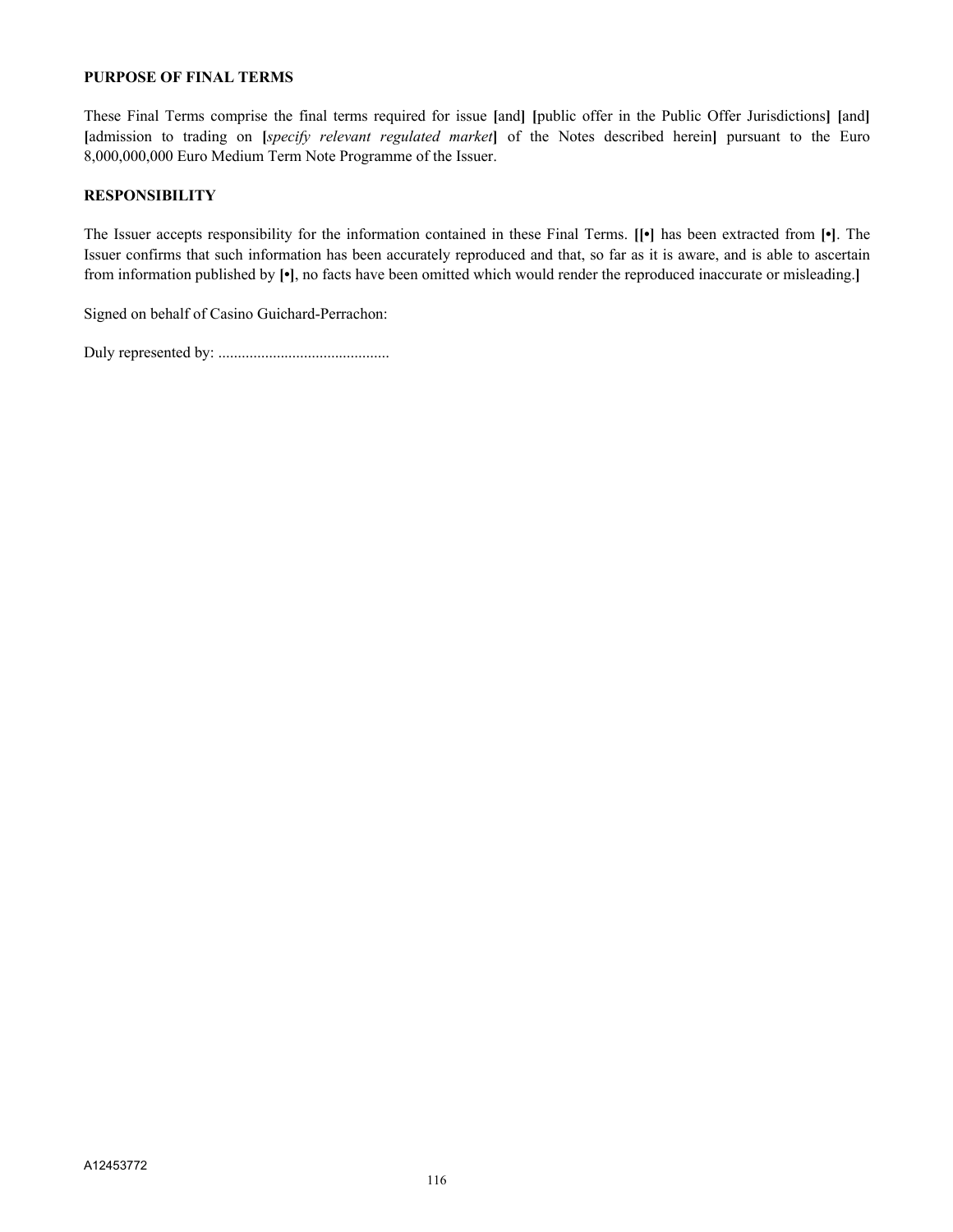**PURPOSE OF FINAL TERMS**

These Final Terms comprise the final terms required for issue **[**and**]** **[**public offer in the Public Offer Jurisdictions**]** **[**and**]** **[**admission to trading on **[***specify relevant regulated market***]** of the Notes described herein**]** pursuant to the Euro 8,000,000,000 Euro Medium Term Note Programme of the Issuer.

**RESPONSIBILITY**

The Issuer accepts responsibility for the information contained in these Final Terms. **[[•]** has been extracted from **[•]**. The Issuer confirms that such information has been accurately reproduced and that, so far as it is aware, and is able to ascertain from information published by **[•]**, no facts have been omitted which would render the reproduced inaccurate or misleading.**]**

Signed on behalf of Casino Guichard-Perrachon:

Duly represented by: ............................................

A12453772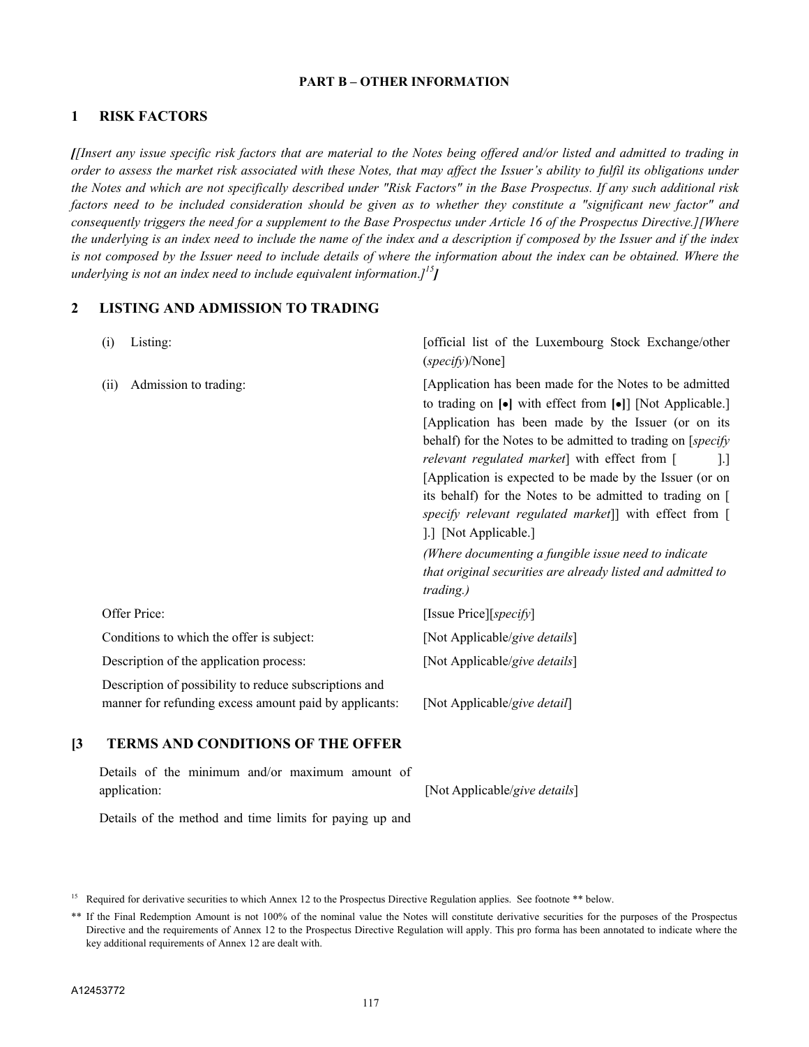## PART B – OTHER INFORMATION

## 1 RISK FACTORS

***[****[Insert any issue specific risk factors that are material to the Notes being offered and/or listed and admitted to trading in order to assess the market risk associated with these Notes, that may affect the Issuer's ability to fulfil its obligations under the Notes and which are not specifically described under "Risk Factors" in the Base Prospectus. If any such additional risk factors need to be included consideration should be given as to whether they constitute a "significant new factor" and consequently triggers the need for a supplement to the Base Prospectus under Article 16 of the Prospectus Directive.][Where the underlying is an index need to include the name of the index and a description if composed by the Issuer and if the index is not composed by the Issuer need to include details of where the information about the index can be obtained. Where the underlying is not an index need to include equivalent information.]*[15]***]***

## 2 LISTING AND ADMISSION TO TRADING

| | |
|---|---|
| (i) Listing: | [official list of the Luxembourg Stock Exchange/other (*specify*)/None] |
| (ii) Admission to trading: | [Application has been made for the Notes to be admitted to trading on **[•]** with effect from **[•]**] [Not Applicable.] [Application has been made by the Issuer (or on its behalf) for the Notes to be admitted to trading on [*specify relevant regulated market*] with effect from [ ].] [Application is expected to be made by the Issuer (or on its behalf) for the Notes to be admitted to trading on [ *specify relevant regulated market*]] with effect from [ ].] [Not Applicable.]<br>*(Where documenting a fungible issue need to indicate that original securities are already listed and admitted to trading.)* |
| Offer Price: | [Issue Price][*specify*] |
| Conditions to which the offer is subject: | [Not Applicable/*give details*] |
| Description of the application process: | [Not Applicable/*give details*] |
| Description of possibility to reduce subscriptions and manner for refunding excess amount paid by applicants: | [Not Applicable/*give detail*] |

## [3 TERMS AND CONDITIONS OF THE OFFER

| | |
|---|---|
| Details of the minimum and/or maximum amount of application: | [Not Applicable/*give details*] |
| Details of the method and time limits for paying up and | |

[15] Required for derivative securities to which Annex 12 to the Prospectus Directive Regulation applies. See footnote ** below.

** If the Final Redemption Amount is not 100% of the nominal value the Notes will constitute derivative securities for the purposes of the Prospectus Directive and the requirements of Annex 12 to the Prospectus Directive Regulation will apply. This pro forma has been annotated to indicate where the key additional requirements of Annex 12 are dealt with.

A12453772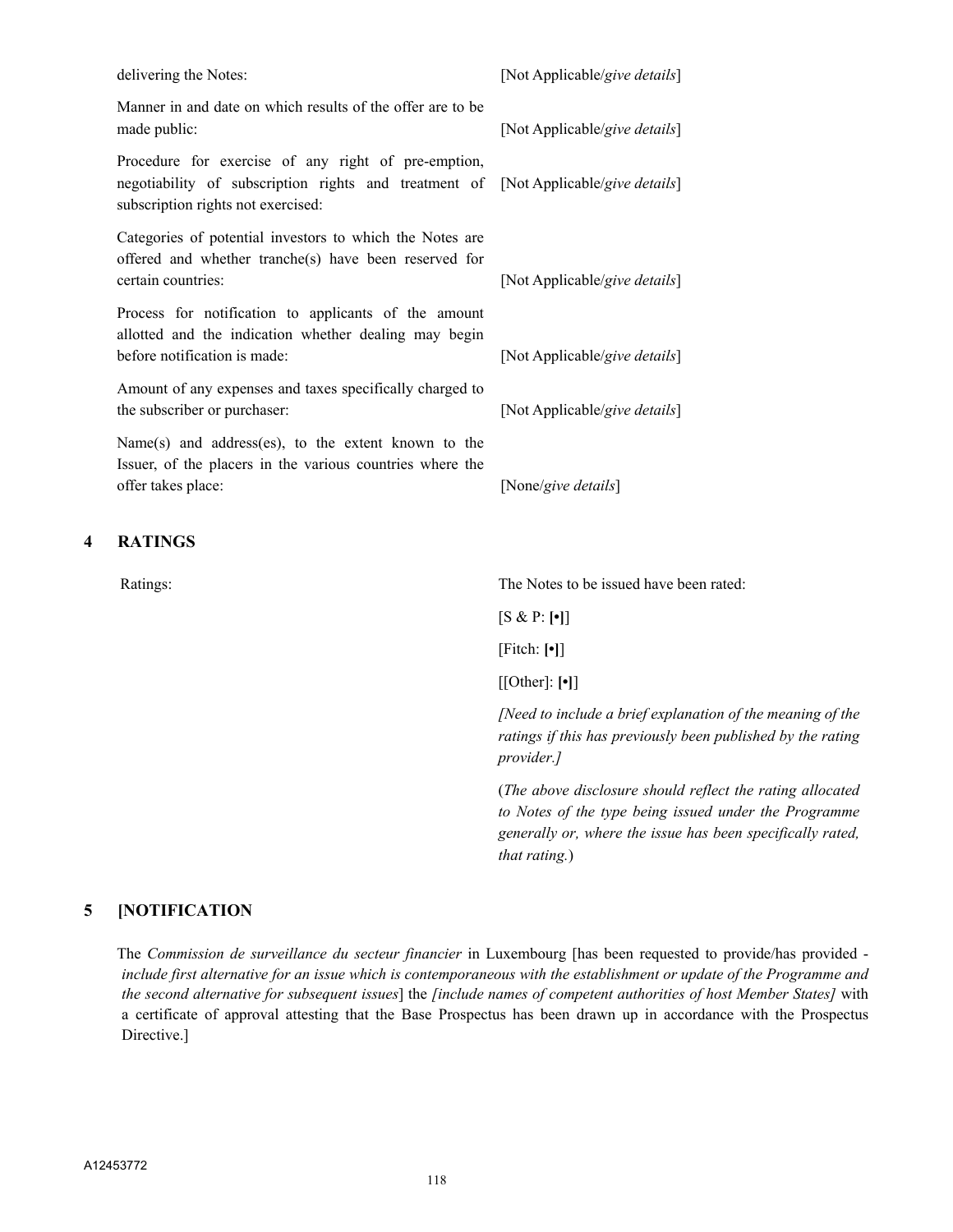| | |
|---|---|
| delivering the Notes: | [Not Applicable/*give details*] |
| Manner in and date on which results of the offer are to be made public: | [Not Applicable/*give details*] |
| Procedure for exercise of any right of pre-emption, negotiability of subscription rights and treatment of subscription rights not exercised: | [Not Applicable/*give details*] |
| Categories of potential investors to which the Notes are offered and whether tranche(s) have been reserved for certain countries: | [Not Applicable/*give details*] |
| Process for notification to applicants of the amount allotted and the indication whether dealing may begin before notification is made: | [Not Applicable/*give details*] |
| Amount of any expenses and taxes specifically charged to the subscriber or purchaser: | [Not Applicable/*give details*] |
| Name(s) and address(es), to the extent known to the Issuer, of the placers in the various countries where the offer takes place: | [None/*give details*] |

## 4 RATINGS

| | |
|---|---|
| Ratings: | The Notes to be issued have been rated: |
| | [S & P: **[•]**] |
| | [Fitch: **[•]**] |
| | [[Other]: **[•]**] |
| | *[Need to include a brief explanation of the meaning of the ratings if this has previously been published by the rating provider.]* |
| | (*The above disclosure should reflect the rating allocated to Notes of the type being issued under the Programme generally or, where the issue has been specifically rated, that rating.*) |

## 5 [NOTIFICATION

The *Commission de surveillance du secteur financier* in Luxembourg [has been requested to provide/has provided - *include first alternative for an issue which is contemporaneous with the establishment or update of the Programme and the second alternative for subsequent issues*] the *[include names of competent authorities of host Member States]* with a certificate of approval attesting that the Base Prospectus has been drawn up in accordance with the Prospectus Directive.]

A12453772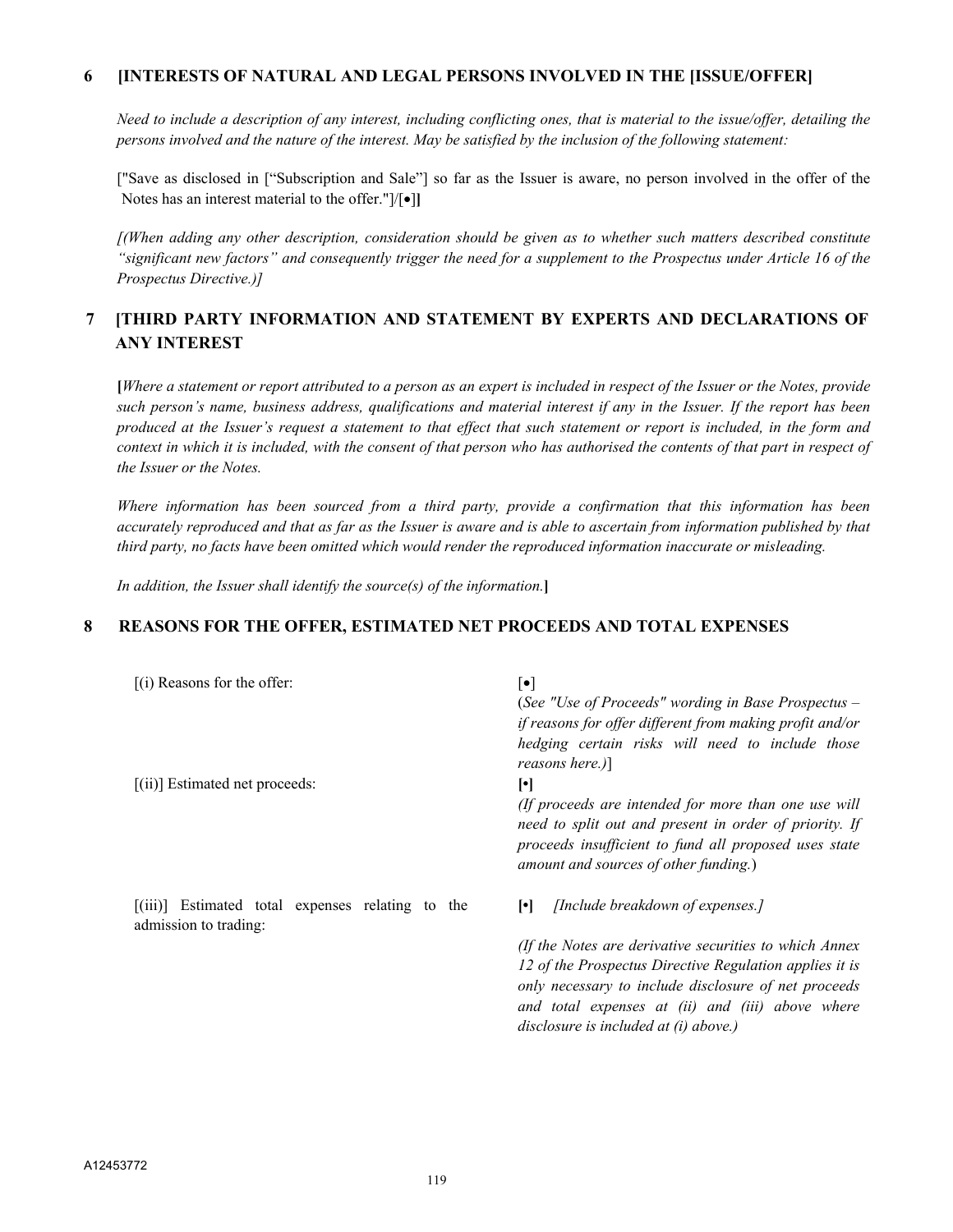## 6 [INTERESTS OF NATURAL AND LEGAL PERSONS INVOLVED IN THE [ISSUE/OFFER]

*Need to include a description of any interest, including conflicting ones, that is material to the issue/offer, detailing the persons involved and the nature of the interest. May be satisfied by the inclusion of the following statement:*

["Save as disclosed in ["Subscription and Sale"] so far as the Issuer is aware, no person involved in the offer of the Notes has an interest material to the offer."]/[•]]

*[(When adding any other description, consideration should be given as to whether such matters described constitute "significant new factors" and consequently trigger the need for a supplement to the Prospectus under Article 16 of the Prospectus Directive.)]*

## 7 [THIRD PARTY INFORMATION AND STATEMENT BY EXPERTS AND DECLARATIONS OF ANY INTEREST

[*Where a statement or report attributed to a person as an expert is included in respect of the Issuer or the Notes, provide such person's name, business address, qualifications and material interest if any in the Issuer. If the report has been produced at the Issuer's request a statement to that effect that such statement or report is included, in the form and context in which it is included, with the consent of that person who has authorised the contents of that part in respect of the Issuer or the Notes.*

*Where information has been sourced from a third party, provide a confirmation that this information has been accurately reproduced and that as far as the Issuer is aware and is able to ascertain from information published by that third party, no facts have been omitted which would render the reproduced information inaccurate or misleading.*

*In addition, the Issuer shall identify the source(s) of the information.*]

## 8 REASONS FOR THE OFFER, ESTIMATED NET PROCEEDS AND TOTAL EXPENSES

| | |
|---|---|
| [(i) Reasons for the offer: | [•]<br>(*See "Use of Proceeds" wording in Base Prospectus – if reasons for offer different from making profit and/or hedging certain risks will need to include those reasons here.)*] |
| [(ii)] Estimated net proceeds: | [•]<br>*(If proceeds are intended for more than one use will need to split out and present in order of priority. If proceeds insufficient to fund all proposed uses state amount and sources of other funding.*) |
| [(iii)] Estimated total expenses relating to the admission to trading: | [•] *[Include breakdown of expenses.]*<br>*(If the Notes are derivative securities to which Annex 12 of the Prospectus Directive Regulation applies it is only necessary to include disclosure of net proceeds and total expenses at (ii) and (iii) above where disclosure is included at (i) above.)* |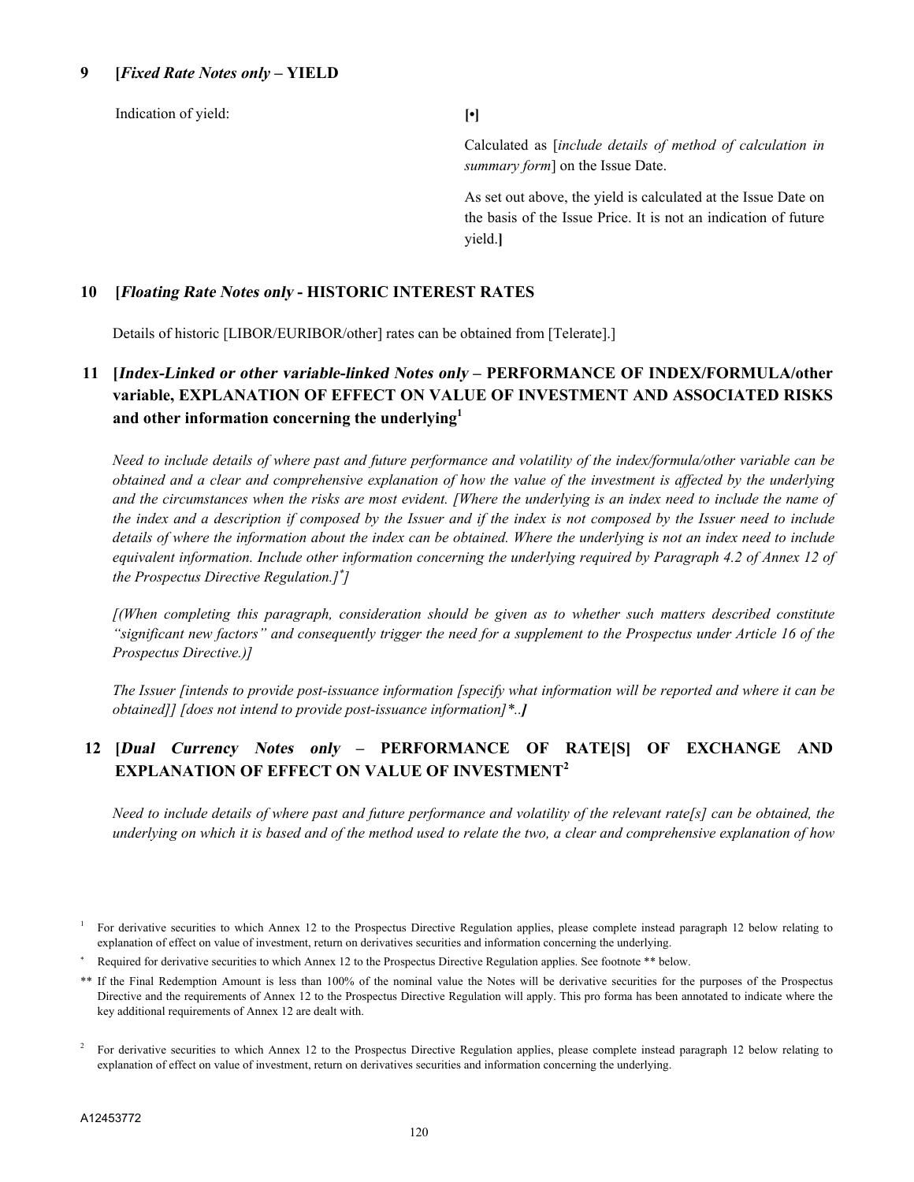## 9 [*Fixed Rate Notes only* – YIELD

| | |
|---|---|
| Indication of yield: | **[•]** |
| | Calculated as [*include details of method of calculation in summary form*] on the Issue Date. |
| | As set out above, the yield is calculated at the Issue Date on the basis of the Issue Price. It is not an indication of future yield.**]** |

## 10 [*Floating Rate Notes only* - HISTORIC INTEREST RATES

Details of historic [LIBOR/EURIBOR/other] rates can be obtained from [Telerate].]

## 11 [*Index-Linked or other variable-linked Notes only* – PERFORMANCE OF INDEX/FORMULA/other variable, EXPLANATION OF EFFECT ON VALUE OF INVESTMENT AND ASSOCIATED RISKS and other information concerning the underlying[1]

*Need to include details of where past and future performance and volatility of the index/formula/other variable can be obtained and a clear and comprehensive explanation of how the value of the investment is affected by the underlying and the circumstances when the risks are most evident. [Where the underlying is an index need to include the name of the index and a description if composed by the Issuer and if the index is not composed by the Issuer need to include details of where the information about the index can be obtained. Where the underlying is not an index need to include equivalent information. Include other information concerning the underlying required by Paragraph 4.2 of Annex 12 of the Prospectus Directive Regulation.][*]]*

*[(When completing this paragraph, consideration should be given as to whether such matters described constitute "significant new factors" and consequently trigger the need for a supplement to the Prospectus under Article 16 of the Prospectus Directive.)]*

*The Issuer [intends to provide post-issuance information [specify what information will be reported and where it can be obtained]] [does not intend to provide post-issuance information]*..**]***

## 12 [*Dual Currency Notes only* – PERFORMANCE OF RATE[S] OF EXCHANGE AND EXPLANATION OF EFFECT ON VALUE OF INVESTMENT[2]

*Need to include details of where past and future performance and volatility of the relevant rate[s] can be obtained, the underlying on which it is based and of the method used to relate the two, a clear and comprehensive explanation of how*

---

[1] For derivative securities to which Annex 12 to the Prospectus Directive Regulation applies, please complete instead paragraph 12 below relating to explanation of effect on value of investment, return on derivatives securities and information concerning the underlying.

[*] Required for derivative securities to which Annex 12 to the Prospectus Directive Regulation applies. See footnote ** below.

** If the Final Redemption Amount is less than 100% of the nominal value the Notes will be derivative securities for the purposes of the Prospectus Directive and the requirements of Annex 12 to the Prospectus Directive Regulation will apply. This pro forma has been annotated to indicate where the key additional requirements of Annex 12 are dealt with.

[2] For derivative securities to which Annex 12 to the Prospectus Directive Regulation applies, please complete instead paragraph 12 below relating to explanation of effect on value of investment, return on derivatives securities and information concerning the underlying.

A12453772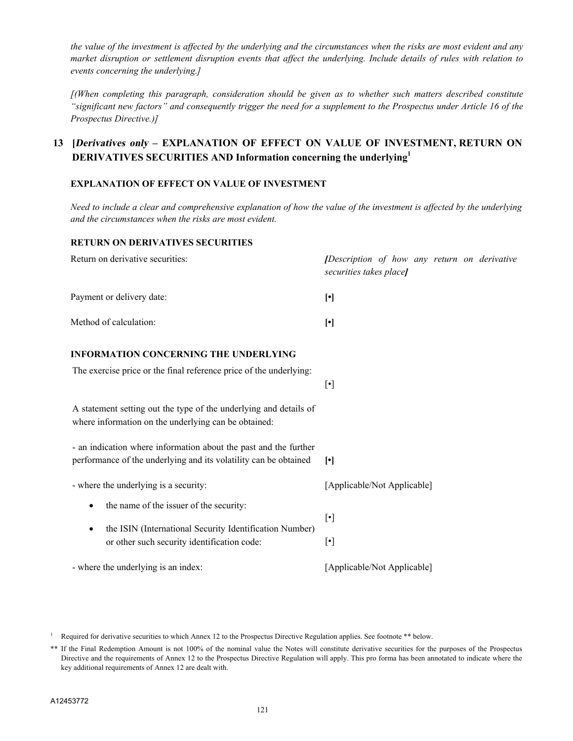*the value of the investment is affected by the underlying and the circumstances when the risks are most evident and any market disruption or settlement disruption events that affect the underlying. Include details of rules with relation to events concerning the underlying.]*

*[(When completing this paragraph, consideration should be given as to whether such matters described constitute "significant new factors" and consequently trigger the need for a supplement to the Prospectus under Article 16 of the Prospectus Directive.)]*

## 13 [*Derivatives only* – EXPLANATION OF EFFECT ON VALUE OF INVESTMENT, RETURN ON DERIVATIVES SECURITIES AND Information concerning the underlying[1]

### EXPLANATION OF EFFECT ON VALUE OF INVESTMENT

*Need to include a clear and comprehensive explanation of how the value of the investment is affected by the underlying and the circumstances when the risks are most evident.*

### RETURN ON DERIVATIVES SECURITIES

| | |
|---|---|
| Return on derivative securities: | ***[****Description of how any return on derivative securities takes place****]*** |
| Payment or delivery date: | **[•]** |
| Method of calculation: | **[•]** |

### INFORMATION CONCERNING THE UNDERLYING

| | |
|---|---|
| The exercise price or the final reference price of the underlying: | [•] |
| A statement setting out the type of the underlying and details of where information on the underlying can be obtained: | |
| - an indication where information about the past and the further performance of the underlying and its volatility can be obtained | **[•]** |
| - where the underlying is a security: | [Applicable/Not Applicable] |
| • the name of the issuer of the security: | [•] |
| • the ISIN (International Security Identification Number) or other such security identification code: | [•] |
| - where the underlying is an index: | [Applicable/Not Applicable] |

[1] Required for derivative securities to which Annex 12 to the Prospectus Directive Regulation applies. See footnote ** below.

** If the Final Redemption Amount is not 100% of the nominal value the Notes will constitute derivative securities for the purposes of the Prospectus Directive and the requirements of Annex 12 to the Prospectus Directive Regulation will apply. This pro forma has been annotated to indicate where the key additional requirements of Annex 12 are dealt with.

A12453772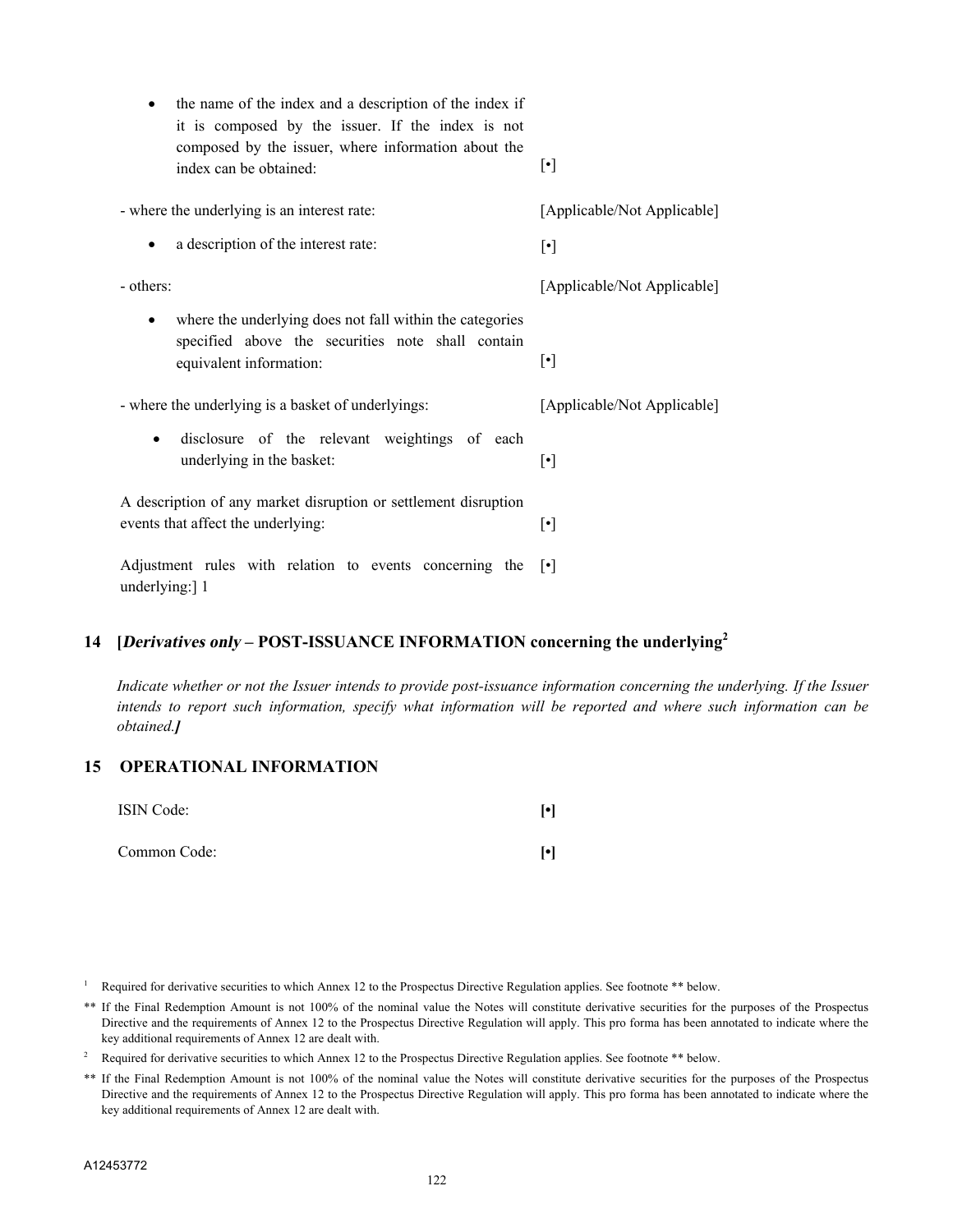| | |
|---|---|
| • the name of the index and a description of the index if it is composed by the issuer. If the index is not composed by the issuer, where information about the index can be obtained: | [•] |
| - where the underlying is an interest rate: | [Applicable/Not Applicable] |
| • a description of the interest rate: | [•] |
| - others: | [Applicable/Not Applicable] |
| • where the underlying does not fall within the categories specified above the securities note shall contain equivalent information: | [•] |
| - where the underlying is a basket of underlyings: | [Applicable/Not Applicable] |
| • disclosure of the relevant weightings of each underlying in the basket: | [•] |
| A description of any market disruption or settlement disruption events that affect the underlying: | [•] |
| Adjustment rules with relation to events concerning the underlying:] 1 | [•] |

## 14 [*Derivatives only* – POST-ISSUANCE INFORMATION concerning the underlying[2]

*Indicate whether or not the Issuer intends to provide post-issuance information concerning the underlying. If the Issuer intends to report such information, specify what information will be reported and where such information can be obtained.]*

## 15 OPERATIONAL INFORMATION

| | |
|---|---|
| ISIN Code: | **[•]** |
| Common Code: | **[•]** |

[1] Required for derivative securities to which Annex 12 to the Prospectus Directive Regulation applies. See footnote ** below.

** If the Final Redemption Amount is not 100% of the nominal value the Notes will constitute derivative securities for the purposes of the Prospectus Directive and the requirements of Annex 12 to the Prospectus Directive Regulation will apply. This pro forma has been annotated to indicate where the key additional requirements of Annex 12 are dealt with.

[2] Required for derivative securities to which Annex 12 to the Prospectus Directive Regulation applies. See footnote ** below.

** If the Final Redemption Amount is not 100% of the nominal value the Notes will constitute derivative securities for the purposes of the Prospectus Directive and the requirements of Annex 12 to the Prospectus Directive Regulation will apply. This pro forma has been annotated to indicate where the key additional requirements of Annex 12 are dealt with.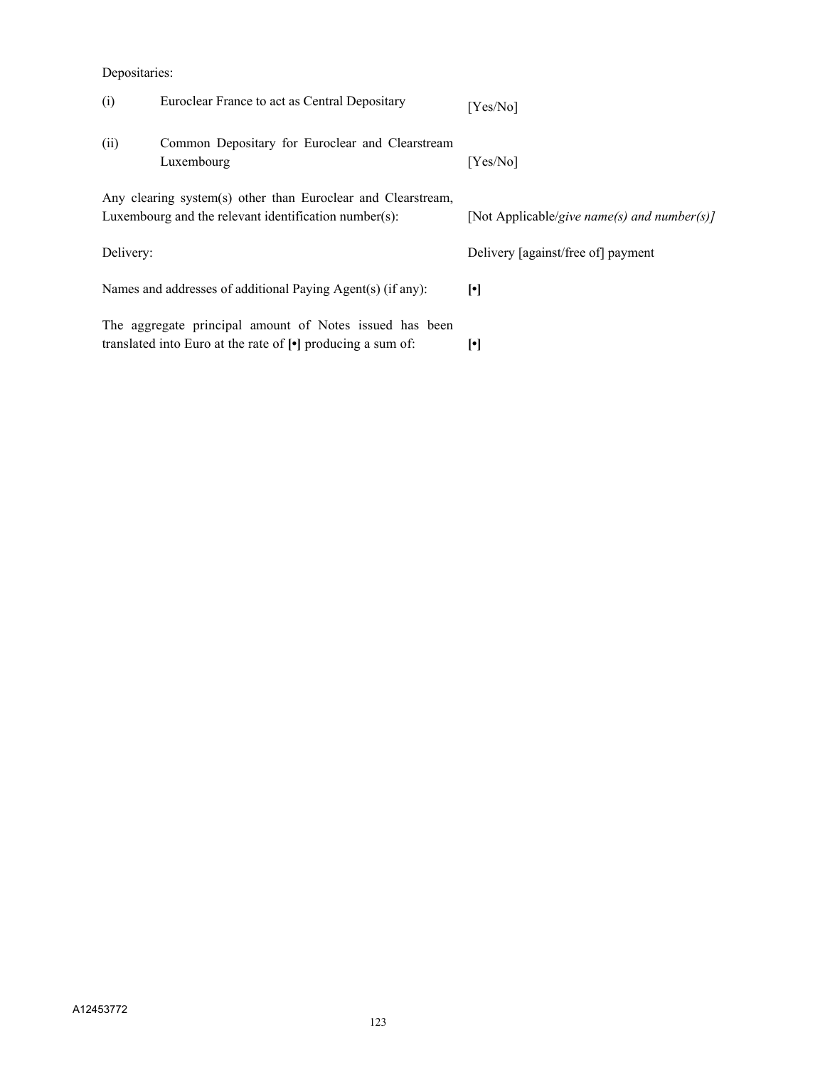Depositaries:

| | | |
|---|---|---|
| (i) | Euroclear France to act as Central Depositary | [Yes/No] |
| (ii) | Common Depositary for Euroclear and Clearstream Luxembourg | [Yes/No] |

| | |
|---|---|
| Any clearing system(s) other than Euroclear and Clearstream, Luxembourg and the relevant identification number(s): | [Not Applicable/*give name(s) and number(s)]* |
| Delivery: | Delivery [against/free of] payment |
| Names and addresses of additional Paying Agent(s) (if any): | **[•]** |
| The aggregate principal amount of Notes issued has been translated into Euro at the rate of **[•]** producing a sum of: | **[•]** |

A12453772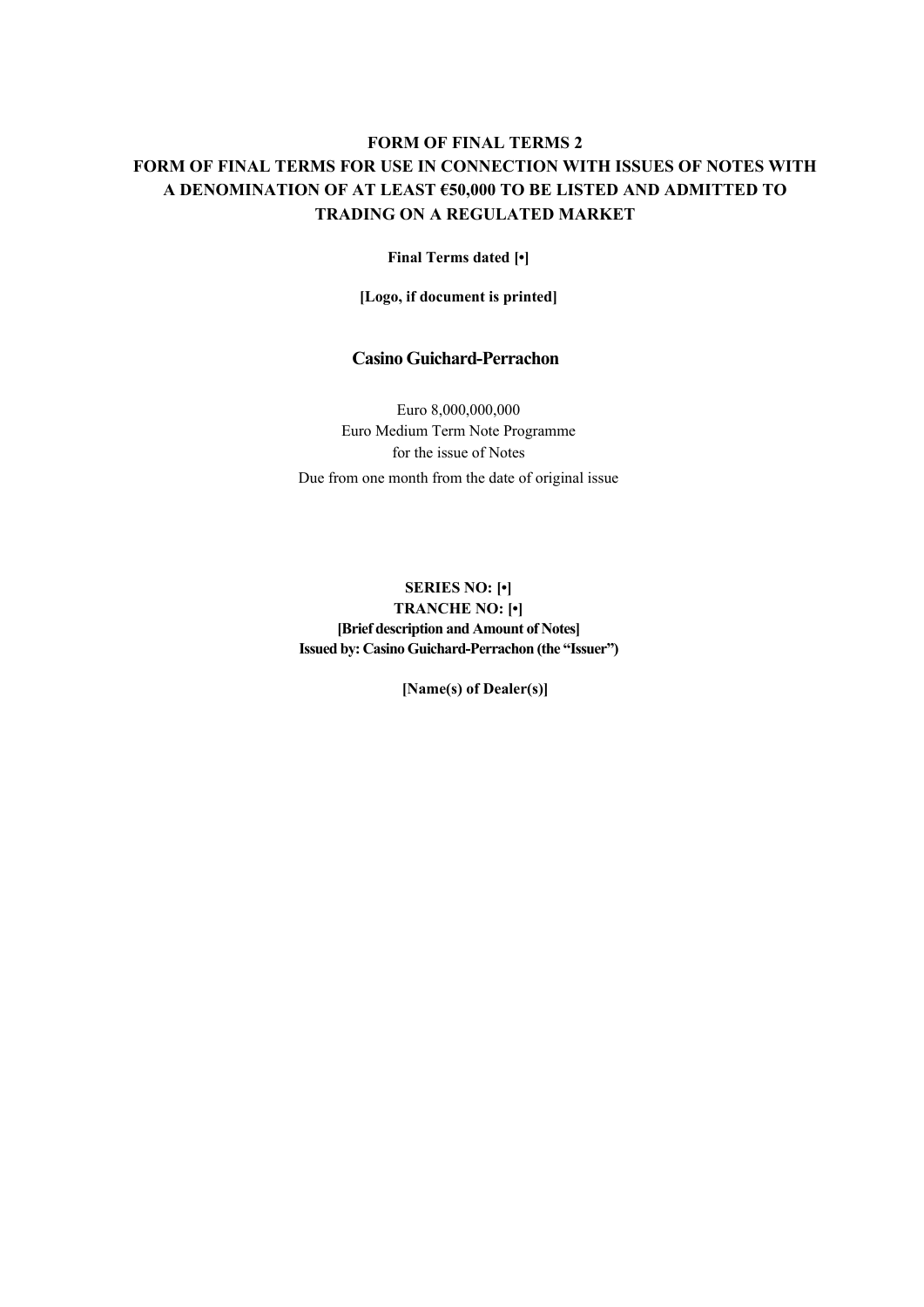# FORM OF FINAL TERMS 2
# FORM OF FINAL TERMS FOR USE IN CONNECTION WITH ISSUES OF NOTES WITH A DENOMINATION OF AT LEAST €50,000 TO BE LISTED AND ADMITTED TO TRADING ON A REGULATED MARKET

**Final Terms dated [•]**

**[Logo, if document is printed]**

## Casino Guichard-Perrachon

Euro 8,000,000,000
Euro Medium Term Note Programme
for the issue of Notes
Due from one month from the date of original issue

**SERIES NO: [•]**
**TRANCHE NO: [•]**
**[Brief description and Amount of Notes]**
**Issued by: Casino Guichard-Perrachon (the "Issuer")**

**[Name(s) of Dealer(s)]**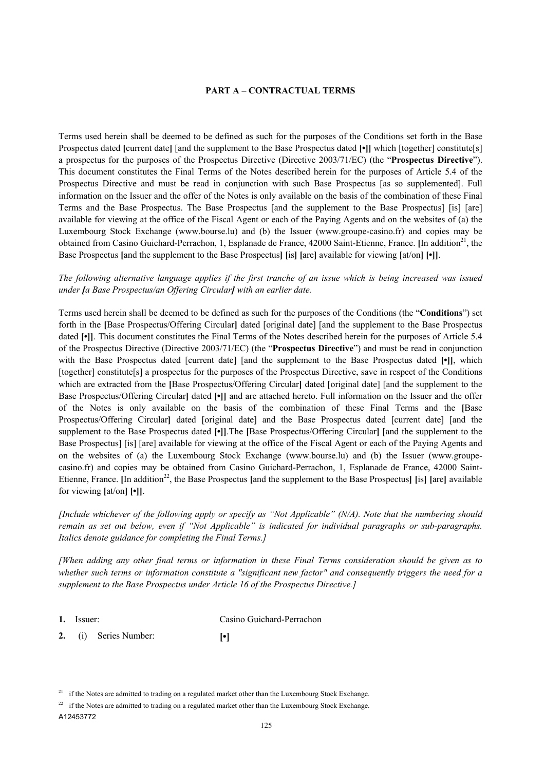## PART A – CONTRACTUAL TERMS

Terms used herein shall be deemed to be defined as such for the purposes of the Conditions set forth in the Base Prospectus dated **[**current date**]** [and the supplement to the Base Prospectus dated **[•]]** which [together] constitute[s] a prospectus for the purposes of the Prospectus Directive (Directive 2003/71/EC) (the "**Prospectus Directive**"). This document constitutes the Final Terms of the Notes described herein for the purposes of Article 5.4 of the Prospectus Directive and must be read in conjunction with such Base Prospectus [as so supplemented]. Full information on the Issuer and the offer of the Notes is only available on the basis of the combination of these Final Terms and the Base Prospectus. The Base Prospectus [and the supplement to the Base Prospectus] [is] [are] available for viewing at the office of the Fiscal Agent or each of the Paying Agents and on the websites of (a) the Luxembourg Stock Exchange (www.bourse.lu) and (b) the Issuer (www.groupe-casino.fr) and copies may be obtained from Casino Guichard-Perrachon, 1, Esplanade de France, 42000 Saint-Etienne, France. **[**In addition[21], the Base Prospectus **[**and the supplement to the Base Prospectus**] [**is**] [**are**]** available for viewing **[**at/on**] [•]]**.

*The following alternative language applies if the first tranche of an issue which is being increased was issued under **[**a Base Prospectus/an Offering Circular**]** with an earlier date.*

Terms used herein shall be deemed to be defined as such for the purposes of the Conditions (the "**Conditions**") set forth in the **[**Base Prospectus/Offering Circular**]** dated [original date] [and the supplement to the Base Prospectus dated **[•]]**. This document constitutes the Final Terms of the Notes described herein for the purposes of Article 5.4 of the Prospectus Directive (Directive 2003/71/EC) (the "**Prospectus Directive**") and must be read in conjunction with the Base Prospectus dated [current date] [and the supplement to the Base Prospectus dated **[•]]**, which [together] constitute[s] a prospectus for the purposes of the Prospectus Directive, save in respect of the Conditions which are extracted from the **[**Base Prospectus/Offering Circular**]** dated [original date] [and the supplement to the Base Prospectus/Offering Circular**]** dated **[•]]** and are attached hereto. Full information on the Issuer and the offer of the Notes is only available on the basis of the combination of these Final Terms and the **[**Base Prospectus/Offering Circular**]** dated [original date] and the Base Prospectus dated [current date] [and the supplement to the Base Prospectus dated **[•]]**.The **[**Base Prospectus/Offering Circular**]** [and the supplement to the Base Prospectus] [is] [are] available for viewing at the office of the Fiscal Agent or each of the Paying Agents and on the websites of (a) the Luxembourg Stock Exchange (www.bourse.lu) and (b) the Issuer (www.groupe-casino.fr) and copies may be obtained from Casino Guichard-Perrachon, 1, Esplanade de France, 42000 Saint-Etienne, France. **[**In addition[22], the Base Prospectus **[**and the supplement to the Base Prospectus**] [**is**] [**are**]** available for viewing **[**at/on**] [•]]**.

*[Include whichever of the following apply or specify as "Not Applicable" (N/A). Note that the numbering should remain as set out below, even if "Not Applicable" is indicated for individual paragraphs or sub-paragraphs. Italics denote guidance for completing the Final Terms.]*

*[When adding any other final terms or information in these Final Terms consideration should be given as to whether such terms or information constitute a "significant new factor" and consequently triggers the need for a supplement to the Base Prospectus under Article 16 of the Prospectus Directive.]*

| | | |
|---|---|---|
| **1.** | Issuer: | Casino Guichard-Perrachon |
| **2.** | (i) Series Number: | **[•]** |

[21] if the Notes are admitted to trading on a regulated market other than the Luxembourg Stock Exchange.

[22] if the Notes are admitted to trading on a regulated market other than the Luxembourg Stock Exchange.

A12453772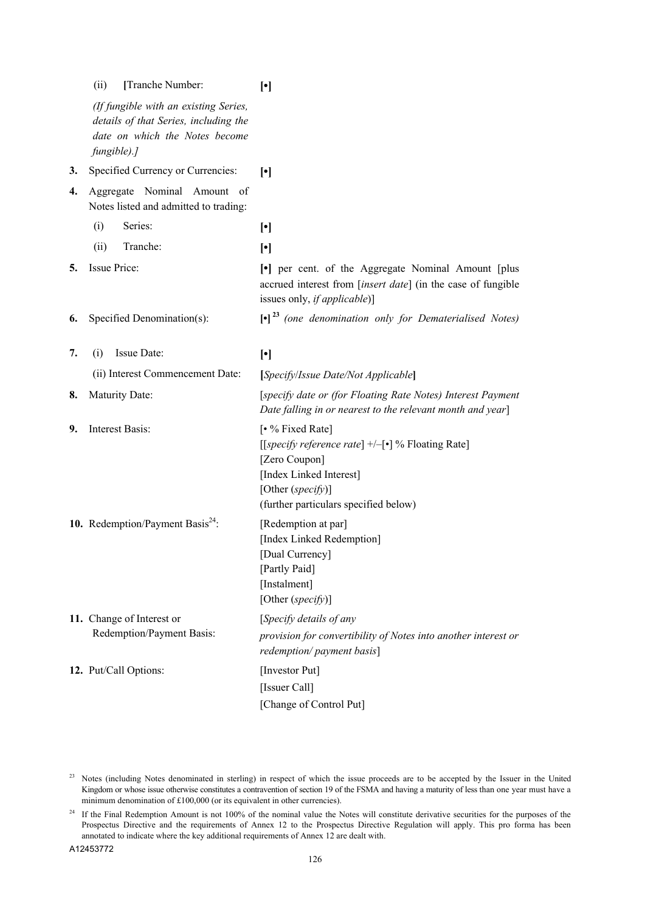| | | |
|---|---|---|
| | (ii) **[**Tranche Number: <br> *(If fungible with an existing Series, details of that Series, including the date on which the Notes become fungible).]* | **[•]** |
| **3.** | Specified Currency or Currencies: | **[•]** |
| **4.** | Aggregate Nominal Amount of Notes listed and admitted to trading: | |
| | (i) Series: | **[•]** |
| | (ii) Tranche: | **[•]** |
| **5.** | Issue Price: | **[•]** per cent. of the Aggregate Nominal Amount [plus accrued interest from [*insert date*] (in the case of fungible issues only, *if applicable*)] |
| **6.** | Specified Denomination(s): | **[•]** [23] *(one denomination only for Dematerialised Notes)* |
| **7.** | (i) Issue Date: | **[•]** |
| | (ii) Interest Commencement Date: | **[***Specify*/*Issue Date/Not Applicable***]** |
| **8.** | Maturity Date: | [*specify date or (for Floating Rate Notes) Interest Payment Date falling in or nearest to the relevant month and year*] |
| **9.** | Interest Basis: | [• % Fixed Rate]<br>[[*specify reference rate*] +/–[•] % Floating Rate]<br>[Zero Coupon]<br>[Index Linked Interest]<br>[Other (*specify*)]<br>(further particulars specified below) |
| **10.** | Redemption/Payment Basis[24]: | [Redemption at par]<br>[Index Linked Redemption]<br>[Dual Currency]<br>[Partly Paid]<br>[Instalment]<br>[Other (*specify*)] |
| **11.** | Change of Interest or Redemption/Payment Basis: | [*Specify details of any provision for convertibility of Notes into another interest or redemption/ payment basis*] |
| **12.** | Put/Call Options: | [Investor Put]<br>[Issuer Call]<br>[Change of Control Put] |

[23] Notes (including Notes denominated in sterling) in respect of which the issue proceeds are to be accepted by the Issuer in the United Kingdom or whose issue otherwise constitutes a contravention of section 19 of the FSMA and having a maturity of less than one year must have a minimum denomination of £100,000 (or its equivalent in other currencies).

[24] If the Final Redemption Amount is not 100% of the nominal value the Notes will constitute derivative securities for the purposes of the Prospectus Directive and the requirements of Annex 12 to the Prospectus Directive Regulation will apply. This pro forma has been annotated to indicate where the key additional requirements of Annex 12 are dealt with.

A12453772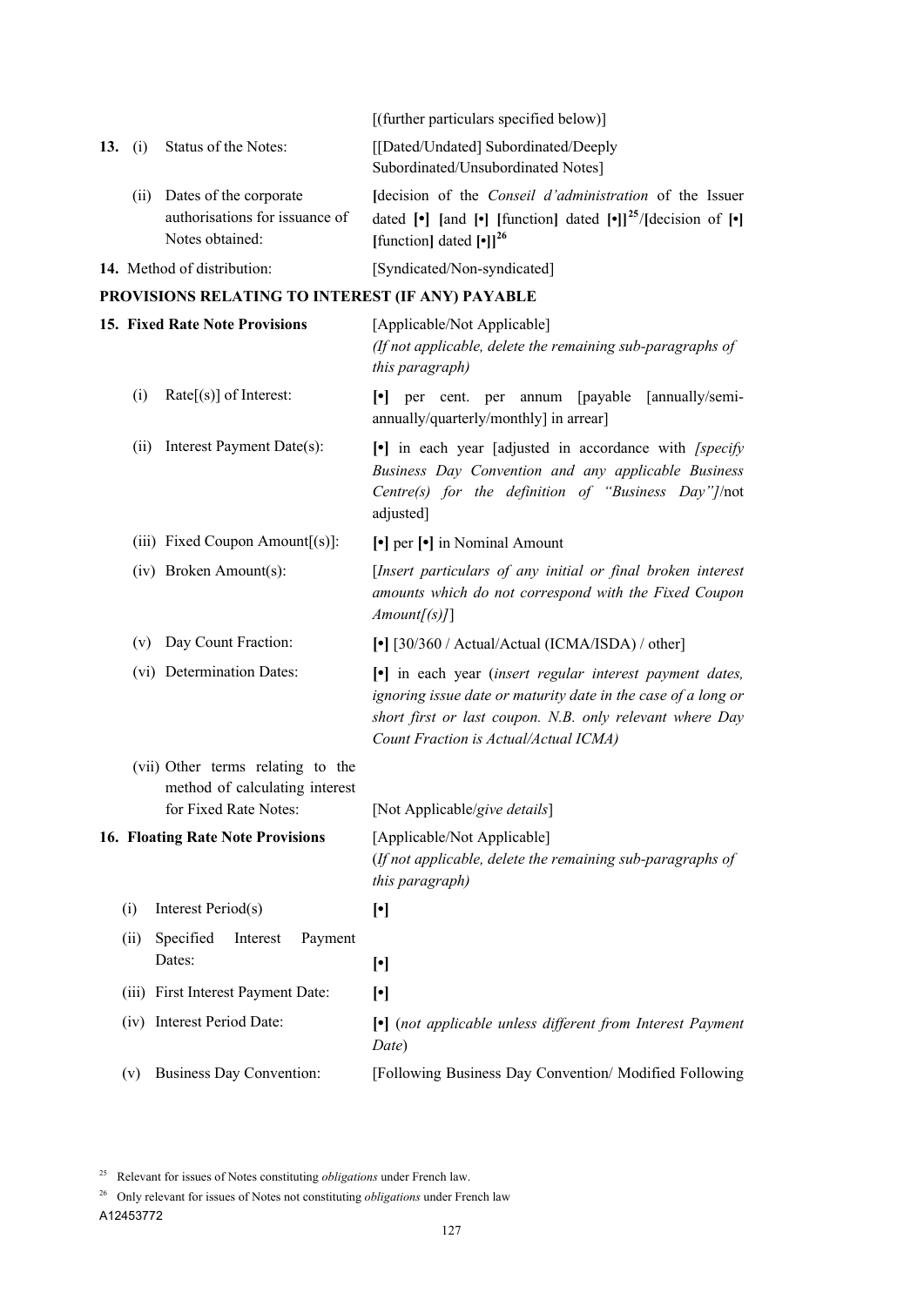| | | |
|---|---|---|
| | | [(further particulars specified below)] |
| **13.** (i) | Status of the Notes: | [[Dated/Undated] Subordinated/Deeply Subordinated/Unsubordinated Notes] |
| (ii) | Dates of the corporate authorisations for issuance of Notes obtained: | **[**decision of the *Conseil d'administration* of the Issuer dated **[•] [**and **[•] [**function**]** dated **[•]]**[25]/**[**decision of **[•] [**function**]** dated **[•]]**[26] |
| **14.** | Method of distribution: | [Syndicated/Non-syndicated] |

**PROVISIONS RELATING TO INTEREST (IF ANY) PAYABLE**

| | | |
|---|---|---|
| **15.** | **Fixed Rate Note Provisions** | [Applicable/Not Applicable] *(If not applicable, delete the remaining sub-paragraphs of this paragraph)* |
| (i) | Rate[(s)] of Interest: | **[•]** per cent. per annum [payable [annually/semi-annually/quarterly/monthly] in arrear] |
| (ii) | Interest Payment Date(s): | **[•]** in each year [adjusted in accordance with *[specify Business Day Convention and any applicable Business Centre(s) for the definition of "Business Day"]*/not adjusted] |
| (iii) | Fixed Coupon Amount[(s)]: | **[•]** per **[•]** in Nominal Amount |
| (iv) | Broken Amount(s): | [*Insert particulars of any initial or final broken interest amounts which do not correspond with the Fixed Coupon Amount[(s)]*] |
| (v) | Day Count Fraction: | **[•]** [30/360 / Actual/Actual (ICMA/ISDA) / other] |
| (vi) | Determination Dates: | **[•]** in each year (*insert regular interest payment dates, ignoring issue date or maturity date in the case of a long or short first or last coupon. N.B. only relevant where Day Count Fraction is Actual/Actual ICMA)* |
| (vii) | Other terms relating to the method of calculating interest for Fixed Rate Notes: | [Not Applicable/*give details*] |
| **16.** | **Floating Rate Note Provisions** | [Applicable/Not Applicable] (*If not applicable, delete the remaining sub-paragraphs of this paragraph)* |
| (i) | Interest Period(s) | **[•]** |
| (ii) | Specified Interest Payment Dates: | **[•]** |
| (iii) | First Interest Payment Date: | **[•]** |
| (iv) | Interest Period Date: | **[•]** (*not applicable unless different from Interest Payment Date*) |
| (v) | Business Day Convention: | [Following Business Day Convention/ Modified Following |

[25] Relevant for issues of Notes constituting *obligations* under French law.

[26] Only relevant for issues of Notes not constituting *obligations* under French law

A12453772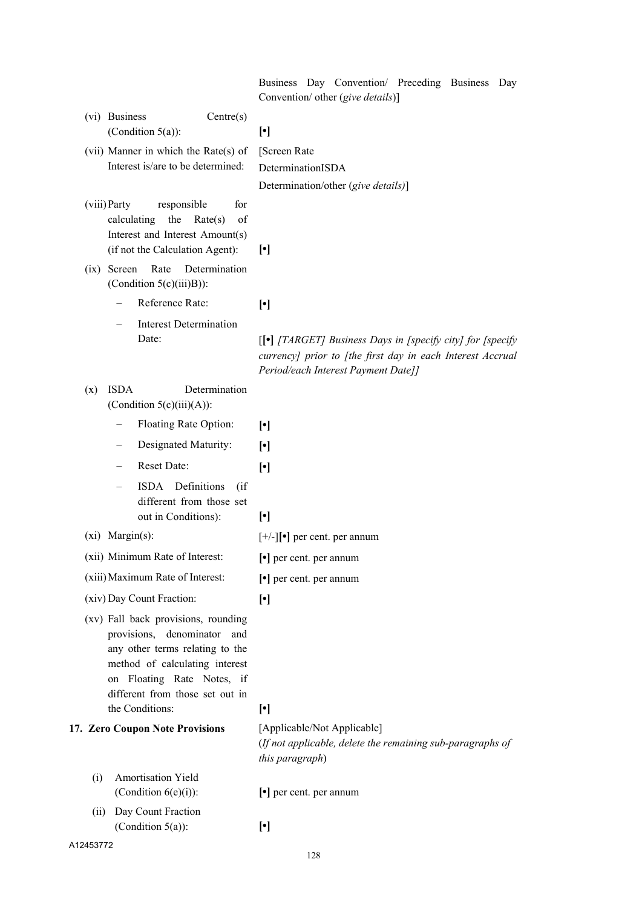| | |
|---|---|
| | Business Day Convention/ Preceding Business Day Convention/ other (*give details*)] |
| (vi) Business Centre(s) (Condition 5(a)): | **[•]** |
| (vii) Manner in which the Rate(s) of Interest is/are to be determined: | [Screen Rate DeterminationISDA Determination/other (*give details)*] |
| (viii) Party responsible for calculating the Rate(s) of Interest and Interest Amount(s) (if not the Calculation Agent): | **[•]** |
| (ix) Screen Rate Determination (Condition 5(c)(iii)B)): | |
| – Reference Rate: | **[•]** |
| – Interest Determination Date: | [**[•]** *[TARGET] Business Days in [specify city] for [specify currency] prior to [the first day in each Interest Accrual Period/each Interest Payment Date]]* |
| (x) ISDA Determination (Condition 5(c)(iii)(A)): | |
| – Floating Rate Option: | **[•]** |
| – Designated Maturity: | **[•]** |
| – Reset Date: | **[•]** |
| – ISDA Definitions (if different from those set out in Conditions): | **[•]** |
| (xi) Margin(s): | [+/-]**[•]** per cent. per annum |
| (xii) Minimum Rate of Interest: | **[•]** per cent. per annum |
| (xiii) Maximum Rate of Interest: | **[•]** per cent. per annum |
| (xiv) Day Count Fraction: | **[•]** |
| (xv) Fall back provisions, rounding provisions, denominator and any other terms relating to the method of calculating interest on Floating Rate Notes, if different from those set out in the Conditions: | **[•]** |
| **17. Zero Coupon Note Provisions** | [Applicable/Not Applicable] (*If not applicable, delete the remaining sub-paragraphs of this paragraph*) |
| (i) Amortisation Yield (Condition 6(e)(i)): | **[•]** per cent. per annum |
| (ii) Day Count Fraction (Condition 5(a)): | **[•]** |

A12453772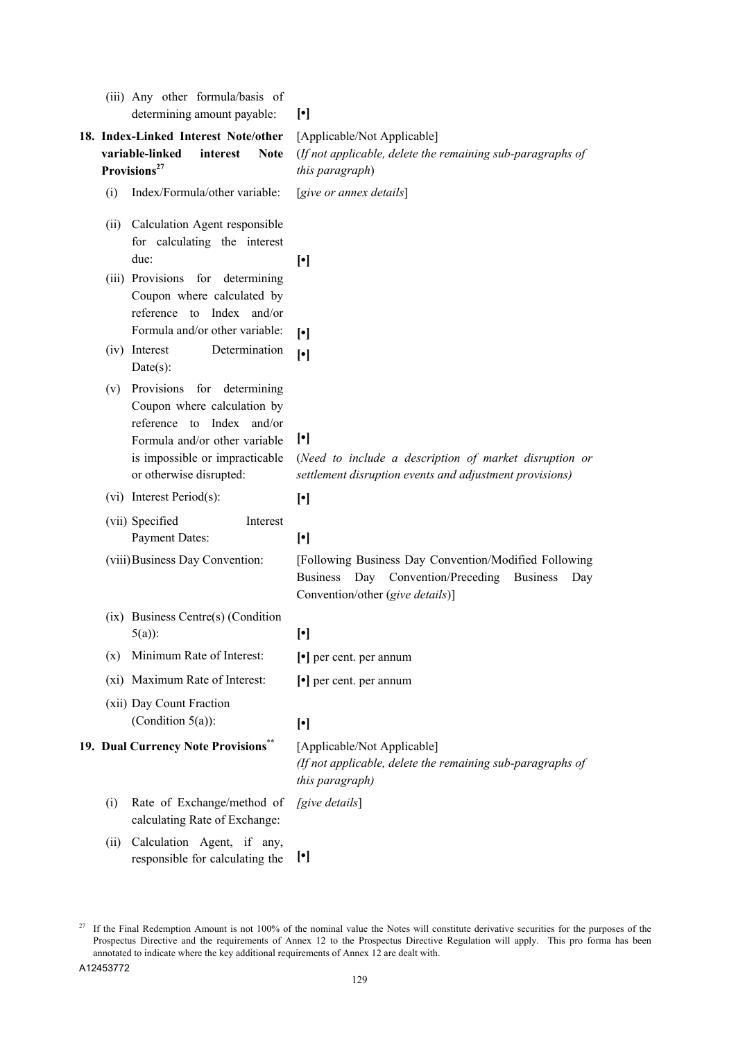| | |
|---|---|
| (iii) Any other formula/basis of determining amount payable: | **[•]** |
| **18. Index-Linked Interest Note/other variable-linked interest Note Provisions**[27] | [Applicable/Not Applicable] (*If not applicable, delete the remaining sub-paragraphs of this paragraph*) |
| (i) Index/Formula/other variable: | [*give or annex details*] |
| (ii) Calculation Agent responsible for calculating the interest due: | **[•]** |
| (iii) Provisions for determining Coupon where calculated by reference to Index and/or Formula and/or other variable: | **[•]** |
| (iv) Interest Determination Date(s): | **[•]** |
| (v) Provisions for determining Coupon where calculation by reference to Index and/or Formula and/or other variable is impossible or impracticable or otherwise disrupted: | **[•]** (*Need to include a description of market disruption or settlement disruption events and adjustment provisions)* |
| (vi) Interest Period(s): | **[•]** |
| (vii) Specified Interest Payment Dates: | **[•]** |
| (viii) Business Day Convention: | [Following Business Day Convention/Modified Following Business Day Convention/Preceding Business Day Convention/other (*give details*)] |
| (ix) Business Centre(s) (Condition 5(a)): | **[•]** |
| (x) Minimum Rate of Interest: | **[•]** per cent. per annum |
| (xi) Maximum Rate of Interest: | **[•]** per cent. per annum |
| (xii) Day Count Fraction (Condition 5(a)): | **[•]** |
| **19. Dual Currency Note Provisions**[**] | [Applicable/Not Applicable] *(If not applicable, delete the remaining sub-paragraphs of this paragraph)* |
| (i) Rate of Exchange/method of calculating Rate of Exchange: | *[give details*] |
| (ii) Calculation Agent, if any, responsible for calculating the | **[•]** |

[27] If the Final Redemption Amount is not 100% of the nominal value the Notes will constitute derivative securities for the purposes of the Prospectus Directive and the requirements of Annex 12 to the Prospectus Directive Regulation will apply. This pro forma has been annotated to indicate where the key additional requirements of Annex 12 are dealt with.

A12453772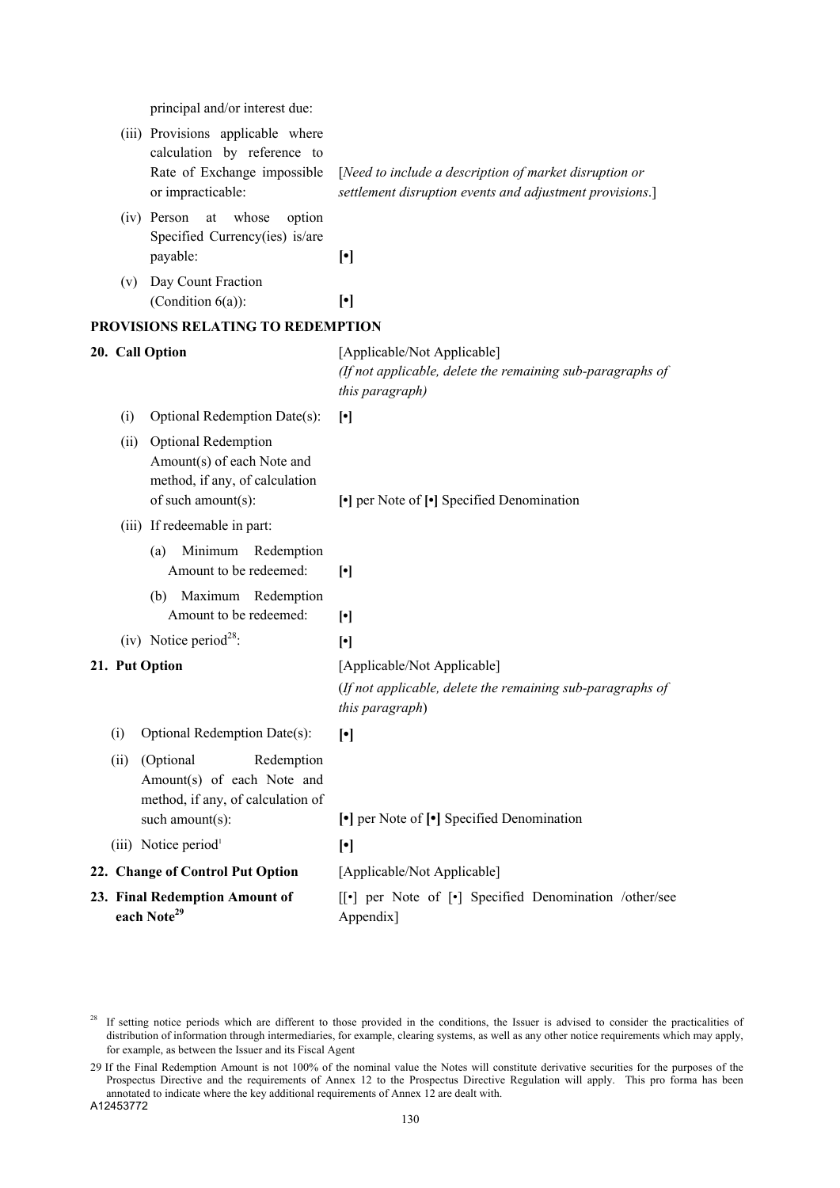| | |
|---|---|
| principal and/or interest due: | |
| (iii) Provisions applicable where calculation by reference to Rate of Exchange impossible or impracticable: | [*Need to include a description of market disruption or settlement disruption events and adjustment provisions*.] |
| (iv) Person at whose option Specified Currency(ies) is/are payable: | **[•]** |
| (v) Day Count Fraction (Condition 6(a)): | **[•]** |

**PROVISIONS RELATING TO REDEMPTION**

| | |
|---|---|
| **20. Call Option** | [Applicable/Not Applicable] *(If not applicable, delete the remaining sub-paragraphs of this paragraph)* |
| (i) Optional Redemption Date(s): | **[•]** |
| (ii) Optional Redemption Amount(s) of each Note and method, if any, of calculation of such amount(s): | **[•]** per Note of **[•]** Specified Denomination |
| (iii) If redeemable in part: | |
| (a) Minimum Redemption Amount to be redeemed: | **[•]** |
| (b) Maximum Redemption Amount to be redeemed: | **[•]** |
| (iv) Notice period[28]: | **[•]** |
| **21. Put Option** | [Applicable/Not Applicable] (*If not applicable, delete the remaining sub-paragraphs of this paragraph*) |
| (i) Optional Redemption Date(s): | **[•]** |
| (ii) (Optional Redemption Amount(s) of each Note and method, if any, of calculation of such amount(s): | **[•]** per Note of **[•]** Specified Denomination |
| (iii) Notice period[1] | **[•]** |
| **22. Change of Control Put Option** | [Applicable/Not Applicable] |
| **23. Final Redemption Amount of each Note[29]** | [[•] per Note of [•] Specified Denomination /other/see Appendix] |

[28] If setting notice periods which are different to those provided in the conditions, the Issuer is advised to consider the practicalities of distribution of information through intermediaries, for example, clearing systems, as well as any other notice requirements which may apply, for example, as between the Issuer and its Fiscal Agent

29 If the Final Redemption Amount is not 100% of the nominal value the Notes will constitute derivative securities for the purposes of the Prospectus Directive and the requirements of Annex 12 to the Prospectus Directive Regulation will apply. This pro forma has been annotated to indicate where the key additional requirements of Annex 12 are dealt with.

A12453772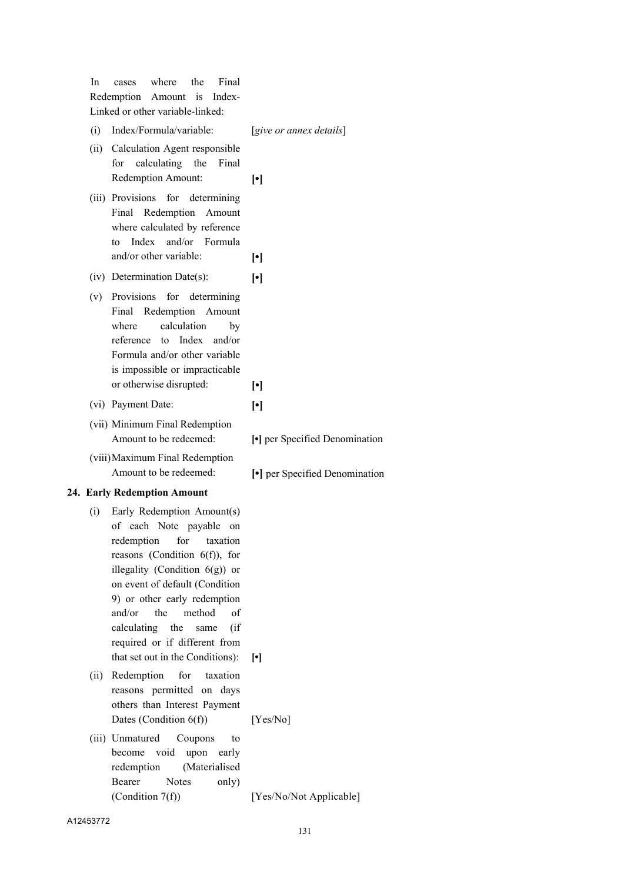In cases where the Final Redemption Amount is Index-Linked or other variable-linked:

| | |
|---|---|
| (i) Index/Formula/variable: | [*give or annex details*] |
| (ii) Calculation Agent responsible for calculating the Final Redemption Amount: | **[•]** |
| (iii) Provisions for determining Final Redemption Amount where calculated by reference to Index and/or Formula and/or other variable: | **[•]** |
| (iv) Determination Date(s): | **[•]** |
| (v) Provisions for determining Final Redemption Amount where calculation by reference to Index and/or Formula and/or other variable is impossible or impracticable or otherwise disrupted: | **[•]** |
| (vi) Payment Date: | **[•]** |
| (vii) Minimum Final Redemption Amount to be redeemed: | **[•]** per Specified Denomination |
| (viii) Maximum Final Redemption Amount to be redeemed: | **[•]** per Specified Denomination |

**24. Early Redemption Amount**

| | |
|---|---|
| (i) Early Redemption Amount(s) of each Note payable on redemption for taxation reasons (Condition 6(f)), for illegality (Condition 6(g)) or on event of default (Condition 9) or other early redemption and/or the method of calculating the same (if required or if different from that set out in the Conditions): | **[•]** |
| (ii) Redemption for taxation reasons permitted on days others than Interest Payment Dates (Condition 6(f)) | [Yes/No] |
| (iii) Unmatured Coupons to become void upon early redemption (Materialised Bearer Notes only) (Condition 7(f)) | [Yes/No/Not Applicable] |

A12453772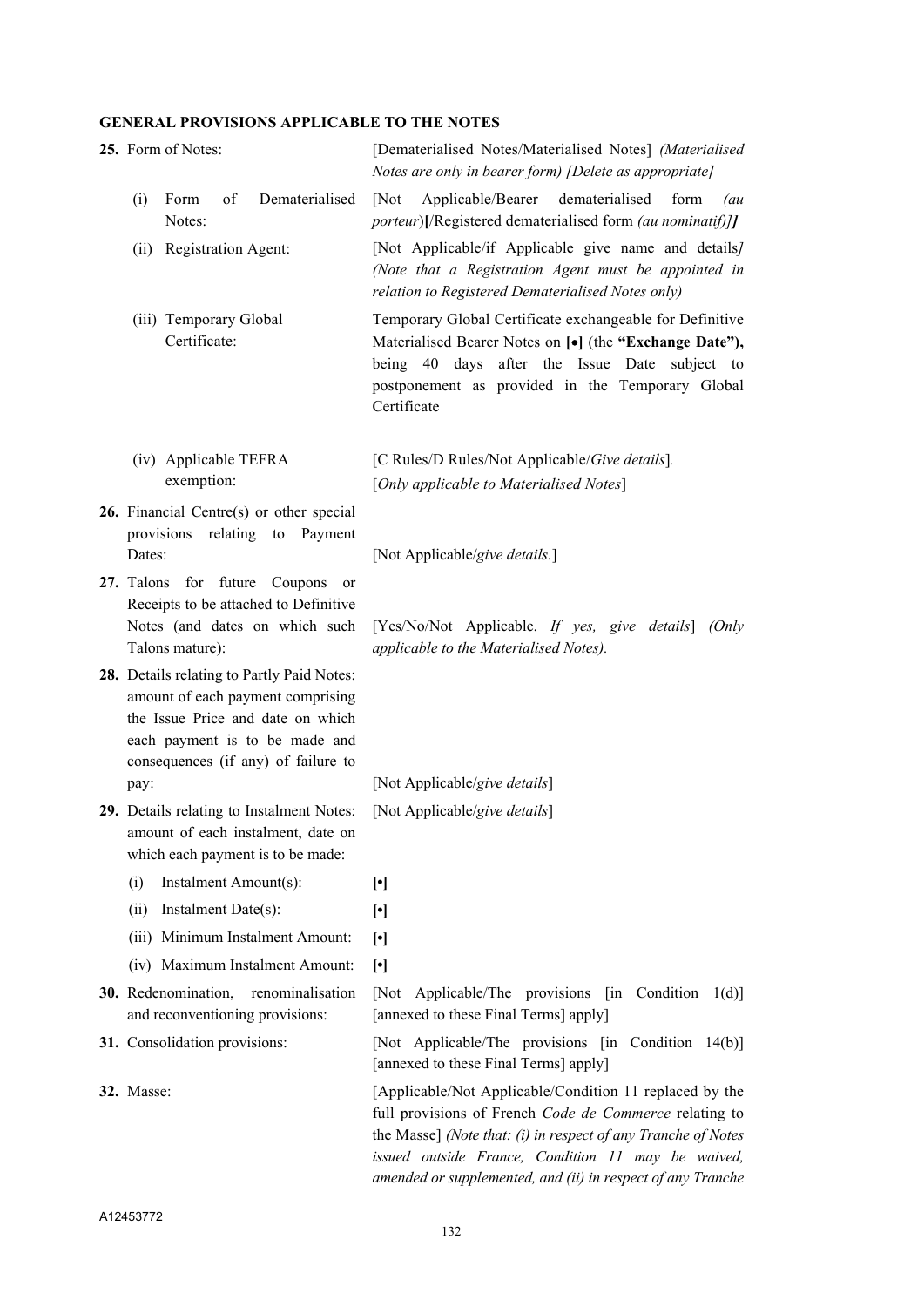## GENERAL PROVISIONS APPLICABLE TO THE NOTES

| | |
|---|---|
| **25.** Form of Notes: | [Dematerialised Notes/Materialised Notes] *(Materialised Notes are only in bearer form) [Delete as appropriate]* |
| (i) Form of Dematerialised Notes: | [Not Applicable/Bearer dematerialised form *(au porteur)*][/Registered dematerialised form *(au nominatif)]]* |
| (ii) Registration Agent: | [Not Applicable/if Applicable give name and details*]* *(Note that a Registration Agent must be appointed in relation to Registered Dematerialised Notes only)* |
| (iii) Temporary Global Certificate: | Temporary Global Certificate exchangeable for Definitive Materialised Bearer Notes on **[•]** (the **"Exchange Date"),** being 40 days after the Issue Date subject to postponement as provided in the Temporary Global Certificate |
| (iv) Applicable TEFRA exemption: | [C Rules/D Rules/Not Applicable/*Give details*]. [*Only applicable to Materialised Notes*] |
| **26.** Financial Centre(s) or other special provisions relating to Payment Dates: | [Not Applicable/*give details.*] |
| **27.** Talons for future Coupons or Receipts to be attached to Definitive Notes (and dates on which such Talons mature): | [Yes/No/Not Applicable. *If yes, give details*] *(Only applicable to the Materialised Notes).* |
| **28.** Details relating to Partly Paid Notes: amount of each payment comprising the Issue Price and date on which each payment is to be made and consequences (if any) of failure to pay: | [Not Applicable/*give details*] |
| **29.** Details relating to Instalment Notes: amount of each instalment, date on which each payment is to be made: | [Not Applicable/*give details*] |
| (i) Instalment Amount(s): | **[•]** |
| (ii) Instalment Date(s): | **[•]** |
| (iii) Minimum Instalment Amount: | **[•]** |
| (iv) Maximum Instalment Amount: | **[•]** |
| **30.** Redenomination, renominalisation and reconventioning provisions: | [Not Applicable/The provisions [in Condition 1(d)] [annexed to these Final Terms] apply] |
| **31.** Consolidation provisions: | [Not Applicable/The provisions [in Condition 14(b)] [annexed to these Final Terms] apply] |
| **32.** Masse: | [Applicable/Not Applicable/Condition 11 replaced by the full provisions of French *Code de Commerce* relating to the Masse] *(Note that: (i) in respect of any Tranche of Notes issued outside France, Condition 11 may be waived, amended or supplemented, and (ii) in respect of any Tranche* |

A12453772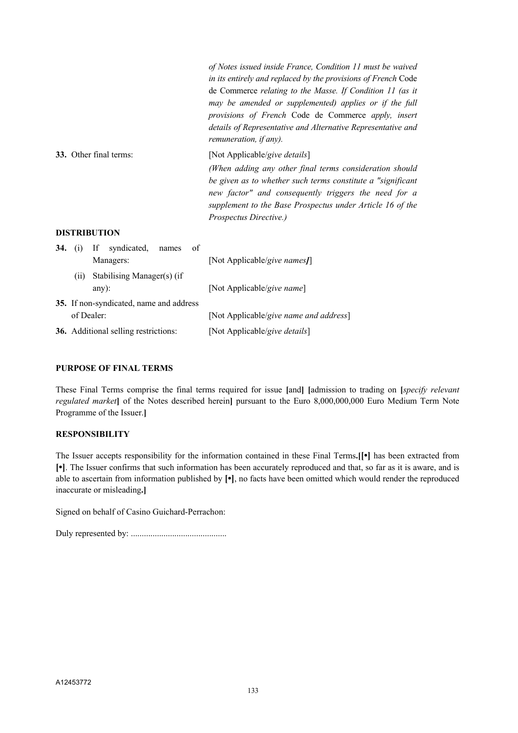*of Notes issued inside France, Condition 11 must be waived in its entirely and replaced by the provisions of French* Code de Commerce *relating to the Masse. If Condition 11 (as it may be amended or supplemented) applies or if the full provisions of French* Code de Commerce *apply, insert details of Representative and Alternative Representative and remuneration, if any).*

| | |
|---|---|
| **33.** Other final terms: | [Not Applicable/*give details*]<br>*(When adding any other final terms consideration should be given as to whether such terms constitute a "significant new factor" and consequently triggers the need for a supplement to the Base Prospectus under Article 16 of the Prospectus Directive.)* |

**DISTRIBUTION**

| | |
|---|---|
| **34.** (i) If syndicated, names of Managers: | [Not Applicable/*give names*] |
| (ii) Stabilising Manager(s) (if any): | [Not Applicable/*give name*] |
| **35.** If non-syndicated, name and address of Dealer: | [Not Applicable/*give name and address*] |
| **36.** Additional selling restrictions: | [Not Applicable/*give details*] |

**PURPOSE OF FINAL TERMS**

These Final Terms comprise the final terms required for issue **[**and**]** **[**admission to trading on **[***specify relevant regulated market***]** of the Notes described herein**]** pursuant to the Euro 8,000,000,000 Euro Medium Term Note Programme of the Issuer.**]**

**RESPONSIBILITY**

The Issuer accepts responsibility for the information contained in these Final Terms**.[[•]** has been extracted from **[•]**. The Issuer confirms that such information has been accurately reproduced and that, so far as it is aware, and is able to ascertain from information published by **[•]**, no facts have been omitted which would render the reproduced inaccurate or misleading**.]**

Signed on behalf of Casino Guichard-Perrachon:

Duly represented by: ............................................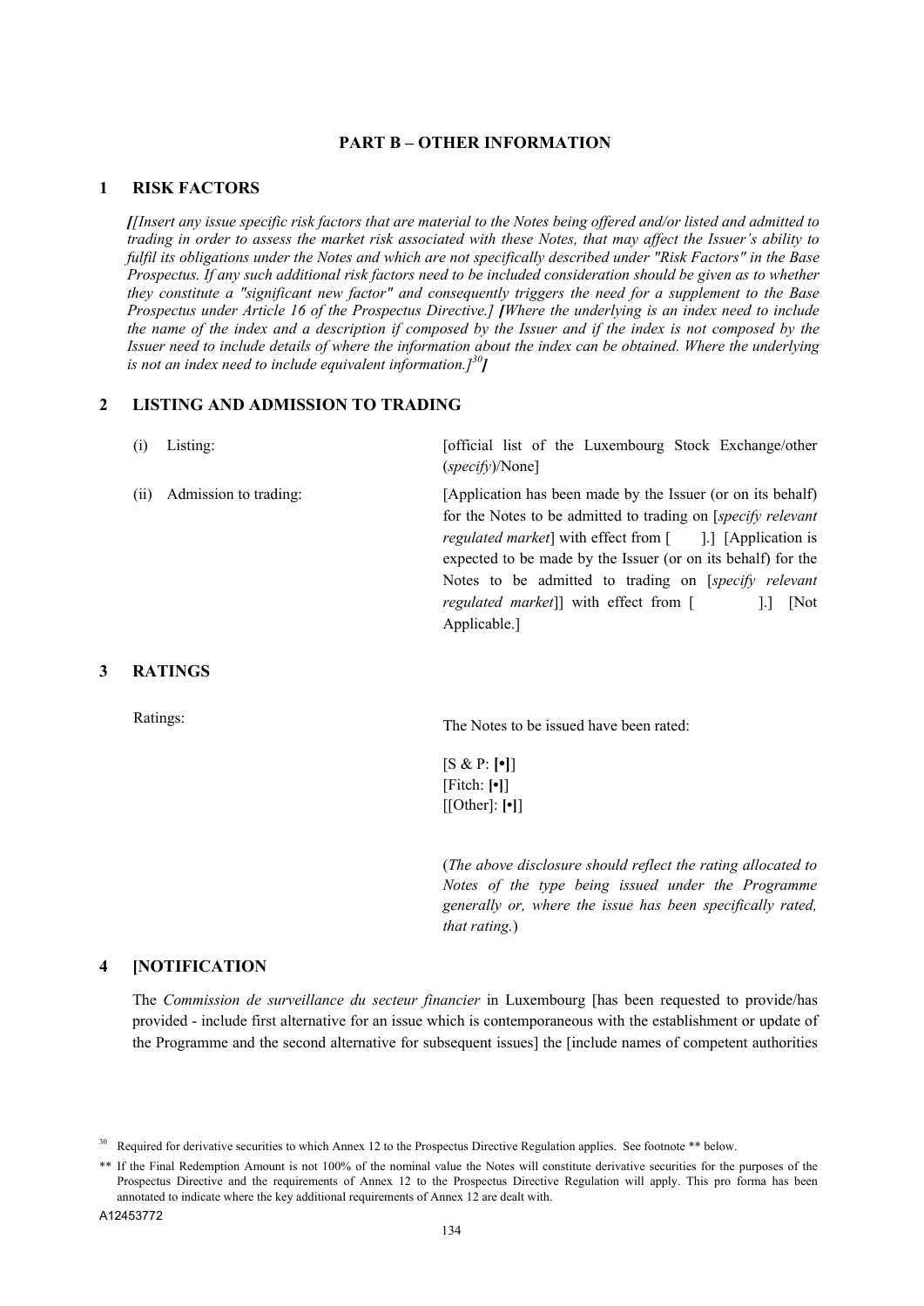## PART B – OTHER INFORMATION

### 1 RISK FACTORS

***[****[Insert any issue specific risk factors that are material to the Notes being offered and/or listed and admitted to trading in order to assess the market risk associated with these Notes, that may affect the Issuer's ability to fulfil its obligations under the Notes and which are not specifically described under "Risk Factors" in the Base Prospectus. If any such additional risk factors need to be included consideration should be given as to whether they constitute a "significant new factor" and consequently triggers the need for a supplement to the Base Prospectus under Article 16 of the Prospectus Directive.]* ***[****Where the underlying is an index need to include the name of the index and a description if composed by the Issuer and if the index is not composed by the Issuer need to include details of where the information about the index can be obtained. Where the underlying is not an index need to include equivalent information.]*[30]***]***

### 2 LISTING AND ADMISSION TO TRADING

| | |
|---|---|
| (i) Listing: | [official list of the Luxembourg Stock Exchange/other (*specify*)/None] |
| (ii) Admission to trading: | [Application has been made by the Issuer (or on its behalf) for the Notes to be admitted to trading on [*specify relevant regulated market*] with effect from [ ].] [Application is expected to be made by the Issuer (or on its behalf) for the Notes to be admitted to trading on [*specify relevant regulated market*]] with effect from [ ].] [Not Applicable.] |

### 3 RATINGS

| | |
|---|---|
| Ratings: | The Notes to be issued have been rated:<br><br>[S & P: **[•]**]<br>[Fitch: **[•]**]<br>[[Other]: **[•]**]<br><br>(*The above disclosure should reflect the rating allocated to Notes of the type being issued under the Programme generally or, where the issue has been specifically rated, that rating.*) |

### 4 [NOTIFICATION

The *Commission de surveillance du secteur financier* in Luxembourg [has been requested to provide/has provided - include first alternative for an issue which is contemporaneous with the establishment or update of the Programme and the second alternative for subsequent issues] the [include names of competent authorities

---

[30] Required for derivative securities to which Annex 12 to the Prospectus Directive Regulation applies. See footnote ** below.

** If the Final Redemption Amount is not 100% of the nominal value the Notes will constitute derivative securities for the purposes of the Prospectus Directive and the requirements of Annex 12 to the Prospectus Directive Regulation will apply. This pro forma has been annotated to indicate where the key additional requirements of Annex 12 are dealt with.

A12453772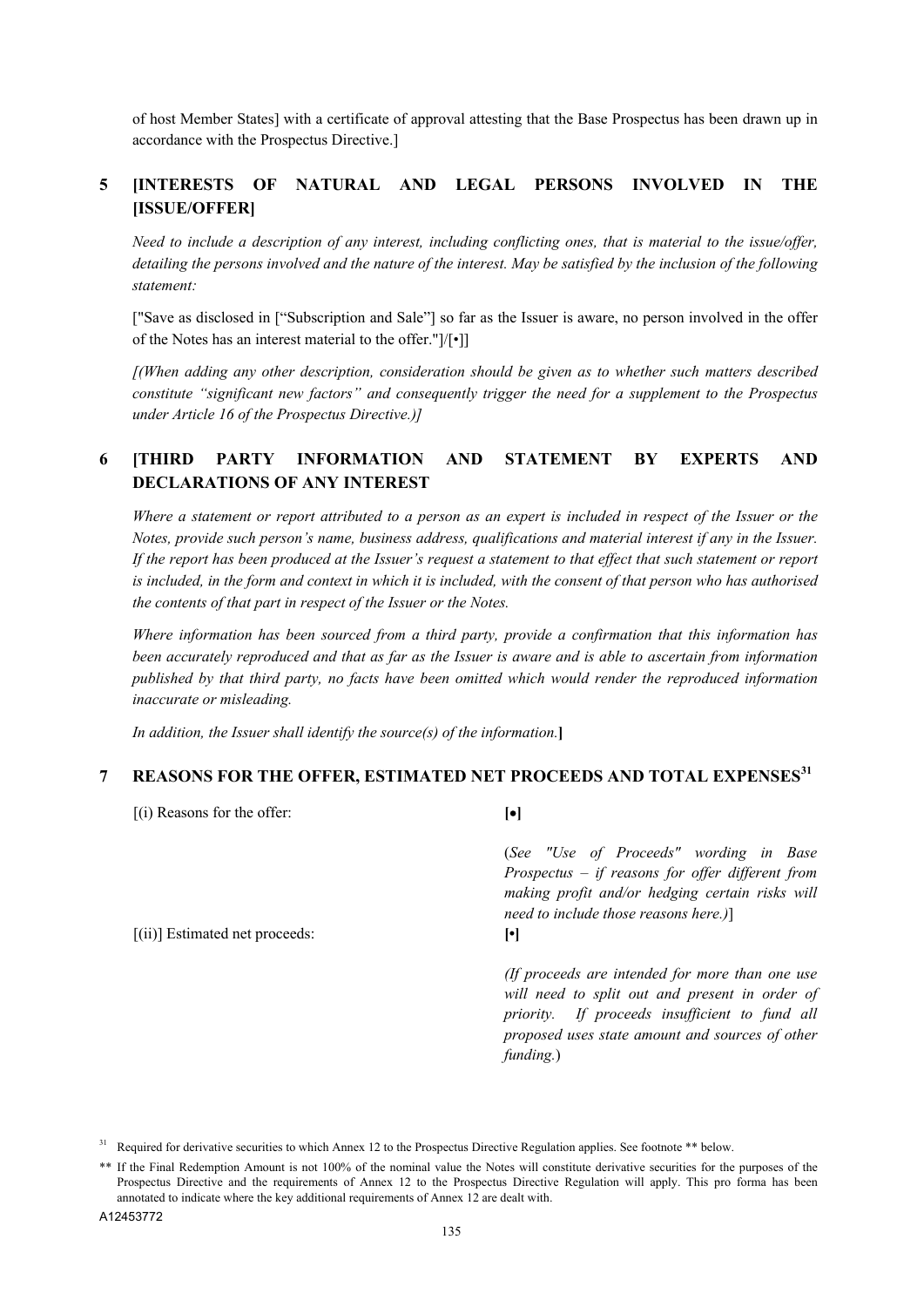of host Member States] with a certificate of approval attesting that the Base Prospectus has been drawn up in accordance with the Prospectus Directive.]

## 5 [INTERESTS OF NATURAL AND LEGAL PERSONS INVOLVED IN THE [ISSUE/OFFER]

*Need to include a description of any interest, including conflicting ones, that is material to the issue/offer, detailing the persons involved and the nature of the interest. May be satisfied by the inclusion of the following statement:*

["Save as disclosed in ["Subscription and Sale"] so far as the Issuer is aware, no person involved in the offer of the Notes has an interest material to the offer."]/[•]]

*[(When adding any other description, consideration should be given as to whether such matters described constitute "significant new factors" and consequently trigger the need for a supplement to the Prospectus under Article 16 of the Prospectus Directive.)]*

## 6 [THIRD PARTY INFORMATION AND STATEMENT BY EXPERTS AND DECLARATIONS OF ANY INTEREST

*Where a statement or report attributed to a person as an expert is included in respect of the Issuer or the Notes, provide such person's name, business address, qualifications and material interest if any in the Issuer. If the report has been produced at the Issuer's request a statement to that effect that such statement or report is included, in the form and context in which it is included, with the consent of that person who has authorised the contents of that part in respect of the Issuer or the Notes.*

*Where information has been sourced from a third party, provide a confirmation that this information has been accurately reproduced and that as far as the Issuer is aware and is able to ascertain from information published by that third party, no facts have been omitted which would render the reproduced information inaccurate or misleading.*

*In addition, the Issuer shall identify the source(s) of the information.***]**

## 7 REASONS FOR THE OFFER, ESTIMATED NET PROCEEDS AND TOTAL EXPENSES[31]

| | |
|---|---|
| [(i) Reasons for the offer: | **[•]**<br><br>(*See "Use of Proceeds" wording in Base Prospectus – if reasons for offer different from making profit and/or hedging certain risks will need to include those reasons here.)*] |
| [(ii)] Estimated net proceeds: | **[•]**<br><br>*(If proceeds are intended for more than one use will need to split out and present in order of priority. If proceeds insufficient to fund all proposed uses state amount and sources of other funding.*) |

[31] Required for derivative securities to which Annex 12 to the Prospectus Directive Regulation applies. See footnote ** below.

** If the Final Redemption Amount is not 100% of the nominal value the Notes will constitute derivative securities for the purposes of the Prospectus Directive and the requirements of Annex 12 to the Prospectus Directive Regulation will apply. This pro forma has been annotated to indicate where the key additional requirements of Annex 12 are dealt with.

A12453772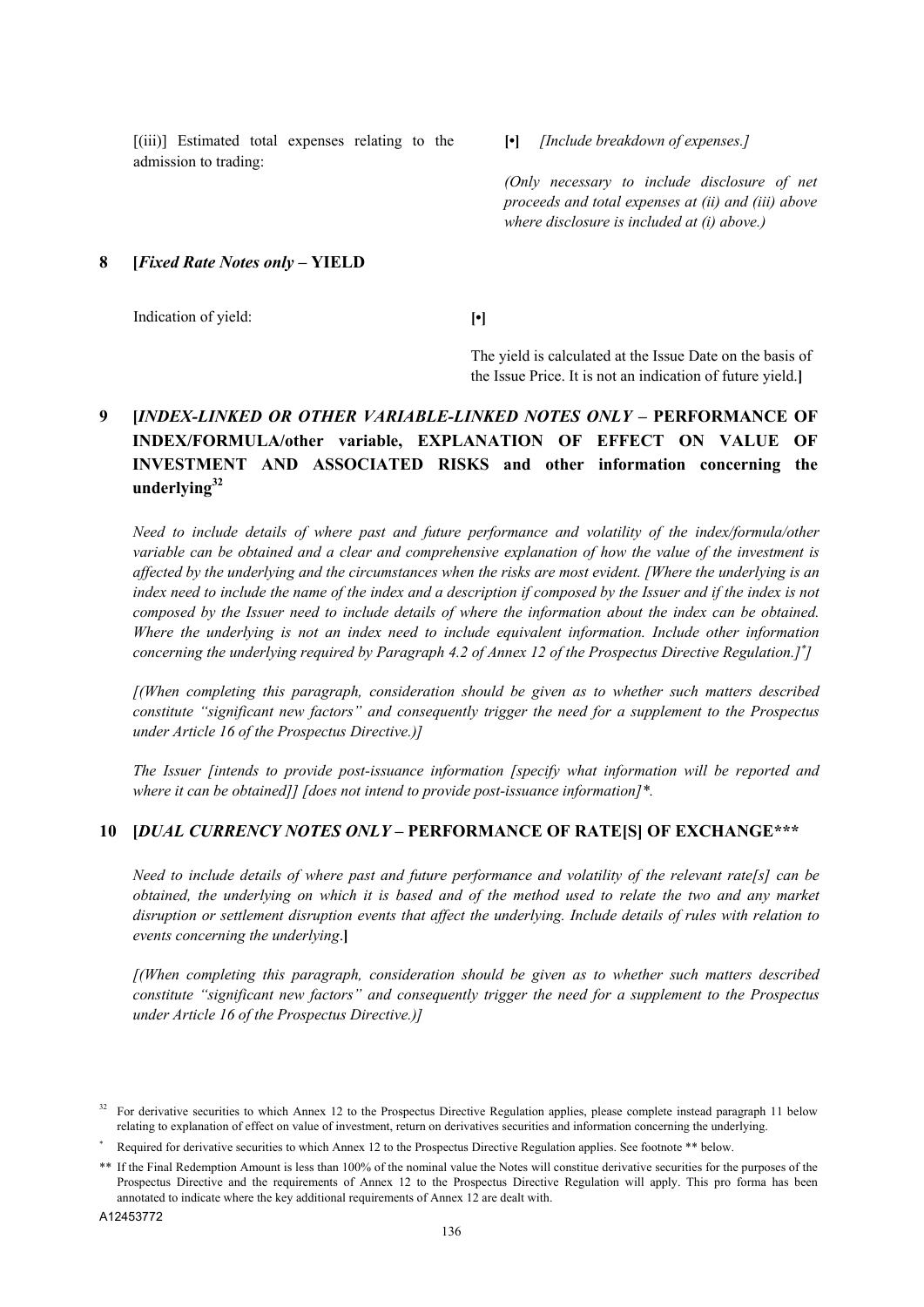[(iii)] Estimated total expenses relating to the admission to trading: **[•]** *[Include breakdown of expenses.]*

*(Only necessary to include disclosure of net proceeds and total expenses at (ii) and (iii) above where disclosure is included at (i) above.)*

## 8 [*Fixed Rate Notes only* – YIELD

Indication of yield: **[•]**

The yield is calculated at the Issue Date on the basis of the Issue Price. It is not an indication of future yield.**]**

## 9 [*INDEX-LINKED OR OTHER VARIABLE-LINKED NOTES ONLY* – PERFORMANCE OF INDEX/FORMULA/other variable, EXPLANATION OF EFFECT ON VALUE OF INVESTMENT AND ASSOCIATED RISKS and other information concerning the underlying[32]

*Need to include details of where past and future performance and volatility of the index/formula/other variable can be obtained and a clear and comprehensive explanation of how the value of the investment is affected by the underlying and the circumstances when the risks are most evident. [Where the underlying is an index need to include the name of the index and a description if composed by the Issuer and if the index is not composed by the Issuer need to include details of where the information about the index can be obtained. Where the underlying is not an index need to include equivalent information. Include other information concerning the underlying required by Paragraph 4.2 of Annex 12 of the Prospectus Directive Regulation.]*[*]*]*

*[(When completing this paragraph, consideration should be given as to whether such matters described constitute "significant new factors" and consequently trigger the need for a supplement to the Prospectus under Article 16 of the Prospectus Directive.)]*

*The Issuer [intends to provide post-issuance information [specify what information will be reported and where it can be obtained]] [does not intend to provide post-issuance information]\*.*

## 10 [*DUAL CURRENCY NOTES ONLY* – PERFORMANCE OF RATE[S] OF EXCHANGE***

*Need to include details of where past and future performance and volatility of the relevant rate[s] can be obtained, the underlying on which it is based and of the method used to relate the two and any market disruption or settlement disruption events that affect the underlying. Include details of rules with relation to events concerning the underlying*.**]**

*[(When completing this paragraph, consideration should be given as to whether such matters described constitute "significant new factors" and consequently trigger the need for a supplement to the Prospectus under Article 16 of the Prospectus Directive.)]*

---

[32] For derivative securities to which Annex 12 to the Prospectus Directive Regulation applies, please complete instead paragraph 11 below relating to explanation of effect on value of investment, return on derivatives securities and information concerning the underlying.

[*] Required for derivative securities to which Annex 12 to the Prospectus Directive Regulation applies. See footnote ** below.

** If the Final Redemption Amount is less than 100% of the nominal value the Notes will constitue derivative securities for the purposes of the Prospectus Directive and the requirements of Annex 12 to the Prospectus Directive Regulation will apply. This pro forma has been annotated to indicate where the key additional requirements of Annex 12 are dealt with.

A12453772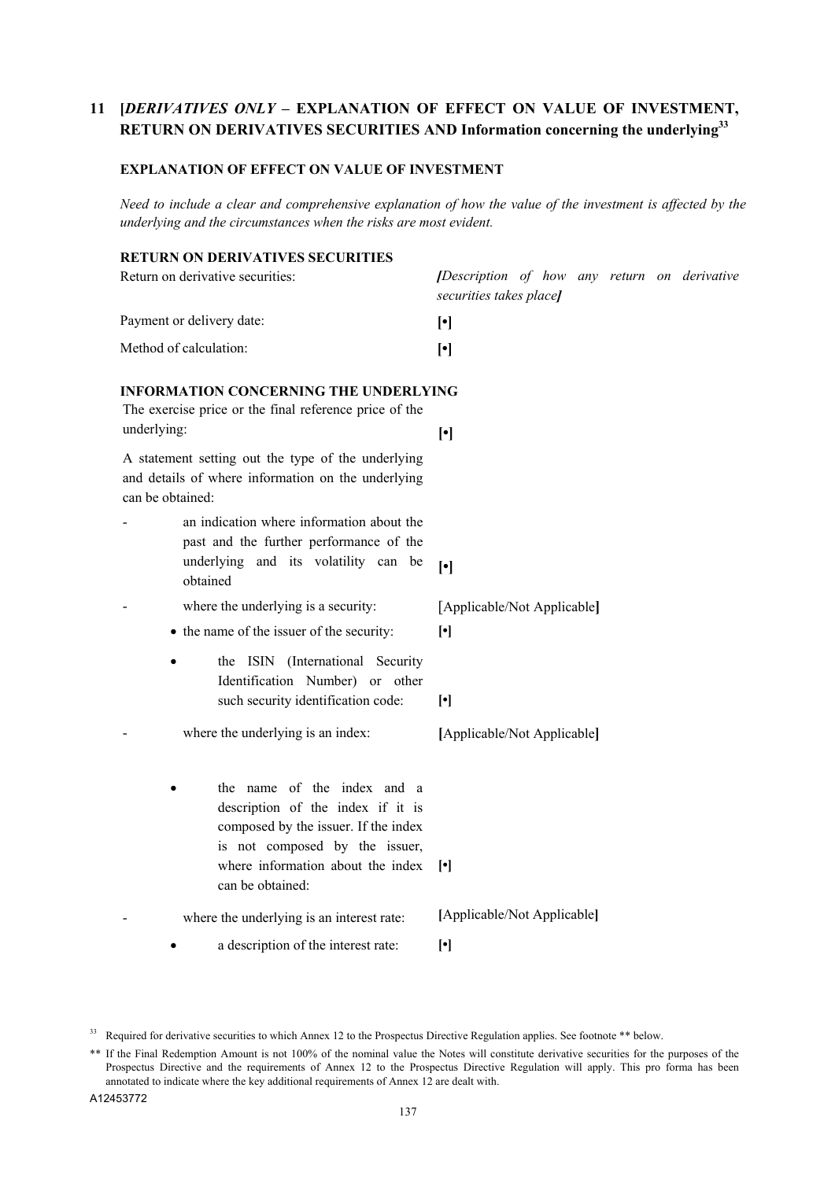## 11 [*DERIVATIVES ONLY* – EXPLANATION OF EFFECT ON VALUE OF INVESTMENT, RETURN ON DERIVATIVES SECURITIES AND Information concerning the underlying[33]

### EXPLANATION OF EFFECT ON VALUE OF INVESTMENT

*Need to include a clear and comprehensive explanation of how the value of the investment is affected by the underlying and the circumstances when the risks are most evident.*

### RETURN ON DERIVATIVES SECURITIES

| | |
|---|---|
| Return on derivative securities: | *[Description of how any return on derivative securities takes place]* |
| Payment or delivery date: | [•] |
| Method of calculation: | [•] |

### INFORMATION CONCERNING THE UNDERLYING

| | |
|---|---|
| The exercise price or the final reference price of the underlying: | [•] |
| A statement setting out the type of the underlying and details of where information on the underlying can be obtained: | |
| - an indication where information about the past and the further performance of the underlying and its volatility can be obtained | [•] |
| - where the underlying is a security: | [Applicable/Not Applicable] |
| • the name of the issuer of the security: | [•] |
| • the ISIN (International Security Identification Number) or other such security identification code: | [•] |
| - where the underlying is an index: | [Applicable/Not Applicable] |
| • the name of the index and a description of the index if it is composed by the issuer. If the index is not composed by the issuer, where information about the index can be obtained: | [•] |
| - where the underlying is an interest rate: | [Applicable/Not Applicable] |
| • a description of the interest rate: | [•] |

[33] Required for derivative securities to which Annex 12 to the Prospectus Directive Regulation applies. See footnote ** below.

** If the Final Redemption Amount is not 100% of the nominal value the Notes will constitute derivative securities for the purposes of the Prospectus Directive and the requirements of Annex 12 to the Prospectus Directive Regulation will apply. This pro forma has been annotated to indicate where the key additional requirements of Annex 12 are dealt with.

A12453772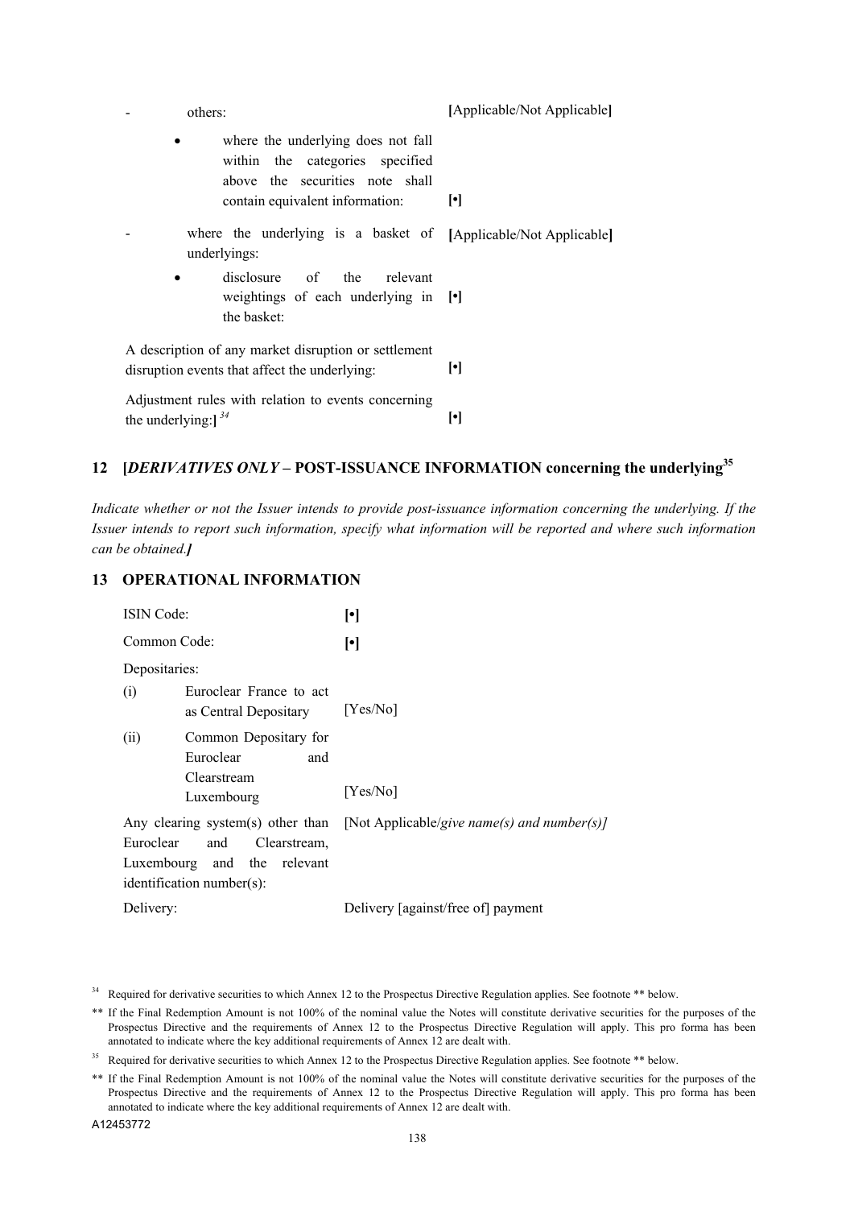| | |
|---|---|
| - others: | **[**Applicable/Not Applicable**]** |
| • where the underlying does not fall within the categories specified above the securities note shall contain equivalent information: | **[•]** |
| - where the underlying is a basket of underlyings: | **[**Applicable/Not Applicable**]** |
| • disclosure of the relevant weightings of each underlying in the basket: | **[•]** |
| A description of any market disruption or settlement disruption events that affect the underlying: | **[•]** |
| Adjustment rules with relation to events concerning the underlying:**]** [34] | **[•]** |

## 12 [*DERIVATIVES ONLY* – POST-ISSUANCE INFORMATION concerning the underlying[35]

*Indicate whether or not the Issuer intends to provide post-issuance information concerning the underlying. If the Issuer intends to report such information, specify what information will be reported and where such information can be obtained.]*

## 13 OPERATIONAL INFORMATION

| | |
|---|---|
| ISIN Code: | **[•]** |
| Common Code: | **[•]** |
| Depositaries: | |
| (i) Euroclear France to act as Central Depositary | [Yes/No] |
| (ii) Common Depositary for Euroclear and Clearstream Luxembourg | [Yes/No] |
| Any clearing system(s) other than Euroclear and Clearstream, Luxembourg and the relevant identification number(s): | [Not Applicable/*give name(s) and number(s)]* |
| Delivery: | Delivery [against/free of] payment |

[34] Required for derivative securities to which Annex 12 to the Prospectus Directive Regulation applies. See footnote ** below.

** If the Final Redemption Amount is not 100% of the nominal value the Notes will constitute derivative securities for the purposes of the Prospectus Directive and the requirements of Annex 12 to the Prospectus Directive Regulation will apply. This pro forma has been annotated to indicate where the key additional requirements of Annex 12 are dealt with.

[35] Required for derivative securities to which Annex 12 to the Prospectus Directive Regulation applies. See footnote ** below.

** If the Final Redemption Amount is not 100% of the nominal value the Notes will constitute derivative securities for the purposes of the Prospectus Directive and the requirements of Annex 12 to the Prospectus Directive Regulation will apply. This pro forma has been annotated to indicate where the key additional requirements of Annex 12 are dealt with.

A12453772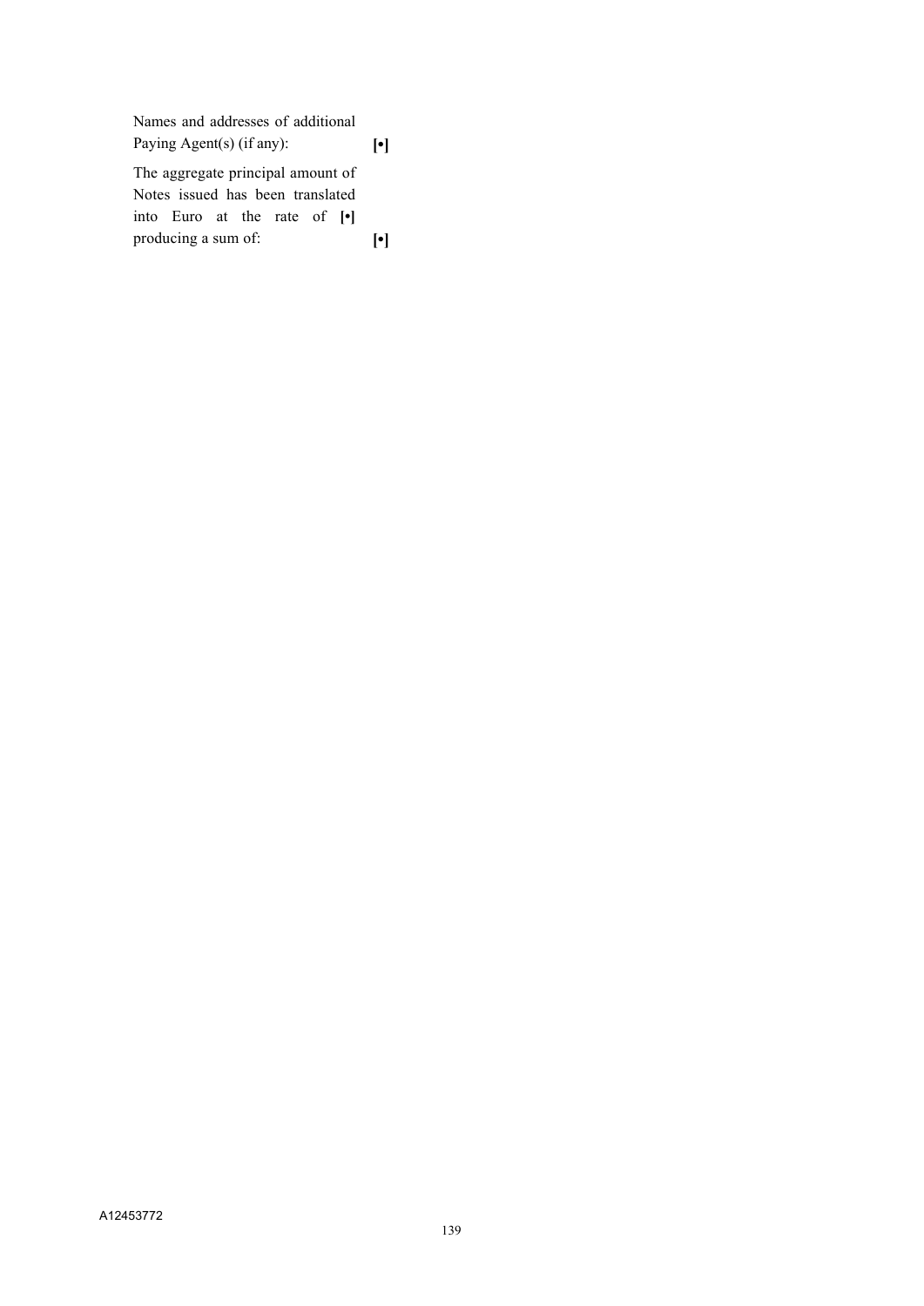| | |
|---|---|
| Names and addresses of additional Paying Agent(s) (if any): | **[•]** |
| The aggregate principal amount of Notes issued has been translated into Euro at the rate of **[•]** producing a sum of: | **[•]** |

A12453772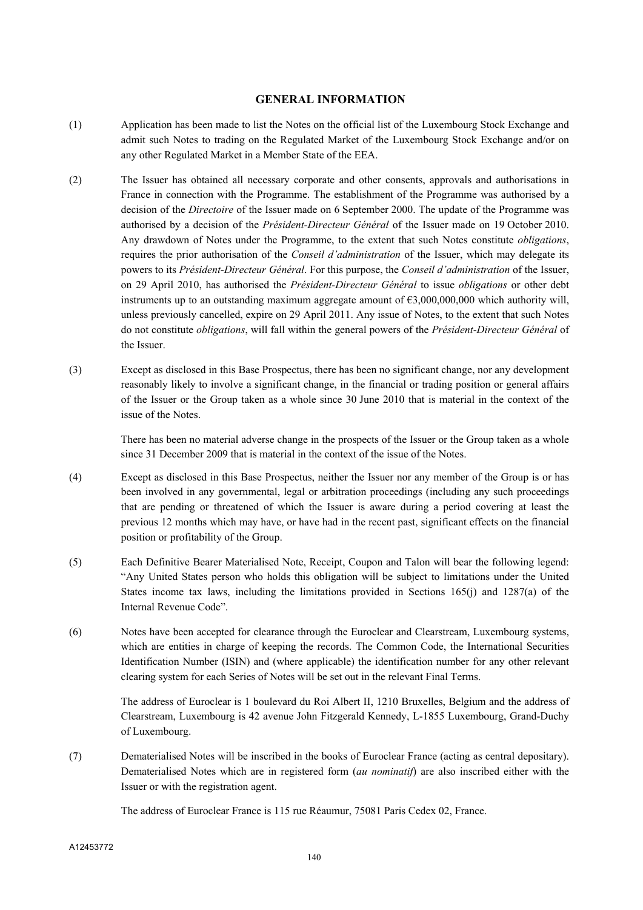## GENERAL INFORMATION

(1) Application has been made to list the Notes on the official list of the Luxembourg Stock Exchange and admit such Notes to trading on the Regulated Market of the Luxembourg Stock Exchange and/or on any other Regulated Market in a Member State of the EEA.

(2) The Issuer has obtained all necessary corporate and other consents, approvals and authorisations in France in connection with the Programme. The establishment of the Programme was authorised by a decision of the *Directoire* of the Issuer made on 6 September 2000. The update of the Programme was authorised by a decision of the *Président-Directeur Général* of the Issuer made on 19 October 2010. Any drawdown of Notes under the Programme, to the extent that such Notes constitute *obligations*, requires the prior authorisation of the *Conseil d'administration* of the Issuer, which may delegate its powers to its *Président-Directeur Général*. For this purpose, the *Conseil d'administration* of the Issuer, on 29 April 2010, has authorised the *Président-Directeur Général* to issue *obligations* or other debt instruments up to an outstanding maximum aggregate amount of €3,000,000,000 which authority will, unless previously cancelled, expire on 29 April 2011. Any issue of Notes, to the extent that such Notes do not constitute *obligations*, will fall within the general powers of the *Président-Directeur Général* of the Issuer.

(3) Except as disclosed in this Base Prospectus, there has been no significant change, nor any development reasonably likely to involve a significant change, in the financial or trading position or general affairs of the Issuer or the Group taken as a whole since 30 June 2010 that is material in the context of the issue of the Notes.

There has been no material adverse change in the prospects of the Issuer or the Group taken as a whole since 31 December 2009 that is material in the context of the issue of the Notes.

(4) Except as disclosed in this Base Prospectus, neither the Issuer nor any member of the Group is or has been involved in any governmental, legal or arbitration proceedings (including any such proceedings that are pending or threatened of which the Issuer is aware during a period covering at least the previous 12 months which may have, or have had in the recent past, significant effects on the financial position or profitability of the Group.

(5) Each Definitive Bearer Materialised Note, Receipt, Coupon and Talon will bear the following legend: "Any United States person who holds this obligation will be subject to limitations under the United States income tax laws, including the limitations provided in Sections 165(j) and 1287(a) of the Internal Revenue Code".

(6) Notes have been accepted for clearance through the Euroclear and Clearstream, Luxembourg systems, which are entities in charge of keeping the records. The Common Code, the International Securities Identification Number (ISIN) and (where applicable) the identification number for any other relevant clearing system for each Series of Notes will be set out in the relevant Final Terms.

The address of Euroclear is 1 boulevard du Roi Albert II, 1210 Bruxelles, Belgium and the address of Clearstream, Luxembourg is 42 avenue John Fitzgerald Kennedy, L-1855 Luxembourg, Grand-Duchy of Luxembourg.

(7) Dematerialised Notes will be inscribed in the books of Euroclear France (acting as central depositary). Dematerialised Notes which are in registered form (*au nominatif*) are also inscribed either with the Issuer or with the registration agent.

The address of Euroclear France is 115 rue Réaumur, 75081 Paris Cedex 02, France.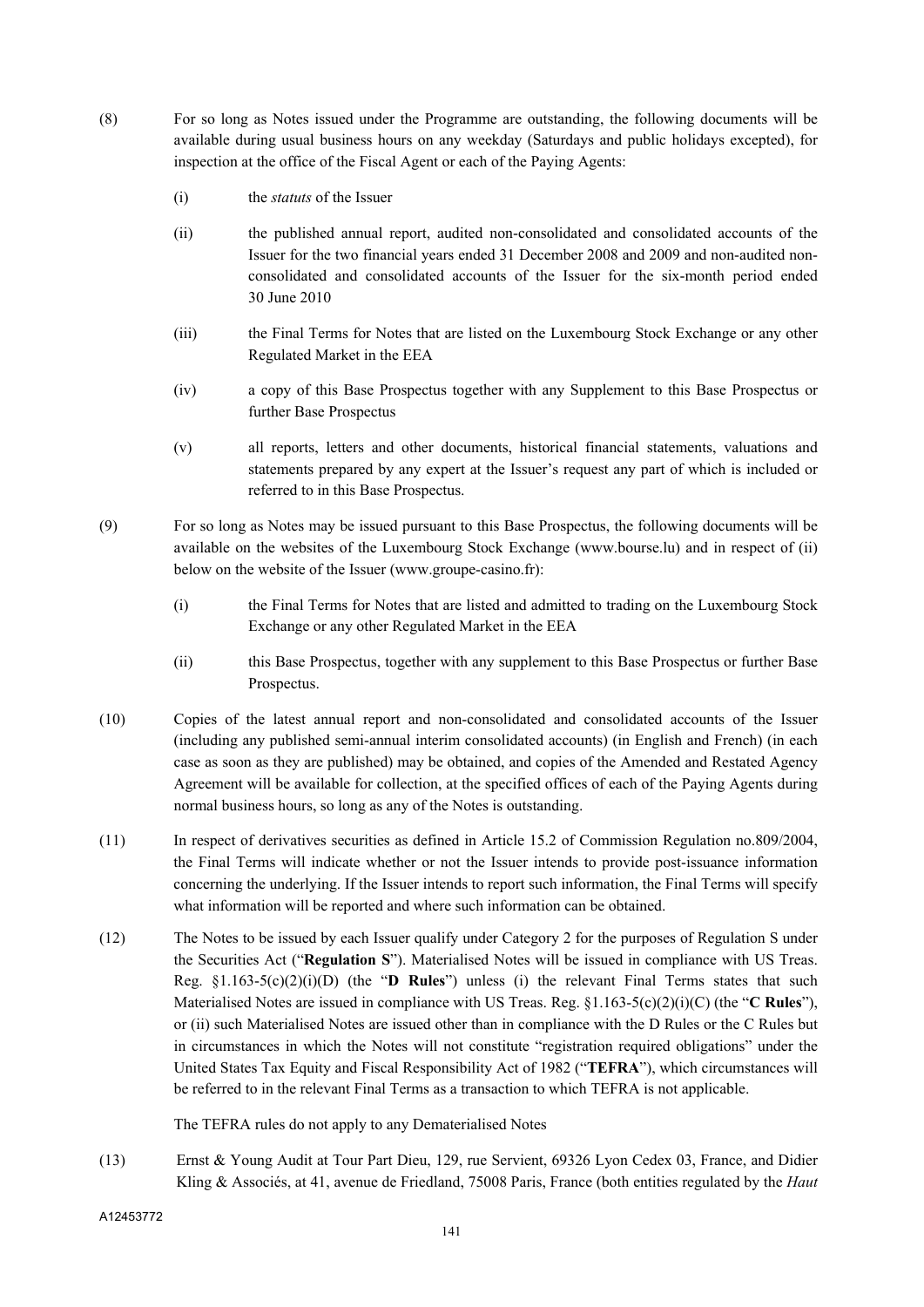(8) For so long as Notes issued under the Programme are outstanding, the following documents will be available during usual business hours on any weekday (Saturdays and public holidays excepted), for inspection at the office of the Fiscal Agent or each of the Paying Agents:

   (i) the *statuts* of the Issuer

   (ii) the published annual report, audited non-consolidated and consolidated accounts of the Issuer for the two financial years ended 31 December 2008 and 2009 and non-audited non-consolidated and consolidated accounts of the Issuer for the six-month period ended 30 June 2010

   (iii) the Final Terms for Notes that are listed on the Luxembourg Stock Exchange or any other Regulated Market in the EEA

   (iv) a copy of this Base Prospectus together with any Supplement to this Base Prospectus or further Base Prospectus

   (v) all reports, letters and other documents, historical financial statements, valuations and statements prepared by any expert at the Issuer's request any part of which is included or referred to in this Base Prospectus.

(9) For so long as Notes may be issued pursuant to this Base Prospectus, the following documents will be available on the websites of the Luxembourg Stock Exchange (www.bourse.lu) and in respect of (ii) below on the website of the Issuer (www.groupe-casino.fr):

   (i) the Final Terms for Notes that are listed and admitted to trading on the Luxembourg Stock Exchange or any other Regulated Market in the EEA

   (ii) this Base Prospectus, together with any supplement to this Base Prospectus or further Base Prospectus.

(10) Copies of the latest annual report and non-consolidated and consolidated accounts of the Issuer (including any published semi-annual interim consolidated accounts) (in English and French) (in each case as soon as they are published) may be obtained, and copies of the Amended and Restated Agency Agreement will be available for collection, at the specified offices of each of the Paying Agents during normal business hours, so long as any of the Notes is outstanding.

(11) In respect of derivatives securities as defined in Article 15.2 of Commission Regulation no.809/2004, the Final Terms will indicate whether or not the Issuer intends to provide post-issuance information concerning the underlying. If the Issuer intends to report such information, the Final Terms will specify what information will be reported and where such information can be obtained.

(12) The Notes to be issued by each Issuer qualify under Category 2 for the purposes of Regulation S under the Securities Act ("**Regulation S**"). Materialised Notes will be issued in compliance with US Treas. Reg. §1.163-5(c)(2)(i)(D) (the "**D Rules**") unless (i) the relevant Final Terms states that such Materialised Notes are issued in compliance with US Treas. Reg. §1.163-5(c)(2)(i)(C) (the "**C Rules**"), or (ii) such Materialised Notes are issued other than in compliance with the D Rules or the C Rules but in circumstances in which the Notes will not constitute "registration required obligations" under the United States Tax Equity and Fiscal Responsibility Act of 1982 ("**TEFRA**"), which circumstances will be referred to in the relevant Final Terms as a transaction to which TEFRA is not applicable.

   The TEFRA rules do not apply to any Dematerialised Notes

(13) Ernst & Young Audit at Tour Part Dieu, 129, rue Servient, 69326 Lyon Cedex 03, France, and Didier Kling & Associés, at 41, avenue de Friedland, 75008 Paris, France (both entities regulated by the *Haut*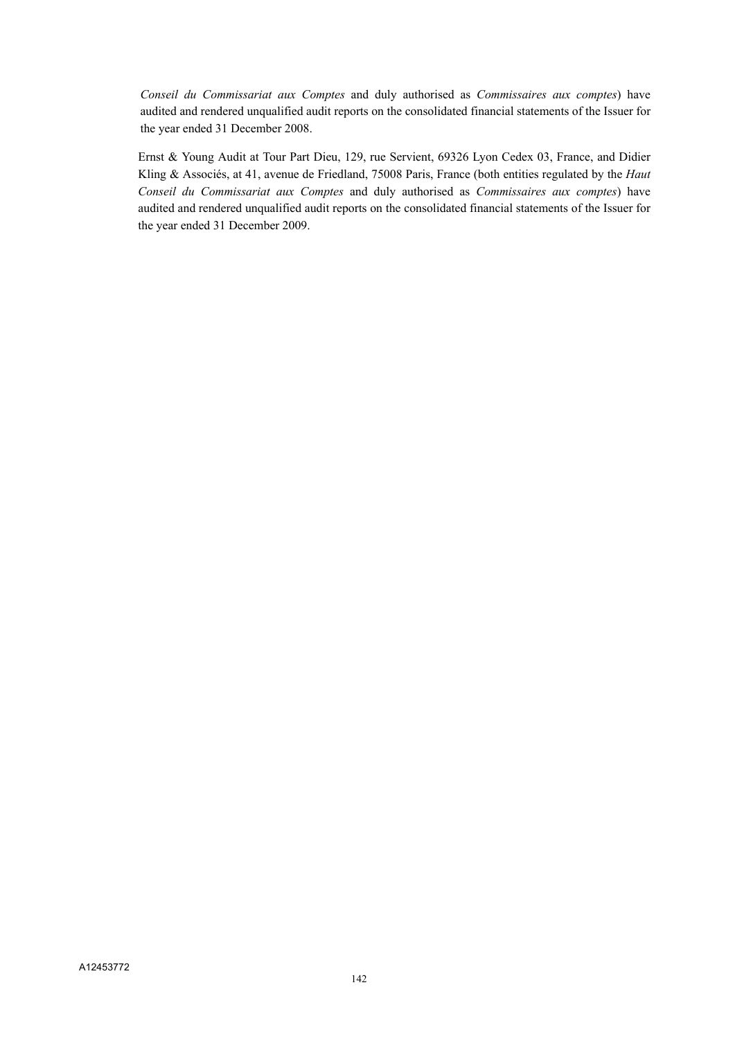*Conseil du Commissariat aux Comptes* and duly authorised as *Commissaires aux comptes*) have audited and rendered unqualified audit reports on the consolidated financial statements of the Issuer for the year ended 31 December 2008.

Ernst & Young Audit at Tour Part Dieu, 129, rue Servient, 69326 Lyon Cedex 03, France, and Didier Kling & Associés, at 41, avenue de Friedland, 75008 Paris, France (both entities regulated by the *Haut Conseil du Commissariat aux Comptes* and duly authorised as *Commissaires aux comptes*) have audited and rendered unqualified audit reports on the consolidated financial statements of the Issuer for the year ended 31 December 2009.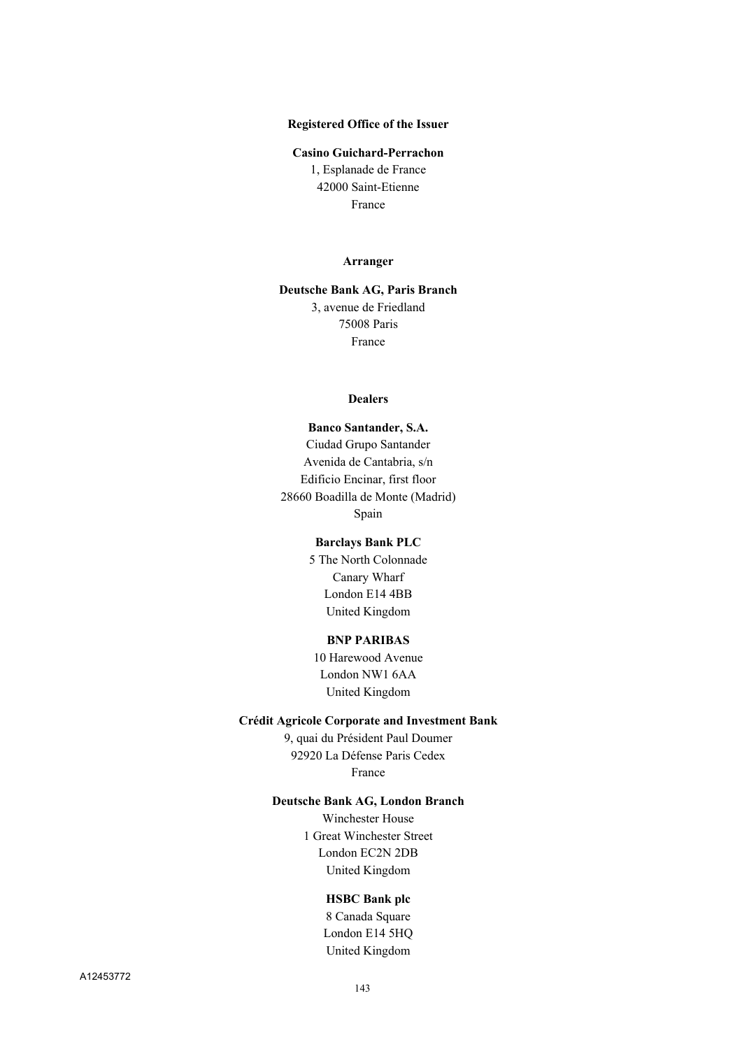**Registered Office of the Issuer**

**Casino Guichard-Perrachon**
1, Esplanade de France
42000 Saint-Etienne
France

**Arranger**

**Deutsche Bank AG, Paris Branch**
3, avenue de Friedland
75008 Paris
France

**Dealers**

**Banco Santander, S.A.**
Ciudad Grupo Santander
Avenida de Cantabria, s/n
Edificio Encinar, first floor
28660 Boadilla de Monte (Madrid)
Spain

**Barclays Bank PLC**
5 The North Colonnade
Canary Wharf
London E14 4BB
United Kingdom

**BNP PARIBAS**
10 Harewood Avenue
London NW1 6AA
United Kingdom

**Crédit Agricole Corporate and Investment Bank**
9, quai du Président Paul Doumer
92920 La Défense Paris Cedex
France

**Deutsche Bank AG, London Branch**
Winchester House
1 Great Winchester Street
London EC2N 2DB
United Kingdom

**HSBC Bank plc**
8 Canada Square
London E14 5HQ
United Kingdom

A12453772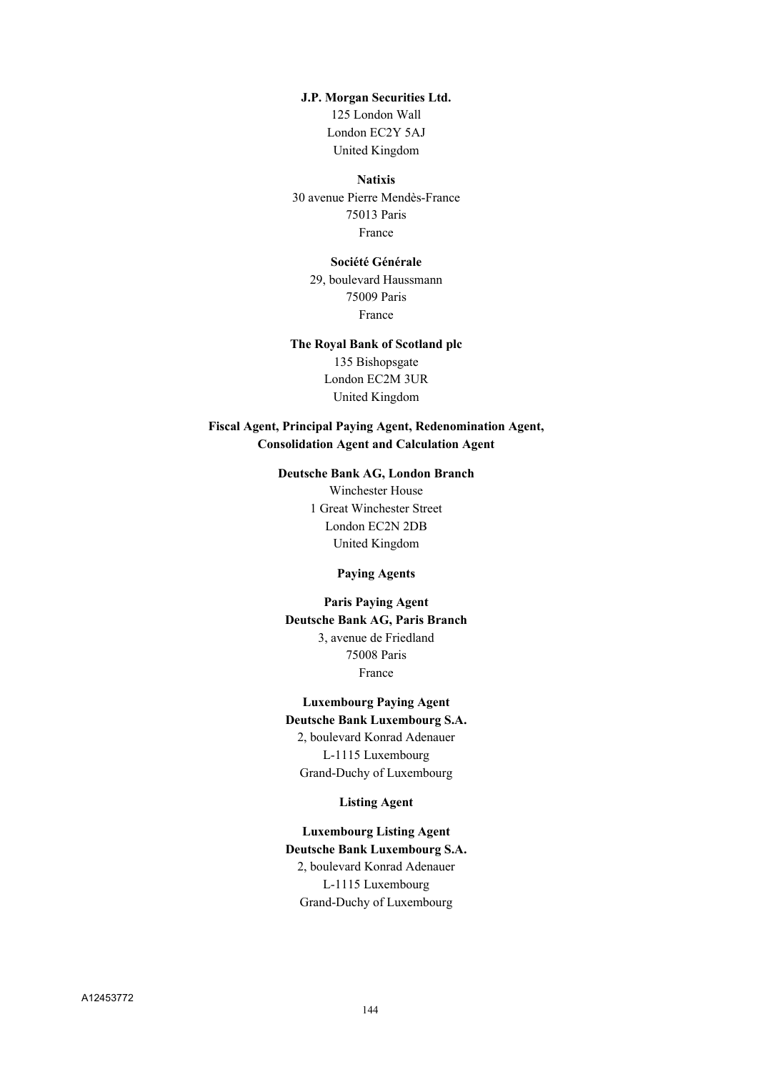**J.P. Morgan Securities Ltd.**
125 London Wall
London EC2Y 5AJ
United Kingdom

**Natixis**
30 avenue Pierre Mendès-France
75013 Paris
France

**Société Générale**
29, boulevard Haussmann
75009 Paris
France

**The Royal Bank of Scotland plc**
135 Bishopsgate
London EC2M 3UR
United Kingdom

**Fiscal Agent, Principal Paying Agent, Redenomination Agent, Consolidation Agent and Calculation Agent**

**Deutsche Bank AG, London Branch**
Winchester House
1 Great Winchester Street
London EC2N 2DB
United Kingdom

**Paying Agents**

**Paris Paying Agent**
**Deutsche Bank AG, Paris Branch**
3, avenue de Friedland
75008 Paris
France

**Luxembourg Paying Agent**
**Deutsche Bank Luxembourg S.A.**
2, boulevard Konrad Adenauer
L-1115 Luxembourg
Grand-Duchy of Luxembourg

**Listing Agent**

**Luxembourg Listing Agent**
**Deutsche Bank Luxembourg S.A.**
2, boulevard Konrad Adenauer
L-1115 Luxembourg
Grand-Duchy of Luxembourg

A12453772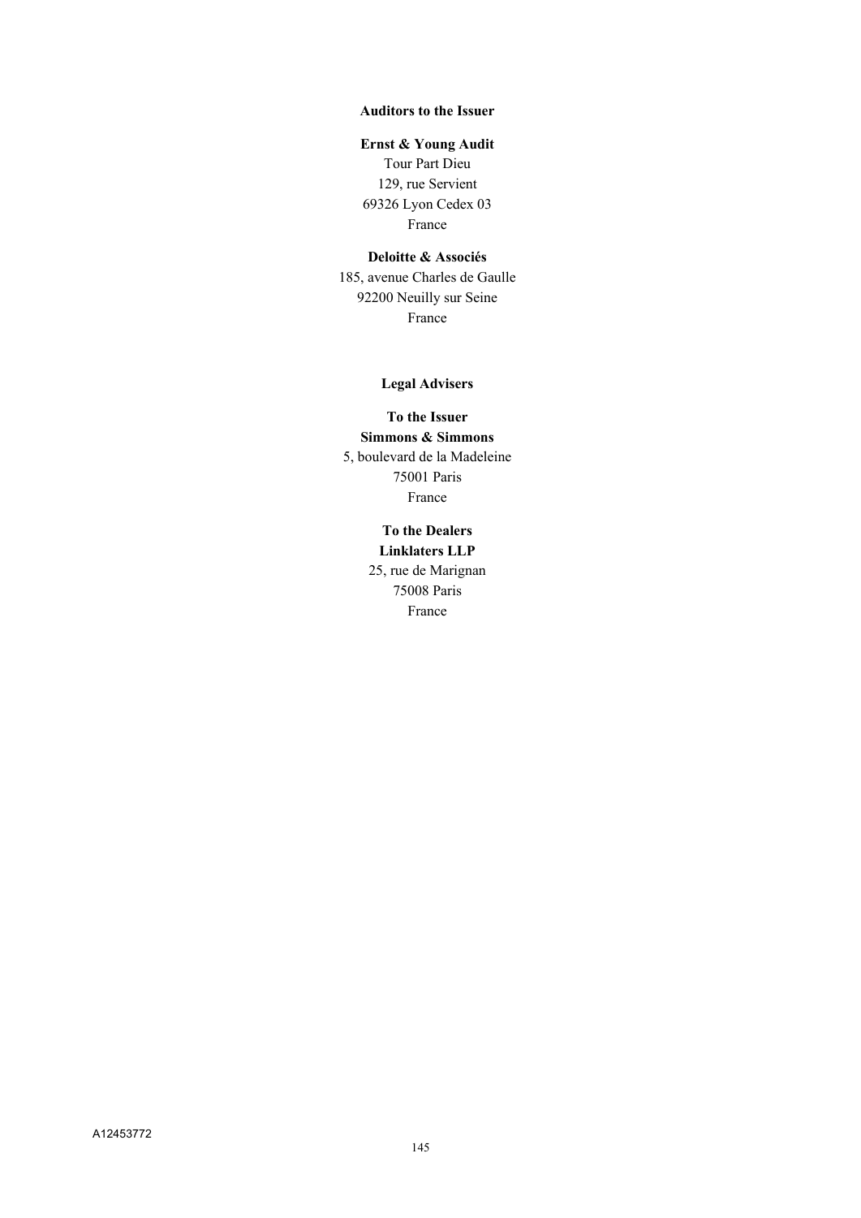**Auditors to the Issuer**

**Ernst & Young Audit**
Tour Part Dieu
129, rue Servient
69326 Lyon Cedex 03
France

**Deloitte & Associés**
185, avenue Charles de Gaulle
92200 Neuilly sur Seine
France

**Legal Advisers**

**To the Issuer**
**Simmons & Simmons**
5, boulevard de la Madeleine
75001 Paris
France

**To the Dealers**
**Linklaters LLP**
25, rue de Marignan
75008 Paris
France

A12453772